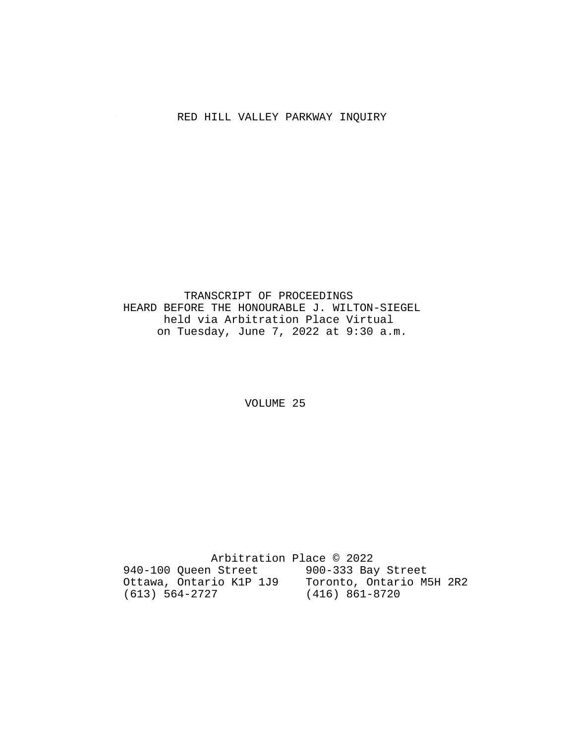# RED HILL VALLEY PARKWAY INQUIRY

TRANSCRIPT OF PROCEEDINGS
HEARD BEFORE THE HONOURABLE J. WILTON-SIEGEL
held via Arbitration Place Virtual
on Tuesday, June 7, 2022 at 9:30 a.m.

VOLUME 25

Arbitration Place © 2022

940-100 Queen Street
Ottawa, Ontario K1P 1J9
(613) 564-2727

900-333 Bay Street
Toronto, Ontario M5H 2R2
(416) 861-8720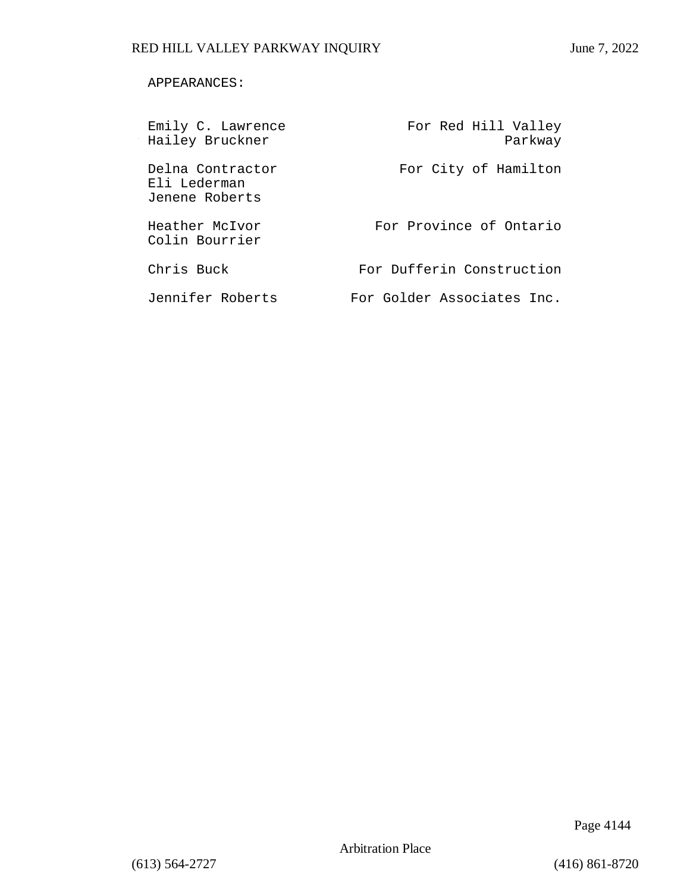APPEARANCES:

| | |
|---|---|
| Emily C. Lawrence<br>Hailey Bruckner | For Red Hill Valley Parkway |
| Delna Contractor<br>Eli Lederman<br>Jenene Roberts | For City of Hamilton |
| Heather McIvor<br>Colin Bourrier | For Province of Ontario |
| Chris Buck | For Dufferin Construction |
| Jennifer Roberts | For Golder Associates Inc. |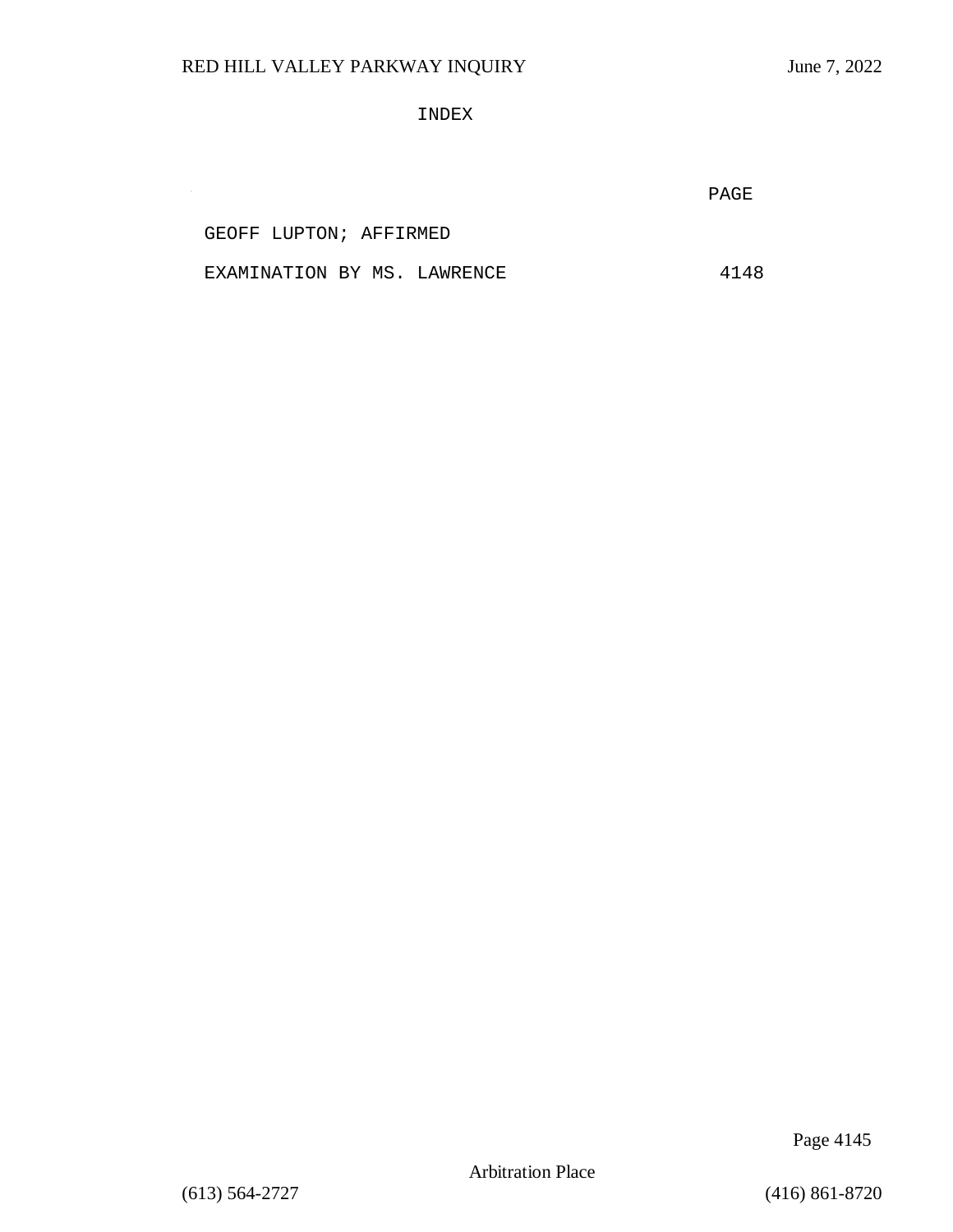# INDEX

| | PAGE |
|---|---|
| GEOFF LUPTON; AFFIRMED | |
| EXAMINATION BY MS. LAWRENCE | 4148 |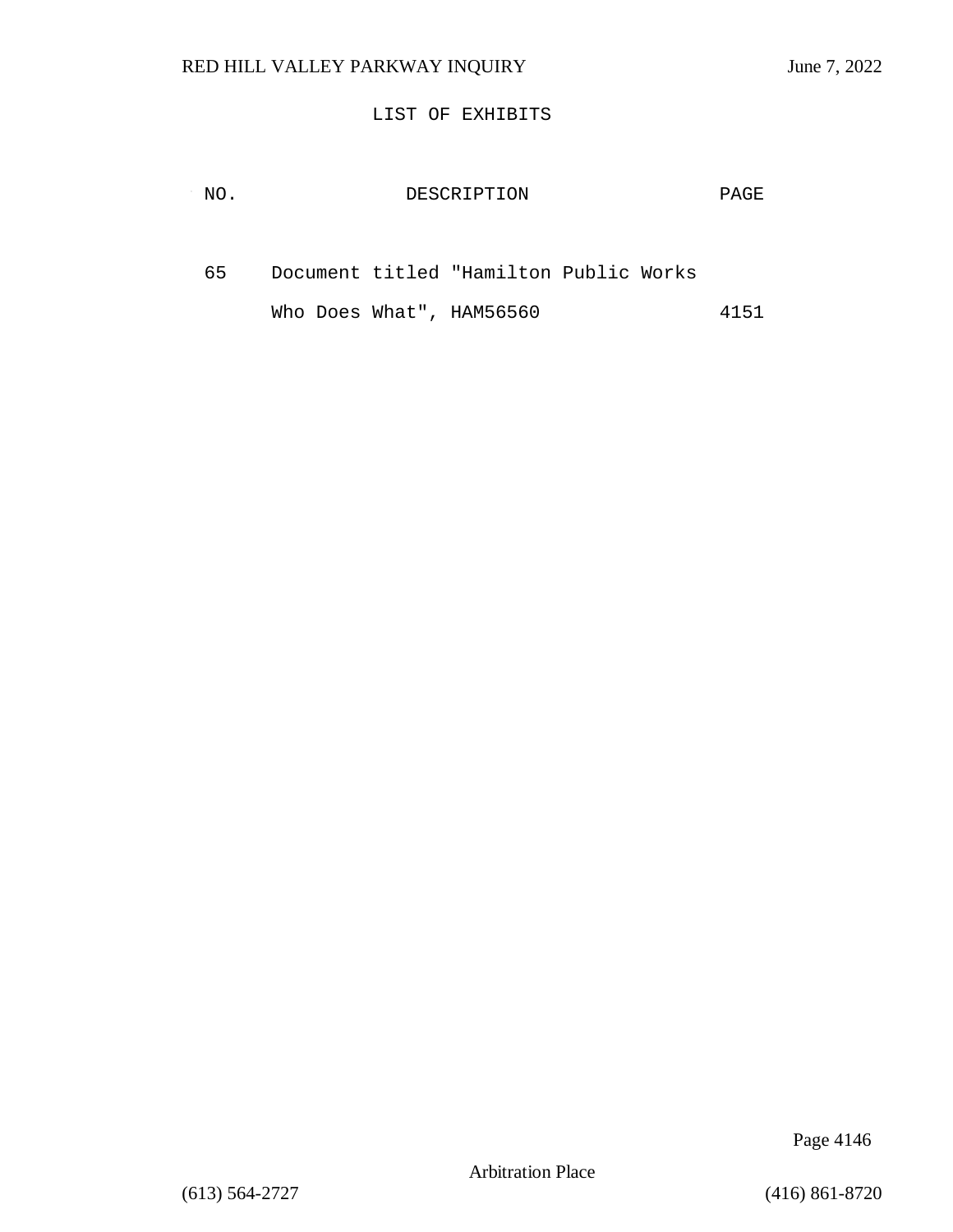LIST OF EXHIBITS

| NO. | DESCRIPTION | PAGE |
|---|---|---|
| 65 | Document titled "Hamilton Public Works Who Does What", HAM56560 | 4151 |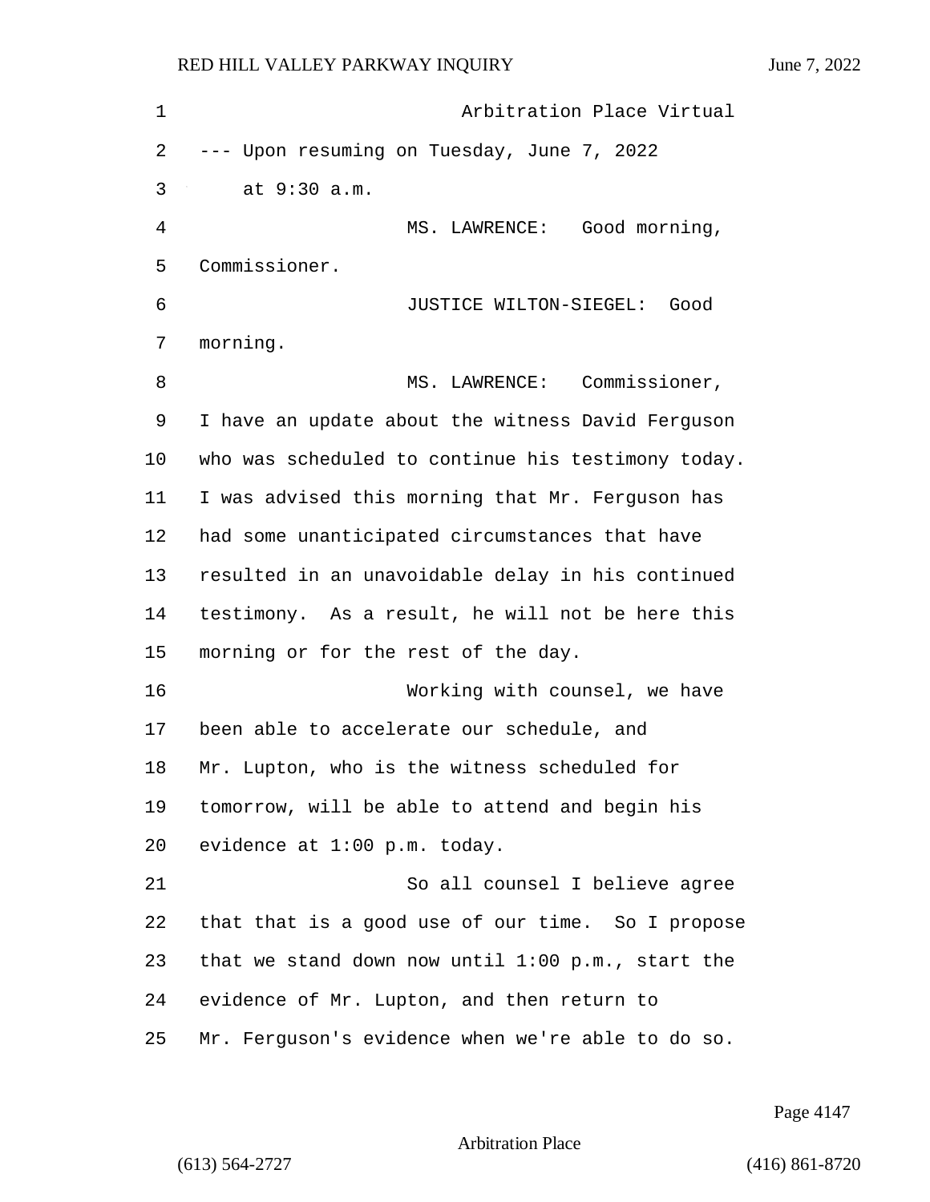Arbitration Place Virtual

--- Upon resuming on Tuesday, June 7, 2022 at 9:30 a.m.

MS. LAWRENCE: Good morning, Commissioner.

JUSTICE WILTON-SIEGEL: Good morning.

MS. LAWRENCE: Commissioner, I have an update about the witness David Ferguson who was scheduled to continue his testimony today. I was advised this morning that Mr. Ferguson has had some unanticipated circumstances that have resulted in an unavoidable delay in his continued testimony. As a result, he will not be here this morning or for the rest of the day.

Working with counsel, we have been able to accelerate our schedule, and Mr. Lupton, who is the witness scheduled for tomorrow, will be able to attend and begin his evidence at 1:00 p.m. today.

So all counsel I believe agree that that is a good use of our time. So I propose that we stand down now until 1:00 p.m., start the evidence of Mr. Lupton, and then return to Mr. Ferguson's evidence when we're able to do so.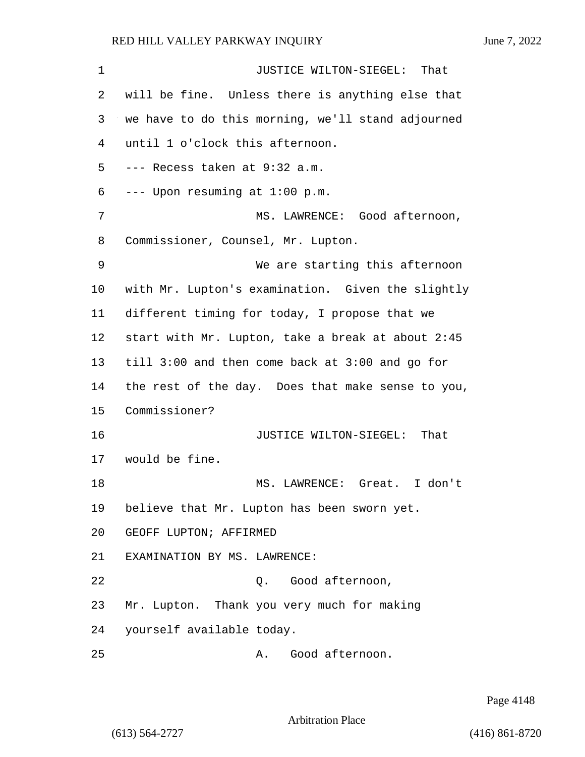JUSTICE WILTON-SIEGEL: That will be fine. Unless there is anything else that we have to do this morning, we'll stand adjourned until 1 o'clock this afternoon.

--- Recess taken at 9:32 a.m.

--- Upon resuming at 1:00 p.m.

MS. LAWRENCE: Good afternoon, Commissioner, Counsel, Mr. Lupton.

We are starting this afternoon with Mr. Lupton's examination. Given the slightly different timing for today, I propose that we start with Mr. Lupton, take a break at about 2:45 till 3:00 and then come back at 3:00 and go for the rest of the day. Does that make sense to you, Commissioner?

JUSTICE WILTON-SIEGEL: That would be fine.

MS. LAWRENCE: Great. I don't believe that Mr. Lupton has been sworn yet.

GEOFF LUPTON; AFFIRMED

EXAMINATION BY MS. LAWRENCE:

Q. Good afternoon, Mr. Lupton. Thank you very much for making yourself available today.

A. Good afternoon.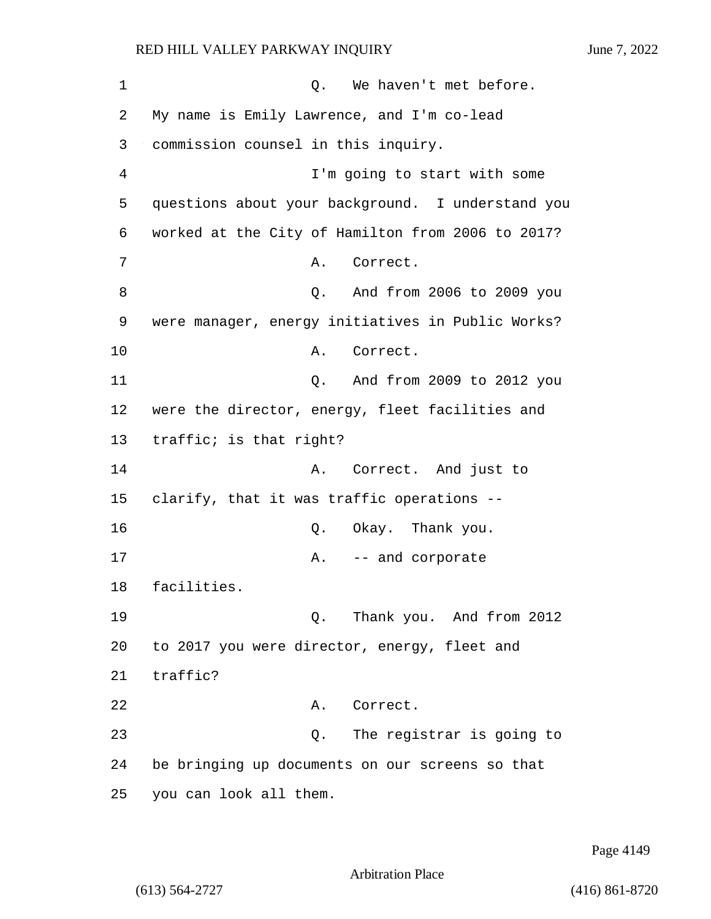Q. We haven't met before. My name is Emily Lawrence, and I'm co-lead commission counsel in this inquiry.

I'm going to start with some questions about your background. I understand you worked at the City of Hamilton from 2006 to 2017?

A. Correct.

Q. And from 2006 to 2009 you were manager, energy initiatives in Public Works?

A. Correct.

Q. And from 2009 to 2012 you were the director, energy, fleet facilities and traffic; is that right?

A. Correct. And just to clarify, that it was traffic operations --

Q. Okay. Thank you.

A. -- and corporate facilities.

Q. Thank you. And from 2012 to 2017 you were director, energy, fleet and traffic?

A. Correct.

Q. The registrar is going to be bringing up documents on our screens so that you can look all them.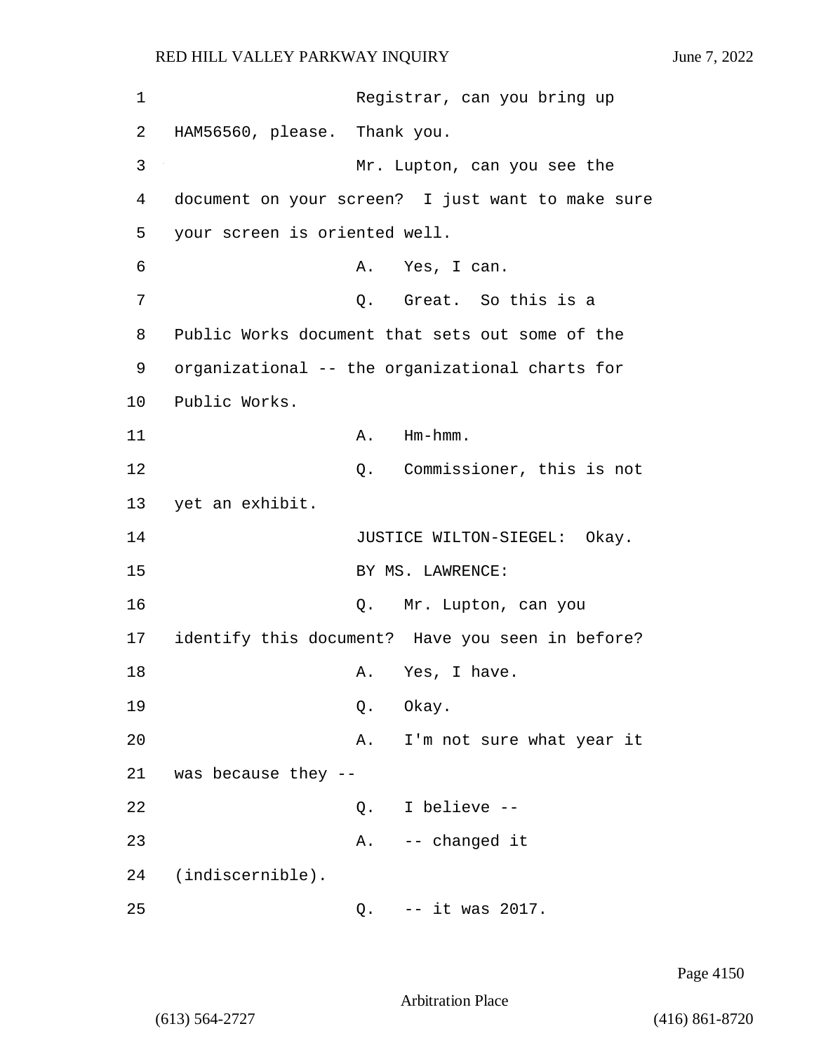Registrar, can you bring up HAM56560, please. Thank you.

Mr. Lupton, can you see the document on your screen? I just want to make sure your screen is oriented well.

A. Yes, I can.

Q. Great. So this is a Public Works document that sets out some of the organizational -- the organizational charts for Public Works.

A. Hm-hmm.

Q. Commissioner, this is not yet an exhibit.

JUSTICE WILTON-SIEGEL: Okay.

BY MS. LAWRENCE:

Q. Mr. Lupton, can you identify this document? Have you seen in before?

A. Yes, I have.

Q. Okay.

A. I'm not sure what year it was because they --

Q. I believe --

A. -- changed it (indiscernible).

Q. -- it was 2017.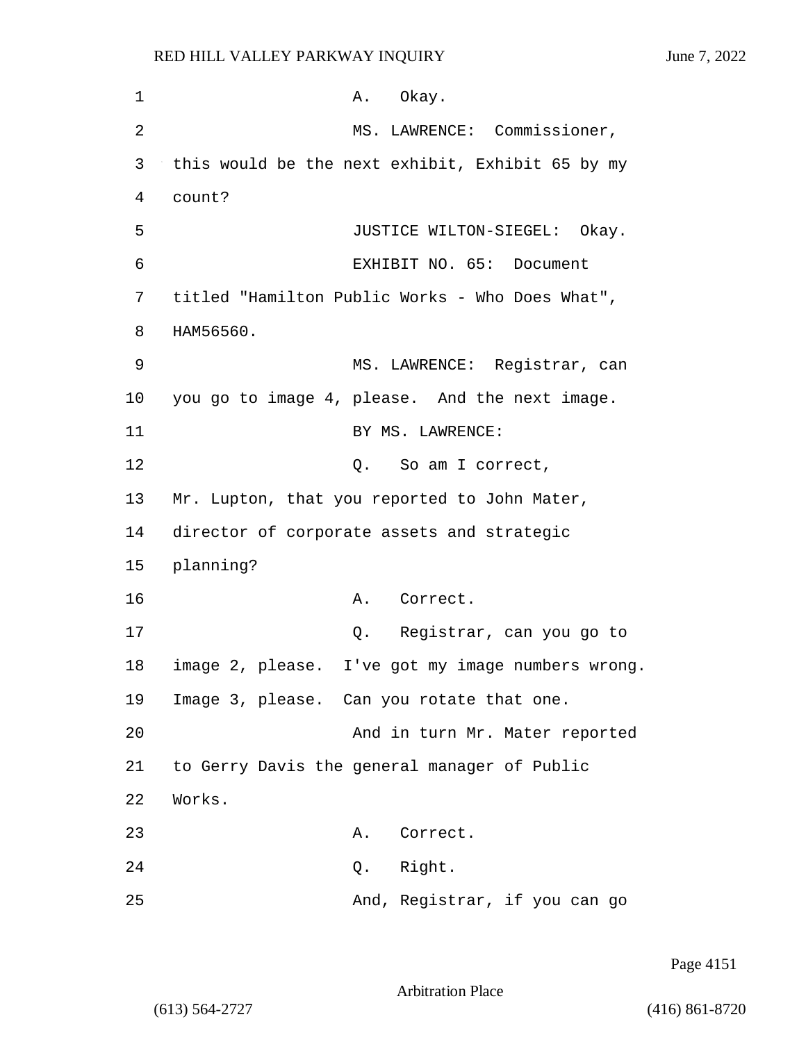A. Okay.

MS. LAWRENCE: Commissioner, this would be the next exhibit, Exhibit 65 by my count?

JUSTICE WILTON-SIEGEL: Okay.

EXHIBIT NO. 65: Document titled "Hamilton Public Works - Who Does What", HAM56560.

MS. LAWRENCE: Registrar, can you go to image 4, please. And the next image.

BY MS. LAWRENCE:

Q. So am I correct, Mr. Lupton, that you reported to John Mater, director of corporate assets and strategic planning?

A. Correct.

Q. Registrar, can you go to image 2, please. I've got my image numbers wrong. Image 3, please. Can you rotate that one.

And in turn Mr. Mater reported to Gerry Davis the general manager of Public Works.

A. Correct.

Q. Right.

And, Registrar, if you can go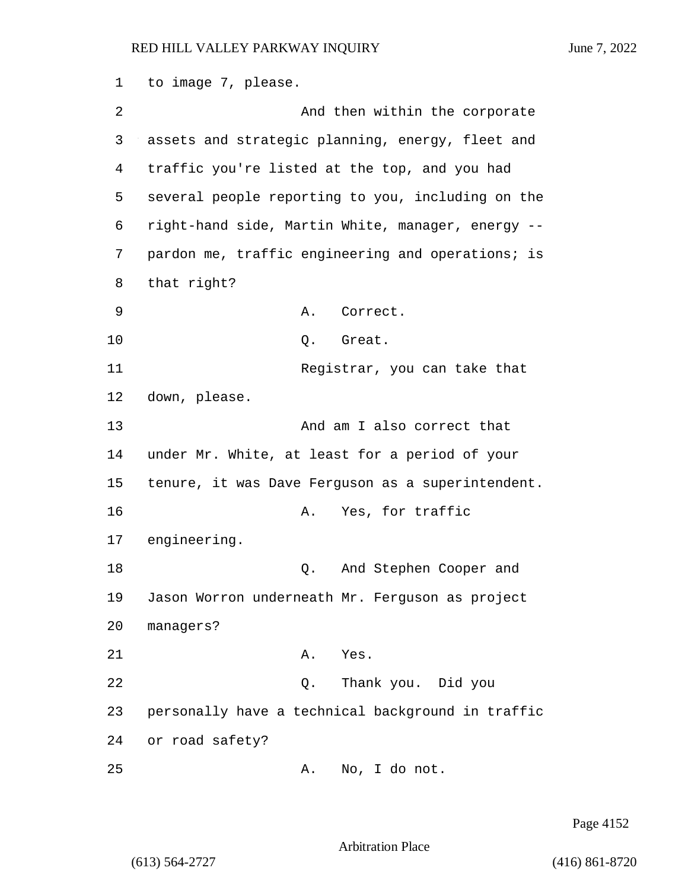to image 7, please.

And then within the corporate assets and strategic planning, energy, fleet and traffic you're listed at the top, and you had several people reporting to you, including on the right-hand side, Martin White, manager, energy -- pardon me, traffic engineering and operations; is that right?

A. Correct.

Q. Great.

Registrar, you can take that down, please.

And am I also correct that under Mr. White, at least for a period of your tenure, it was Dave Ferguson as a superintendent.

A. Yes, for traffic engineering.

Q. And Stephen Cooper and Jason Worron underneath Mr. Ferguson as project managers?

A. Yes.

Q. Thank you. Did you personally have a technical background in traffic or road safety?

A. No, I do not.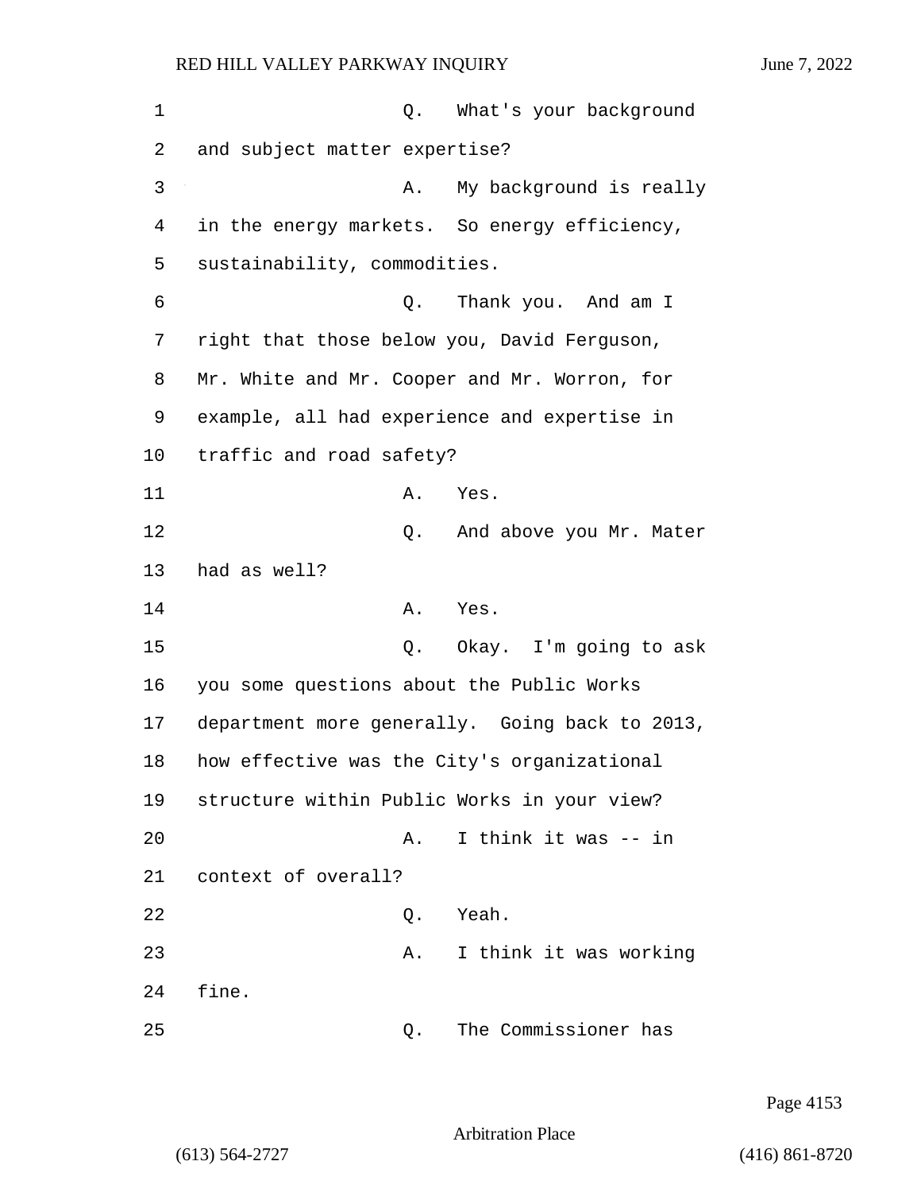Q. What's your background and subject matter expertise?

A. My background is really in the energy markets. So energy efficiency, sustainability, commodities.

Q. Thank you. And am I right that those below you, David Ferguson, Mr. White and Mr. Cooper and Mr. Worron, for example, all had experience and expertise in traffic and road safety?

A. Yes.

Q. And above you Mr. Mater had as well?

A. Yes.

Q. Okay. I'm going to ask you some questions about the Public Works department more generally. Going back to 2013, how effective was the City's organizational structure within Public Works in your view?

A. I think it was -- in context of overall?

Q. Yeah.

A. I think it was working fine.

Q. The Commissioner has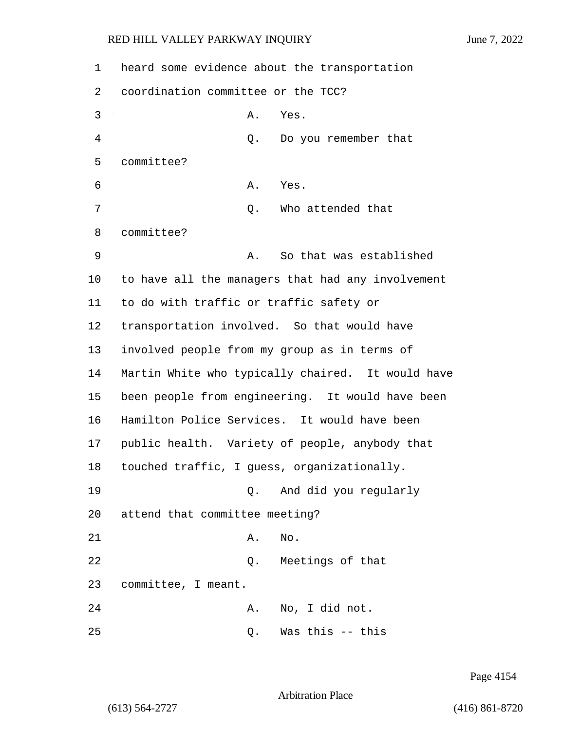1 heard some evidence about the transportation
2 coordination committee or the TCC?
3 A. Yes.
4 Q. Do you remember that
5 committee?
6 A. Yes.
7 Q. Who attended that
8 committee?
9 A. So that was established
10 to have all the managers that had any involvement
11 to do with traffic or traffic safety or
12 transportation involved. So that would have
13 involved people from my group as in terms of
14 Martin White who typically chaired. It would have
15 been people from engineering. It would have been
16 Hamilton Police Services. It would have been
17 public health. Variety of people, anybody that
18 touched traffic, I guess, organizationally.
19 Q. And did you regularly
20 attend that committee meeting?
21 A. No.
22 Q. Meetings of that
23 committee, I meant.
24 A. No, I did not.
25 Q. Was this -- this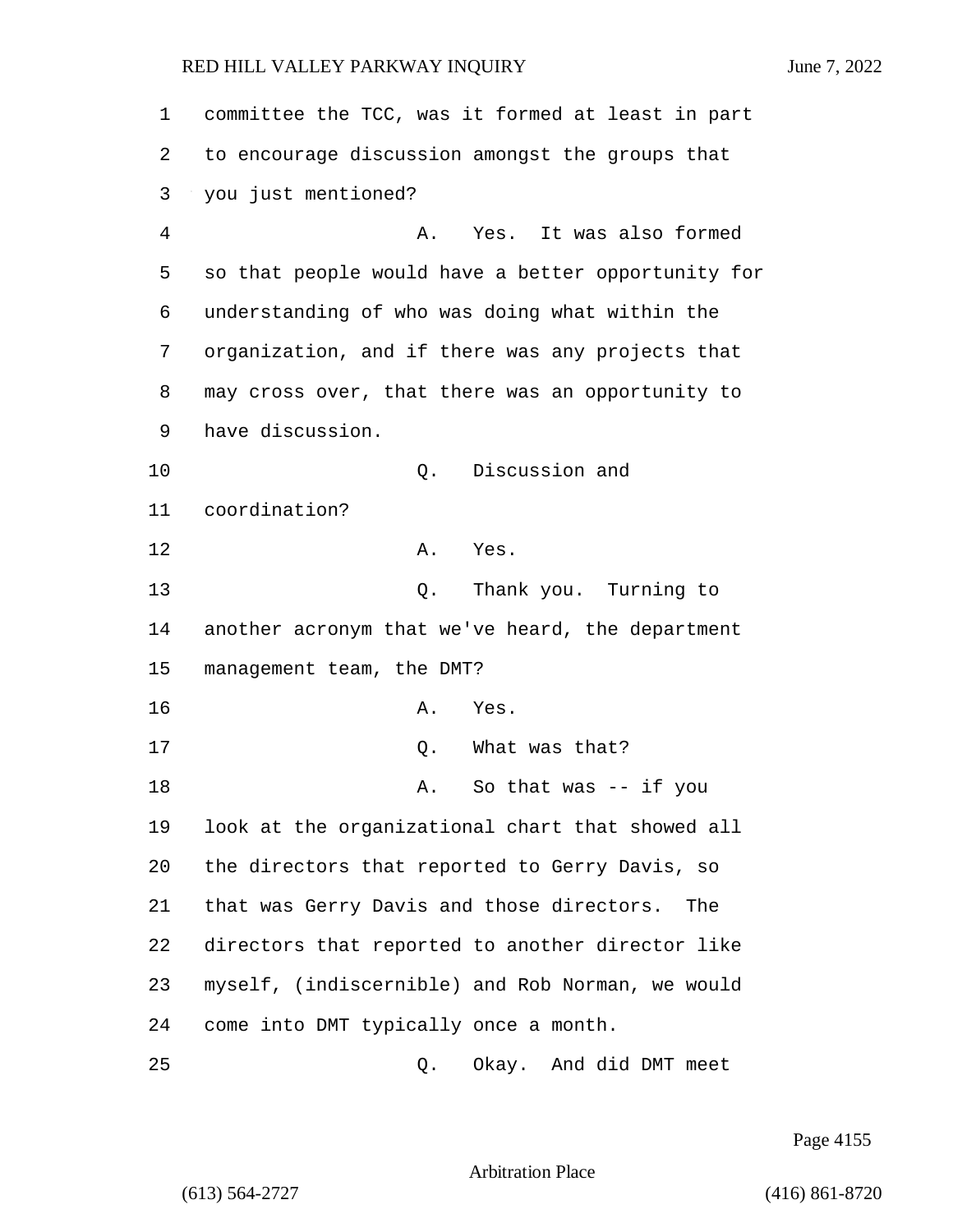committee the TCC, was it formed at least in part to encourage discussion amongst the groups that you just mentioned?

A. Yes. It was also formed so that people would have a better opportunity for understanding of who was doing what within the organization, and if there was any projects that may cross over, that there was an opportunity to have discussion.

Q. Discussion and coordination?

A. Yes.

Q. Thank you. Turning to another acronym that we've heard, the department management team, the DMT?

A. Yes.

Q. What was that?

A. So that was -- if you look at the organizational chart that showed all the directors that reported to Gerry Davis, so that was Gerry Davis and those directors. The directors that reported to another director like myself, (indiscernible) and Rob Norman, we would come into DMT typically once a month.

Q. Okay. And did DMT meet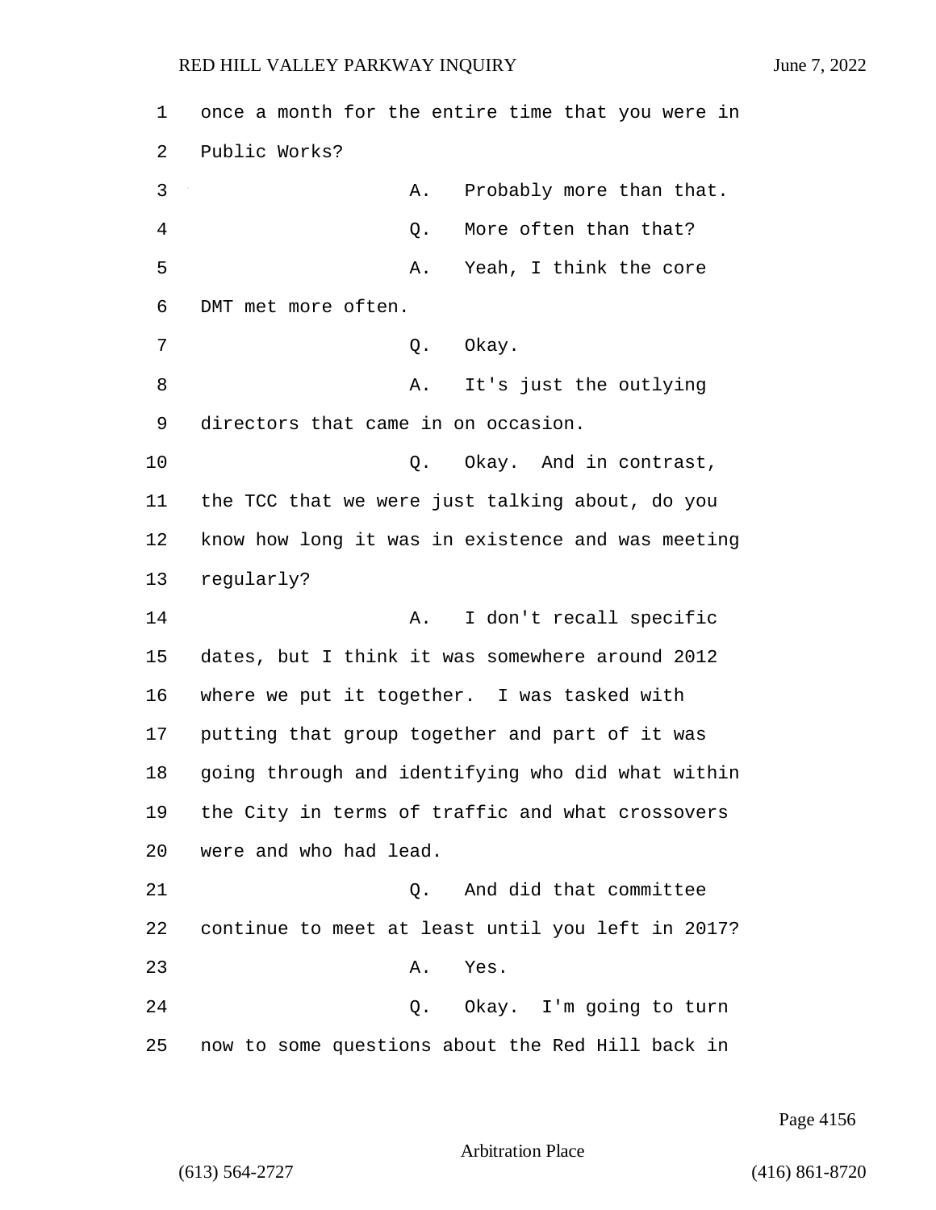once a month for the entire time that you were in Public Works?

A. Probably more than that.

Q. More often than that?

A. Yeah, I think the core DMT met more often.

Q. Okay.

A. It's just the outlying directors that came in on occasion.

Q. Okay. And in contrast, the TCC that we were just talking about, do you know how long it was in existence and was meeting regularly?

A. I don't recall specific dates, but I think it was somewhere around 2012 where we put it together. I was tasked with putting that group together and part of it was going through and identifying who did what within the City in terms of traffic and what crossovers were and who had lead.

Q. And did that committee continue to meet at least until you left in 2017?

A. Yes.

Q. Okay. I'm going to turn now to some questions about the Red Hill back in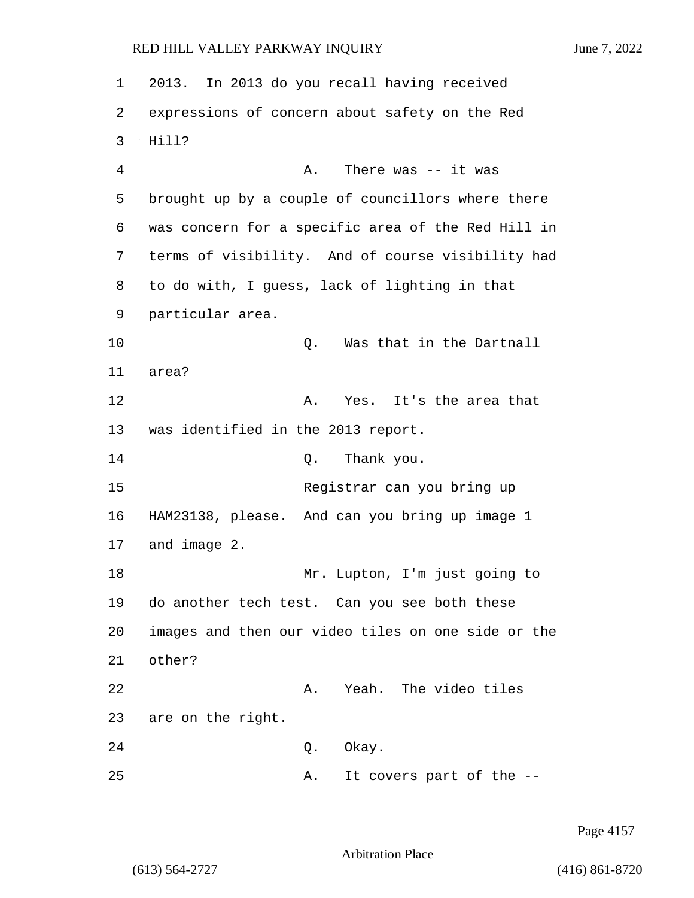2013. In 2013 do you recall having received expressions of concern about safety on the Red Hill?

A. There was -- it was brought up by a couple of councillors where there was concern for a specific area of the Red Hill in terms of visibility. And of course visibility had to do with, I guess, lack of lighting in that particular area.

Q. Was that in the Dartnall area?

A. Yes. It's the area that was identified in the 2013 report.

Q. Thank you.

Registrar can you bring up HAM23138, please. And can you bring up image 1 and image 2.

Mr. Lupton, I'm just going to do another tech test. Can you see both these images and then our video tiles on one side or the other?

A. Yeah. The video tiles are on the right.

Q. Okay.

A. It covers part of the --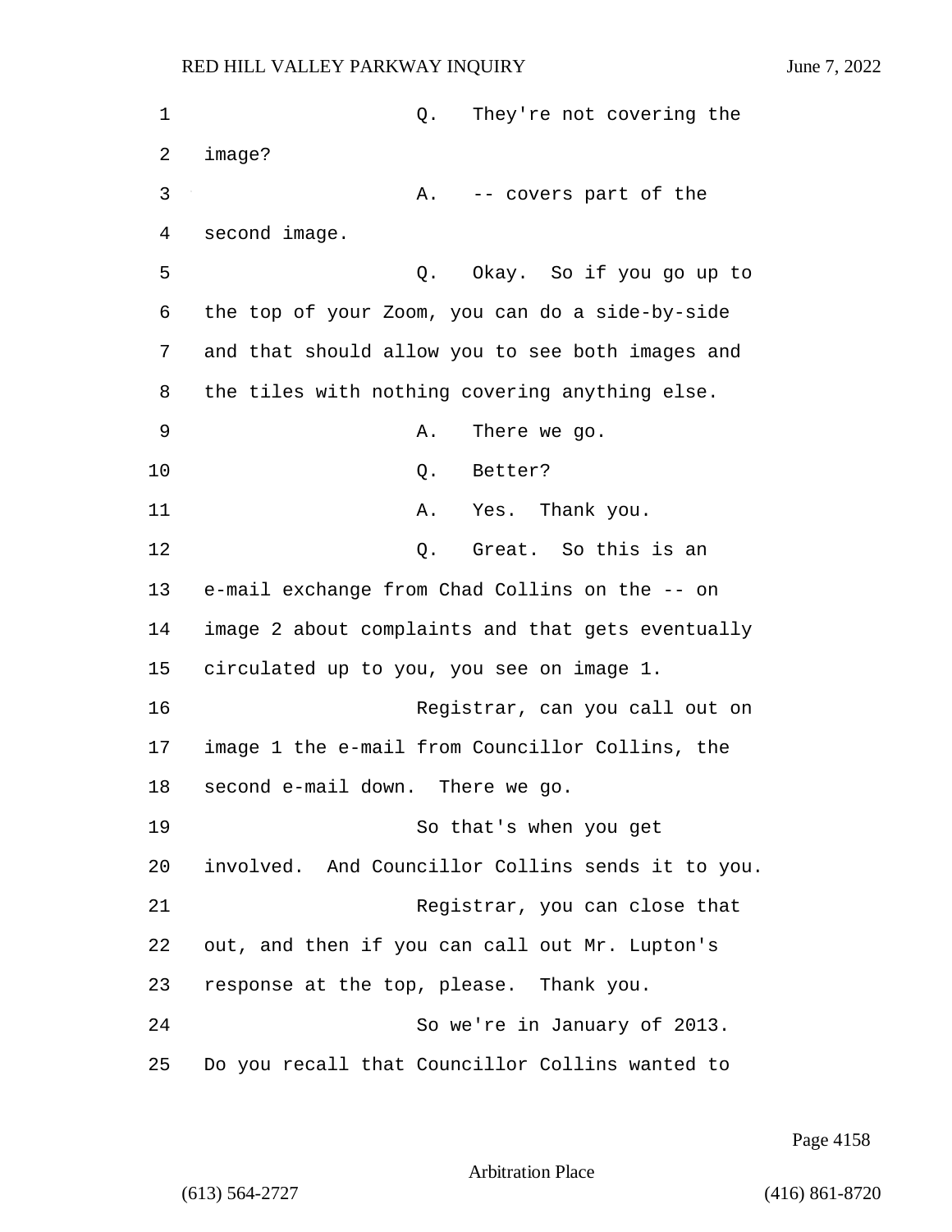Q. They're not covering the image?

A. -- covers part of the second image.

Q. Okay. So if you go up to the top of your Zoom, you can do a side-by-side and that should allow you to see both images and the tiles with nothing covering anything else.

A. There we go.

Q. Better?

A. Yes. Thank you.

Q. Great. So this is an e-mail exchange from Chad Collins on the -- on image 2 about complaints and that gets eventually circulated up to you, you see on image 1.

Registrar, can you call out on image 1 the e-mail from Councillor Collins, the second e-mail down. There we go.

So that's when you get involved. And Councillor Collins sends it to you.

Registrar, you can close that out, and then if you can call out Mr. Lupton's response at the top, please. Thank you.

So we're in January of 2013. Do you recall that Councillor Collins wanted to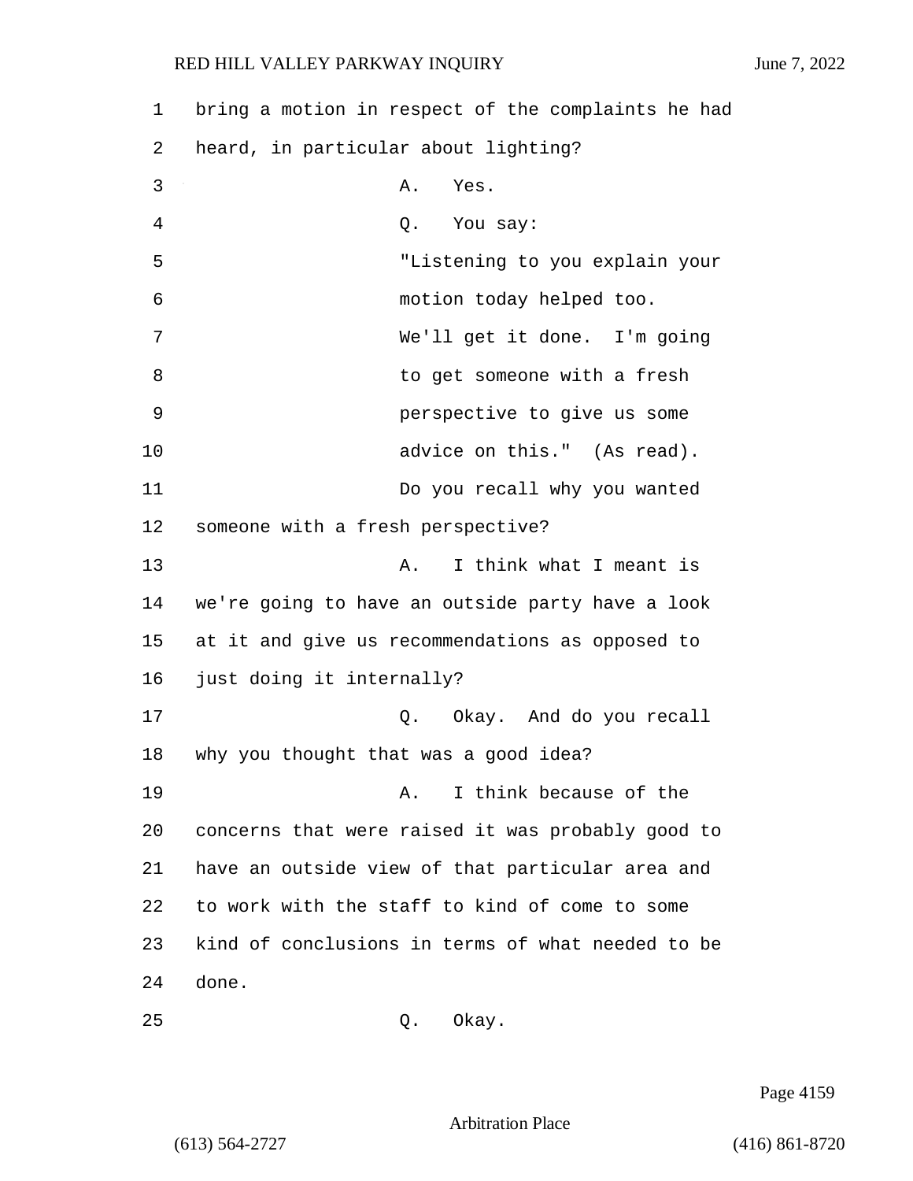bring a motion in respect of the complaints he had heard, in particular about lighting?

A. Yes.

Q. You say:

"Listening to you explain your motion today helped too. We'll get it done. I'm going to get someone with a fresh perspective to give us some advice on this." (As read).

Do you recall why you wanted someone with a fresh perspective?

A. I think what I meant is we're going to have an outside party have a look at it and give us recommendations as opposed to just doing it internally?

Q. Okay. And do you recall why you thought that was a good idea?

A. I think because of the concerns that were raised it was probably good to have an outside view of that particular area and to work with the staff to kind of come to some kind of conclusions in terms of what needed to be done.

Q. Okay.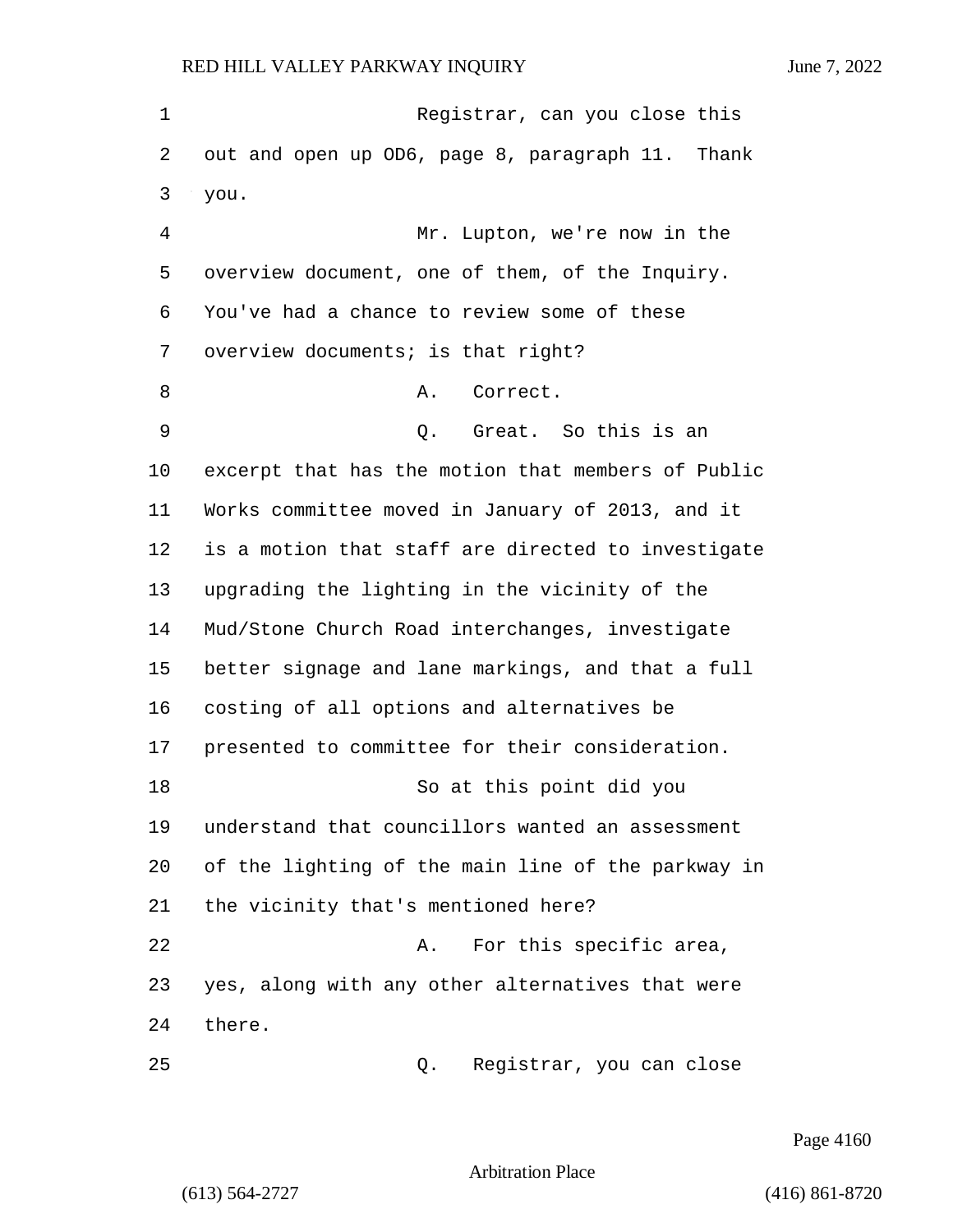Registrar, can you close this out and open up OD6, page 8, paragraph 11. Thank you.

Mr. Lupton, we're now in the overview document, one of them, of the Inquiry. You've had a chance to review some of these overview documents; is that right?

A. Correct.

Q. Great. So this is an excerpt that has the motion that members of Public Works committee moved in January of 2013, and it is a motion that staff are directed to investigate upgrading the lighting in the vicinity of the Mud/Stone Church Road interchanges, investigate better signage and lane markings, and that a full costing of all options and alternatives be presented to committee for their consideration.

So at this point did you understand that councillors wanted an assessment of the lighting of the main line of the parkway in the vicinity that's mentioned here?

A. For this specific area, yes, along with any other alternatives that were there.

Q. Registrar, you can close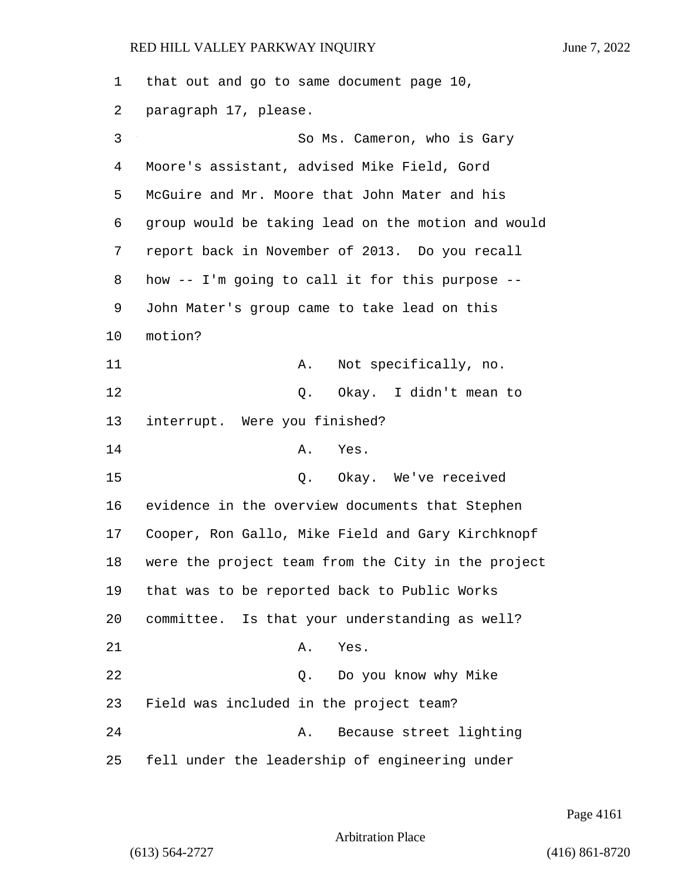that out and go to same document page 10, paragraph 17, please.

So Ms. Cameron, who is Gary Moore's assistant, advised Mike Field, Gord McGuire and Mr. Moore that John Mater and his group would be taking lead on the motion and would report back in November of 2013. Do you recall how -- I'm going to call it for this purpose -- John Mater's group came to take lead on this motion?

A. Not specifically, no.

Q. Okay. I didn't mean to interrupt. Were you finished?

A. Yes.

Q. Okay. We've received evidence in the overview documents that Stephen Cooper, Ron Gallo, Mike Field and Gary Kirchknopf were the project team from the City in the project that was to be reported back to Public Works committee. Is that your understanding as well?

A. Yes.

Q. Do you know why Mike Field was included in the project team?

A. Because street lighting fell under the leadership of engineering under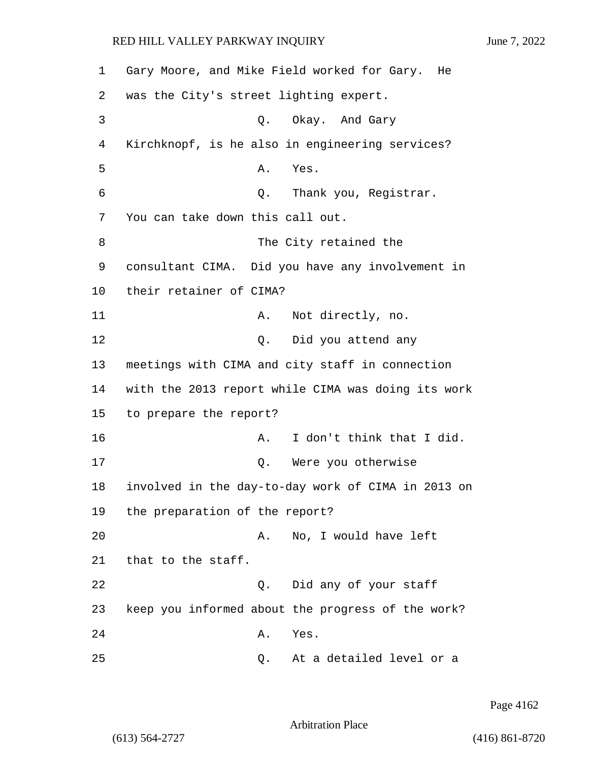1 Gary Moore, and Mike Field worked for Gary. He
2 was the City's street lighting expert.
3 Q. Okay. And Gary
4 Kirchknopf, is he also in engineering services?
5 A. Yes.
6 Q. Thank you, Registrar.
7 You can take down this call out.
8 The City retained the
9 consultant CIMA. Did you have any involvement in
10 their retainer of CIMA?
11 A. Not directly, no.
12 Q. Did you attend any
13 meetings with CIMA and city staff in connection
14 with the 2013 report while CIMA was doing its work
15 to prepare the report?
16 A. I don't think that I did.
17 Q. Were you otherwise
18 involved in the day-to-day work of CIMA in 2013 on
19 the preparation of the report?
20 A. No, I would have left
21 that to the staff.
22 Q. Did any of your staff
23 keep you informed about the progress of the work?
24 A. Yes.
25 Q. At a detailed level or a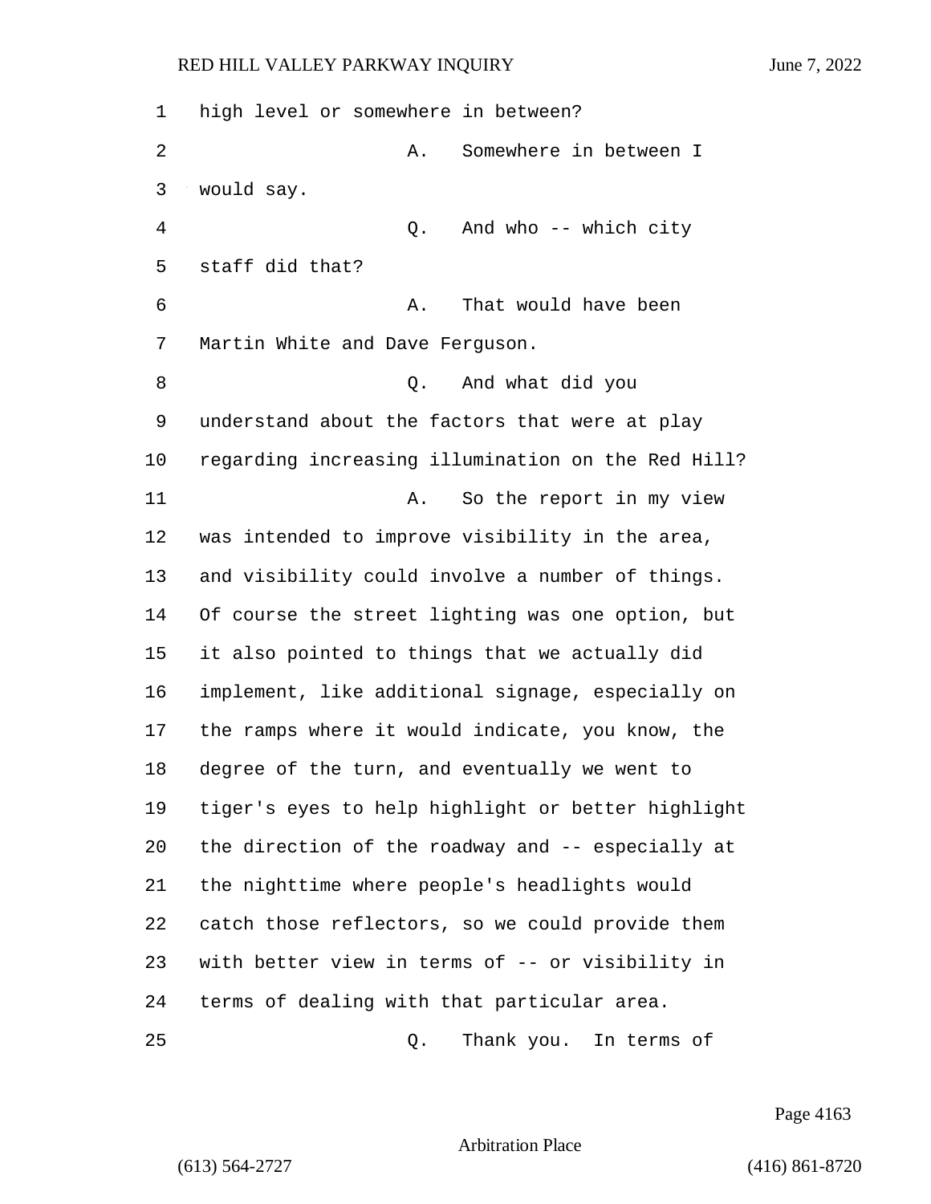high level or somewhere in between?

A. Somewhere in between I would say.

Q. And who -- which city staff did that?

A. That would have been Martin White and Dave Ferguson.

Q. And what did you understand about the factors that were at play regarding increasing illumination on the Red Hill?

A. So the report in my view was intended to improve visibility in the area, and visibility could involve a number of things. Of course the street lighting was one option, but it also pointed to things that we actually did implement, like additional signage, especially on the ramps where it would indicate, you know, the degree of the turn, and eventually we went to tiger's eyes to help highlight or better highlight the direction of the roadway and -- especially at the nighttime where people's headlights would catch those reflectors, so we could provide them with better view in terms of -- or visibility in terms of dealing with that particular area.

Q. Thank you. In terms of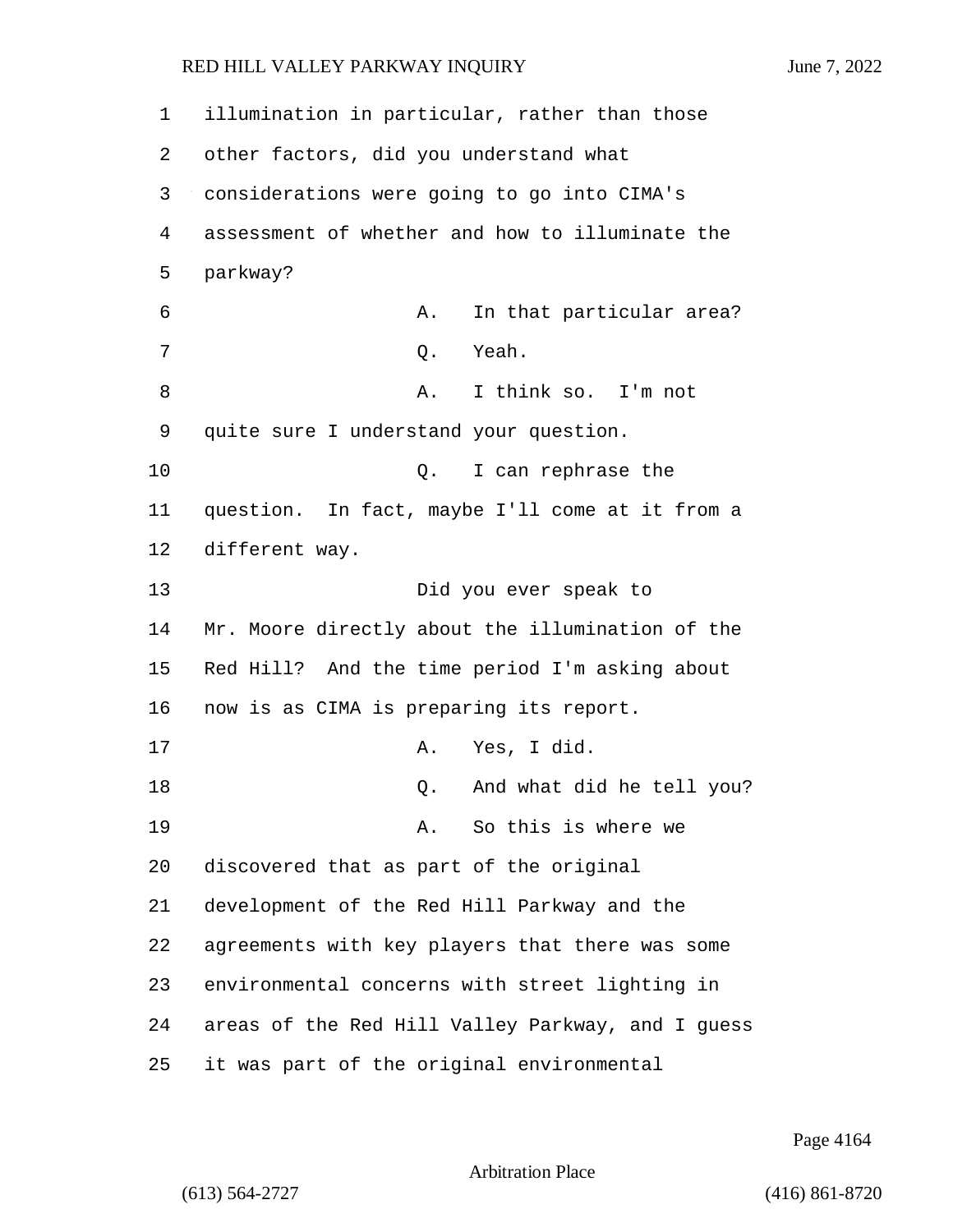illumination in particular, rather than those other factors, did you understand what considerations were going to go into CIMA's assessment of whether and how to illuminate the parkway?

A. In that particular area?

Q. Yeah.

A. I think so. I'm not quite sure I understand your question.

Q. I can rephrase the question. In fact, maybe I'll come at it from a different way.

Did you ever speak to Mr. Moore directly about the illumination of the Red Hill? And the time period I'm asking about now is as CIMA is preparing its report.

A. Yes, I did.

Q. And what did he tell you?

A. So this is where we discovered that as part of the original development of the Red Hill Parkway and the agreements with key players that there was some environmental concerns with street lighting in areas of the Red Hill Valley Parkway, and I guess it was part of the original environmental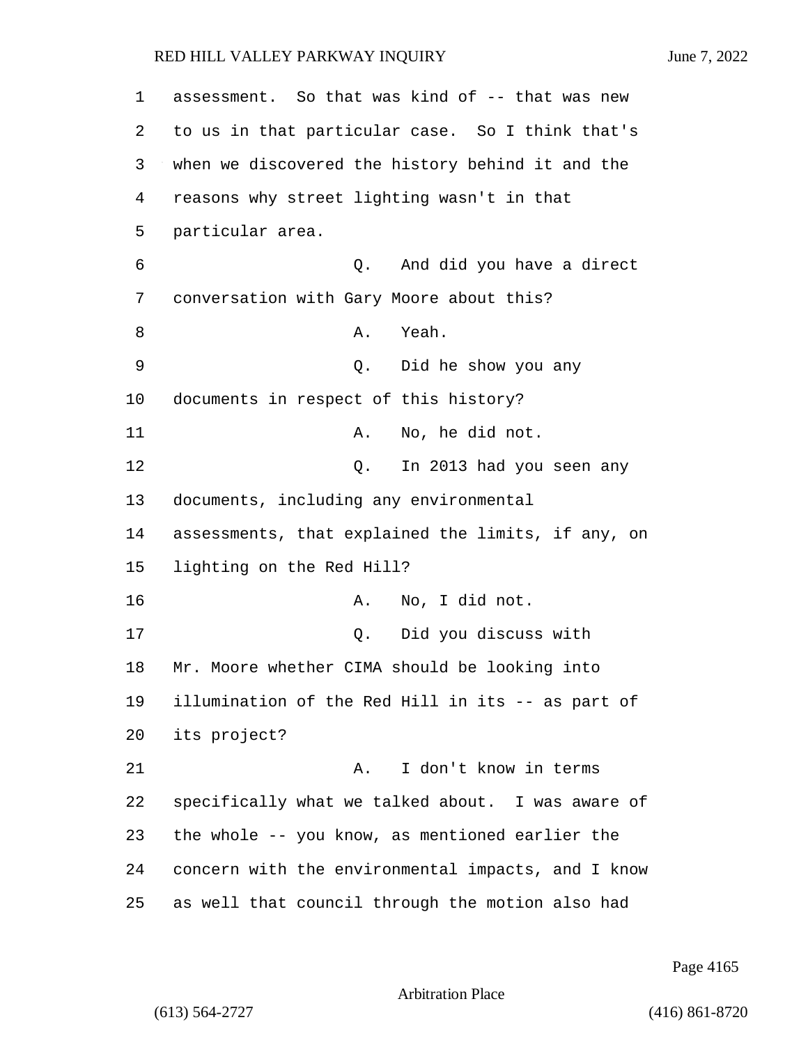assessment. So that was kind of -- that was new to us in that particular case. So I think that's when we discovered the history behind it and the reasons why street lighting wasn't in that particular area.

Q. And did you have a direct conversation with Gary Moore about this?

A. Yeah.

Q. Did he show you any documents in respect of this history?

A. No, he did not.

Q. In 2013 had you seen any documents, including any environmental assessments, that explained the limits, if any, on lighting on the Red Hill?

A. No, I did not.

Q. Did you discuss with Mr. Moore whether CIMA should be looking into illumination of the Red Hill in its -- as part of its project?

A. I don't know in terms specifically what we talked about. I was aware of the whole -- you know, as mentioned earlier the concern with the environmental impacts, and I know as well that council through the motion also had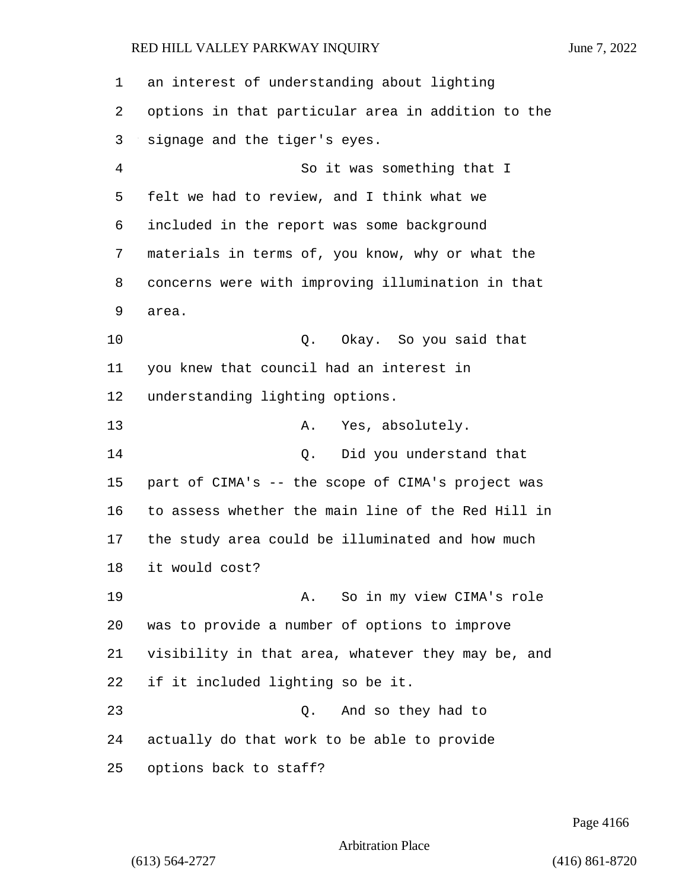an interest of understanding about lighting options in that particular area in addition to the signage and the tiger's eyes.

So it was something that I felt we had to review, and I think what we included in the report was some background materials in terms of, you know, why or what the concerns were with improving illumination in that area.

Q. Okay. So you said that you knew that council had an interest in understanding lighting options.

A. Yes, absolutely.

Q. Did you understand that part of CIMA's -- the scope of CIMA's project was to assess whether the main line of the Red Hill in the study area could be illuminated and how much it would cost?

A. So in my view CIMA's role was to provide a number of options to improve visibility in that area, whatever they may be, and if it included lighting so be it.

Q. And so they had to actually do that work to be able to provide options back to staff?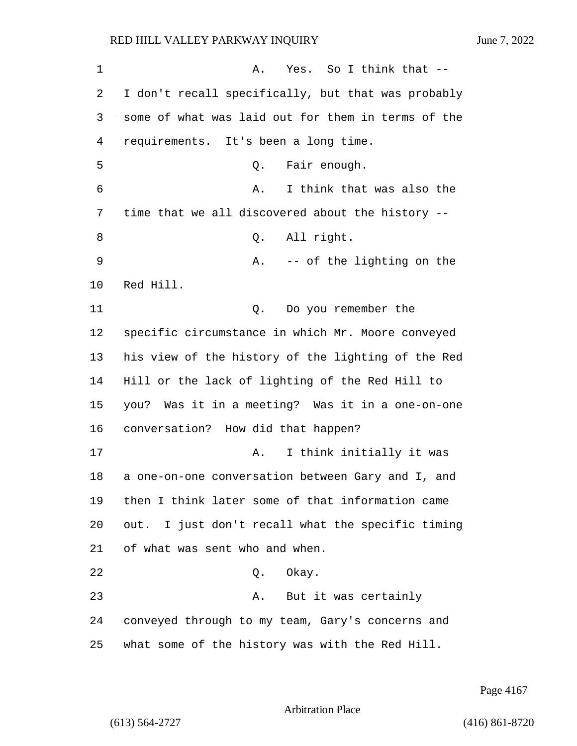A. Yes. So I think that -- I don't recall specifically, but that was probably some of what was laid out for them in terms of the requirements. It's been a long time.

Q. Fair enough.

A. I think that was also the time that we all discovered about the history --

Q. All right.

A. -- of the lighting on the Red Hill.

Q. Do you remember the specific circumstance in which Mr. Moore conveyed his view of the history of the lighting of the Red Hill or the lack of lighting of the Red Hill to you? Was it in a meeting? Was it in a one-on-one conversation? How did that happen?

A. I think initially it was a one-on-one conversation between Gary and I, and then I think later some of that information came out. I just don't recall what the specific timing of what was sent who and when.

Q. Okay.

A. But it was certainly conveyed through to my team, Gary's concerns and what some of the history was with the Red Hill.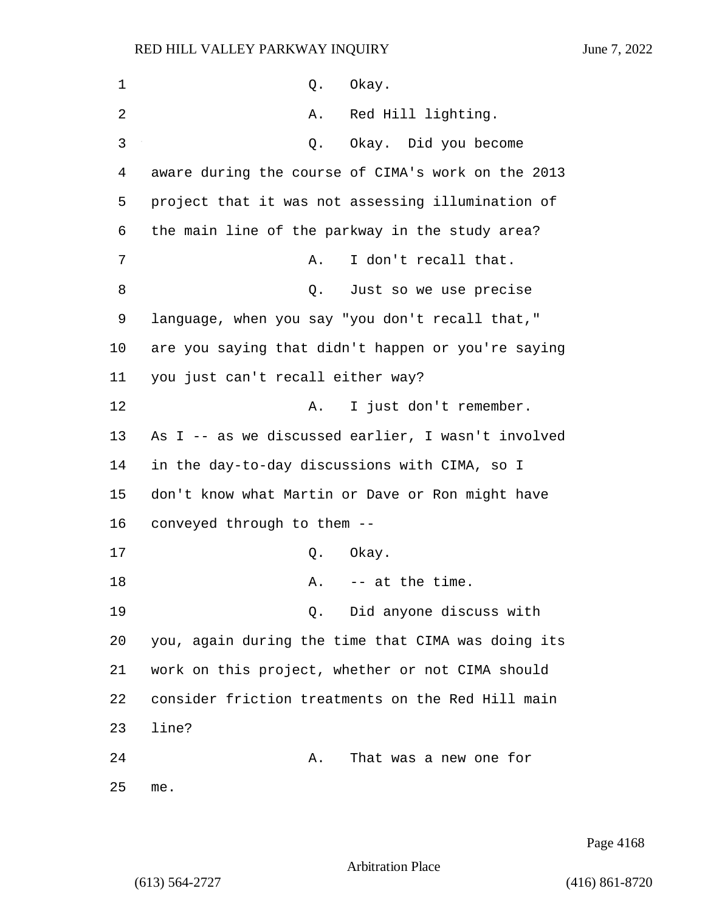Q. Okay.

A. Red Hill lighting.

Q. Okay. Did you become aware during the course of CIMA's work on the 2013 project that it was not assessing illumination of the main line of the parkway in the study area?

A. I don't recall that.

Q. Just so we use precise language, when you say "you don't recall that," are you saying that didn't happen or you're saying you just can't recall either way?

A. I just don't remember. As I -- as we discussed earlier, I wasn't involved in the day-to-day discussions with CIMA, so I don't know what Martin or Dave or Ron might have conveyed through to them --

Q. Okay.

A. -- at the time.

Q. Did anyone discuss with you, again during the time that CIMA was doing its work on this project, whether or not CIMA should consider friction treatments on the Red Hill main line?

A. That was a new one for me.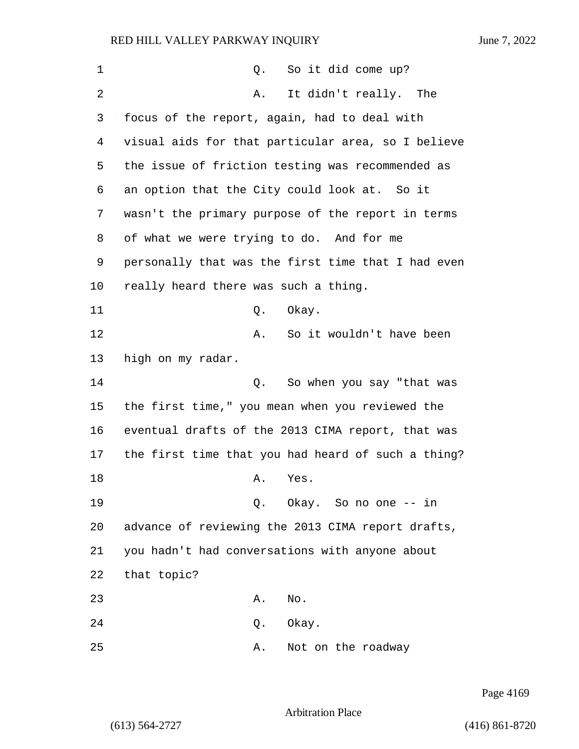Q. So it did come up?

A. It didn't really. The focus of the report, again, had to deal with visual aids for that particular area, so I believe the issue of friction testing was recommended as an option that the City could look at. So it wasn't the primary purpose of the report in terms of what we were trying to do. And for me personally that was the first time that I had even really heard there was such a thing.

Q. Okay.

A. So it wouldn't have been high on my radar.

Q. So when you say "that was the first time," you mean when you reviewed the eventual drafts of the 2013 CIMA report, that was the first time that you had heard of such a thing?

A. Yes.

Q. Okay. So no one -- in advance of reviewing the 2013 CIMA report drafts, you hadn't had conversations with anyone about that topic?

A. No.

Q. Okay.

A. Not on the roadway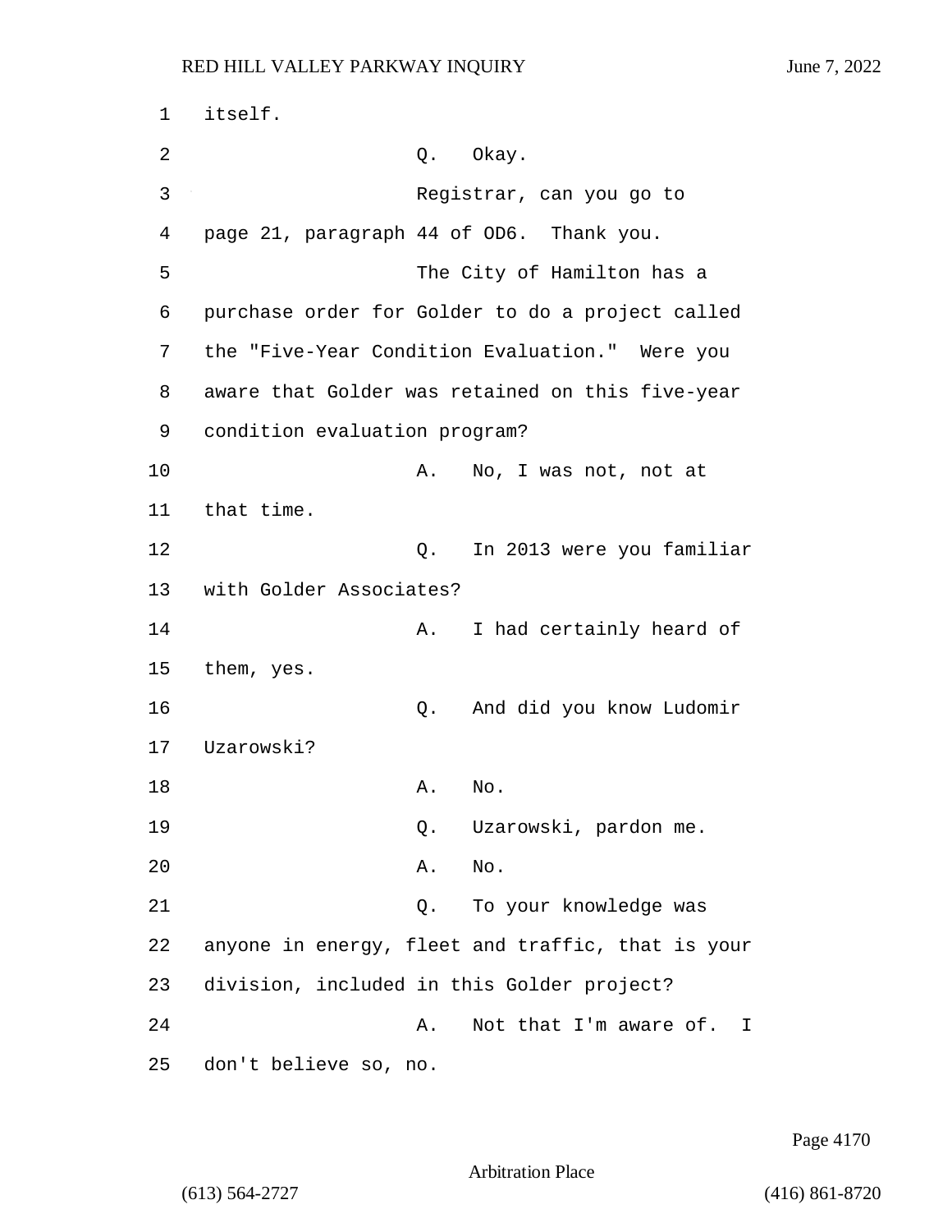itself.

Q. Okay.

Registrar, can you go to page 21, paragraph 44 of OD6. Thank you.

The City of Hamilton has a purchase order for Golder to do a project called the "Five-Year Condition Evaluation." Were you aware that Golder was retained on this five-year condition evaluation program?

A. No, I was not, not at that time.

Q. In 2013 were you familiar with Golder Associates?

A. I had certainly heard of them, yes.

Q. And did you know Ludomir Uzarowski?

A. No.

Q. Uzarowski, pardon me.

A. No.

Q. To your knowledge was anyone in energy, fleet and traffic, that is your division, included in this Golder project?

A. Not that I'm aware of. I don't believe so, no.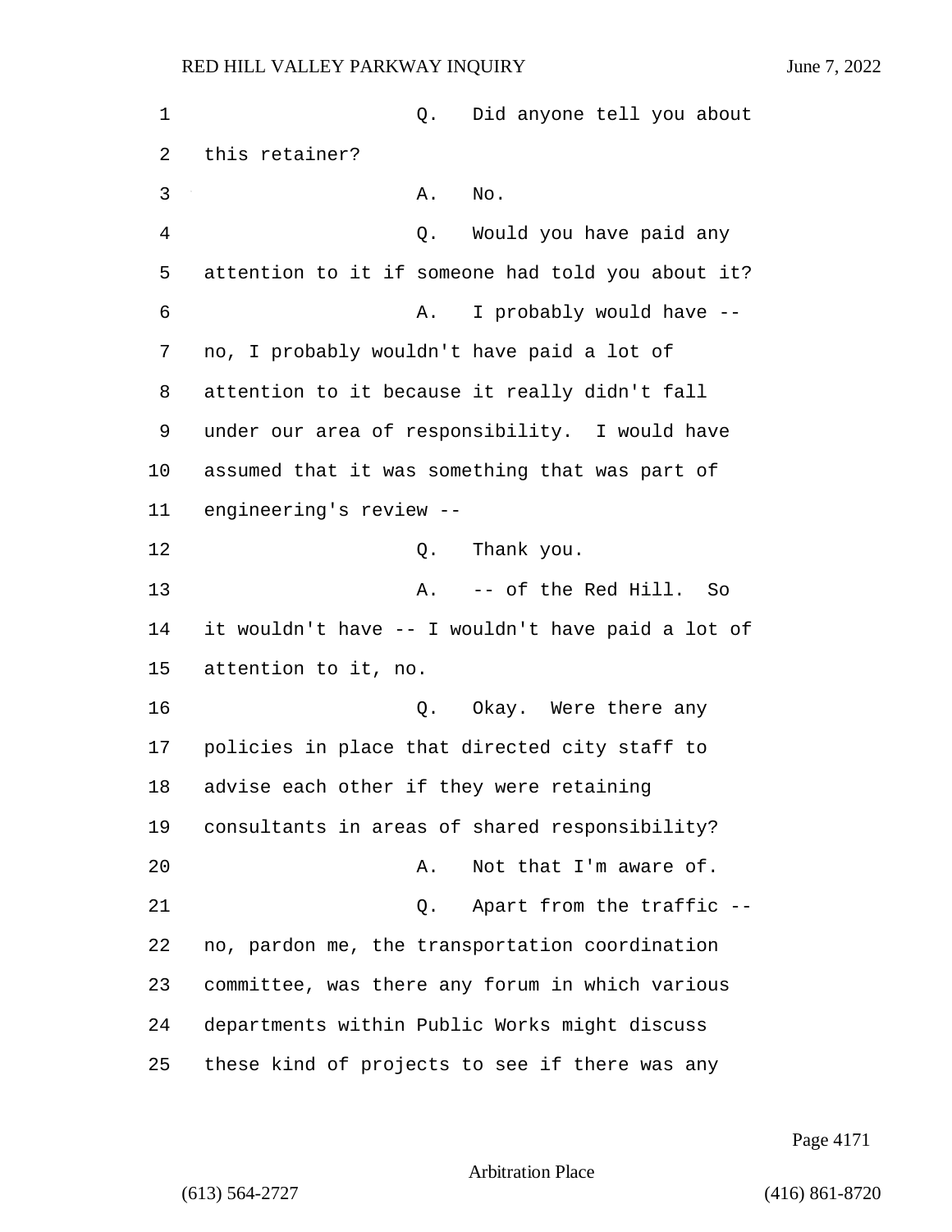Q. Did anyone tell you about this retainer?

A. No.

Q. Would you have paid any attention to it if someone had told you about it?

A. I probably would have -- no, I probably wouldn't have paid a lot of attention to it because it really didn't fall under our area of responsibility. I would have assumed that it was something that was part of engineering's review --

Q. Thank you.

A. -- of the Red Hill. So it wouldn't have -- I wouldn't have paid a lot of attention to it, no.

Q. Okay. Were there any policies in place that directed city staff to advise each other if they were retaining consultants in areas of shared responsibility?

A. Not that I'm aware of.

Q. Apart from the traffic -- no, pardon me, the transportation coordination committee, was there any forum in which various departments within Public Works might discuss these kind of projects to see if there was any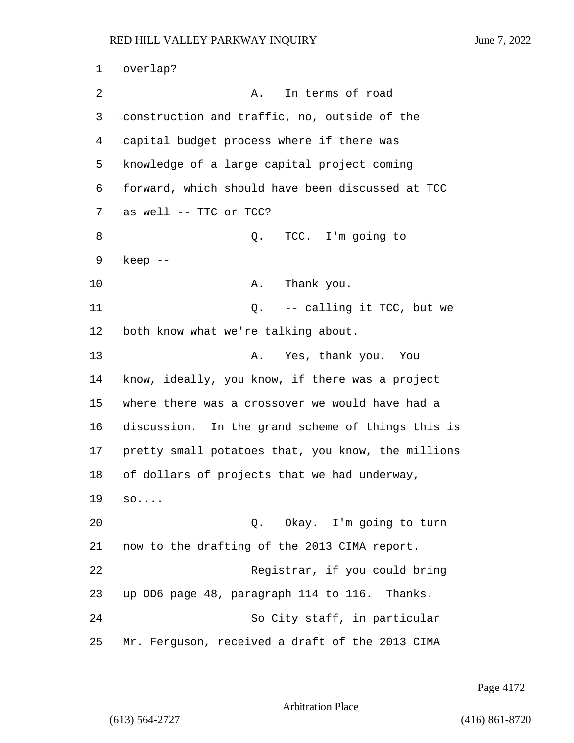1 overlap?

2 A. In terms of road

3 construction and traffic, no, outside of the

4 capital budget process where if there was

5 knowledge of a large capital project coming

6 forward, which should have been discussed at TCC

7 as well -- TTC or TCC?

8 Q. TCC. I'm going to

9 keep --

10 A. Thank you.

11 Q. -- calling it TCC, but we

12 both know what we're talking about.

13 A. Yes, thank you. You

14 know, ideally, you know, if there was a project

15 where there was a crossover we would have had a

16 discussion. In the grand scheme of things this is

17 pretty small potatoes that, you know, the millions

18 of dollars of projects that we had underway,

19 so....

20 Q. Okay. I'm going to turn

21 now to the drafting of the 2013 CIMA report.

22 Registrar, if you could bring

23 up OD6 page 48, paragraph 114 to 116. Thanks.

24 So City staff, in particular

25 Mr. Ferguson, received a draft of the 2013 CIMA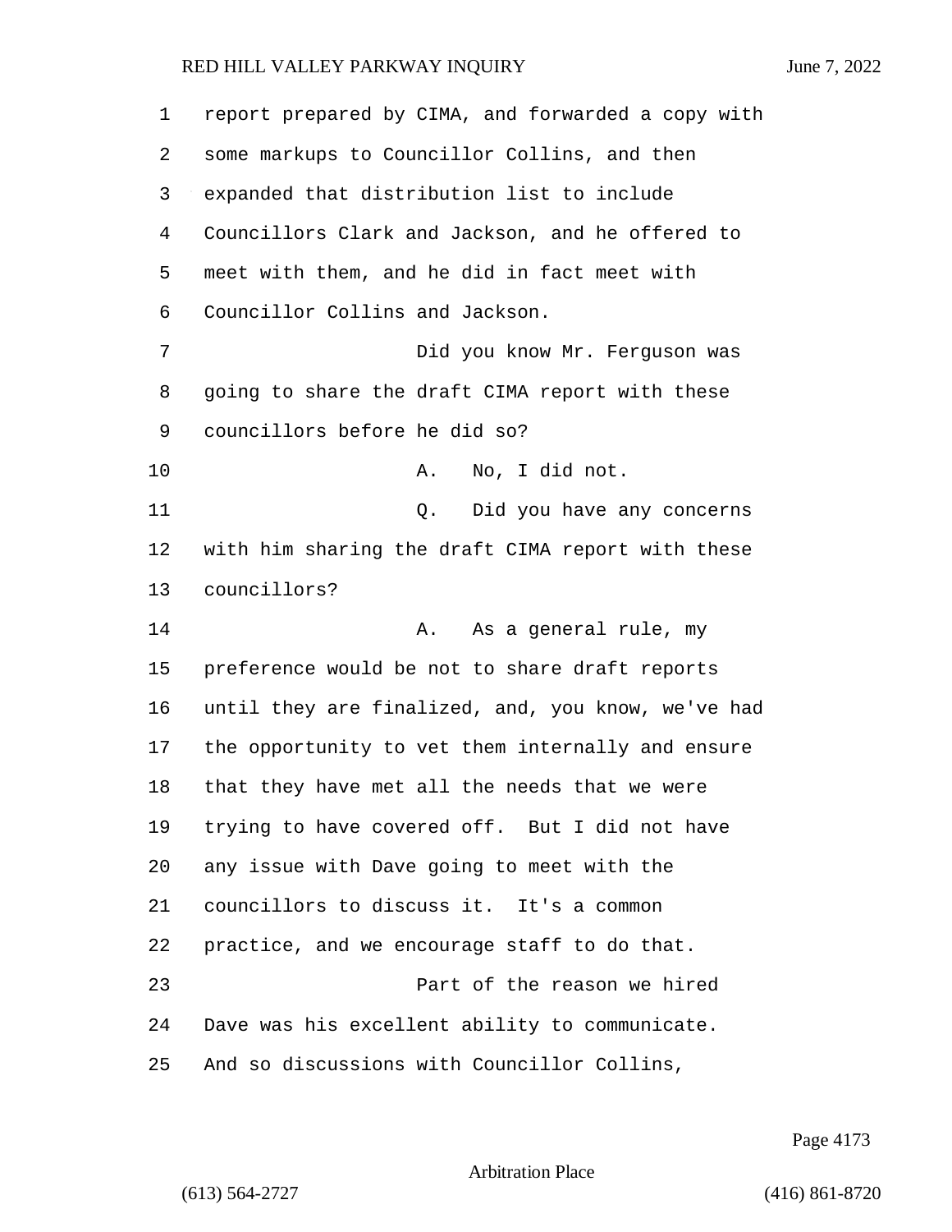report prepared by CIMA, and forwarded a copy with some markups to Councillor Collins, and then expanded that distribution list to include Councillors Clark and Jackson, and he offered to meet with them, and he did in fact meet with Councillor Collins and Jackson.

Did you know Mr. Ferguson was going to share the draft CIMA report with these councillors before he did so?

A. No, I did not.

Q. Did you have any concerns with him sharing the draft CIMA report with these councillors?

A. As a general rule, my preference would be not to share draft reports until they are finalized, and, you know, we've had the opportunity to vet them internally and ensure that they have met all the needs that we were trying to have covered off. But I did not have any issue with Dave going to meet with the councillors to discuss it. It's a common practice, and we encourage staff to do that.

Part of the reason we hired Dave was his excellent ability to communicate. And so discussions with Councillor Collins,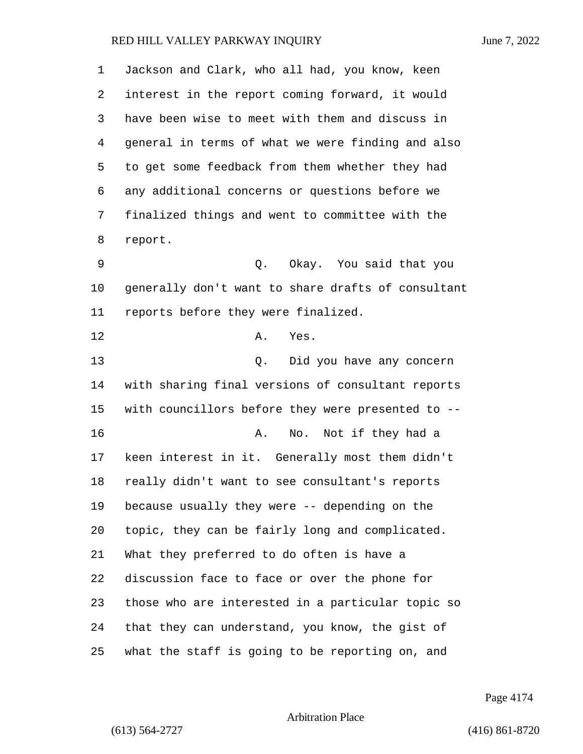Jackson and Clark, who all had, you know, keen interest in the report coming forward, it would have been wise to meet with them and discuss in general in terms of what we were finding and also to get some feedback from them whether they had any additional concerns or questions before we finalized things and went to committee with the report.

Q. Okay. You said that you generally don't want to share drafts of consultant reports before they were finalized.

A. Yes.

Q. Did you have any concern with sharing final versions of consultant reports with councillors before they were presented to --

A. No. Not if they had a keen interest in it. Generally most them didn't really didn't want to see consultant's reports because usually they were -- depending on the topic, they can be fairly long and complicated. What they preferred to do often is have a discussion face to face or over the phone for those who are interested in a particular topic so that they can understand, you know, the gist of what the staff is going to be reporting on, and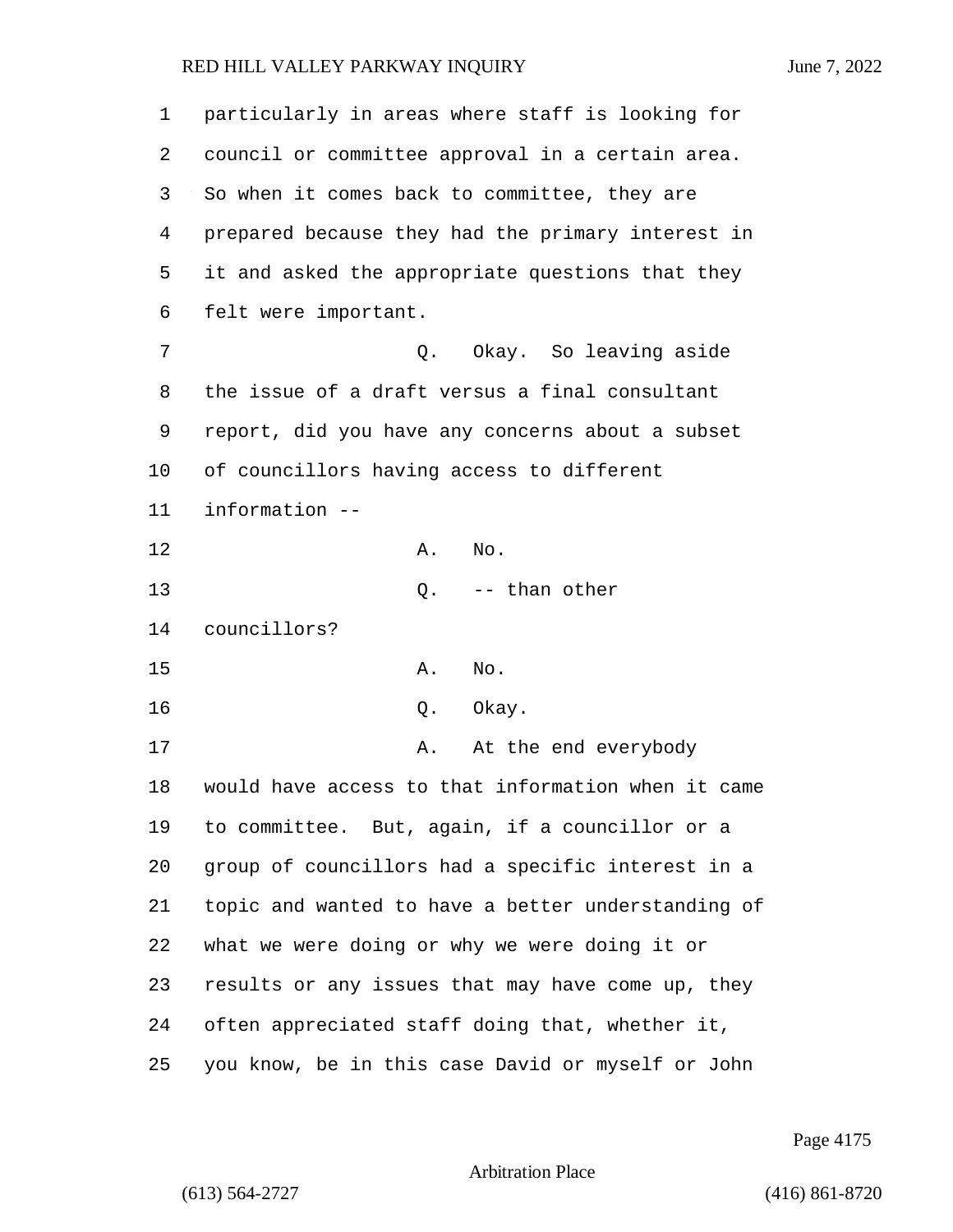particularly in areas where staff is looking for council or committee approval in a certain area. So when it comes back to committee, they are prepared because they had the primary interest in it and asked the appropriate questions that they felt were important.

Q. Okay. So leaving aside the issue of a draft versus a final consultant report, did you have any concerns about a subset of councillors having access to different information --

A. No.

Q. -- than other councillors?

A. No.

Q. Okay.

A. At the end everybody would have access to that information when it came to committee. But, again, if a councillor or a group of councillors had a specific interest in a topic and wanted to have a better understanding of what we were doing or why we were doing it or results or any issues that may have come up, they often appreciated staff doing that, whether it, you know, be in this case David or myself or John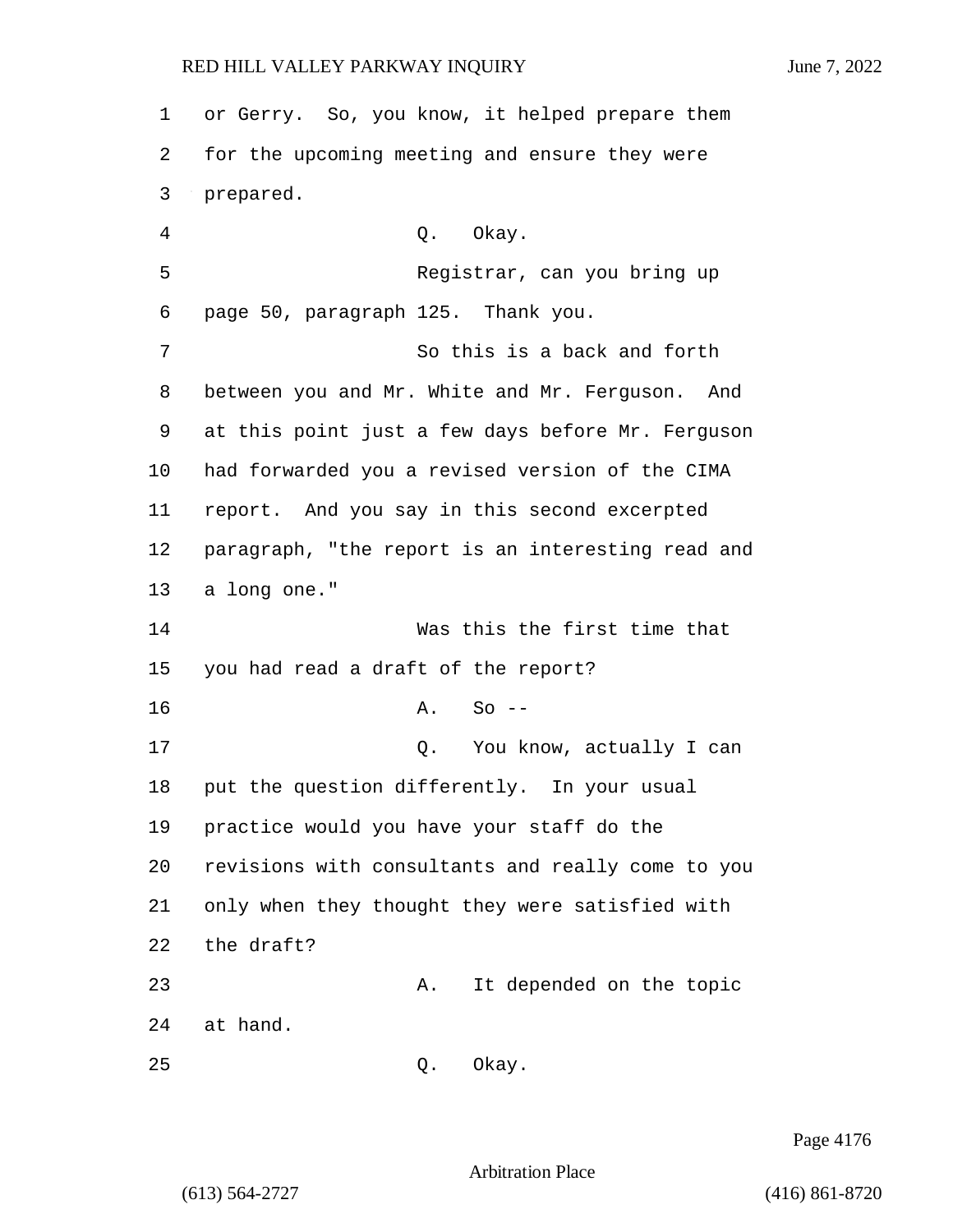or Gerry. So, you know, it helped prepare them for the upcoming meeting and ensure they were prepared.

Q. Okay.

Registrar, can you bring up page 50, paragraph 125. Thank you.

So this is a back and forth between you and Mr. White and Mr. Ferguson. And at this point just a few days before Mr. Ferguson had forwarded you a revised version of the CIMA report. And you say in this second excerpted paragraph, "the report is an interesting read and a long one."

Was this the first time that you had read a draft of the report?

A. So --

Q. You know, actually I can put the question differently. In your usual practice would you have your staff do the revisions with consultants and really come to you only when they thought they were satisfied with the draft?

A. It depended on the topic at hand.

Q. Okay.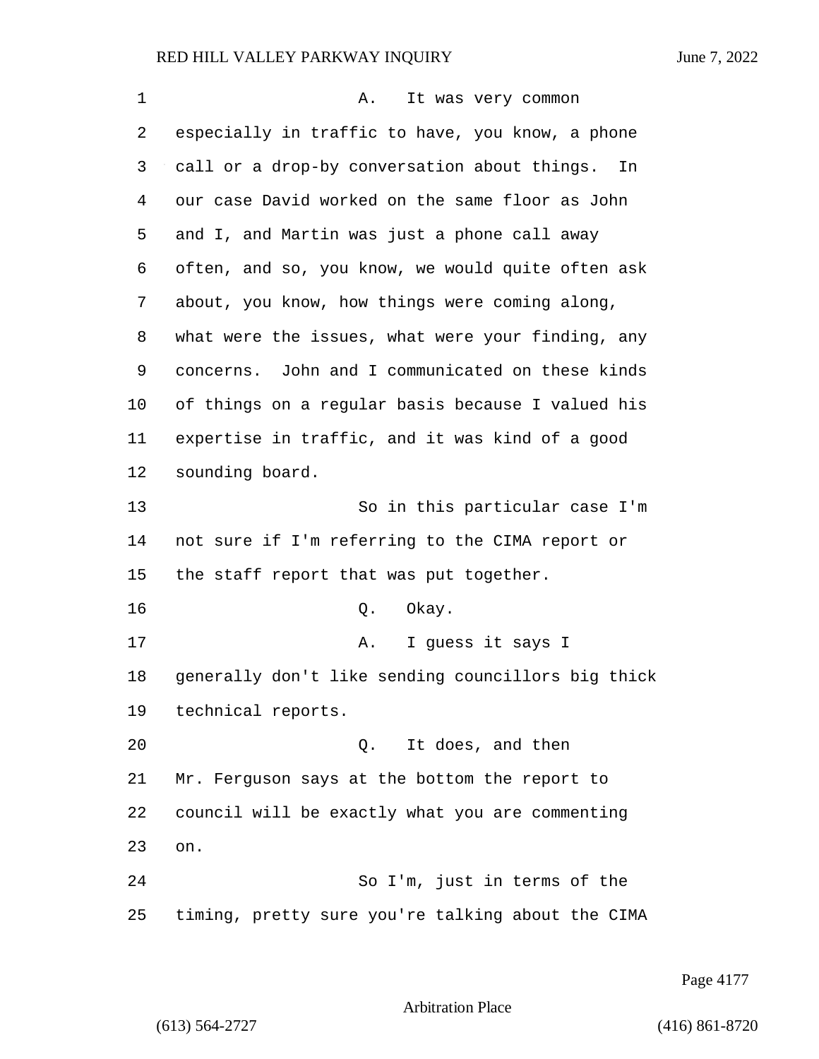A. It was very common especially in traffic to have, you know, a phone call or a drop-by conversation about things. In our case David worked on the same floor as John and I, and Martin was just a phone call away often, and so, you know, we would quite often ask about, you know, how things were coming along, what were the issues, what were your finding, any concerns. John and I communicated on these kinds of things on a regular basis because I valued his expertise in traffic, and it was kind of a good sounding board.

So in this particular case I'm not sure if I'm referring to the CIMA report or the staff report that was put together.

Q. Okay.

A. I guess it says I generally don't like sending councillors big thick technical reports.

Q. It does, and then Mr. Ferguson says at the bottom the report to council will be exactly what you are commenting on.

So I'm, just in terms of the timing, pretty sure you're talking about the CIMA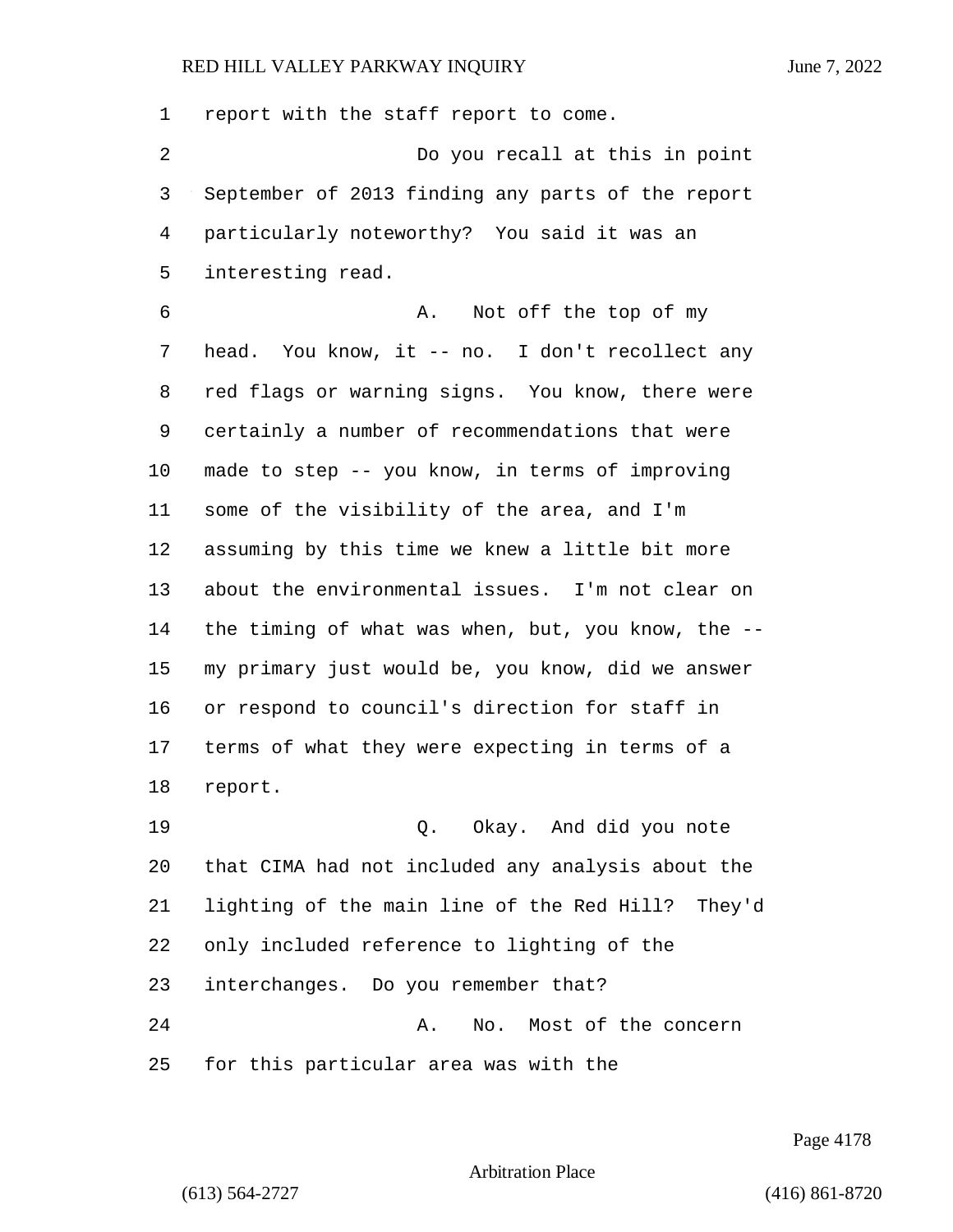report with the staff report to come.

Do you recall at this in point September of 2013 finding any parts of the report particularly noteworthy? You said it was an interesting read.

A. Not off the top of my head. You know, it -- no. I don't recollect any red flags or warning signs. You know, there were certainly a number of recommendations that were made to step -- you know, in terms of improving some of the visibility of the area, and I'm assuming by this time we knew a little bit more about the environmental issues. I'm not clear on the timing of what was when, but, you know, the -- my primary just would be, you know, did we answer or respond to council's direction for staff in terms of what they were expecting in terms of a report.

Q. Okay. And did you note that CIMA had not included any analysis about the lighting of the main line of the Red Hill? They'd only included reference to lighting of the interchanges. Do you remember that?

A. No. Most of the concern for this particular area was with the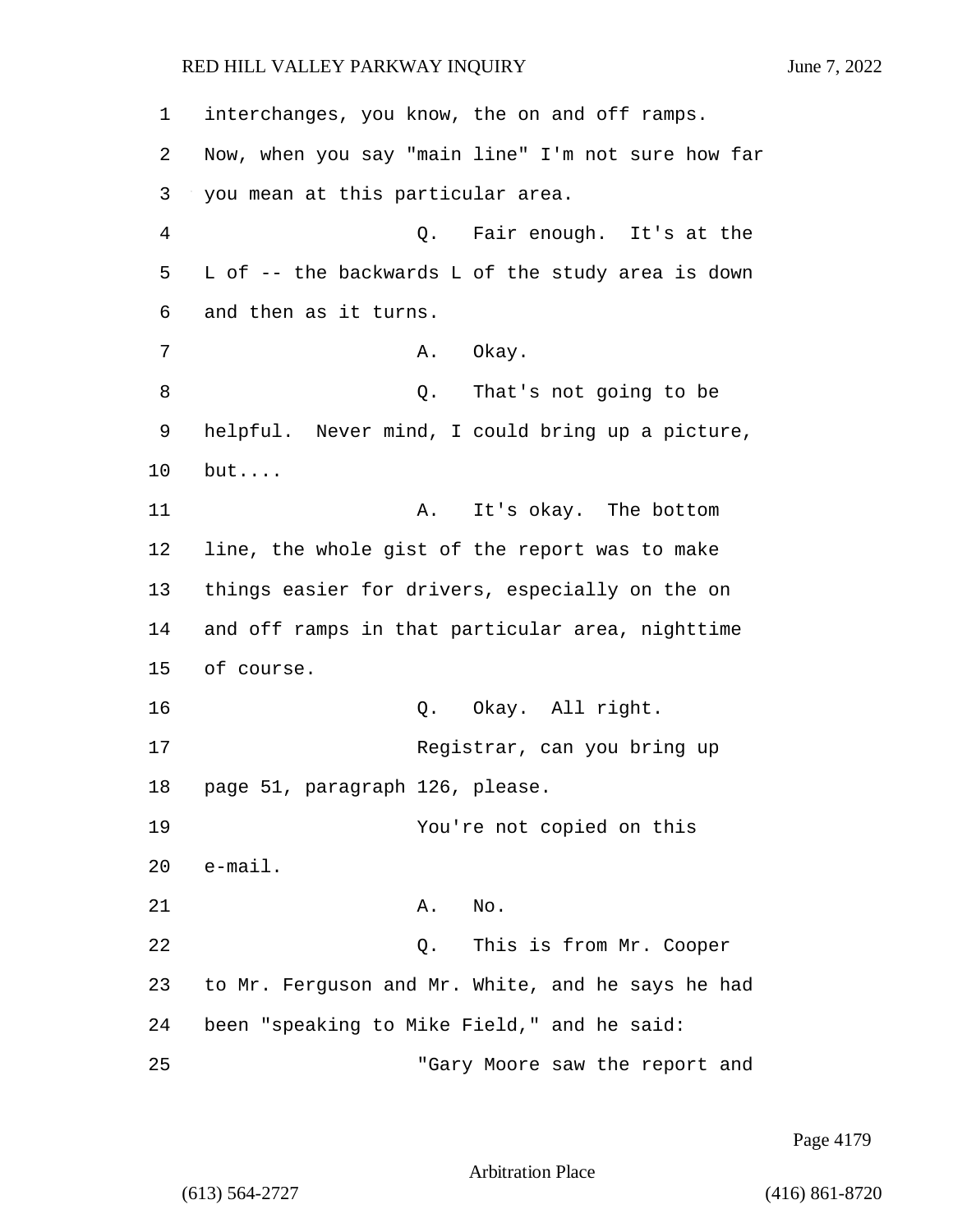interchanges, you know, the on and off ramps. Now, when you say "main line" I'm not sure how far you mean at this particular area.

Q. Fair enough. It's at the L of -- the backwards L of the study area is down and then as it turns.

A. Okay.

Q. That's not going to be helpful. Never mind, I could bring up a picture, but....

A. It's okay. The bottom line, the whole gist of the report was to make things easier for drivers, especially on the on and off ramps in that particular area, nighttime of course.

Q. Okay. All right.

Registrar, can you bring up page 51, paragraph 126, please.

You're not copied on this e-mail.

A. No.

Q. This is from Mr. Cooper to Mr. Ferguson and Mr. White, and he says he had been "speaking to Mike Field," and he said:

"Gary Moore saw the report and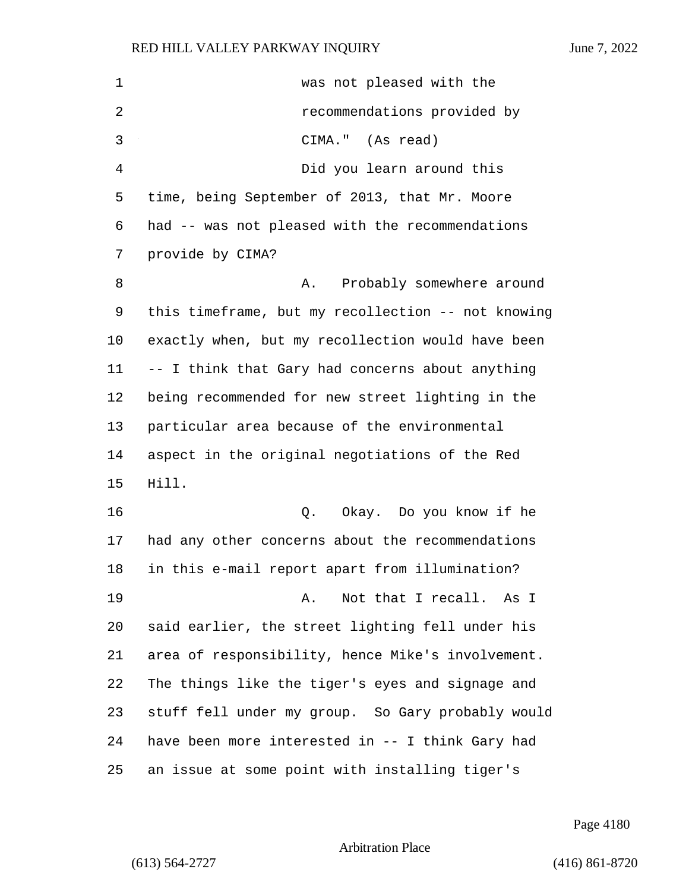was not pleased with the recommendations provided by CIMA." (As read)

Did you learn around this time, being September of 2013, that Mr. Moore had -- was not pleased with the recommendations provide by CIMA?

A. Probably somewhere around this timeframe, but my recollection -- not knowing exactly when, but my recollection would have been -- I think that Gary had concerns about anything being recommended for new street lighting in the particular area because of the environmental aspect in the original negotiations of the Red Hill.

Q. Okay. Do you know if he had any other concerns about the recommendations in this e-mail report apart from illumination?

A. Not that I recall. As I said earlier, the street lighting fell under his area of responsibility, hence Mike's involvement. The things like the tiger's eyes and signage and stuff fell under my group. So Gary probably would have been more interested in -- I think Gary had an issue at some point with installing tiger's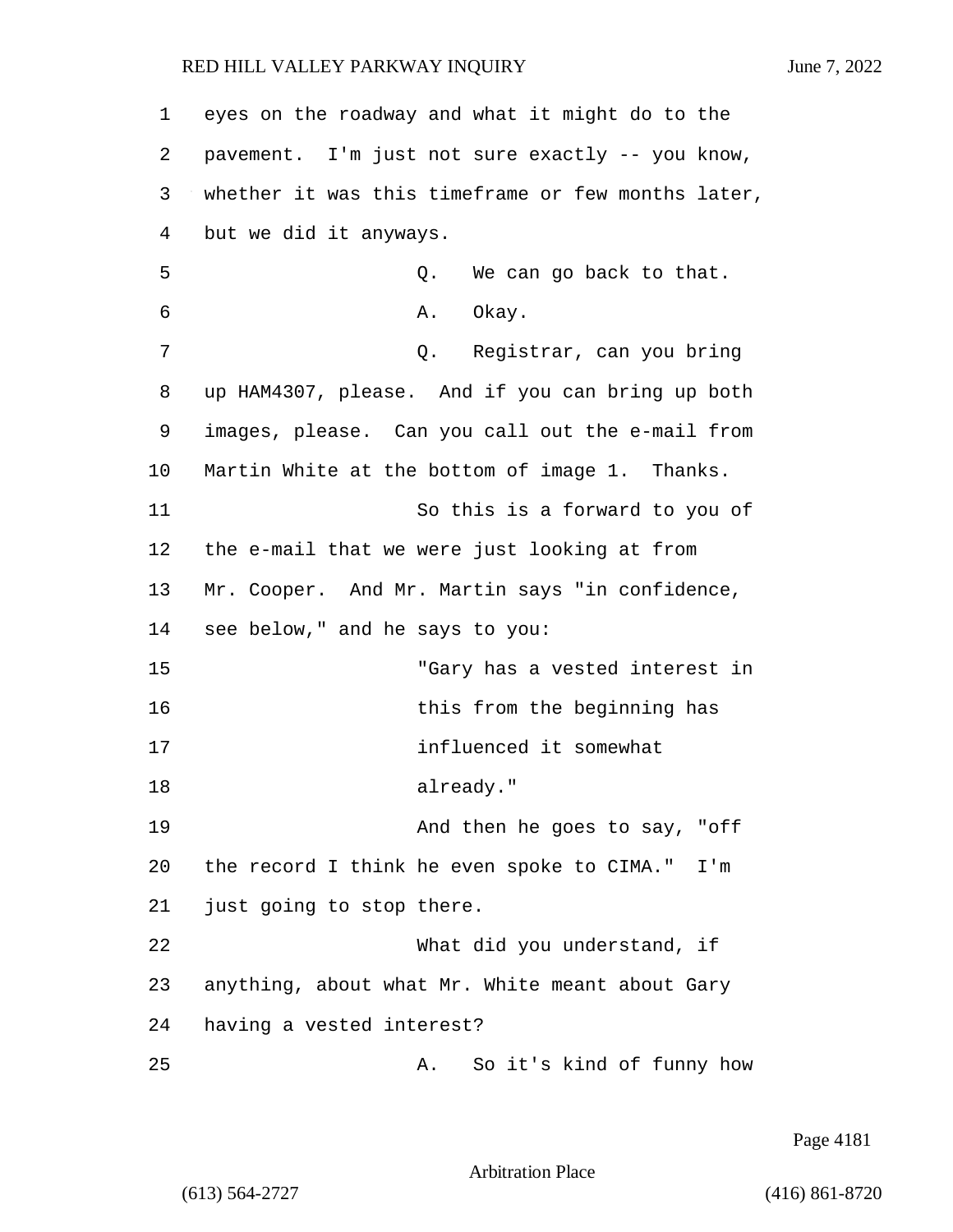eyes on the roadway and what it might do to the pavement. I'm just not sure exactly -- you know, whether it was this timeframe or few months later, but we did it anyways.

Q. We can go back to that.

A. Okay.

Q. Registrar, can you bring up HAM4307, please. And if you can bring up both images, please. Can you call out the e-mail from Martin White at the bottom of image 1. Thanks.

So this is a forward to you of the e-mail that we were just looking at from Mr. Cooper. And Mr. Martin says "in confidence, see below," and he says to you:

"Gary has a vested interest in this from the beginning has influenced it somewhat already."

And then he goes to say, "off the record I think he even spoke to CIMA." I'm just going to stop there.

What did you understand, if anything, about what Mr. White meant about Gary having a vested interest?

A. So it's kind of funny how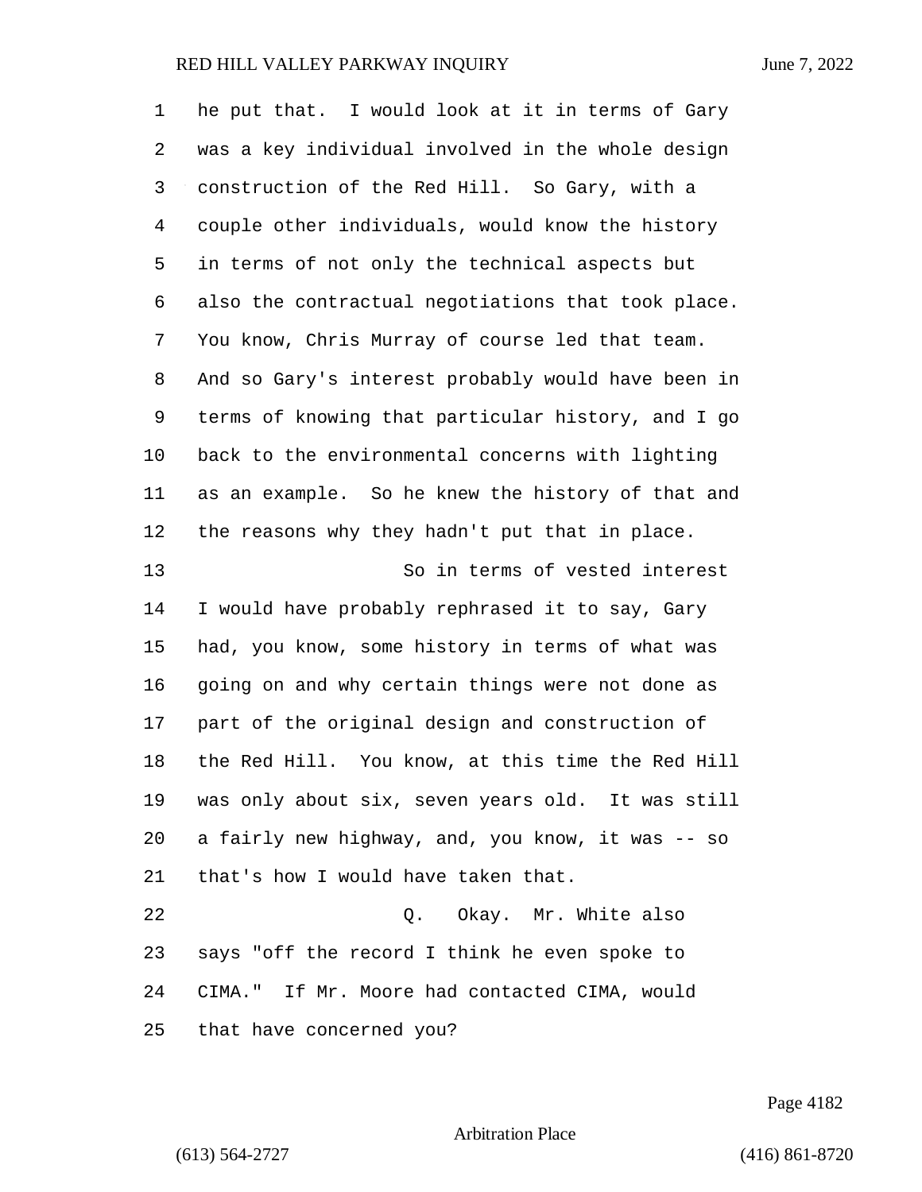he put that. I would look at it in terms of Gary was a key individual involved in the whole design construction of the Red Hill. So Gary, with a couple other individuals, would know the history in terms of not only the technical aspects but also the contractual negotiations that took place. You know, Chris Murray of course led that team. And so Gary's interest probably would have been in terms of knowing that particular history, and I go back to the environmental concerns with lighting as an example. So he knew the history of that and the reasons why they hadn't put that in place.

So in terms of vested interest I would have probably rephrased it to say, Gary had, you know, some history in terms of what was going on and why certain things were not done as part of the original design and construction of the Red Hill. You know, at this time the Red Hill was only about six, seven years old. It was still a fairly new highway, and, you know, it was -- so that's how I would have taken that.

Q. Okay. Mr. White also says "off the record I think he even spoke to CIMA." If Mr. Moore had contacted CIMA, would that have concerned you?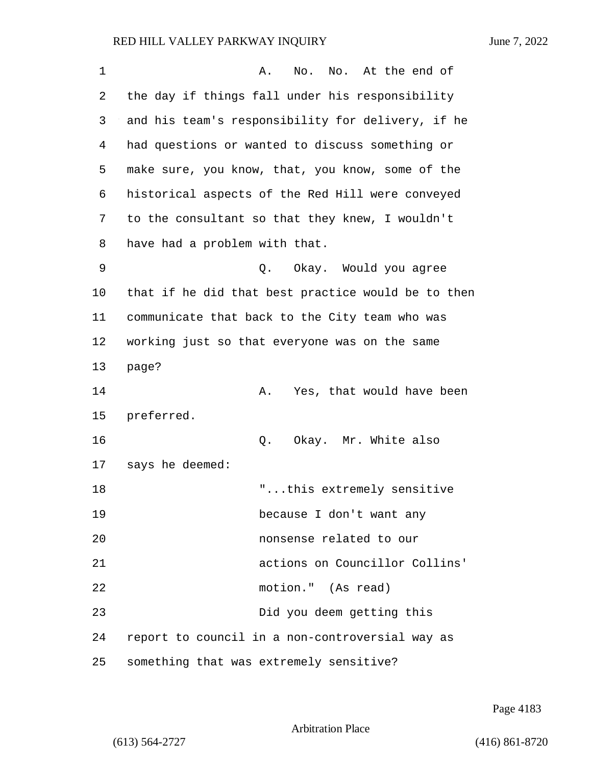A. No. No. At the end of the day if things fall under his responsibility and his team's responsibility for delivery, if he had questions or wanted to discuss something or make sure, you know, that, you know, some of the historical aspects of the Red Hill were conveyed to the consultant so that they knew, I wouldn't have had a problem with that.

Q. Okay. Would you agree that if he did that best practice would be to then communicate that back to the City team who was working just so that everyone was on the same page?

A. Yes, that would have been preferred.

Q. Okay. Mr. White also says he deemed:

> "...this extremely sensitive because I don't want any nonsense related to our actions on Councillor Collins' motion." (As read)

Did you deem getting this report to council in a non-controversial way as something that was extremely sensitive?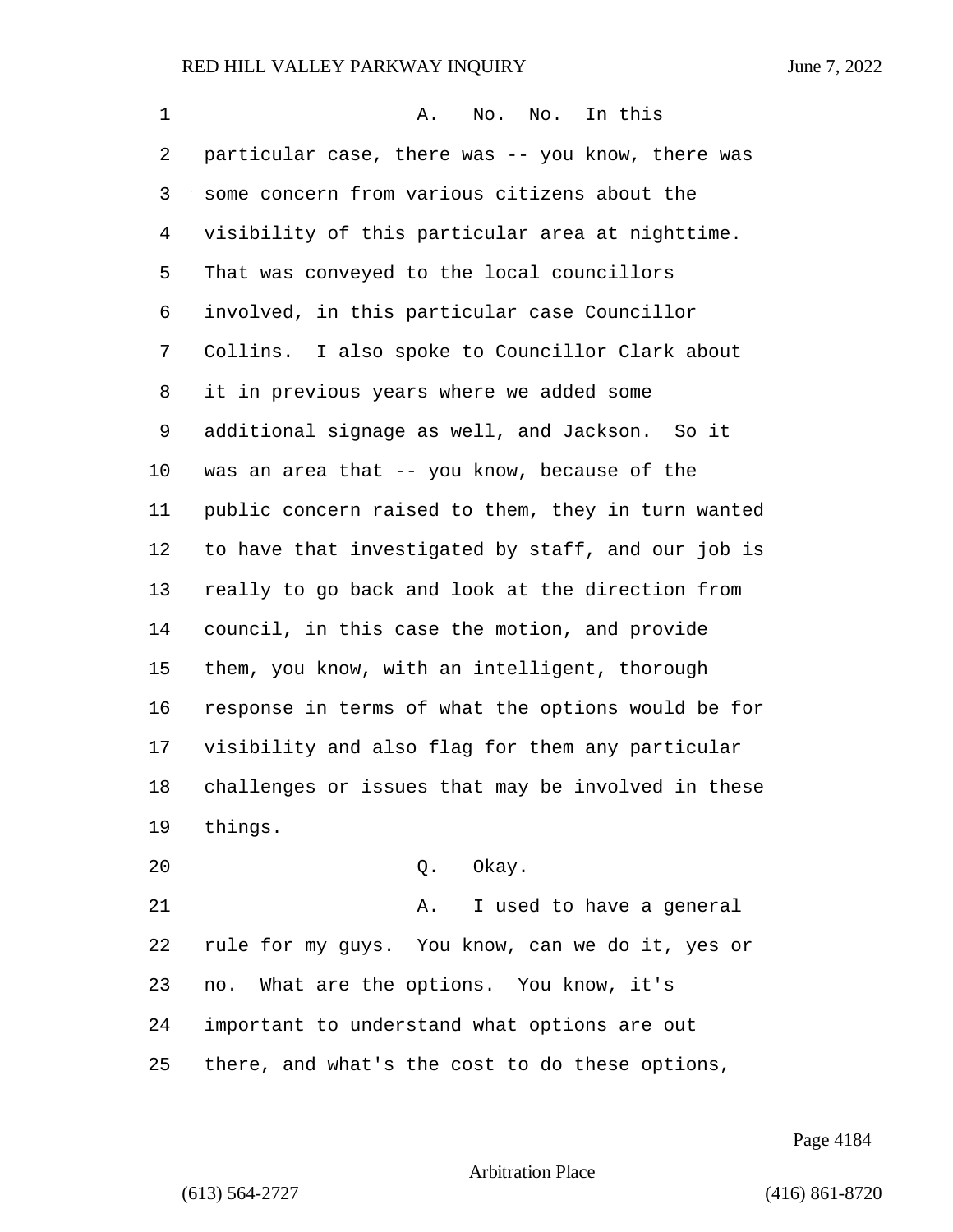A. No. No. In this particular case, there was -- you know, there was some concern from various citizens about the visibility of this particular area at nighttime. That was conveyed to the local councillors involved, in this particular case Councillor Collins. I also spoke to Councillor Clark about it in previous years where we added some additional signage as well, and Jackson. So it was an area that -- you know, because of the public concern raised to them, they in turn wanted to have that investigated by staff, and our job is really to go back and look at the direction from council, in this case the motion, and provide them, you know, with an intelligent, thorough response in terms of what the options would be for visibility and also flag for them any particular challenges or issues that may be involved in these things.

Q. Okay.

A. I used to have a general rule for my guys. You know, can we do it, yes or no. What are the options. You know, it's important to understand what options are out there, and what's the cost to do these options,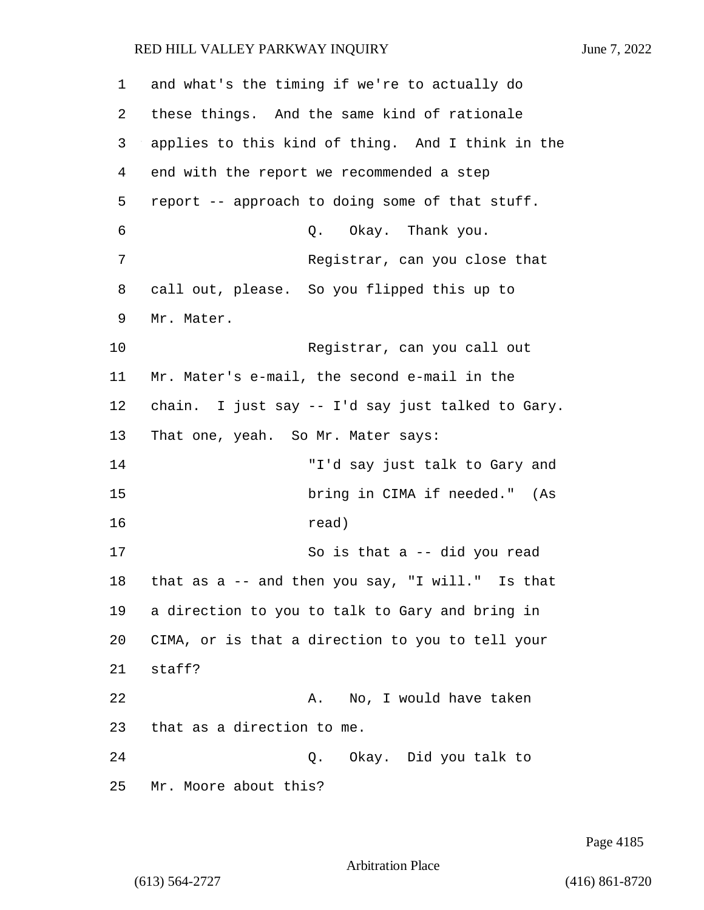and what's the timing if we're to actually do these things. And the same kind of rationale applies to this kind of thing. And I think in the end with the report we recommended a step report -- approach to doing some of that stuff.

Q. Okay. Thank you.

Registrar, can you close that call out, please. So you flipped this up to Mr. Mater.

Registrar, can you call out Mr. Mater's e-mail, the second e-mail in the chain. I just say -- I'd say just talked to Gary. That one, yeah. So Mr. Mater says:

"I'd say just talk to Gary and bring in CIMA if needed." (As read)

So is that a -- did you read that as a -- and then you say, "I will." Is that a direction to you to talk to Gary and bring in CIMA, or is that a direction to you to tell your staff?

A. No, I would have taken that as a direction to me.

Q. Okay. Did you talk to Mr. Moore about this?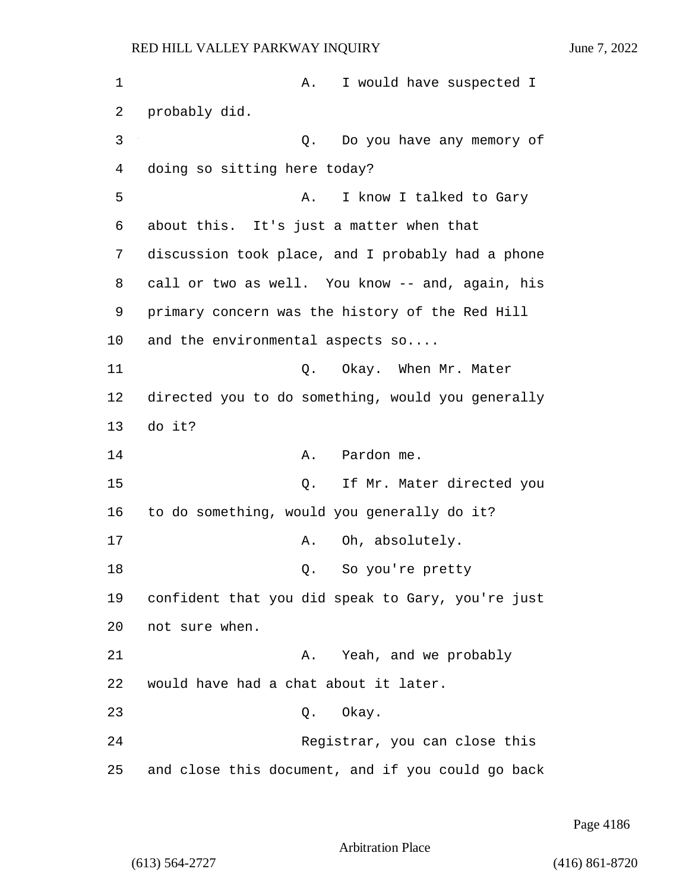A. I would have suspected I probably did.

Q. Do you have any memory of doing so sitting here today?

A. I know I talked to Gary about this. It's just a matter when that discussion took place, and I probably had a phone call or two as well. You know -- and, again, his primary concern was the history of the Red Hill and the environmental aspects so....

Q. Okay. When Mr. Mater directed you to do something, would you generally do it?

A. Pardon me.

Q. If Mr. Mater directed you to do something, would you generally do it?

A. Oh, absolutely.

Q. So you're pretty confident that you did speak to Gary, you're just not sure when.

A. Yeah, and we probably would have had a chat about it later.

Q. Okay.

Registrar, you can close this and close this document, and if you could go back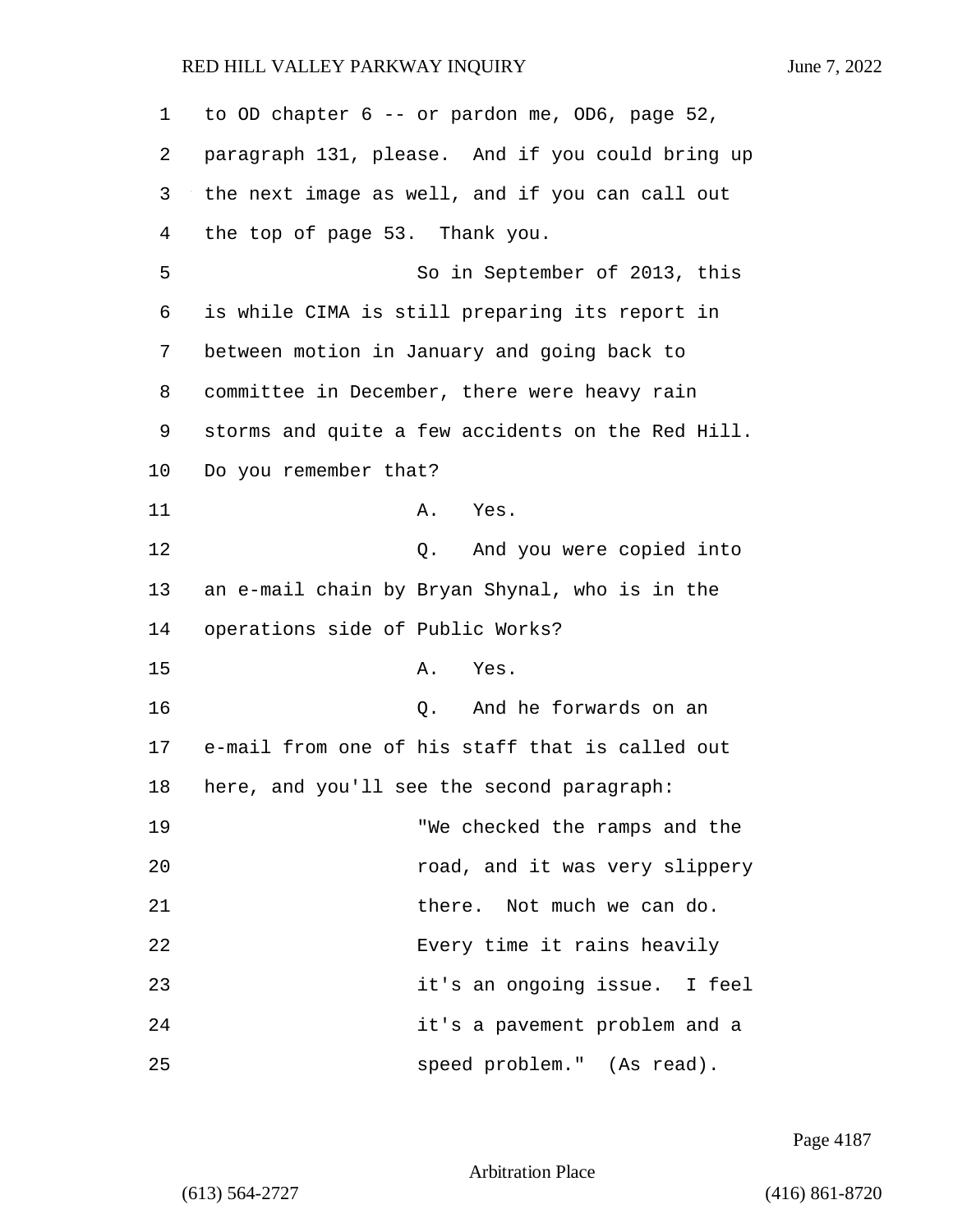to OD chapter 6 -- or pardon me, OD6, page 52, paragraph 131, please. And if you could bring up the next image as well, and if you can call out the top of page 53. Thank you.

So in September of 2013, this is while CIMA is still preparing its report in between motion in January and going back to committee in December, there were heavy rain storms and quite a few accidents on the Red Hill. Do you remember that?

A. Yes.

Q. And you were copied into an e-mail chain by Bryan Shynal, who is in the operations side of Public Works?

A. Yes.

Q. And he forwards on an e-mail from one of his staff that is called out here, and you'll see the second paragraph:

"We checked the ramps and the road, and it was very slippery there. Not much we can do. Every time it rains heavily it's an ongoing issue. I feel it's a pavement problem and a speed problem." (As read).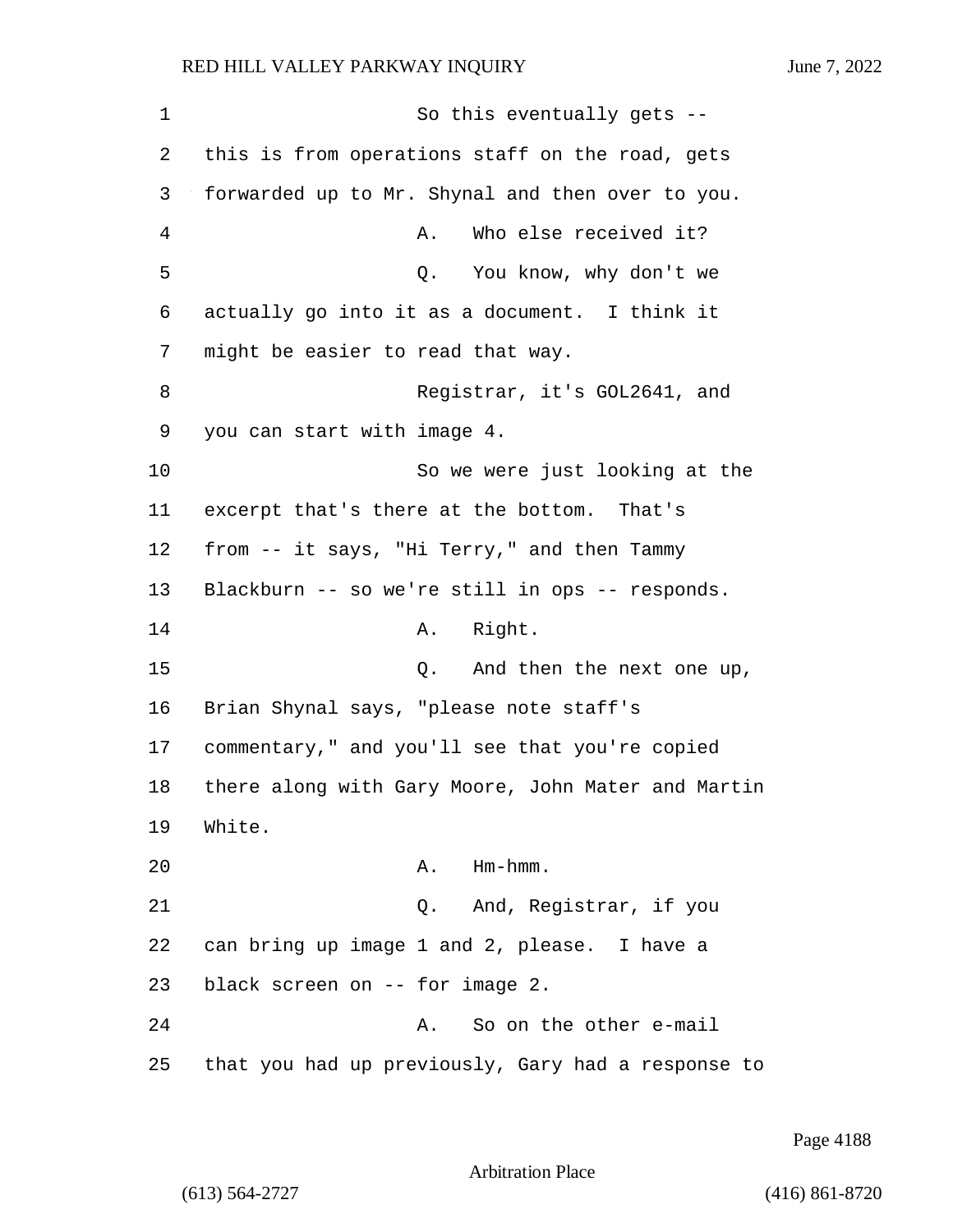So this eventually gets -- this is from operations staff on the road, gets forwarded up to Mr. Shynal and then over to you.

A. Who else received it?

Q. You know, why don't we actually go into it as a document. I think it might be easier to read that way.

Registrar, it's GOL2641, and you can start with image 4.

So we were just looking at the excerpt that's there at the bottom. That's from -- it says, "Hi Terry," and then Tammy Blackburn -- so we're still in ops -- responds.

A. Right.

Q. And then the next one up, Brian Shynal says, "please note staff's commentary," and you'll see that you're copied there along with Gary Moore, John Mater and Martin White.

A. Hm-hmm.

Q. And, Registrar, if you can bring up image 1 and 2, please. I have a black screen on -- for image 2.

A. So on the other e-mail that you had up previously, Gary had a response to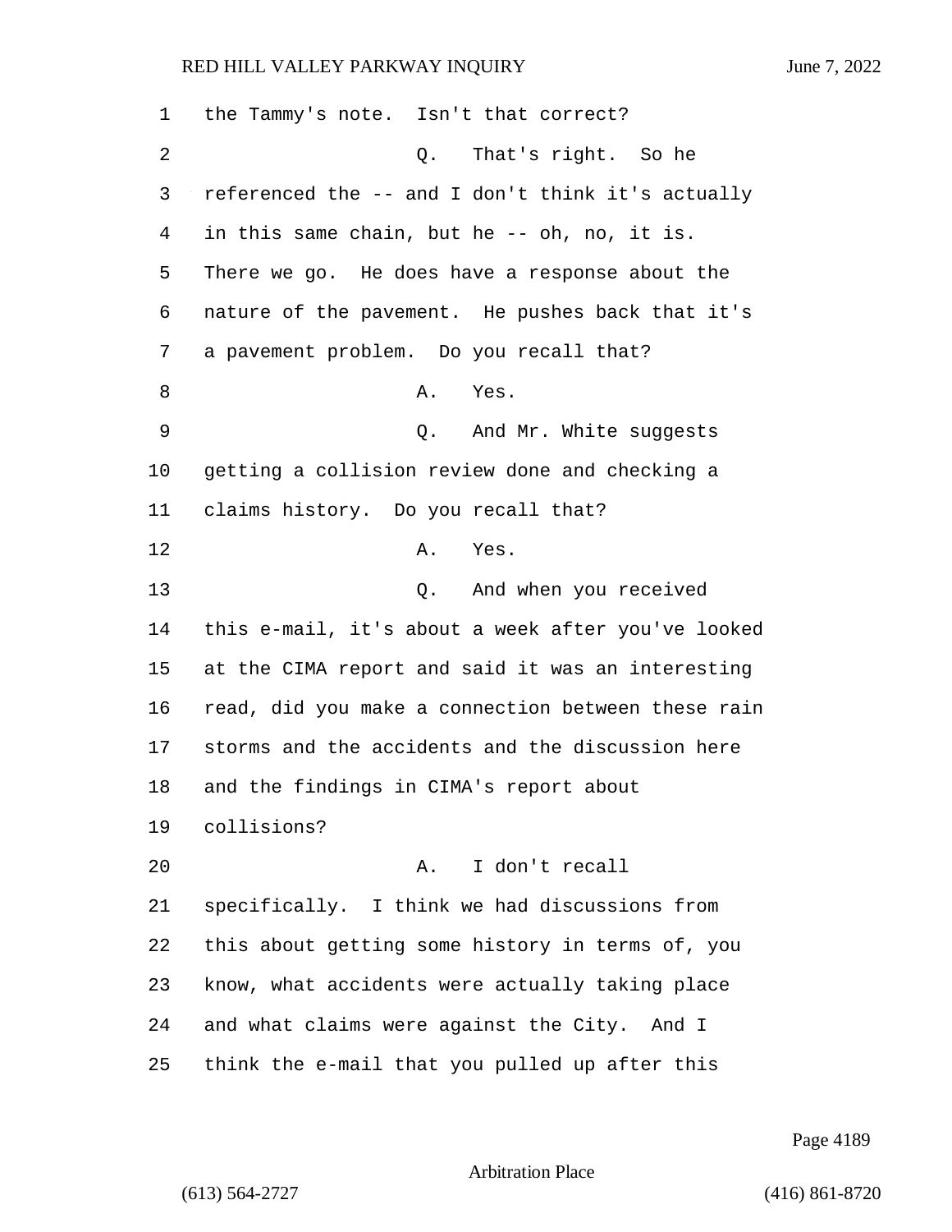the Tammy's note. Isn't that correct?

Q. That's right. So he referenced the -- and I don't think it's actually in this same chain, but he -- oh, no, it is. There we go. He does have a response about the nature of the pavement. He pushes back that it's a pavement problem. Do you recall that?

A. Yes.

Q. And Mr. White suggests getting a collision review done and checking a claims history. Do you recall that?

A. Yes.

Q. And when you received this e-mail, it's about a week after you've looked at the CIMA report and said it was an interesting read, did you make a connection between these rain storms and the accidents and the discussion here and the findings in CIMA's report about collisions?

A. I don't recall specifically. I think we had discussions from this about getting some history in terms of, you know, what accidents were actually taking place and what claims were against the City. And I think the e-mail that you pulled up after this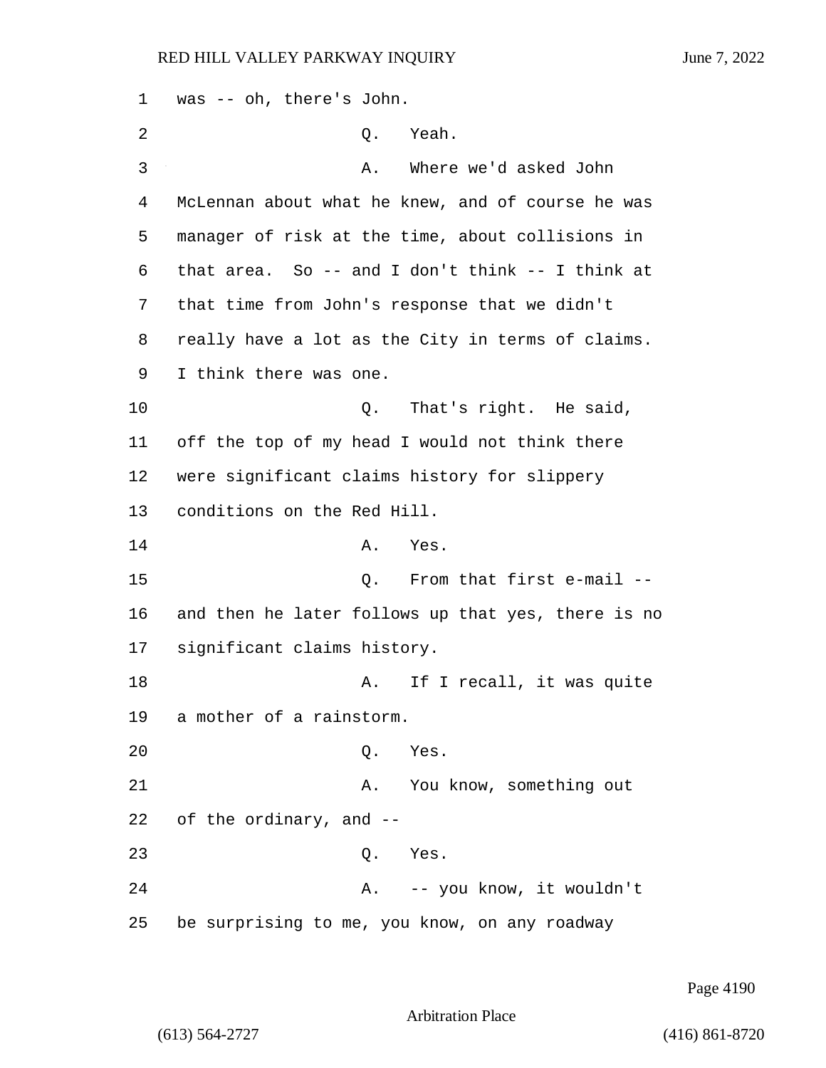1 was -- oh, there's John.

2 Q. Yeah.

3 A. Where we'd asked John

4 McLennan about what he knew, and of course he was

5 manager of risk at the time, about collisions in

6 that area. So -- and I don't think -- I think at

7 that time from John's response that we didn't

8 really have a lot as the City in terms of claims.

9 I think there was one.

10 Q. That's right. He said,

11 off the top of my head I would not think there

12 were significant claims history for slippery

13 conditions on the Red Hill.

14 A. Yes.

15 Q. From that first e-mail --

16 and then he later follows up that yes, there is no

17 significant claims history.

18 A. If I recall, it was quite

19 a mother of a rainstorm.

20 Q. Yes.

21 A. You know, something out

22 of the ordinary, and --

23 Q. Yes.

24 A. -- you know, it wouldn't

25 be surprising to me, you know, on any roadway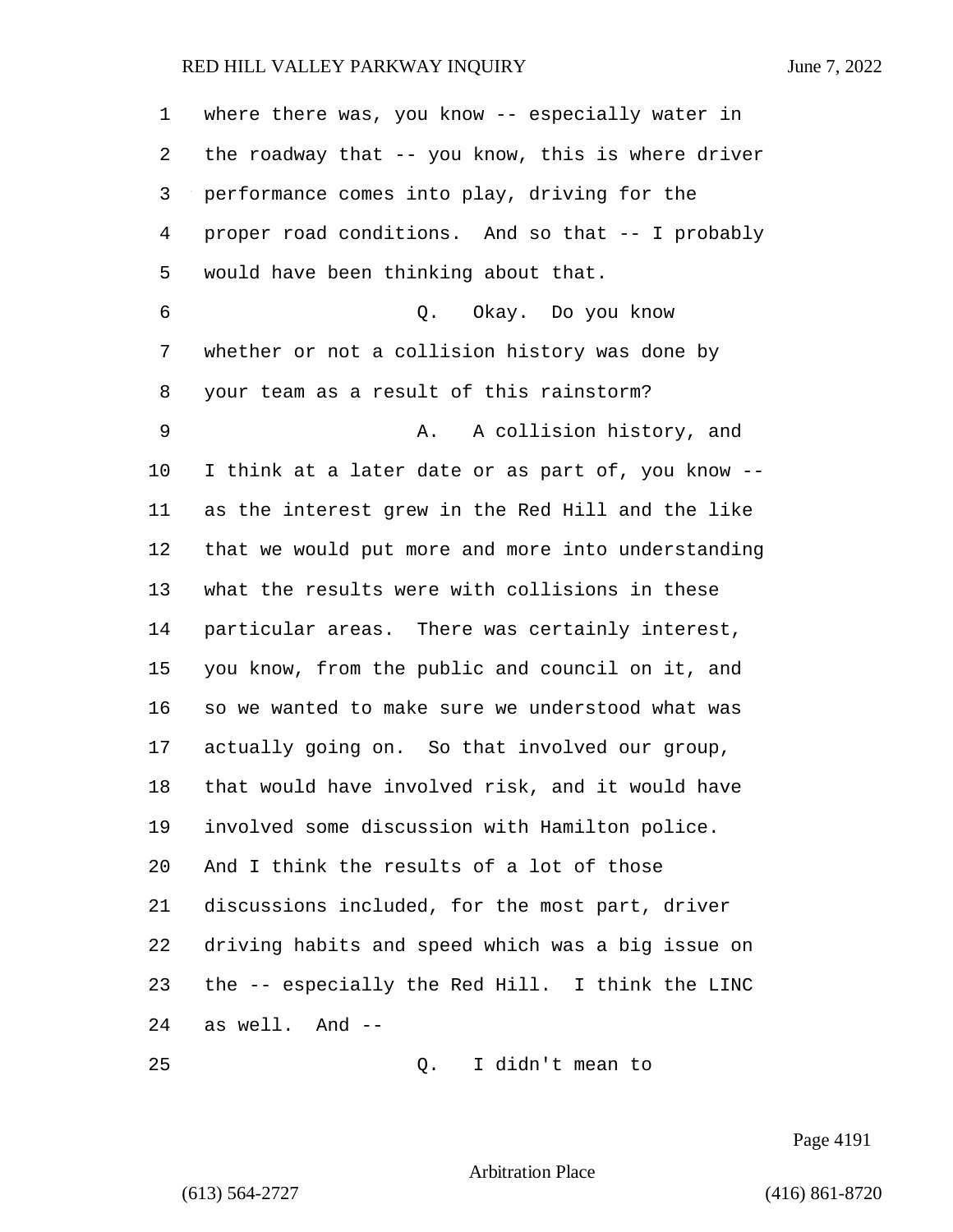where there was, you know -- especially water in the roadway that -- you know, this is where driver performance comes into play, driving for the proper road conditions. And so that -- I probably would have been thinking about that.

Q. Okay. Do you know whether or not a collision history was done by your team as a result of this rainstorm?

A. A collision history, and I think at a later date or as part of, you know -- as the interest grew in the Red Hill and the like that we would put more and more into understanding what the results were with collisions in these particular areas. There was certainly interest, you know, from the public and council on it, and so we wanted to make sure we understood what was actually going on. So that involved our group, that would have involved risk, and it would have involved some discussion with Hamilton police. And I think the results of a lot of those discussions included, for the most part, driver driving habits and speed which was a big issue on the -- especially the Red Hill. I think the LINC as well. And --

Q. I didn't mean to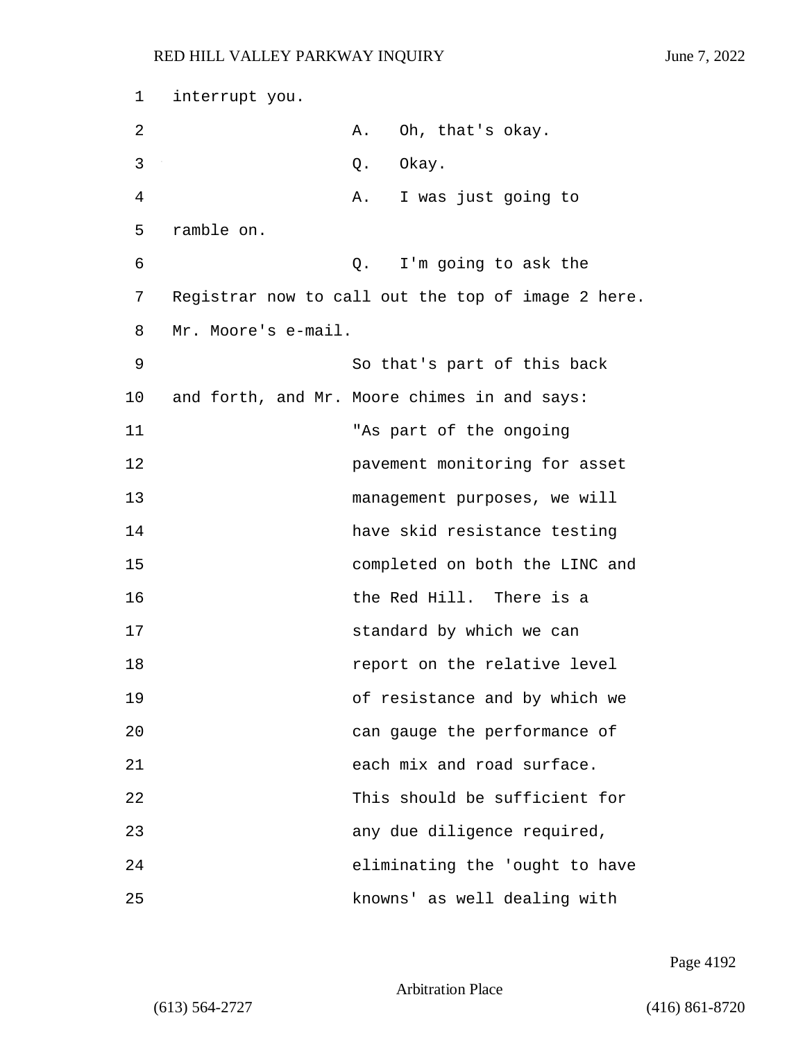interrupt you.

A. Oh, that's okay.

Q. Okay.

A. I was just going to ramble on.

Q. I'm going to ask the Registrar now to call out the top of image 2 here. Mr. Moore's e-mail.

So that's part of this back and forth, and Mr. Moore chimes in and says:

"As part of the ongoing pavement monitoring for asset management purposes, we will have skid resistance testing completed on both the LINC and the Red Hill. There is a standard by which we can report on the relative level of resistance and by which we can gauge the performance of each mix and road surface. This should be sufficient for any due diligence required, eliminating the 'ought to have knowns' as well dealing with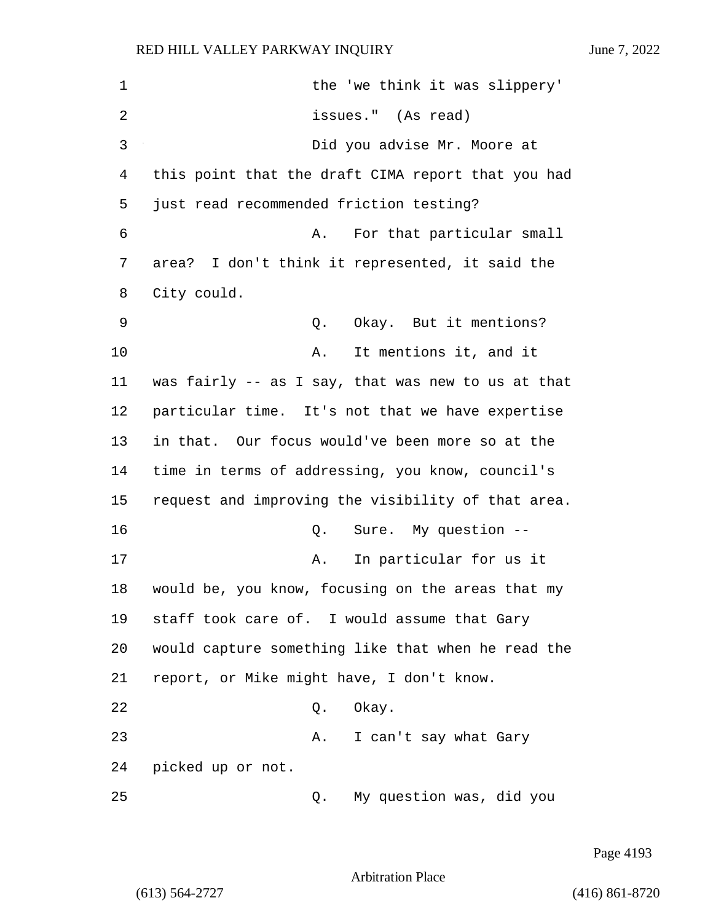the 'we think it was slippery' issues." (As read)

Did you advise Mr. Moore at this point that the draft CIMA report that you had just read recommended friction testing?

A. For that particular small area? I don't think it represented, it said the City could.

Q. Okay. But it mentions?

A. It mentions it, and it was fairly -- as I say, that was new to us at that particular time. It's not that we have expertise in that. Our focus would've been more so at the time in terms of addressing, you know, council's request and improving the visibility of that area.

Q. Sure. My question --

A. In particular for us it would be, you know, focusing on the areas that my staff took care of. I would assume that Gary would capture something like that when he read the report, or Mike might have, I don't know.

Q. Okay.

A. I can't say what Gary picked up or not.

Q. My question was, did you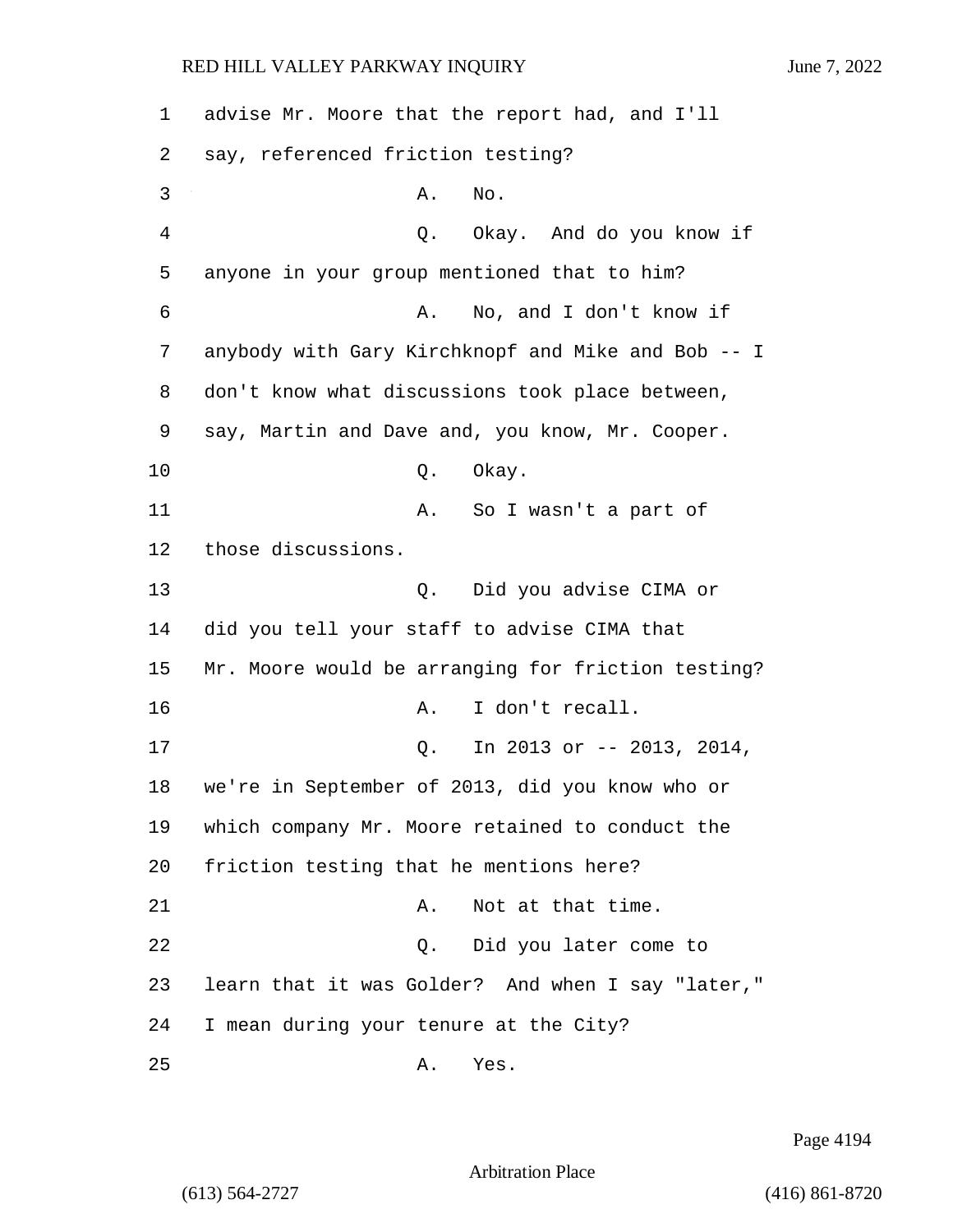advise Mr. Moore that the report had, and I'll say, referenced friction testing?

A. No.

Q. Okay. And do you know if anyone in your group mentioned that to him?

A. No, and I don't know if anybody with Gary Kirchknopf and Mike and Bob -- I don't know what discussions took place between, say, Martin and Dave and, you know, Mr. Cooper.

Q. Okay.

A. So I wasn't a part of those discussions.

Q. Did you advise CIMA or did you tell your staff to advise CIMA that Mr. Moore would be arranging for friction testing?

A. I don't recall.

Q. In 2013 or -- 2013, 2014, we're in September of 2013, did you know who or which company Mr. Moore retained to conduct the friction testing that he mentions here?

A. Not at that time.

Q. Did you later come to learn that it was Golder? And when I say "later," I mean during your tenure at the City?

A. Yes.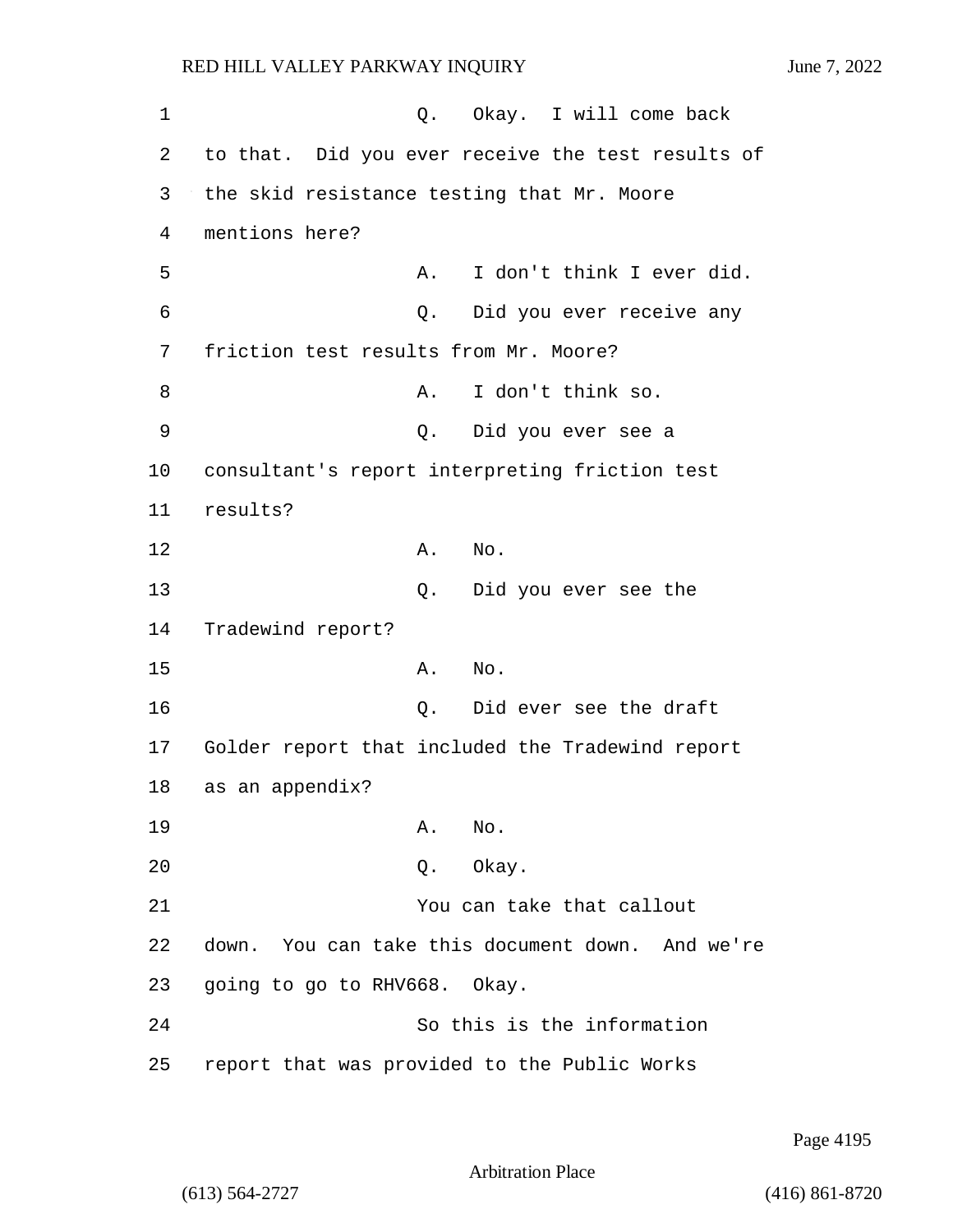Q. Okay. I will come back to that. Did you ever receive the test results of the skid resistance testing that Mr. Moore mentions here?

A. I don't think I ever did.

Q. Did you ever receive any friction test results from Mr. Moore?

A. I don't think so.

Q. Did you ever see a consultant's report interpreting friction test results?

A. No.

Q. Did you ever see the Tradewind report?

A. No.

Q. Did ever see the draft Golder report that included the Tradewind report as an appendix?

A. No.

Q. Okay.

You can take that callout down. You can take this document down. And we're going to go to RHV668. Okay.

So this is the information report that was provided to the Public Works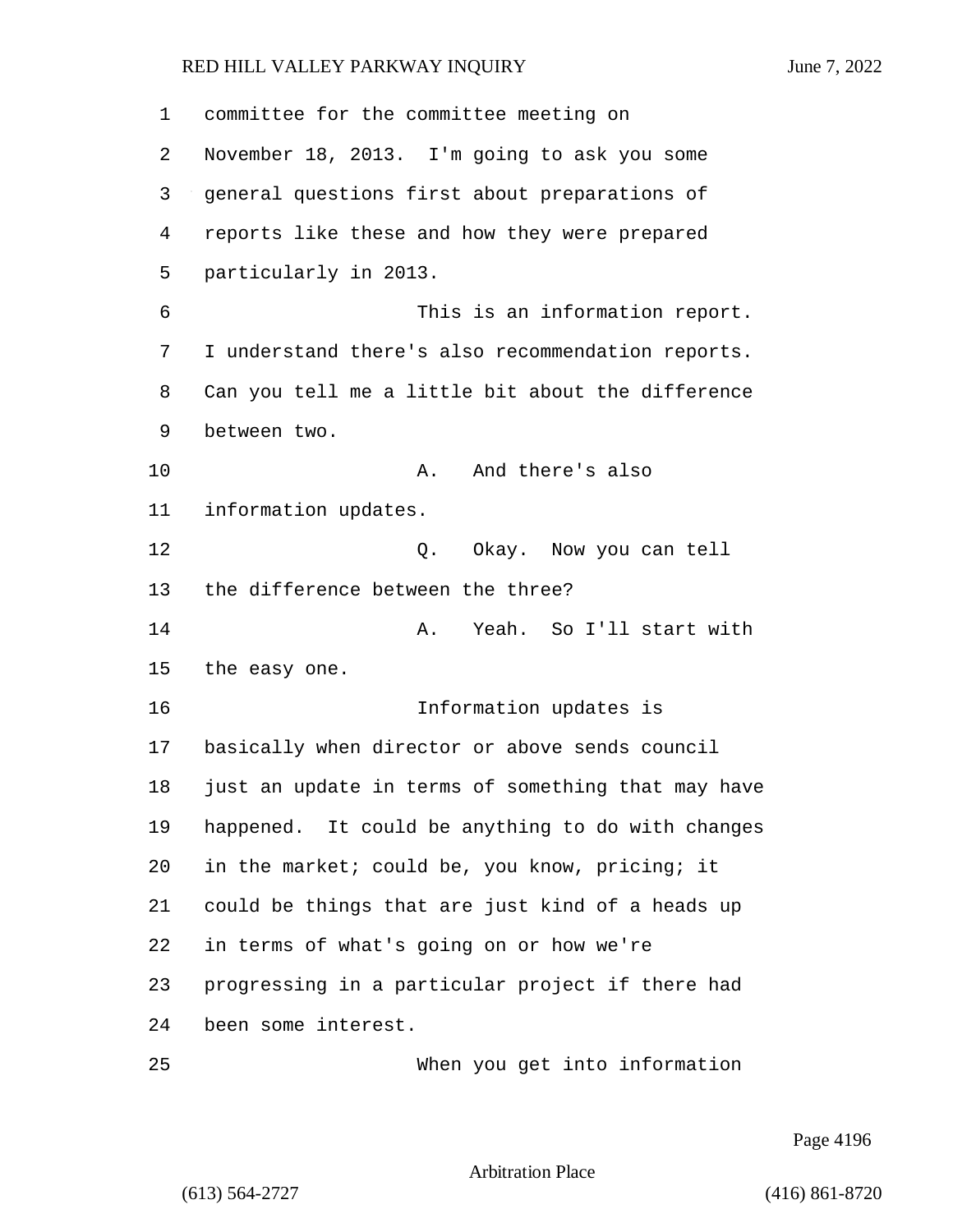committee for the committee meeting on November 18, 2013. I'm going to ask you some general questions first about preparations of reports like these and how they were prepared particularly in 2013.

This is an information report. I understand there's also recommendation reports. Can you tell me a little bit about the difference between two.

A. And there's also information updates.

Q. Okay. Now you can tell the difference between the three?

A. Yeah. So I'll start with the easy one.

Information updates is basically when director or above sends council just an update in terms of something that may have happened. It could be anything to do with changes in the market; could be, you know, pricing; it could be things that are just kind of a heads up in terms of what's going on or how we're progressing in a particular project if there had been some interest.

When you get into information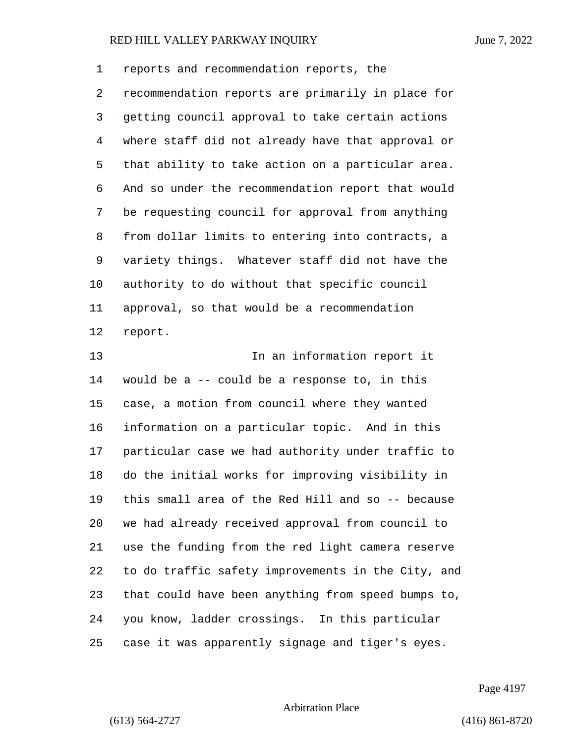reports and recommendation reports, the recommendation reports are primarily in place for getting council approval to take certain actions where staff did not already have that approval or that ability to take action on a particular area. And so under the recommendation report that would be requesting council for approval from anything from dollar limits to entering into contracts, a variety things. Whatever staff did not have the authority to do without that specific council approval, so that would be a recommendation report.

In an information report it would be a -- could be a response to, in this case, a motion from council where they wanted information on a particular topic. And in this particular case we had authority under traffic to do the initial works for improving visibility in this small area of the Red Hill and so -- because we had already received approval from council to use the funding from the red light camera reserve to do traffic safety improvements in the City, and that could have been anything from speed bumps to, you know, ladder crossings. In this particular case it was apparently signage and tiger's eyes.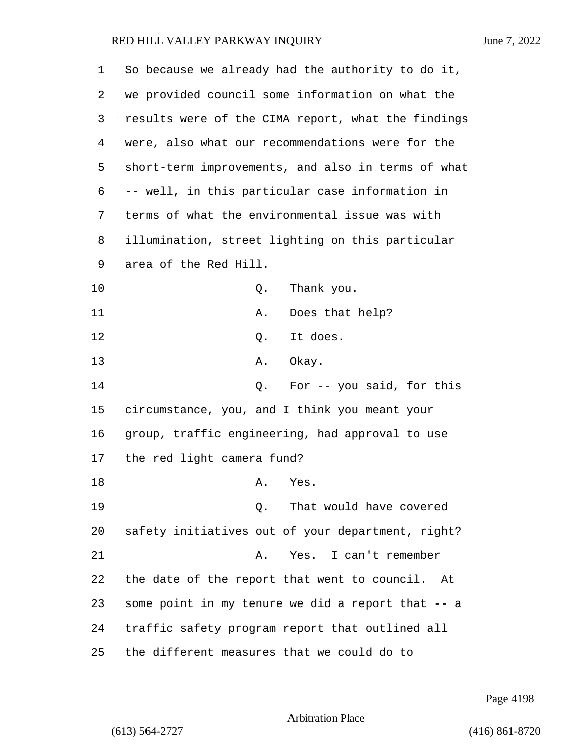So because we already had the authority to do it, we provided council some information on what the results were of the CIMA report, what the findings were, also what our recommendations were for the short-term improvements, and also in terms of what -- well, in this particular case information in terms of what the environmental issue was with illumination, street lighting on this particular area of the Red Hill.

Q. Thank you.

A. Does that help?

Q. It does.

A. Okay.

Q. For -- you said, for this circumstance, you, and I think you meant your group, traffic engineering, had approval to use the red light camera fund?

A. Yes.

Q. That would have covered safety initiatives out of your department, right?

A. Yes. I can't remember the date of the report that went to council. At some point in my tenure we did a report that -- a traffic safety program report that outlined all the different measures that we could do to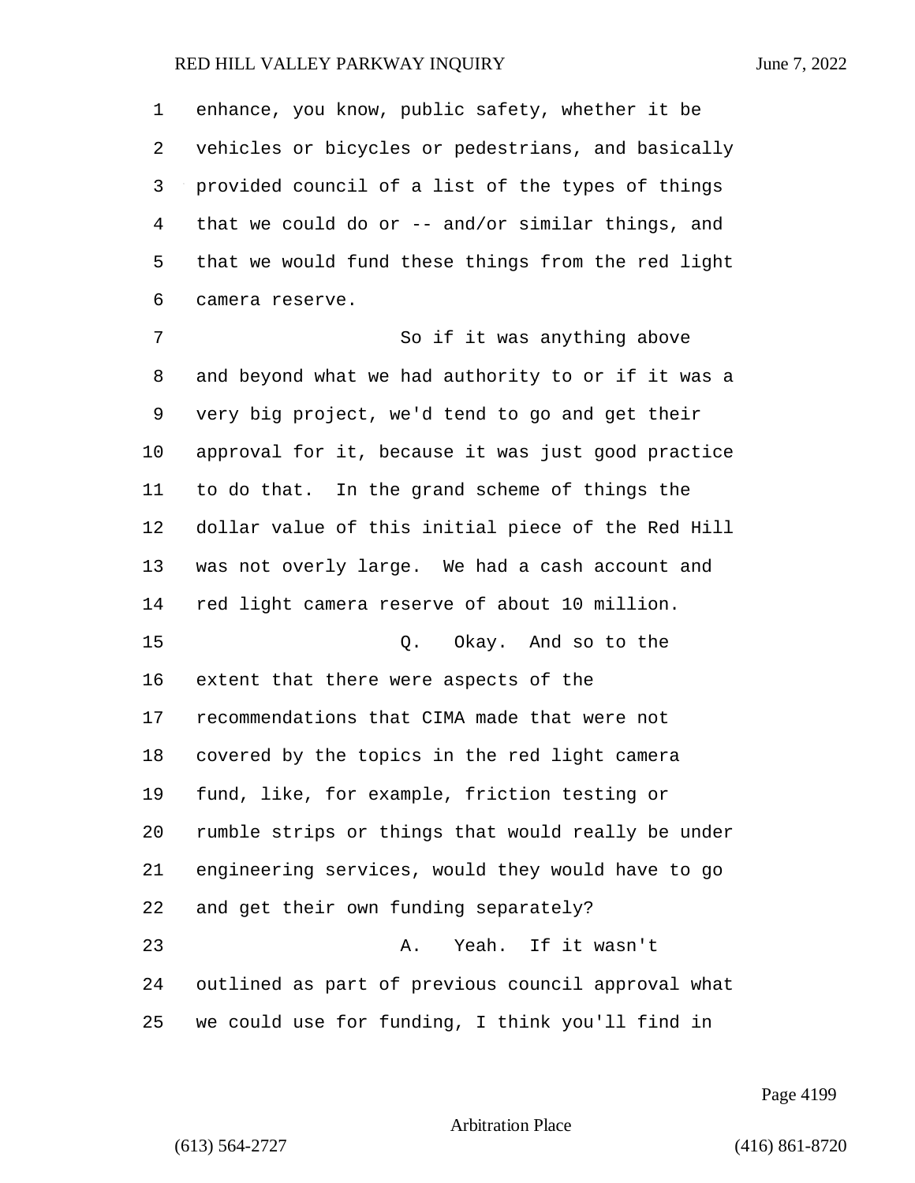enhance, you know, public safety, whether it be vehicles or bicycles or pedestrians, and basically provided council of a list of the types of things that we could do or -- and/or similar things, and that we would fund these things from the red light camera reserve.

So if it was anything above and beyond what we had authority to or if it was a very big project, we'd tend to go and get their approval for it, because it was just good practice to do that. In the grand scheme of things the dollar value of this initial piece of the Red Hill was not overly large. We had a cash account and red light camera reserve of about 10 million.

Q. Okay. And so to the extent that there were aspects of the recommendations that CIMA made that were not covered by the topics in the red light camera fund, like, for example, friction testing or rumble strips or things that would really be under engineering services, would they would have to go and get their own funding separately?

A. Yeah. If it wasn't outlined as part of previous council approval what we could use for funding, I think you'll find in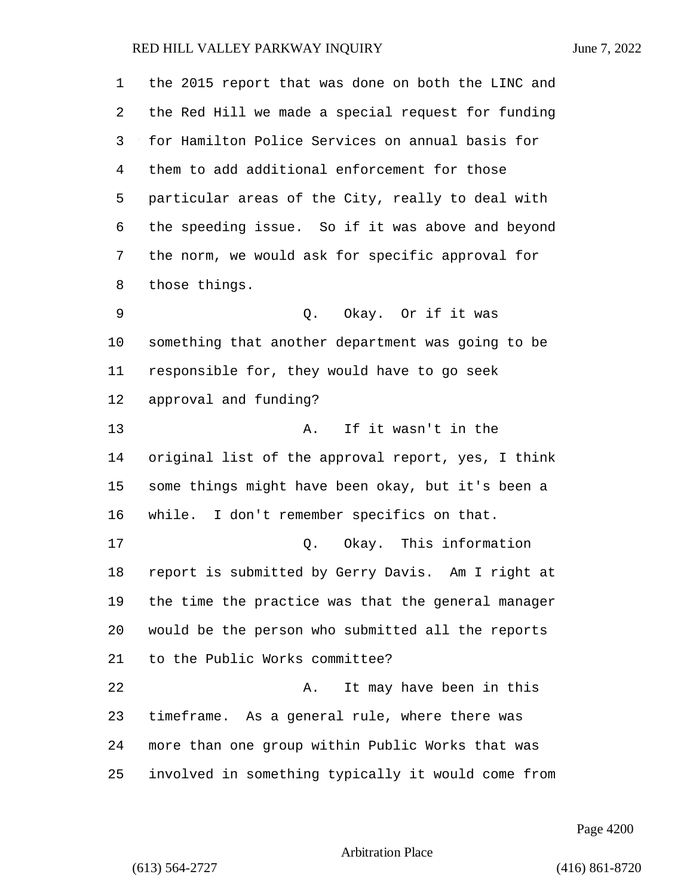the 2015 report that was done on both the LINC and the Red Hill we made a special request for funding for Hamilton Police Services on annual basis for them to add additional enforcement for those particular areas of the City, really to deal with the speeding issue. So if it was above and beyond the norm, we would ask for specific approval for those things.

Q. Okay. Or if it was something that another department was going to be responsible for, they would have to go seek approval and funding?

A. If it wasn't in the original list of the approval report, yes, I think some things might have been okay, but it's been a while. I don't remember specifics on that.

Q. Okay. This information report is submitted by Gerry Davis. Am I right at the time the practice was that the general manager would be the person who submitted all the reports to the Public Works committee?

A. It may have been in this timeframe. As a general rule, where there was more than one group within Public Works that was involved in something typically it would come from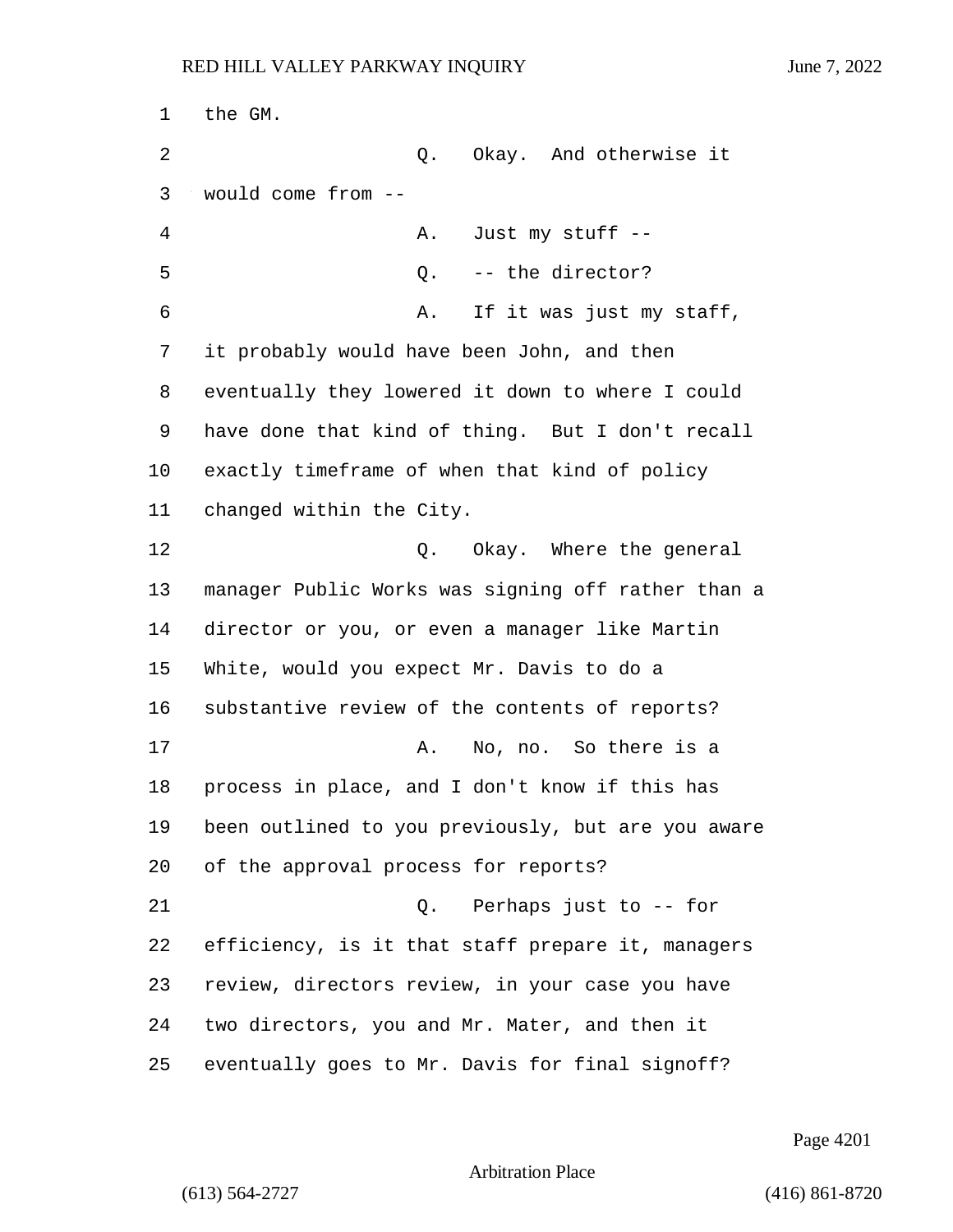the GM.

Q. Okay. And otherwise it would come from --

A. Just my stuff --

Q. -- the director?

A. If it was just my staff, it probably would have been John, and then eventually they lowered it down to where I could have done that kind of thing. But I don't recall exactly timeframe of when that kind of policy changed within the City.

Q. Okay. Where the general manager Public Works was signing off rather than a director or you, or even a manager like Martin White, would you expect Mr. Davis to do a substantive review of the contents of reports?

A. No, no. So there is a process in place, and I don't know if this has been outlined to you previously, but are you aware of the approval process for reports?

Q. Perhaps just to -- for efficiency, is it that staff prepare it, managers review, directors review, in your case you have two directors, you and Mr. Mater, and then it eventually goes to Mr. Davis for final signoff?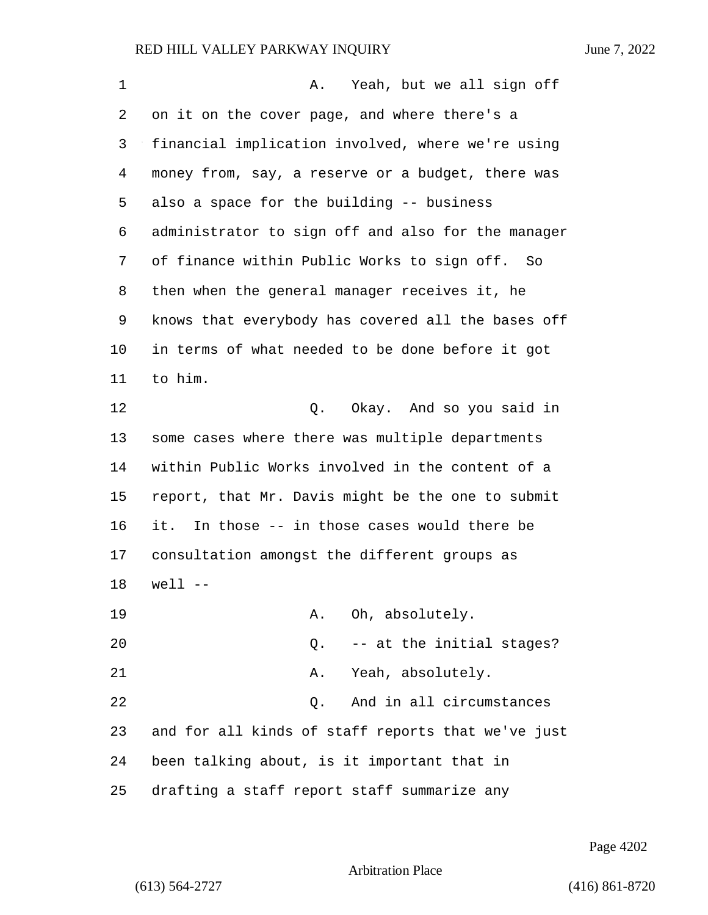A. Yeah, but we all sign off on it on the cover page, and where there's a financial implication involved, where we're using money from, say, a reserve or a budget, there was also a space for the building -- business administrator to sign off and also for the manager of finance within Public Works to sign off. So then when the general manager receives it, he knows that everybody has covered all the bases off in terms of what needed to be done before it got to him.

Q. Okay. And so you said in some cases where there was multiple departments within Public Works involved in the content of a report, that Mr. Davis might be the one to submit it. In those -- in those cases would there be consultation amongst the different groups as well --

A. Oh, absolutely.

Q. -- at the initial stages?

A. Yeah, absolutely.

Q. And in all circumstances and for all kinds of staff reports that we've just been talking about, is it important that in drafting a staff report staff summarize any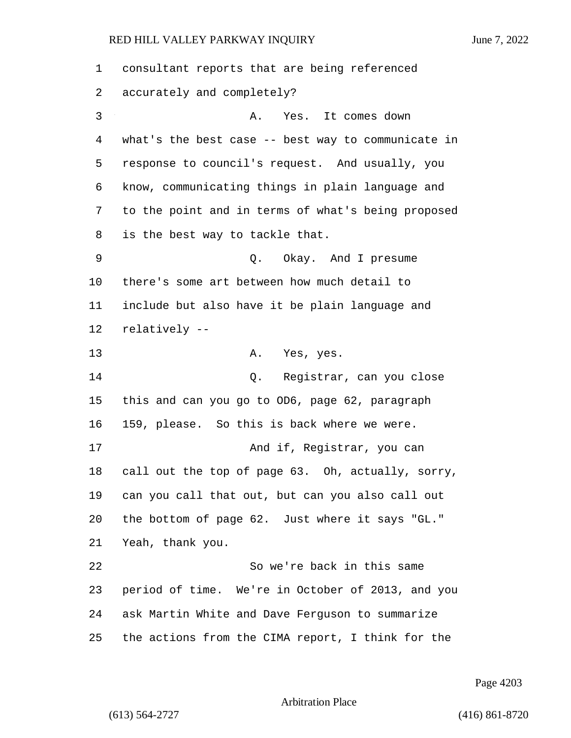1 consultant reports that are being referenced
2 accurately and completely?
3 A. Yes. It comes down
4 what's the best case -- best way to communicate in
5 response to council's request. And usually, you
6 know, communicating things in plain language and
7 to the point and in terms of what's being proposed
8 is the best way to tackle that.
9 Q. Okay. And I presume
10 there's some art between how much detail to
11 include but also have it be plain language and
12 relatively --
13 A. Yes, yes.
14 Q. Registrar, can you close
15 this and can you go to OD6, page 62, paragraph
16 159, please. So this is back where we were.
17 And if, Registrar, you can
18 call out the top of page 63. Oh, actually, sorry,
19 can you call that out, but can you also call out
20 the bottom of page 62. Just where it says "GL."
21 Yeah, thank you.
22 So we're back in this same
23 period of time. We're in October of 2013, and you
24 ask Martin White and Dave Ferguson to summarize
25 the actions from the CIMA report, I think for the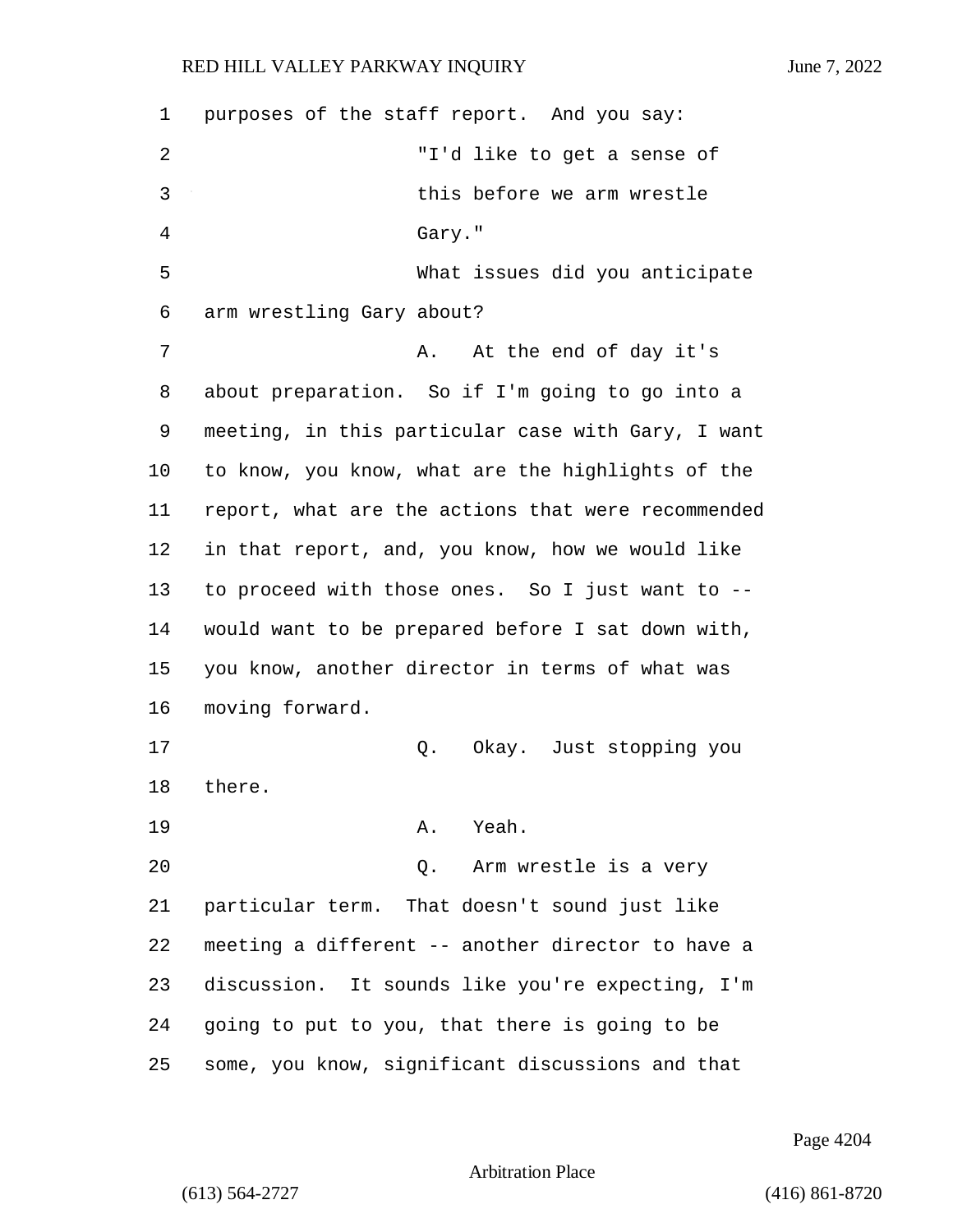purposes of the staff report. And you say:

"I'd like to get a sense of this before we arm wrestle Gary."

What issues did you anticipate arm wrestling Gary about?

A. At the end of day it's about preparation. So if I'm going to go into a meeting, in this particular case with Gary, I want to know, you know, what are the highlights of the report, what are the actions that were recommended in that report, and, you know, how we would like to proceed with those ones. So I just want to -- would want to be prepared before I sat down with, you know, another director in terms of what was moving forward.

Q. Okay. Just stopping you there.

A. Yeah.

Q. Arm wrestle is a very particular term. That doesn't sound just like meeting a different -- another director to have a discussion. It sounds like you're expecting, I'm going to put to you, that there is going to be some, you know, significant discussions and that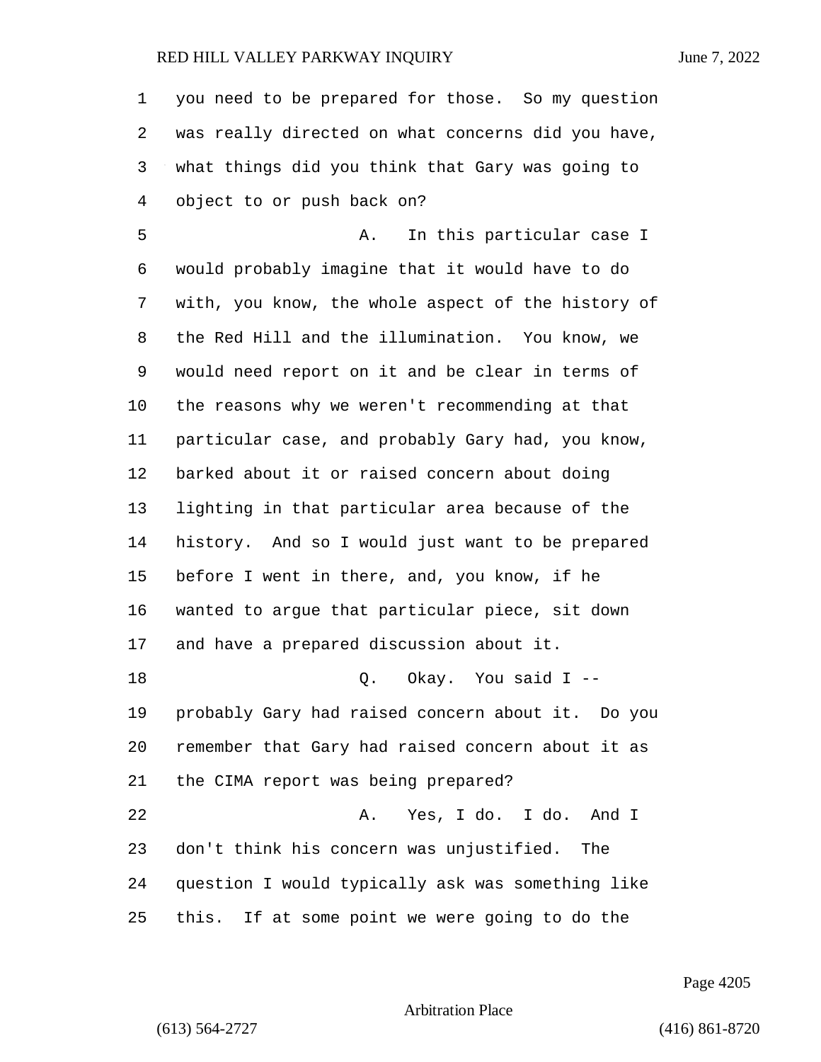you need to be prepared for those. So my question was really directed on what concerns did you have, what things did you think that Gary was going to object to or push back on?

A. In this particular case I would probably imagine that it would have to do with, you know, the whole aspect of the history of the Red Hill and the illumination. You know, we would need report on it and be clear in terms of the reasons why we weren't recommending at that particular case, and probably Gary had, you know, barked about it or raised concern about doing lighting in that particular area because of the history. And so I would just want to be prepared before I went in there, and, you know, if he wanted to argue that particular piece, sit down and have a prepared discussion about it.

Q. Okay. You said I -- probably Gary had raised concern about it. Do you remember that Gary had raised concern about it as the CIMA report was being prepared?

A. Yes, I do. I do. And I don't think his concern was unjustified. The question I would typically ask was something like this. If at some point we were going to do the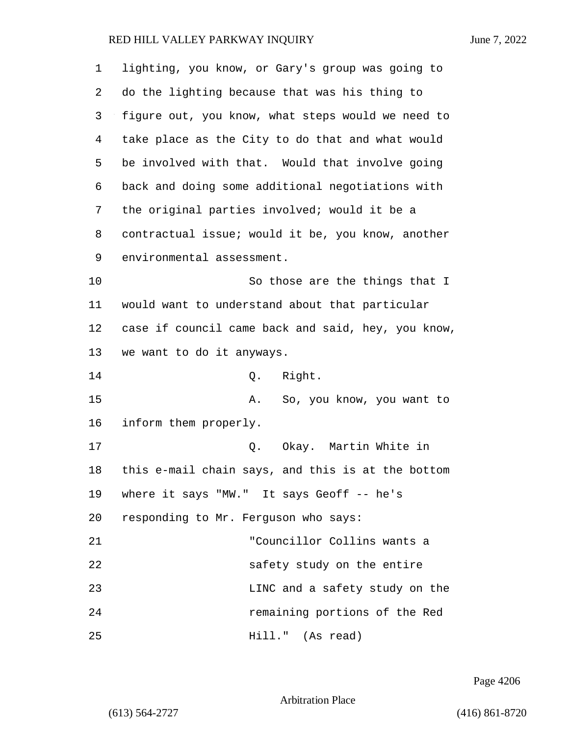lighting, you know, or Gary's group was going to do the lighting because that was his thing to figure out, you know, what steps would we need to take place as the City to do that and what would be involved with that. Would that involve going back and doing some additional negotiations with the original parties involved; would it be a contractual issue; would it be, you know, another environmental assessment.

So those are the things that I would want to understand about that particular case if council came back and said, hey, you know, we want to do it anyways.

Q. Right.

A. So, you know, you want to inform them properly.

Q. Okay. Martin White in this e-mail chain says, and this is at the bottom where it says "MW." It says Geoff -- he's responding to Mr. Ferguson who says:

> "Councillor Collins wants a safety study on the entire LINC and a safety study on the remaining portions of the Red Hill." (As read)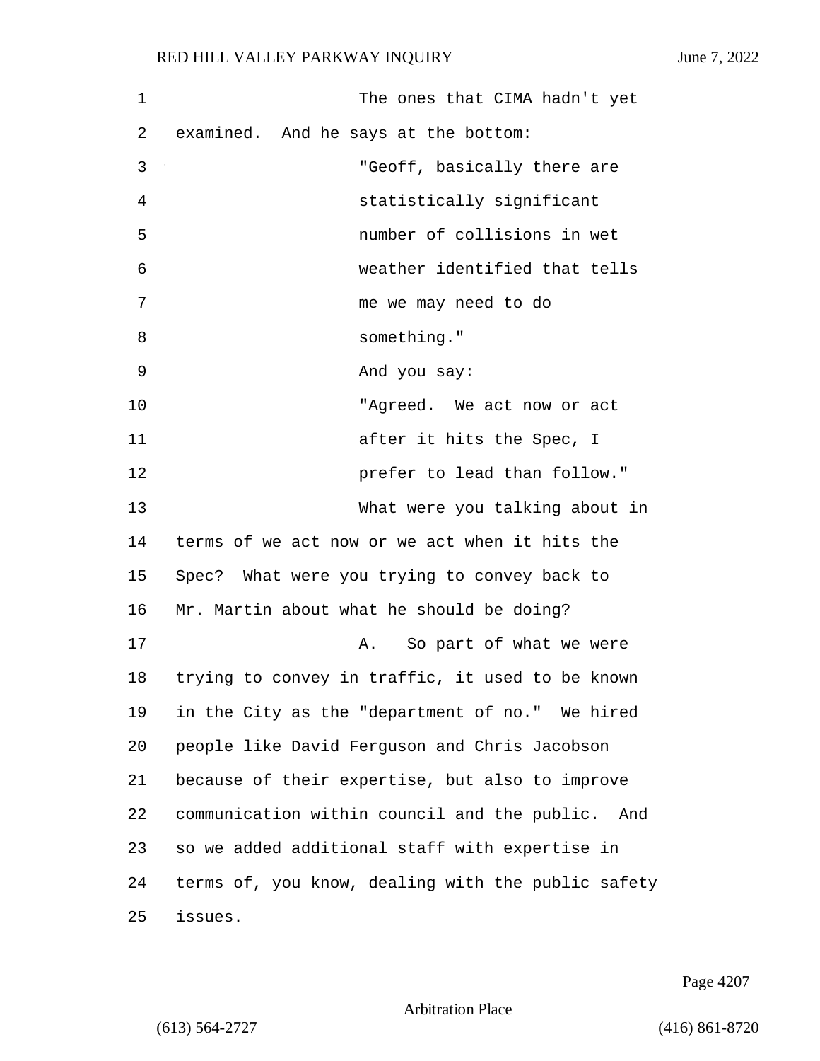The ones that CIMA hadn't yet examined. And he says at the bottom:

"Geoff, basically there are statistically significant number of collisions in wet weather identified that tells me we may need to do something."

And you say:

"Agreed. We act now or act after it hits the Spec, I prefer to lead than follow."

What were you talking about in terms of we act now or we act when it hits the Spec? What were you trying to convey back to Mr. Martin about what he should be doing?

A. So part of what we were trying to convey in traffic, it used to be known in the City as the "department of no." We hired people like David Ferguson and Chris Jacobson because of their expertise, but also to improve communication within council and the public. And so we added additional staff with expertise in terms of, you know, dealing with the public safety issues.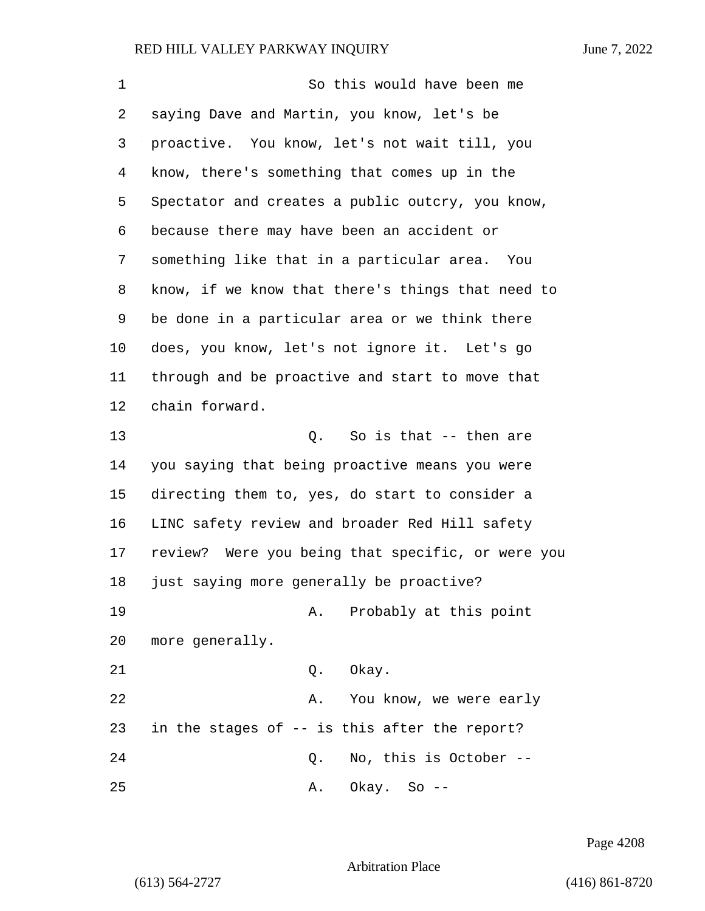1 So this would have been me
2 saying Dave and Martin, you know, let's be
3 proactive. You know, let's not wait till, you
4 know, there's something that comes up in the
5 Spectator and creates a public outcry, you know,
6 because there may have been an accident or
7 something like that in a particular area. You
8 know, if we know that there's things that need to
9 be done in a particular area or we think there
10 does, you know, let's not ignore it. Let's go
11 through and be proactive and start to move that
12 chain forward.
13 Q. So is that -- then are
14 you saying that being proactive means you were
15 directing them to, yes, do start to consider a
16 LINC safety review and broader Red Hill safety
17 review? Were you being that specific, or were you
18 just saying more generally be proactive?
19 A. Probably at this point
20 more generally.
21 Q. Okay.
22 A. You know, we were early
23 in the stages of -- is this after the report?
24 Q. No, this is October --
25 A. Okay. So --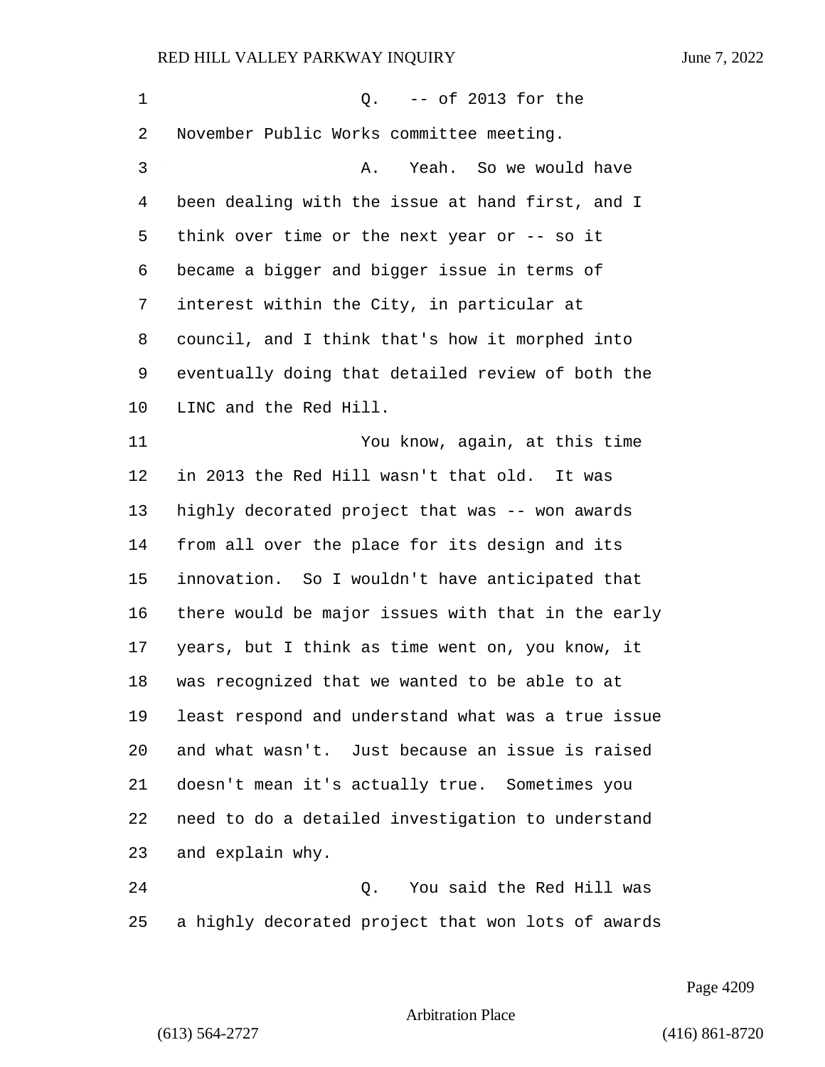Q. -- of 2013 for the November Public Works committee meeting.

A. Yeah. So we would have been dealing with the issue at hand first, and I think over time or the next year or -- so it became a bigger and bigger issue in terms of interest within the City, in particular at council, and I think that's how it morphed into eventually doing that detailed review of both the LINC and the Red Hill.

You know, again, at this time in 2013 the Red Hill wasn't that old. It was highly decorated project that was -- won awards from all over the place for its design and its innovation. So I wouldn't have anticipated that there would be major issues with that in the early years, but I think as time went on, you know, it was recognized that we wanted to be able to at least respond and understand what was a true issue and what wasn't. Just because an issue is raised doesn't mean it's actually true. Sometimes you need to do a detailed investigation to understand and explain why.

Q. You said the Red Hill was a highly decorated project that won lots of awards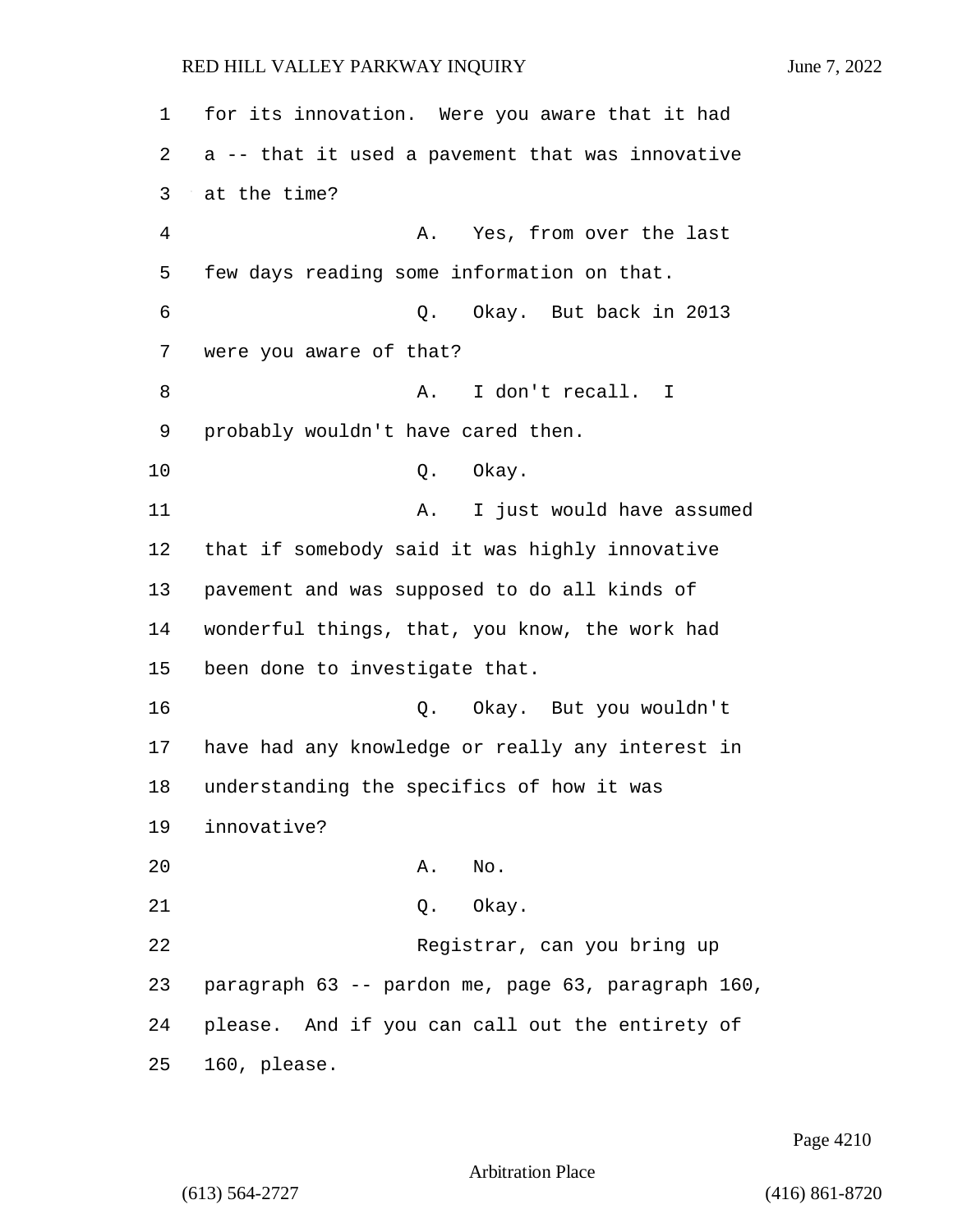for its innovation. Were you aware that it had a -- that it used a pavement that was innovative at the time?

A. Yes, from over the last few days reading some information on that.

Q. Okay. But back in 2013 were you aware of that?

A. I don't recall. I probably wouldn't have cared then.

Q. Okay.

A. I just would have assumed that if somebody said it was highly innovative pavement and was supposed to do all kinds of wonderful things, that, you know, the work had been done to investigate that.

Q. Okay. But you wouldn't have had any knowledge or really any interest in understanding the specifics of how it was innovative?

A. No.

Q. Okay.

Registrar, can you bring up paragraph 63 -- pardon me, page 63, paragraph 160, please. And if you can call out the entirety of 160, please.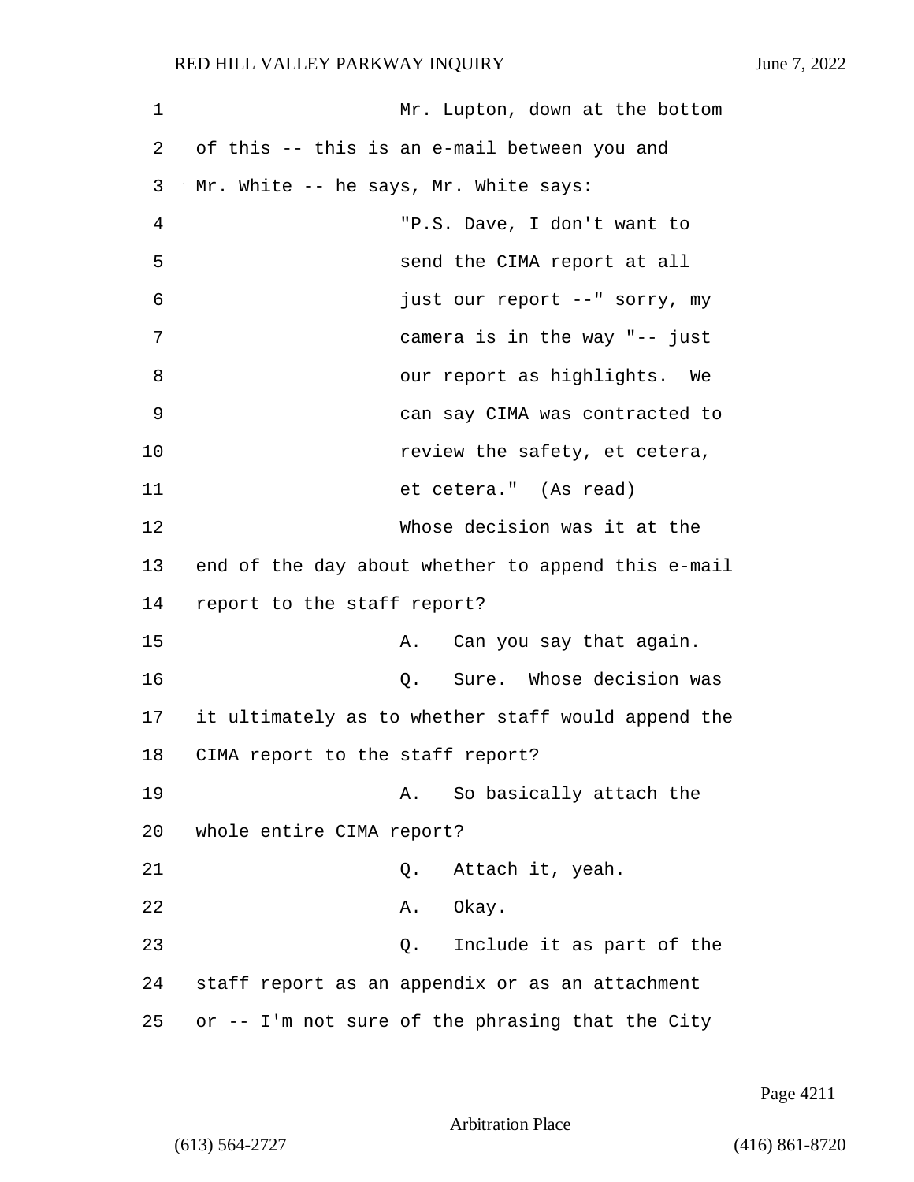Mr. Lupton, down at the bottom of this -- this is an e-mail between you and Mr. White -- he says, Mr. White says:

"P.S. Dave, I don't want to send the CIMA report at all just our report --" sorry, my camera is in the way "-- just our report as highlights. We can say CIMA was contracted to review the safety, et cetera, et cetera." (As read)

Whose decision was it at the end of the day about whether to append this e-mail report to the staff report?

A. Can you say that again.

Q. Sure. Whose decision was it ultimately as to whether staff would append the CIMA report to the staff report?

A. So basically attach the whole entire CIMA report?

Q. Attach it, yeah.

A. Okay.

Q. Include it as part of the staff report as an appendix or as an attachment or -- I'm not sure of the phrasing that the City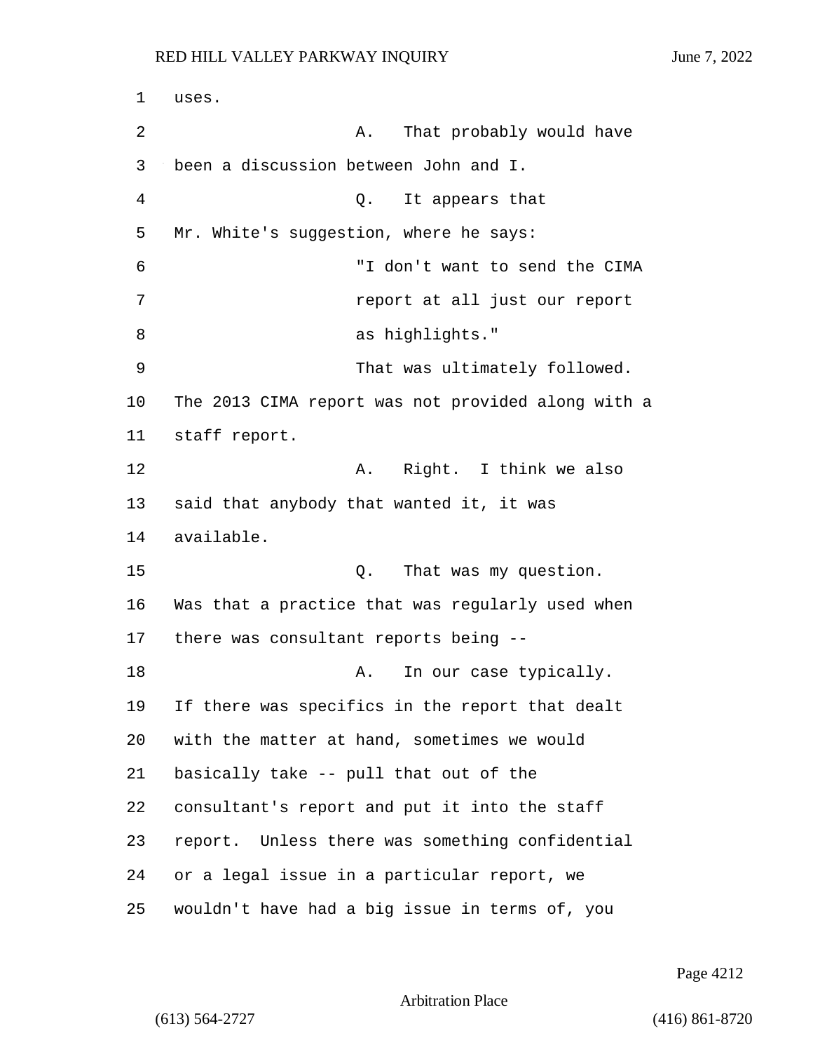uses.

A. That probably would have been a discussion between John and I.

Q. It appears that Mr. White's suggestion, where he says:

> "I don't want to send the CIMA report at all just our report as highlights."

That was ultimately followed. The 2013 CIMA report was not provided along with a staff report.

A. Right. I think we also said that anybody that wanted it, it was available.

Q. That was my question. Was that a practice that was regularly used when there was consultant reports being --

A. In our case typically. If there was specifics in the report that dealt with the matter at hand, sometimes we would basically take -- pull that out of the consultant's report and put it into the staff report. Unless there was something confidential or a legal issue in a particular report, we wouldn't have had a big issue in terms of, you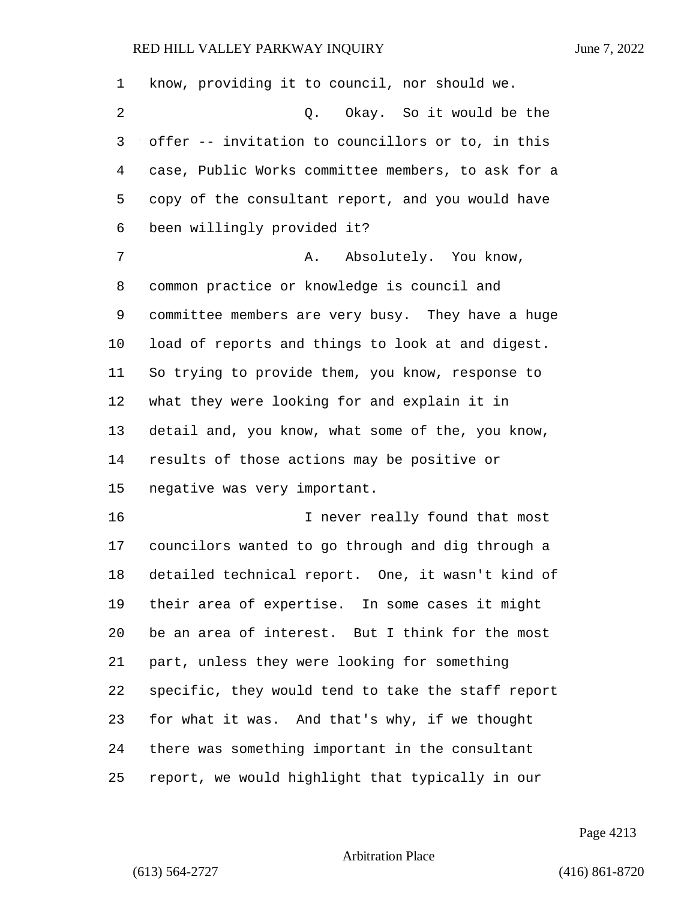know, providing it to council, nor should we.

Q. Okay. So it would be the offer -- invitation to councillors or to, in this case, Public Works committee members, to ask for a copy of the consultant report, and you would have been willingly provided it?

A. Absolutely. You know, common practice or knowledge is council and committee members are very busy. They have a huge load of reports and things to look at and digest. So trying to provide them, you know, response to what they were looking for and explain it in detail and, you know, what some of the, you know, results of those actions may be positive or negative was very important.

I never really found that most councilors wanted to go through and dig through a detailed technical report. One, it wasn't kind of their area of expertise. In some cases it might be an area of interest. But I think for the most part, unless they were looking for something specific, they would tend to take the staff report for what it was. And that's why, if we thought there was something important in the consultant report, we would highlight that typically in our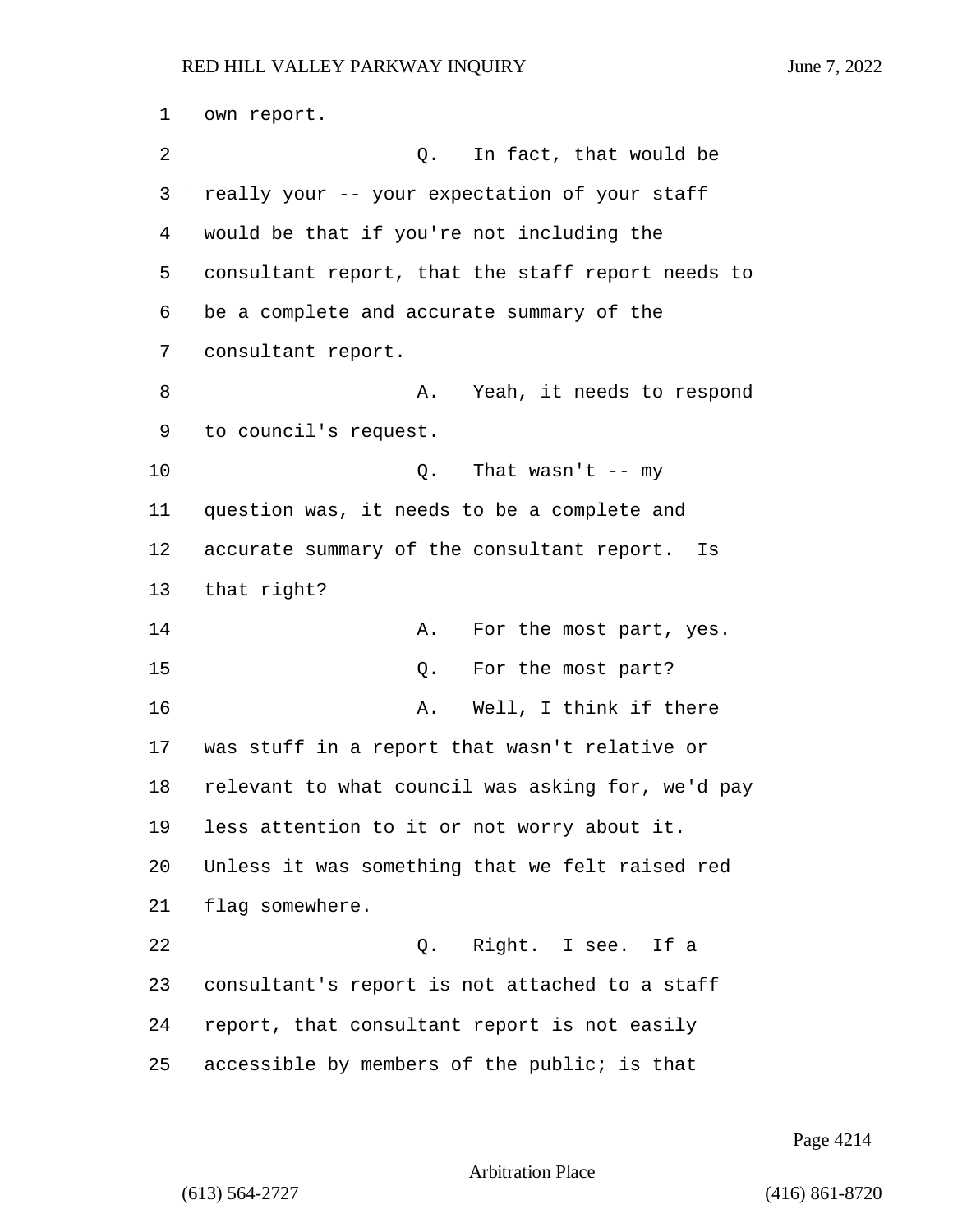own report.

Q. In fact, that would be really your -- your expectation of your staff would be that if you're not including the consultant report, that the staff report needs to be a complete and accurate summary of the consultant report.

A. Yeah, it needs to respond to council's request.

Q. That wasn't -- my question was, it needs to be a complete and accurate summary of the consultant report. Is that right?

A. For the most part, yes.

Q. For the most part?

A. Well, I think if there was stuff in a report that wasn't relative or relevant to what council was asking for, we'd pay less attention to it or not worry about it. Unless it was something that we felt raised red flag somewhere.

Q. Right. I see. If a consultant's report is not attached to a staff report, that consultant report is not easily accessible by members of the public; is that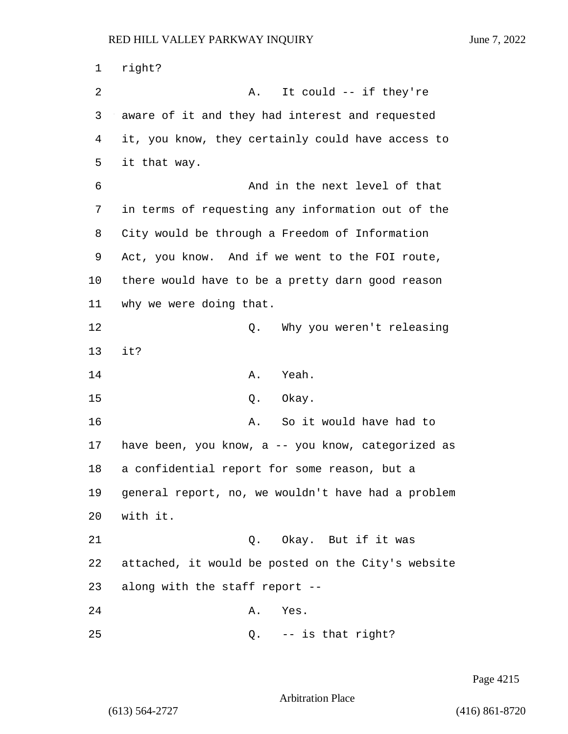right?

A. It could -- if they're aware of it and they had interest and requested it, you know, they certainly could have access to it that way.

And in the next level of that in terms of requesting any information out of the City would be through a Freedom of Information Act, you know. And if we went to the FOI route, there would have to be a pretty darn good reason why we were doing that.

Q. Why you weren't releasing it?

A. Yeah.

Q. Okay.

A. So it would have had to have been, you know, a -- you know, categorized as a confidential report for some reason, but a general report, no, we wouldn't have had a problem with it.

Q. Okay. But if it was attached, it would be posted on the City's website along with the staff report --

A. Yes.

Q. -- is that right?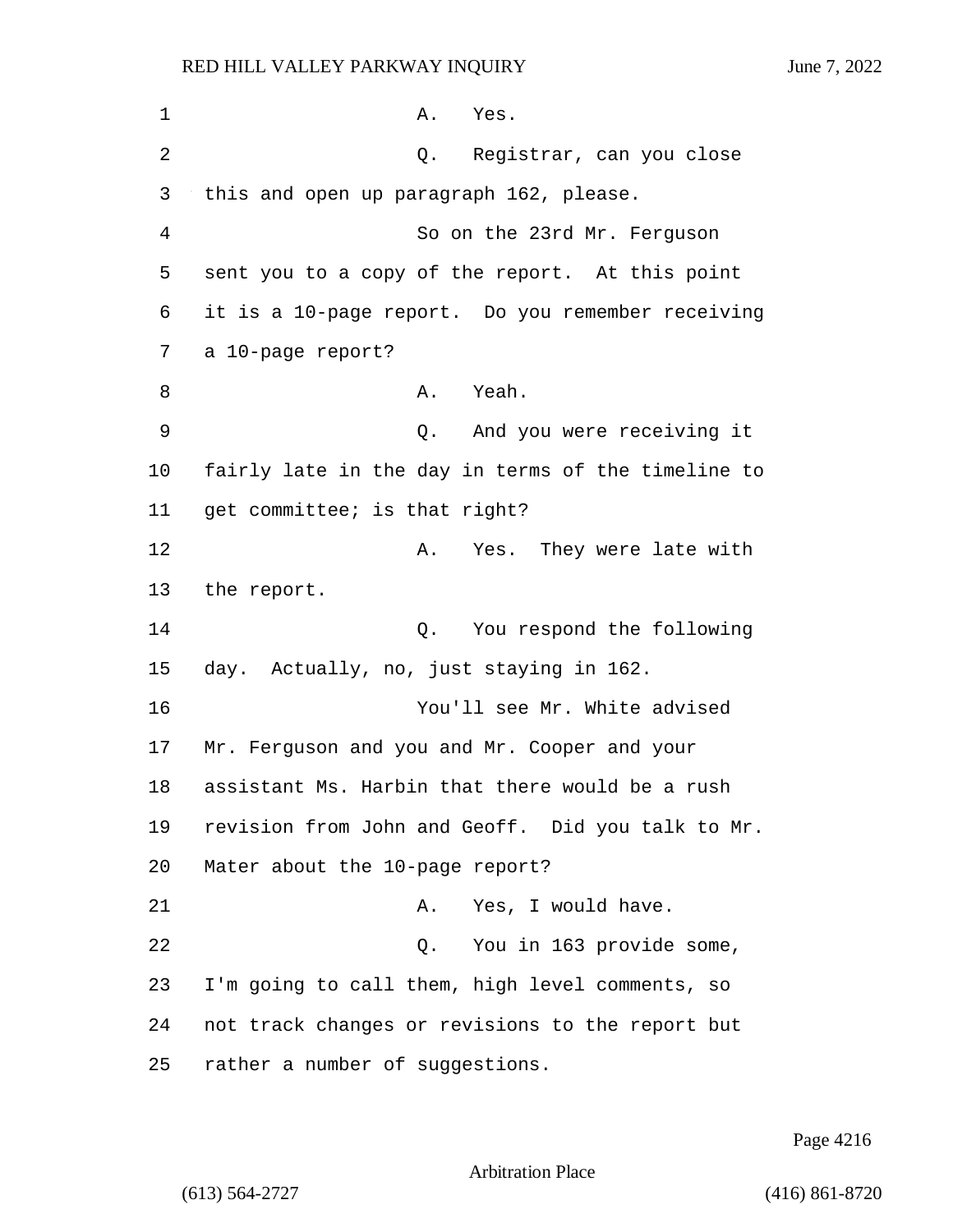A. Yes.

Q. Registrar, can you close this and open up paragraph 162, please.

So on the 23rd Mr. Ferguson sent you to a copy of the report. At this point it is a 10-page report. Do you remember receiving a 10-page report?

A. Yeah.

Q. And you were receiving it fairly late in the day in terms of the timeline to get committee; is that right?

A. Yes. They were late with the report.

Q. You respond the following day. Actually, no, just staying in 162.

You'll see Mr. White advised Mr. Ferguson and you and Mr. Cooper and your assistant Ms. Harbin that there would be a rush revision from John and Geoff. Did you talk to Mr. Mater about the 10-page report?

A. Yes, I would have.

Q. You in 163 provide some, I'm going to call them, high level comments, so not track changes or revisions to the report but rather a number of suggestions.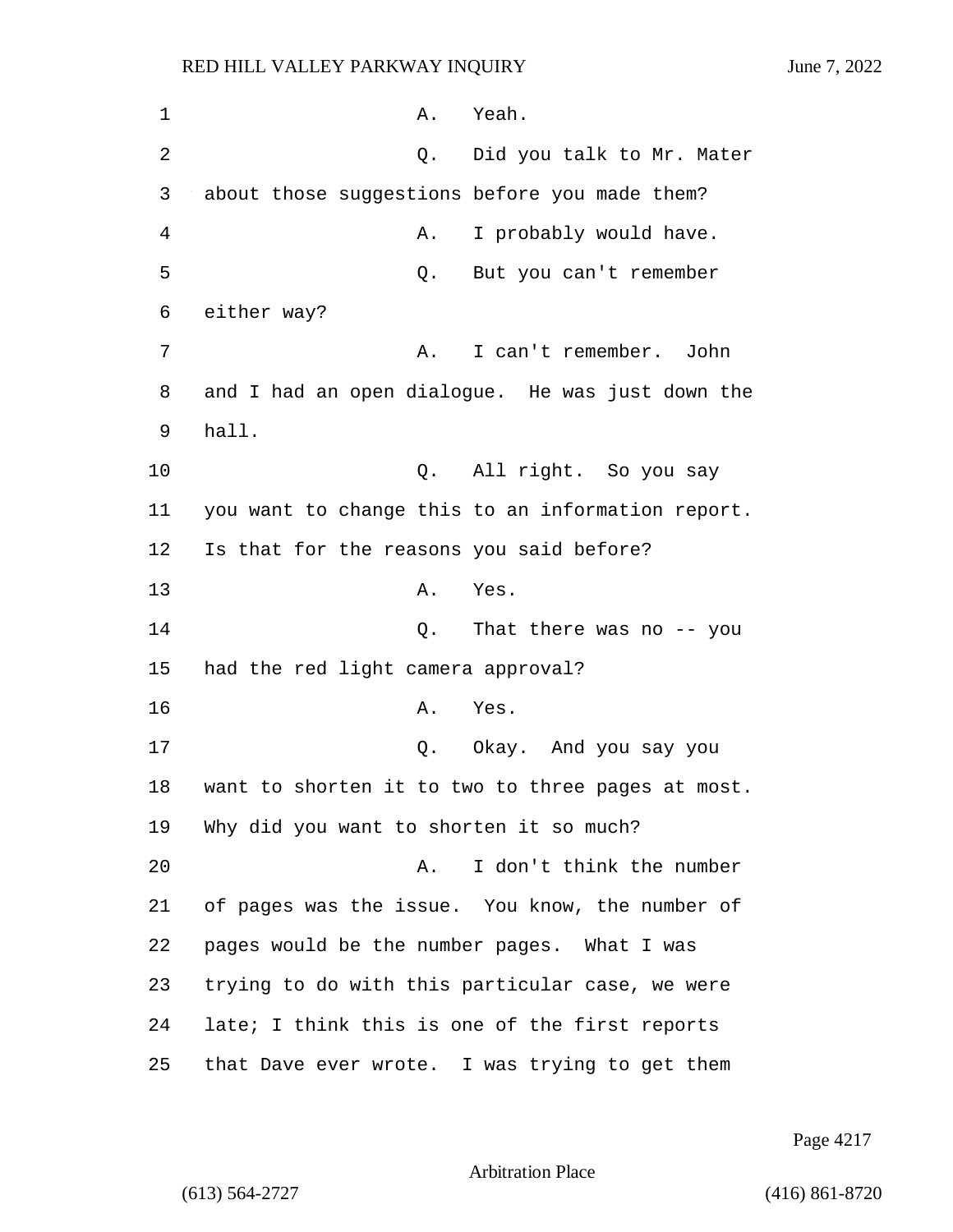A. Yeah.

Q. Did you talk to Mr. Mater about those suggestions before you made them?

A. I probably would have.

Q. But you can't remember either way?

A. I can't remember. John and I had an open dialogue. He was just down the hall.

Q. All right. So you say you want to change this to an information report. Is that for the reasons you said before?

A. Yes.

Q. That there was no -- you had the red light camera approval?

A. Yes.

Q. Okay. And you say you want to shorten it to two to three pages at most. Why did you want to shorten it so much?

A. I don't think the number of pages was the issue. You know, the number of pages would be the number pages. What I was trying to do with this particular case, we were late; I think this is one of the first reports that Dave ever wrote. I was trying to get them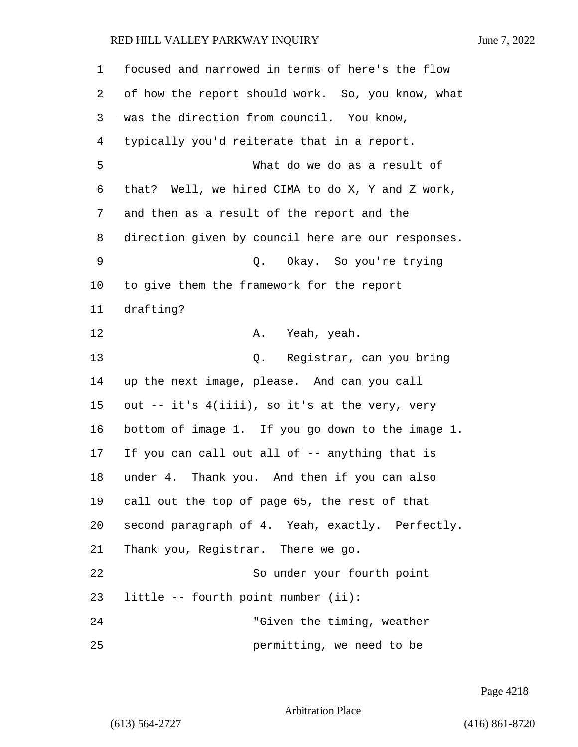focused and narrowed in terms of here's the flow of how the report should work. So, you know, what was the direction from council. You know, typically you'd reiterate that in a report.

What do we do as a result of that? Well, we hired CIMA to do X, Y and Z work, and then as a result of the report and the direction given by council here are our responses.

Q. Okay. So you're trying to give them the framework for the report drafting?

A. Yeah, yeah.

Q. Registrar, can you bring up the next image, please. And can you call out -- it's 4(iiii), so it's at the very, very bottom of image 1. If you go down to the image 1. If you can call out all of -- anything that is under 4. Thank you. And then if you can also call out the top of page 65, the rest of that second paragraph of 4. Yeah, exactly. Perfectly. Thank you, Registrar. There we go.

So under your fourth point little -- fourth point number (ii):

"Given the timing, weather permitting, we need to be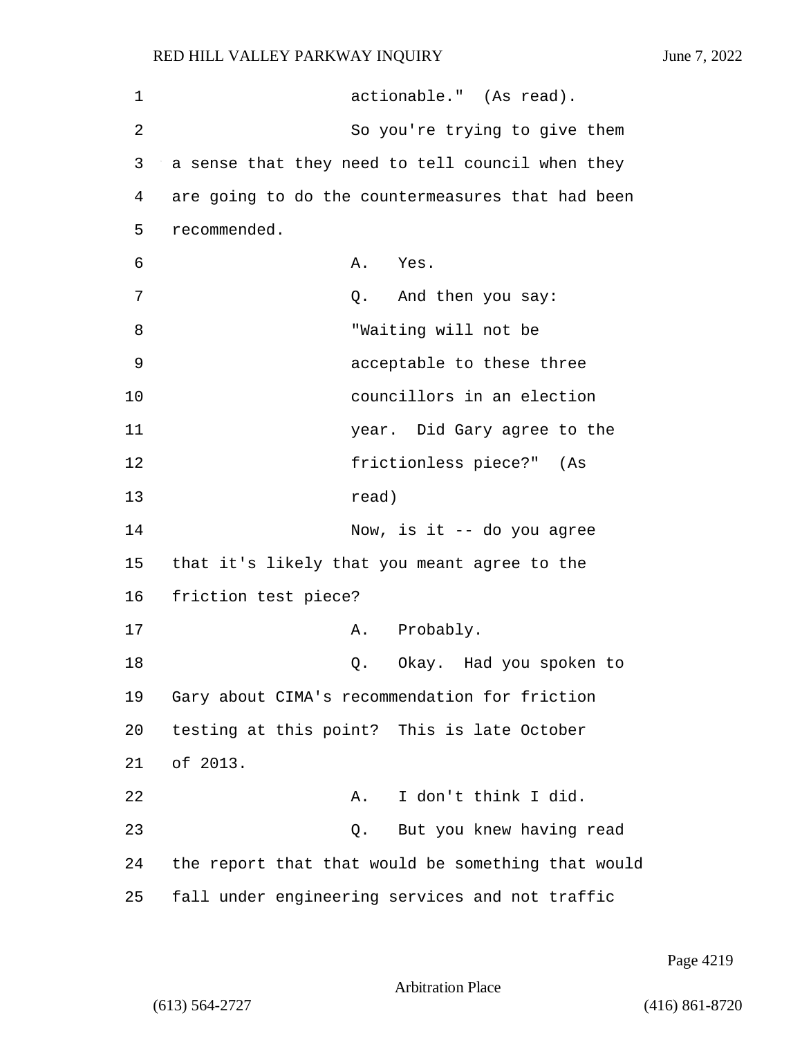actionable." (As read).

So you're trying to give them a sense that they need to tell council when they are going to do the countermeasures that had been recommended.

A. Yes.

Q. And then you say:

"Waiting will not be acceptable to these three councillors in an election year. Did Gary agree to the frictionless piece?" (As read)

Now, is it -- do you agree that it's likely that you meant agree to the friction test piece?

A. Probably.

Q. Okay. Had you spoken to Gary about CIMA's recommendation for friction testing at this point? This is late October of 2013.

A. I don't think I did.

Q. But you knew having read the report that that would be something that would fall under engineering services and not traffic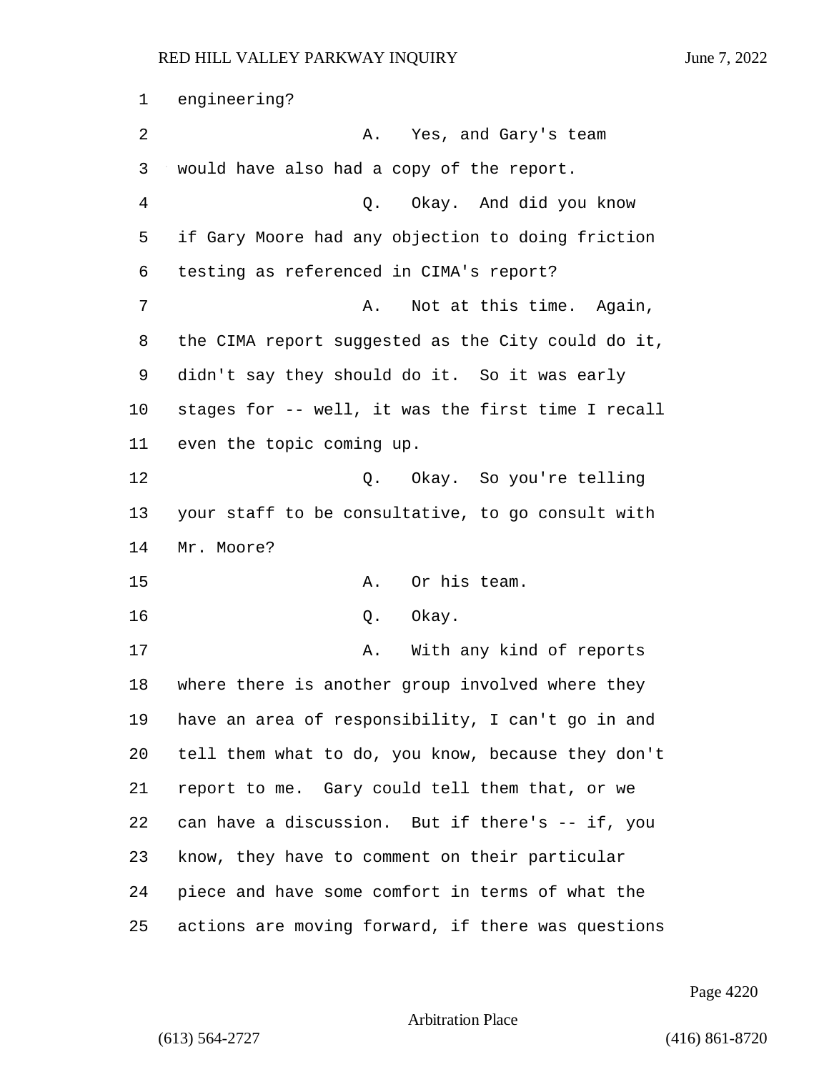engineering?

A. Yes, and Gary's team would have also had a copy of the report.

Q. Okay. And did you know if Gary Moore had any objection to doing friction testing as referenced in CIMA's report?

A. Not at this time. Again, the CIMA report suggested as the City could do it, didn't say they should do it. So it was early stages for -- well, it was the first time I recall even the topic coming up.

Q. Okay. So you're telling your staff to be consultative, to go consult with Mr. Moore?

A. Or his team.

Q. Okay.

A. With any kind of reports where there is another group involved where they have an area of responsibility, I can't go in and tell them what to do, you know, because they don't report to me. Gary could tell them that, or we can have a discussion. But if there's -- if, you know, they have to comment on their particular piece and have some comfort in terms of what the actions are moving forward, if there was questions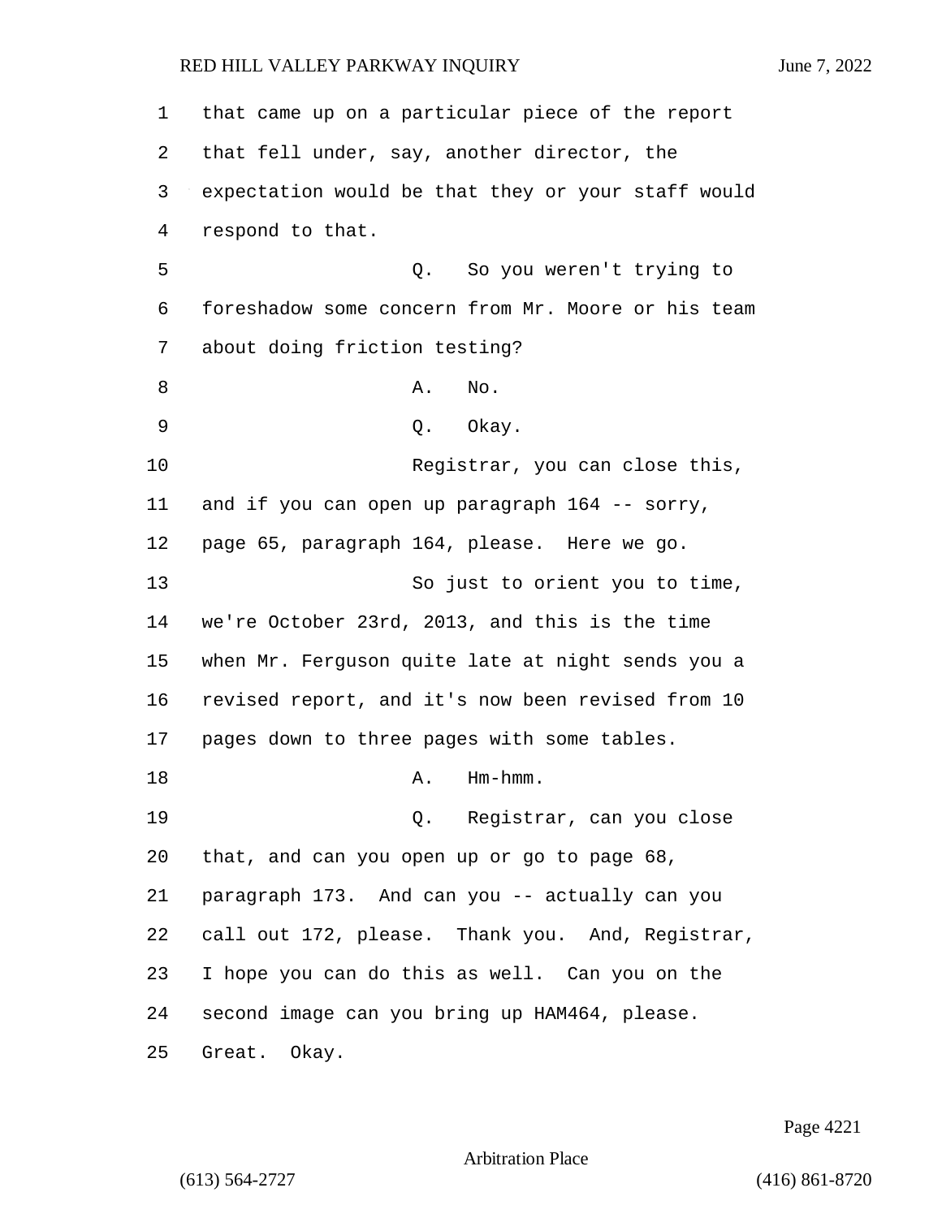that came up on a particular piece of the report that fell under, say, another director, the expectation would be that they or your staff would respond to that.

Q. So you weren't trying to foreshadow some concern from Mr. Moore or his team about doing friction testing?

A. No.

Q. Okay.

Registrar, you can close this, and if you can open up paragraph 164 -- sorry, page 65, paragraph 164, please. Here we go.

So just to orient you to time, we're October 23rd, 2013, and this is the time when Mr. Ferguson quite late at night sends you a revised report, and it's now been revised from 10 pages down to three pages with some tables.

A. Hm-hmm.

Q. Registrar, can you close that, and can you open up or go to page 68, paragraph 173. And can you -- actually can you call out 172, please. Thank you. And, Registrar, I hope you can do this as well. Can you on the second image can you bring up HAM464, please. Great. Okay.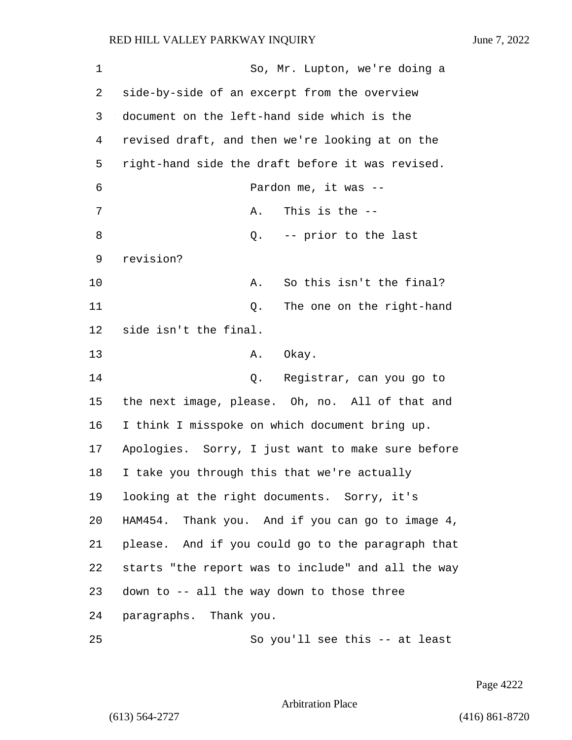So, Mr. Lupton, we're doing a side-by-side of an excerpt from the overview document on the left-hand side which is the revised draft, and then we're looking at on the right-hand side the draft before it was revised.

Pardon me, it was --

A. This is the --

Q. -- prior to the last revision?

A. So this isn't the final?

Q. The one on the right-hand side isn't the final.

A. Okay.

Q. Registrar, can you go to the next image, please. Oh, no. All of that and I think I misspoke on which document bring up. Apologies. Sorry, I just want to make sure before I take you through this that we're actually looking at the right documents. Sorry, it's HAM454. Thank you. And if you can go to image 4, please. And if you could go to the paragraph that starts "the report was to include" and all the way down to -- all the way down to those three paragraphs. Thank you.

So you'll see this -- at least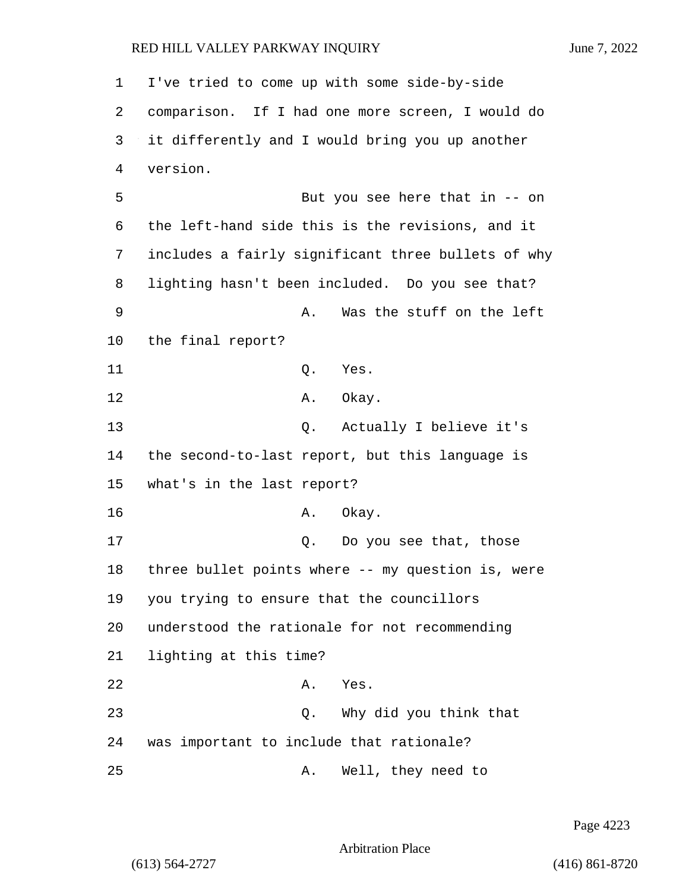I've tried to come up with some side-by-side comparison. If I had one more screen, I would do it differently and I would bring you up another version.

But you see here that in -- on the left-hand side this is the revisions, and it includes a fairly significant three bullets of why lighting hasn't been included. Do you see that?

A. Was the stuff on the left the final report?

Q. Yes.

A. Okay.

Q. Actually I believe it's the second-to-last report, but this language is what's in the last report?

A. Okay.

Q. Do you see that, those three bullet points where -- my question is, were you trying to ensure that the councillors understood the rationale for not recommending lighting at this time?

A. Yes.

Q. Why did you think that was important to include that rationale?

A. Well, they need to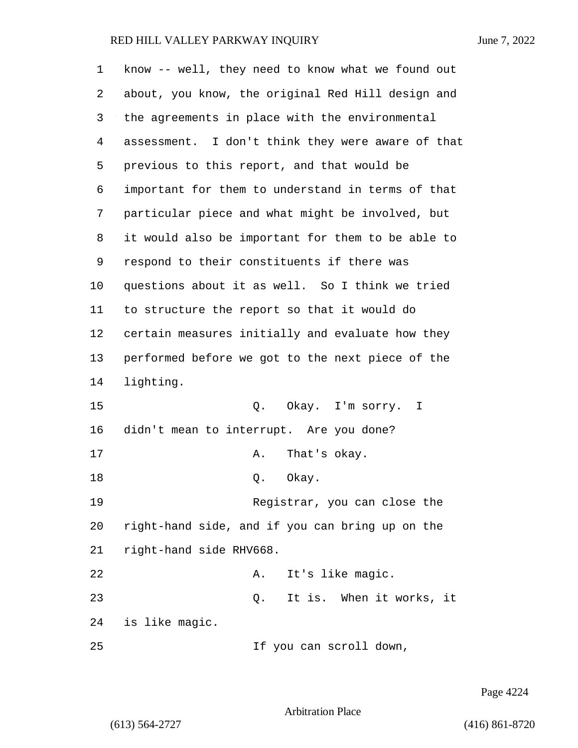know -- well, they need to know what we found out about, you know, the original Red Hill design and the agreements in place with the environmental assessment. I don't think they were aware of that previous to this report, and that would be important for them to understand in terms of that particular piece and what might be involved, but it would also be important for them to be able to respond to their constituents if there was questions about it as well. So I think we tried to structure the report so that it would do certain measures initially and evaluate how they performed before we got to the next piece of the lighting.

Q. Okay. I'm sorry. I didn't mean to interrupt. Are you done?

A. That's okay.

Q. Okay.

Registrar, you can close the right-hand side, and if you can bring up on the right-hand side RHV668.

A. It's like magic.

Q. It is. When it works, it is like magic.

If you can scroll down,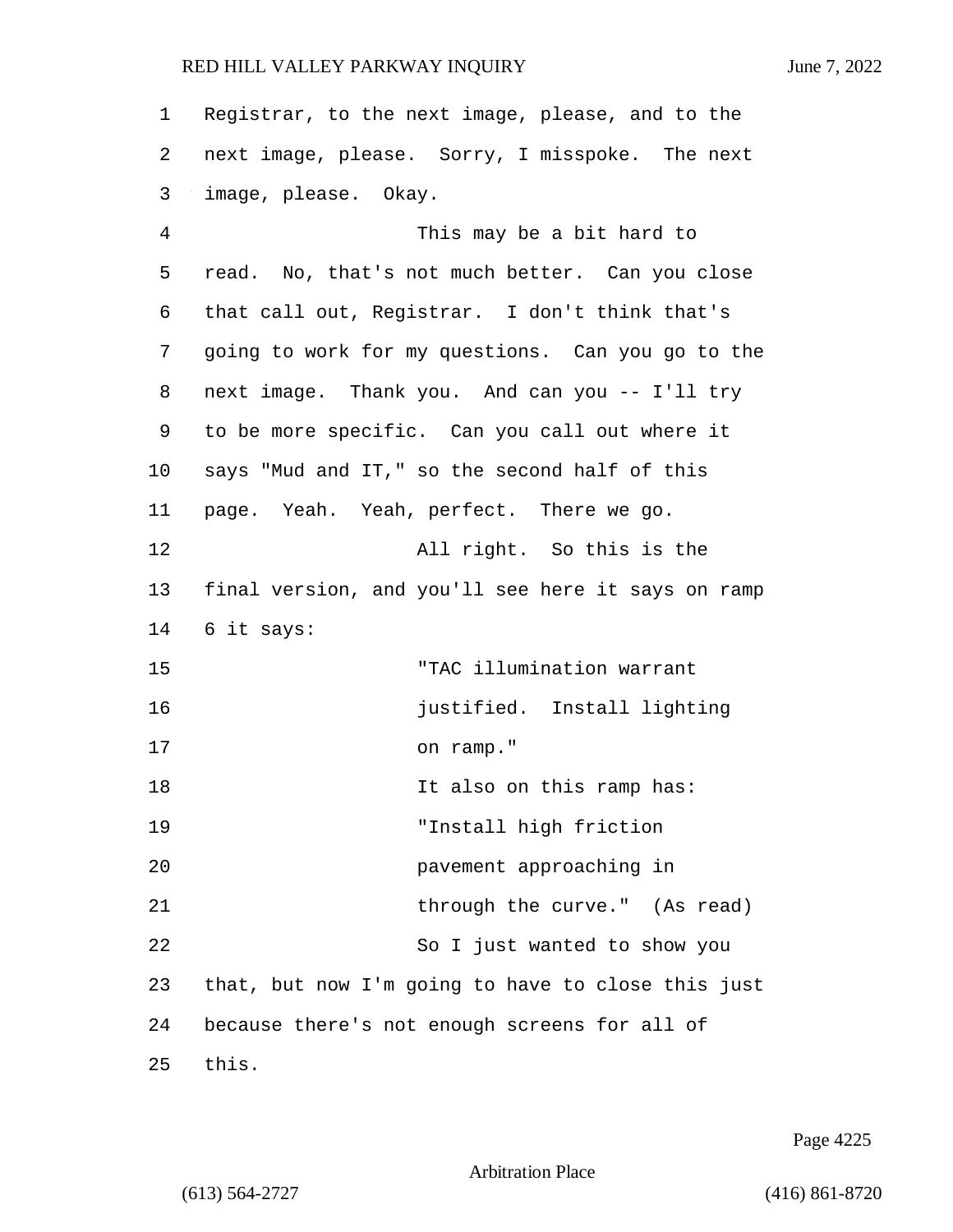Registrar, to the next image, please, and to the next image, please. Sorry, I misspoke. The next image, please. Okay.

This may be a bit hard to read. No, that's not much better. Can you close that call out, Registrar. I don't think that's going to work for my questions. Can you go to the next image. Thank you. And can you -- I'll try to be more specific. Can you call out where it says "Mud and IT," so the second half of this page. Yeah. Yeah, perfect. There we go.

All right. So this is the final version, and you'll see here it says on ramp 6 it says:

> "TAC illumination warrant justified. Install lighting on ramp."

It also on this ramp has:

> "Install high friction pavement approaching in through the curve." (As read)

So I just wanted to show you that, but now I'm going to have to close this just because there's not enough screens for all of this.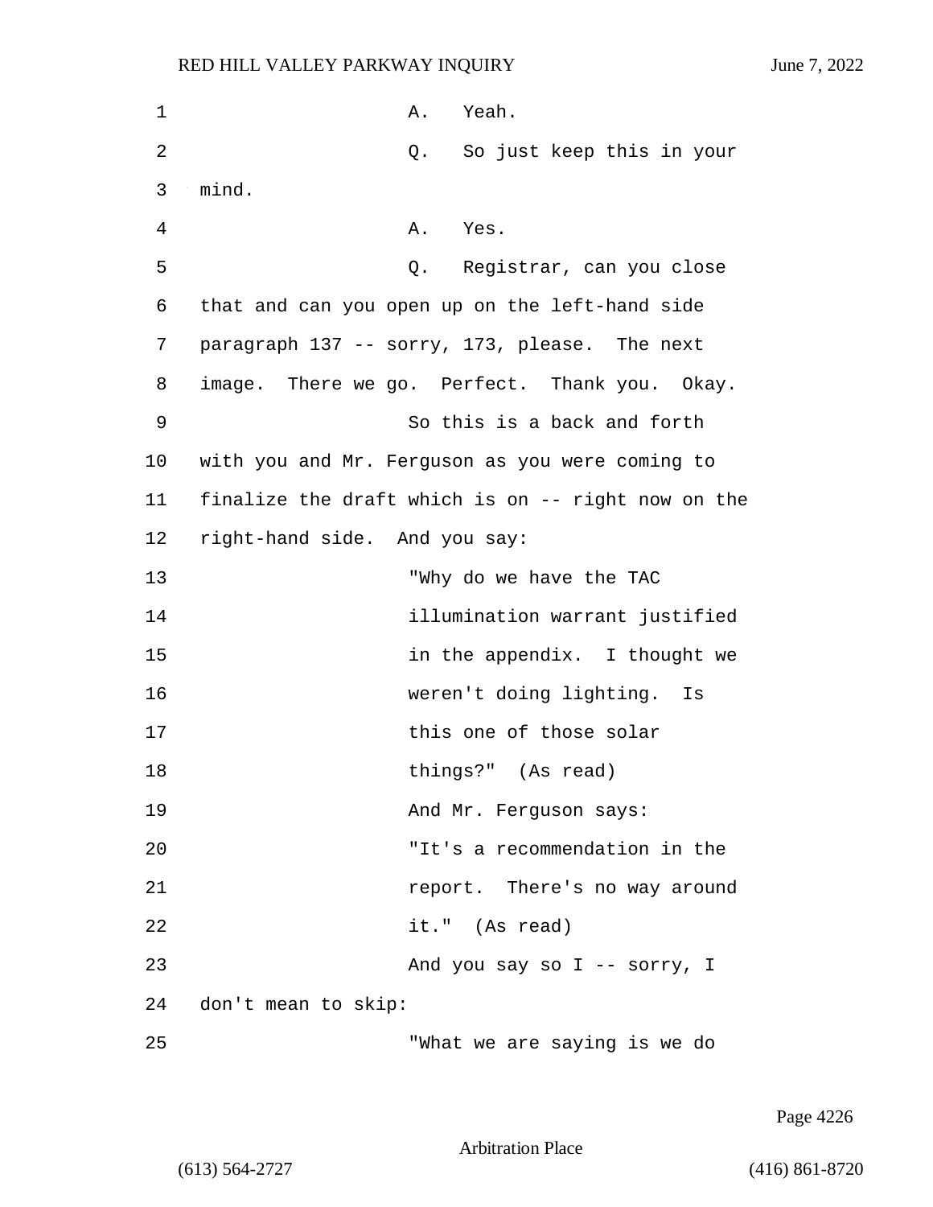A. Yeah.

Q. So just keep this in your mind.

A. Yes.

Q. Registrar, can you close that and can you open up on the left-hand side paragraph 137 -- sorry, 173, please. The next image. There we go. Perfect. Thank you. Okay.

So this is a back and forth with you and Mr. Ferguson as you were coming to finalize the draft which is on -- right now on the right-hand side. And you say:

> "Why do we have the TAC illumination warrant justified in the appendix. I thought we weren't doing lighting. Is this one of those solar things?" (As read)

And Mr. Ferguson says:

> "It's a recommendation in the report. There's no way around it." (As read)

And you say so I -- sorry, I don't mean to skip:

> "What we are saying is we do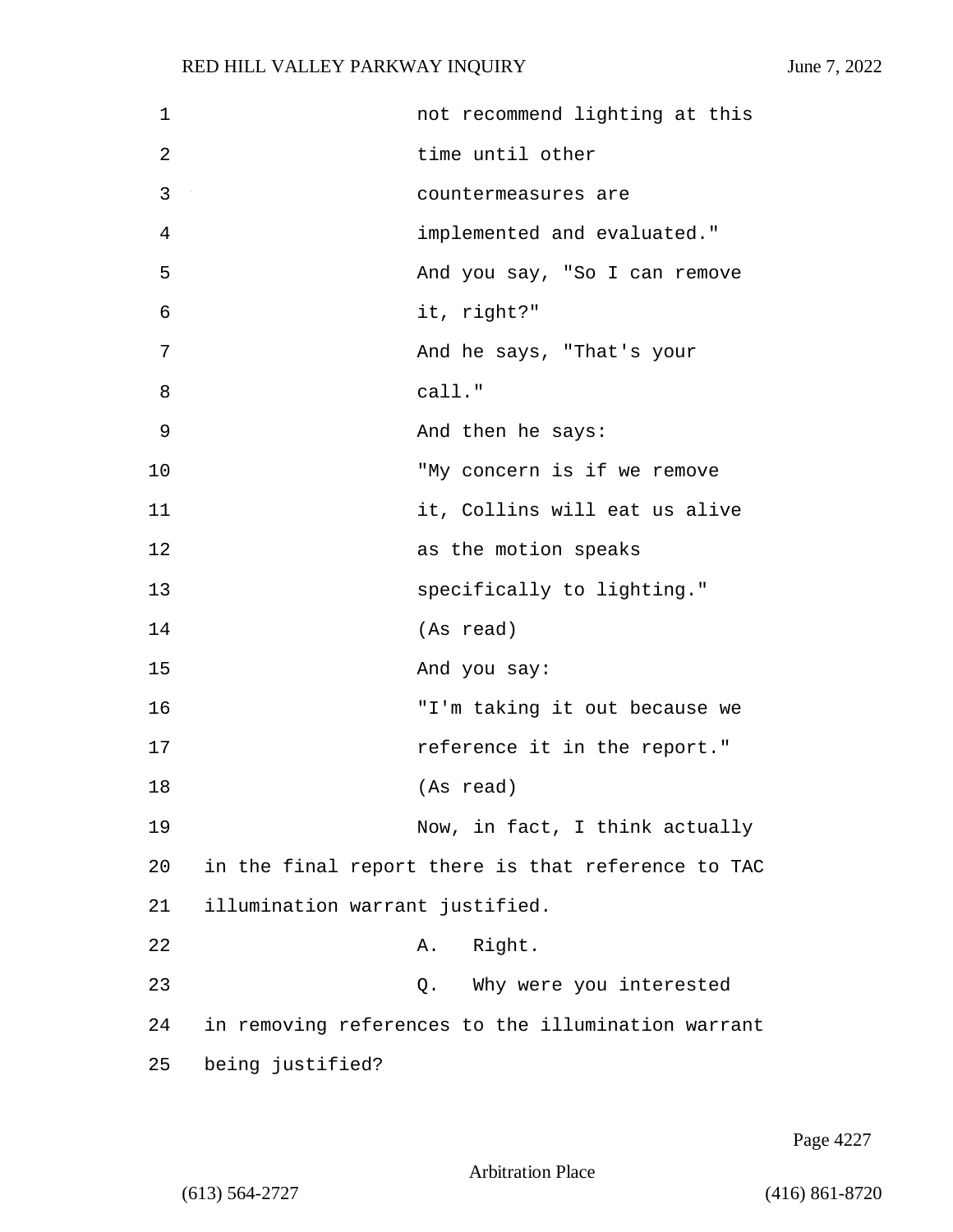not recommend lighting at this time until other countermeasures are implemented and evaluated."

And you say, "So I can remove it, right?"

And he says, "That's your call."

And then he says:

"My concern is if we remove it, Collins will eat us alive as the motion speaks specifically to lighting."

(As read)

And you say:

"I'm taking it out because we reference it in the report."

(As read)

Now, in fact, I think actually in the final report there is that reference to TAC illumination warrant justified.

A. Right.

Q. Why were you interested in removing references to the illumination warrant being justified?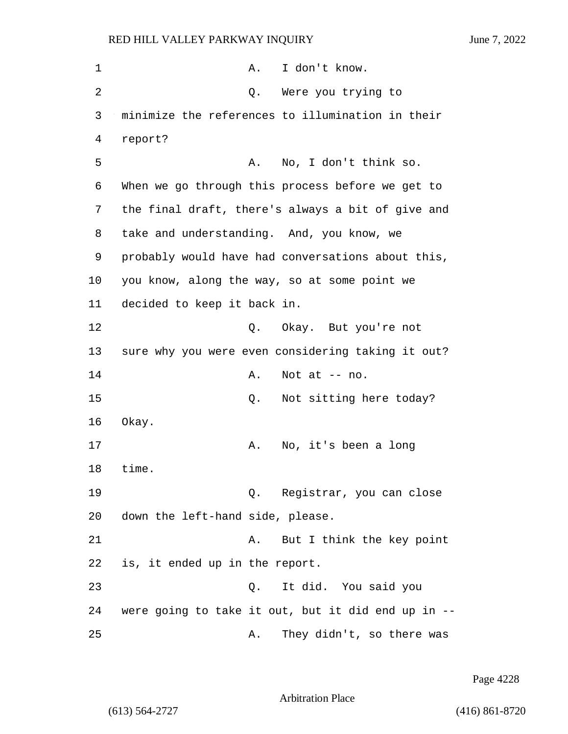A. I don't know.

Q. Were you trying to minimize the references to illumination in their report?

A. No, I don't think so. When we go through this process before we get to the final draft, there's always a bit of give and take and understanding. And, you know, we probably would have had conversations about this, you know, along the way, so at some point we decided to keep it back in.

Q. Okay. But you're not sure why you were even considering taking it out?

A. Not at -- no.

Q. Not sitting here today? Okay.

A. No, it's been a long time.

Q. Registrar, you can close down the left-hand side, please.

A. But I think the key point is, it ended up in the report.

Q. It did. You said you were going to take it out, but it did end up in --

A. They didn't, so there was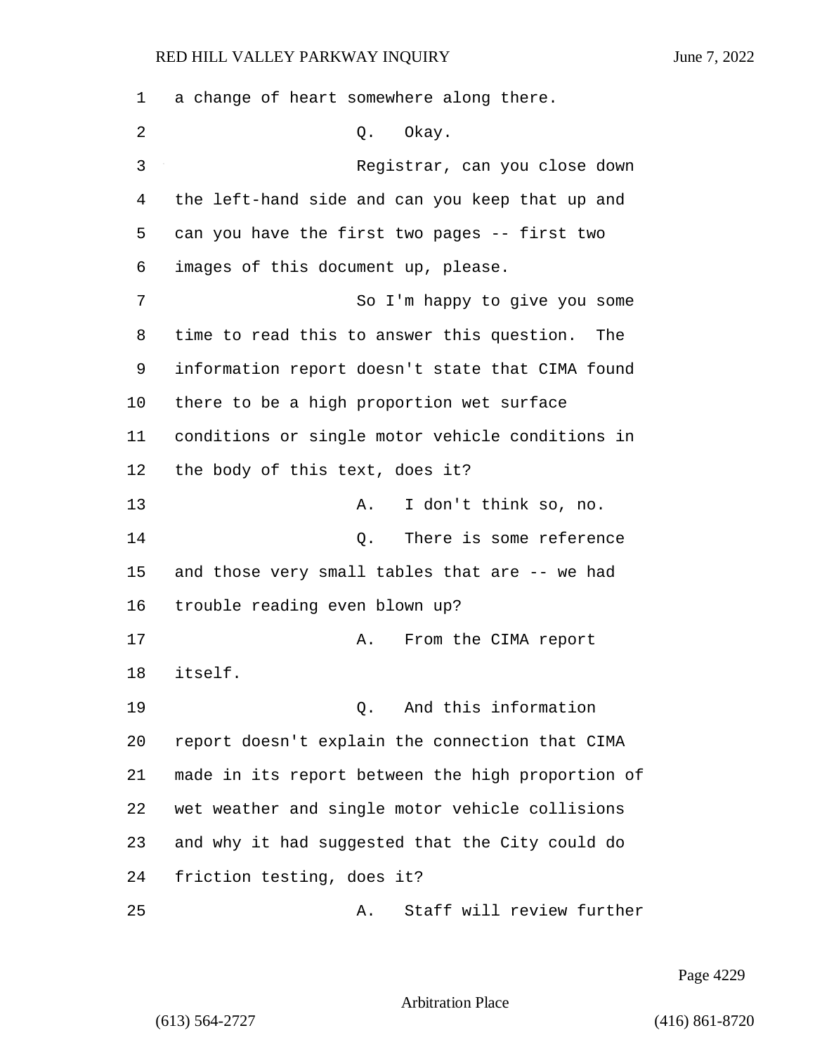1 a change of heart somewhere along there.

2 Q. Okay.

3 Registrar, can you close down

4 the left-hand side and can you keep that up and

5 can you have the first two pages -- first two

6 images of this document up, please.

7 So I'm happy to give you some

8 time to read this to answer this question. The

9 information report doesn't state that CIMA found

10 there to be a high proportion wet surface

11 conditions or single motor vehicle conditions in

12 the body of this text, does it?

13 A. I don't think so, no.

14 Q. There is some reference

15 and those very small tables that are -- we had

16 trouble reading even blown up?

17 A. From the CIMA report

18 itself.

19 Q. And this information

20 report doesn't explain the connection that CIMA

21 made in its report between the high proportion of

22 wet weather and single motor vehicle collisions

23 and why it had suggested that the City could do

24 friction testing, does it?

25 A. Staff will review further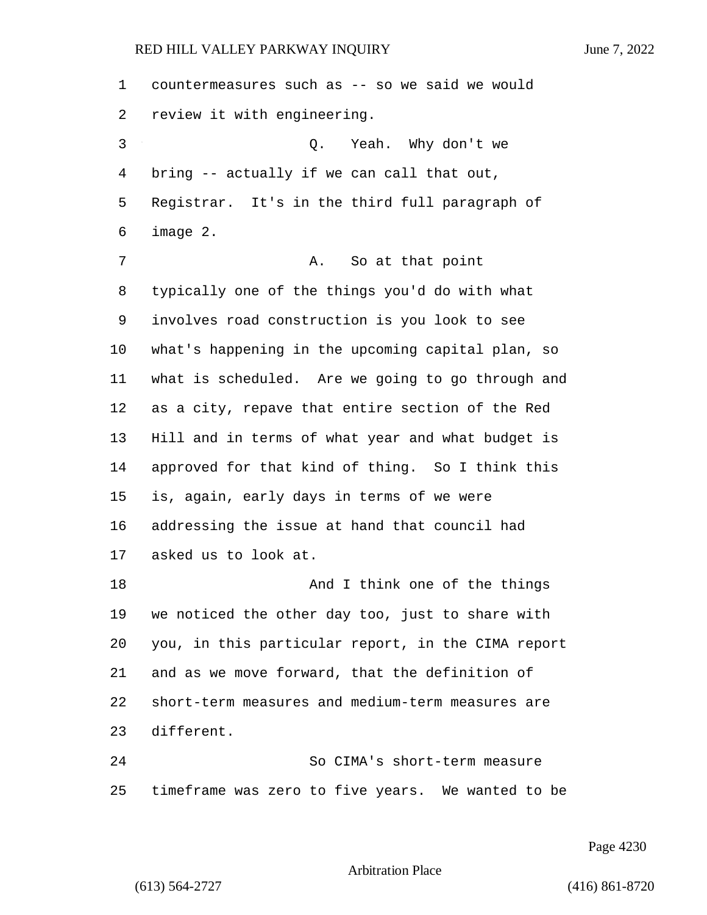countermeasures such as -- so we said we would review it with engineering.

Q. Yeah. Why don't we bring -- actually if we can call that out, Registrar. It's in the third full paragraph of image 2.

A. So at that point typically one of the things you'd do with what involves road construction is you look to see what's happening in the upcoming capital plan, so what is scheduled. Are we going to go through and as a city, repave that entire section of the Red Hill and in terms of what year and what budget is approved for that kind of thing. So I think this is, again, early days in terms of we were addressing the issue at hand that council had asked us to look at.

And I think one of the things we noticed the other day too, just to share with you, in this particular report, in the CIMA report and as we move forward, that the definition of short-term measures and medium-term measures are different.

So CIMA's short-term measure timeframe was zero to five years. We wanted to be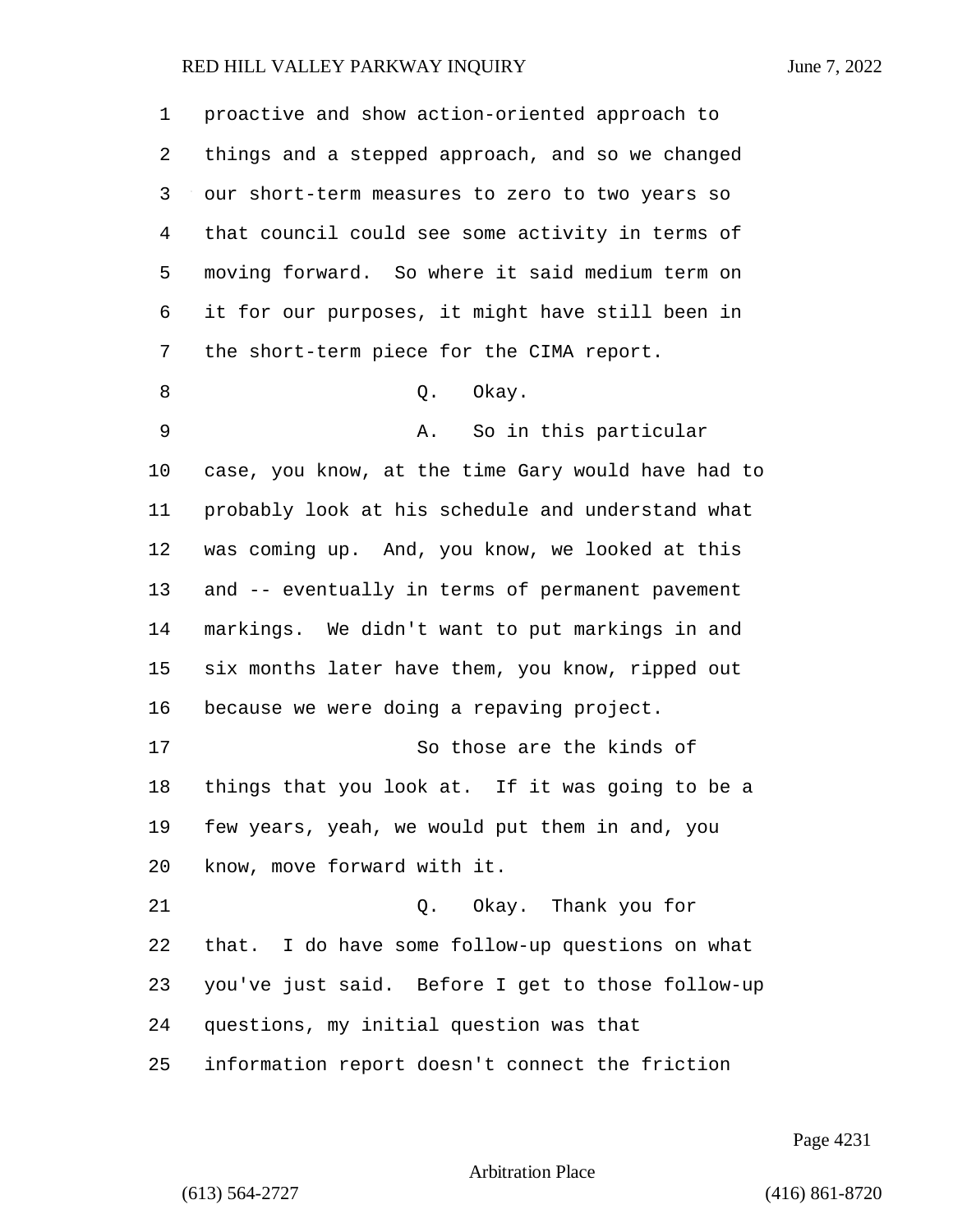proactive and show action-oriented approach to things and a stepped approach, and so we changed our short-term measures to zero to two years so that council could see some activity in terms of moving forward. So where it said medium term on it for our purposes, it might have still been in the short-term piece for the CIMA report.

Q. Okay.

A. So in this particular case, you know, at the time Gary would have had to probably look at his schedule and understand what was coming up. And, you know, we looked at this and -- eventually in terms of permanent pavement markings. We didn't want to put markings in and six months later have them, you know, ripped out because we were doing a repaving project.

So those are the kinds of things that you look at. If it was going to be a few years, yeah, we would put them in and, you know, move forward with it.

Q. Okay. Thank you for that. I do have some follow-up questions on what you've just said. Before I get to those follow-up questions, my initial question was that information report doesn't connect the friction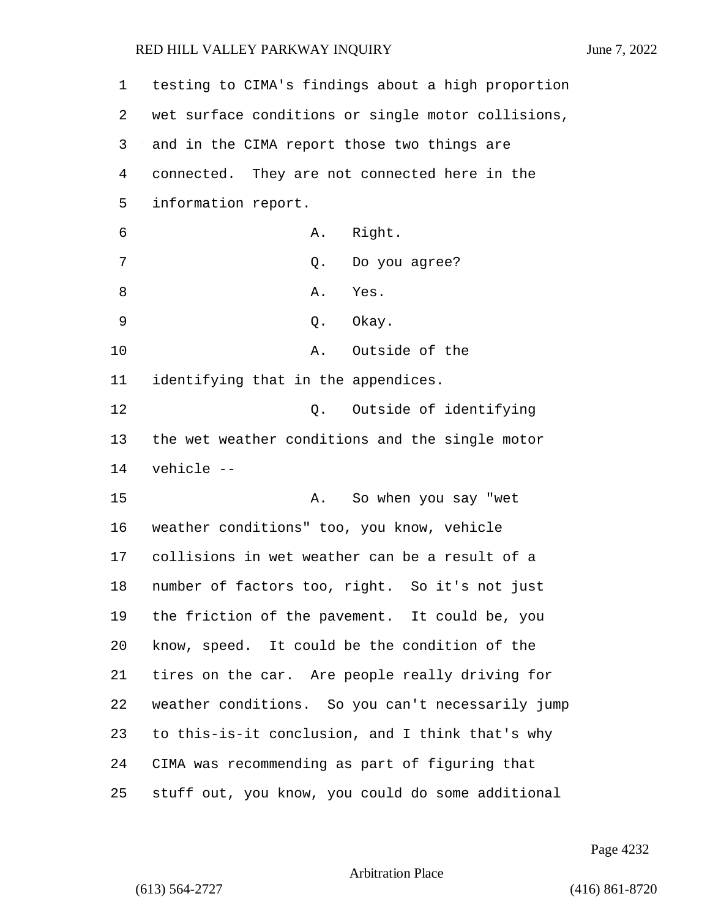testing to CIMA's findings about a high proportion wet surface conditions or single motor collisions, and in the CIMA report those two things are connected. They are not connected here in the information report.

A. Right.

Q. Do you agree?

A. Yes.

Q. Okay.

A. Outside of the identifying that in the appendices.

Q. Outside of identifying the wet weather conditions and the single motor vehicle --

A. So when you say "wet weather conditions" too, you know, vehicle collisions in wet weather can be a result of a number of factors too, right. So it's not just the friction of the pavement. It could be, you know, speed. It could be the condition of the tires on the car. Are people really driving for weather conditions. So you can't necessarily jump to this-is-it conclusion, and I think that's why CIMA was recommending as part of figuring that stuff out, you know, you could do some additional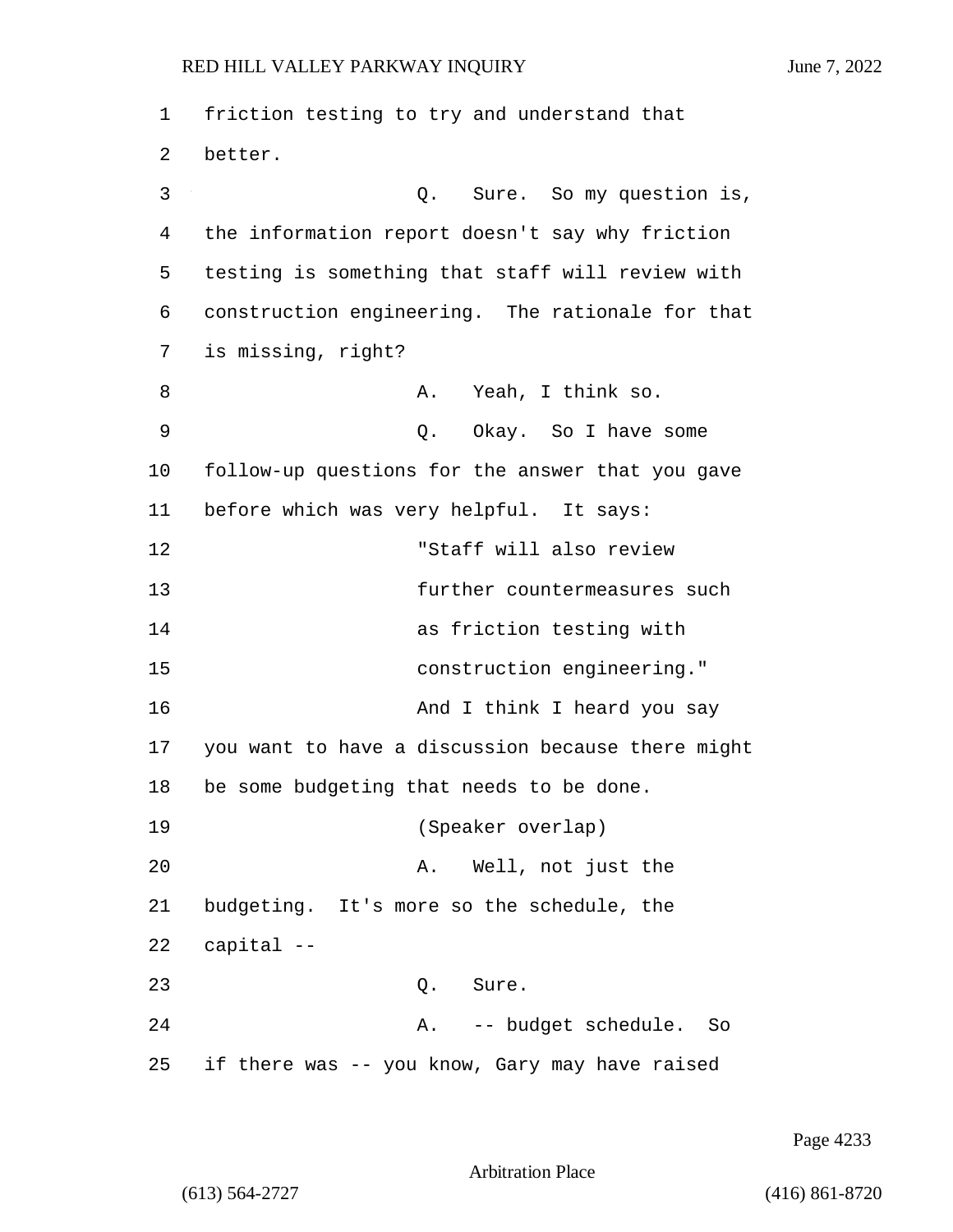friction testing to try and understand that better.

Q. Sure. So my question is, the information report doesn't say why friction testing is something that staff will review with construction engineering. The rationale for that is missing, right?

A. Yeah, I think so.

Q. Okay. So I have some follow-up questions for the answer that you gave before which was very helpful. It says:

> "Staff will also review further countermeasures such as friction testing with construction engineering."

And I think I heard you say you want to have a discussion because there might be some budgeting that needs to be done.

(Speaker overlap)

A. Well, not just the budgeting. It's more so the schedule, the capital --

Q. Sure.

A. -- budget schedule. So if there was -- you know, Gary may have raised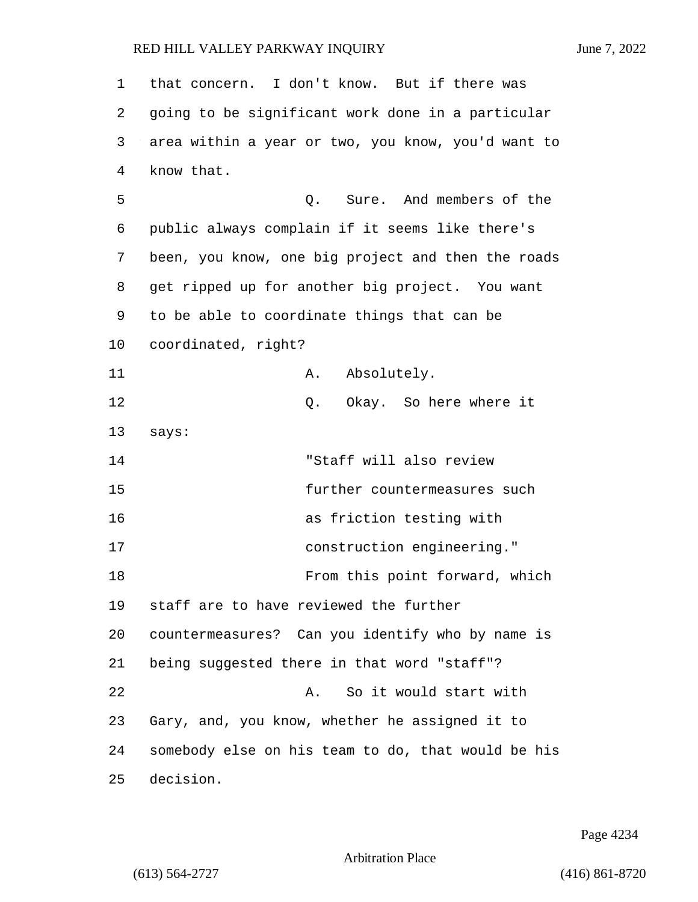that concern. I don't know. But if there was going to be significant work done in a particular area within a year or two, you know, you'd want to know that.

Q. Sure. And members of the public always complain if it seems like there's been, you know, one big project and then the roads get ripped up for another big project. You want to be able to coordinate things that can be coordinated, right?

A. Absolutely.

Q. Okay. So here where it says:

> "Staff will also review further countermeasures such as friction testing with construction engineering."

From this point forward, which staff are to have reviewed the further countermeasures? Can you identify who by name is being suggested there in that word "staff"?

A. So it would start with Gary, and, you know, whether he assigned it to somebody else on his team to do, that would be his decision.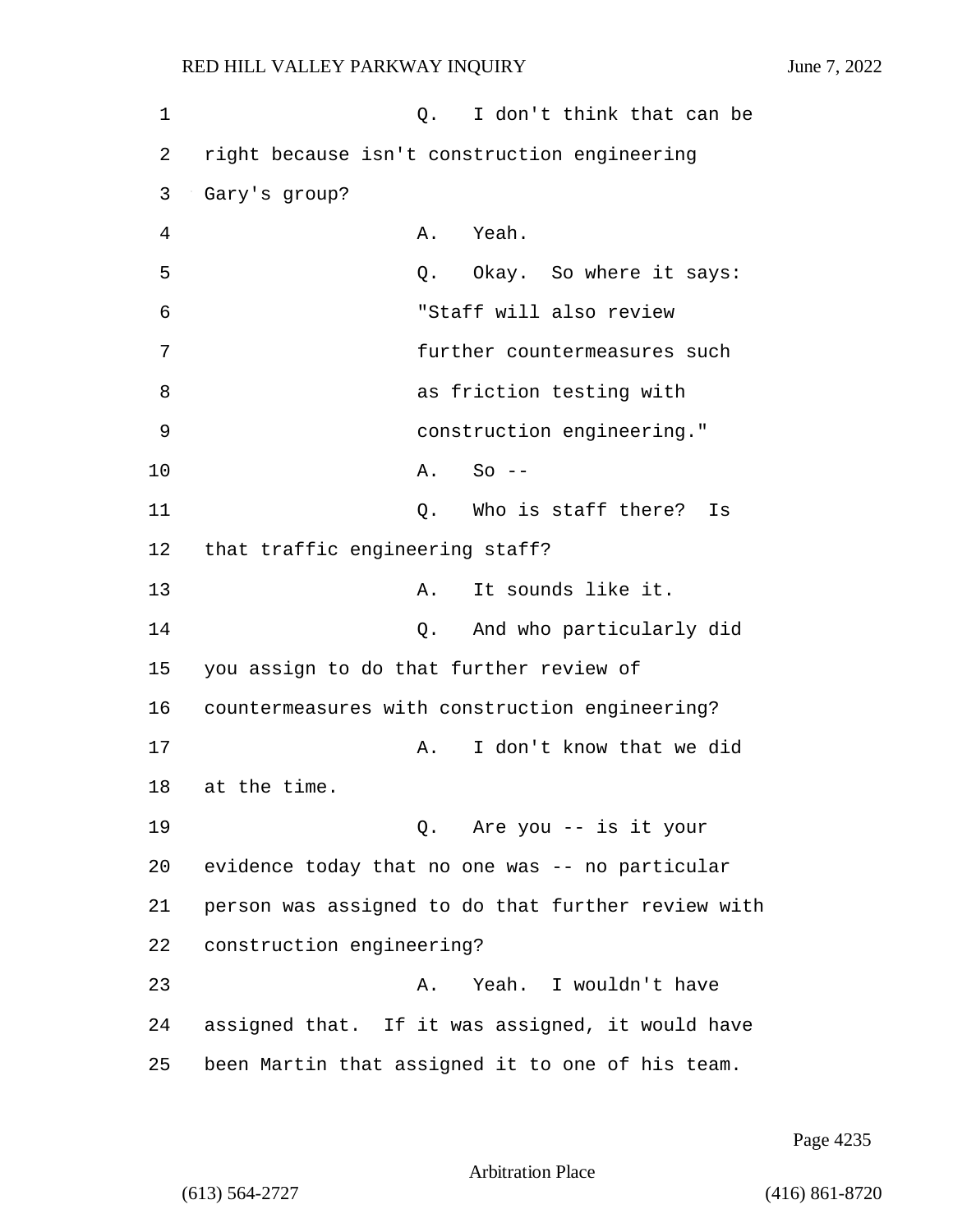Q. I don't think that can be right because isn't construction engineering Gary's group?

A. Yeah.

Q. Okay. So where it says:

"Staff will also review further countermeasures such as friction testing with construction engineering."

A. So --

Q. Who is staff there? Is that traffic engineering staff?

A. It sounds like it.

Q. And who particularly did you assign to do that further review of countermeasures with construction engineering?

A. I don't know that we did at the time.

Q. Are you -- is it your evidence today that no one was -- no particular person was assigned to do that further review with construction engineering?

A. Yeah. I wouldn't have assigned that. If it was assigned, it would have been Martin that assigned it to one of his team.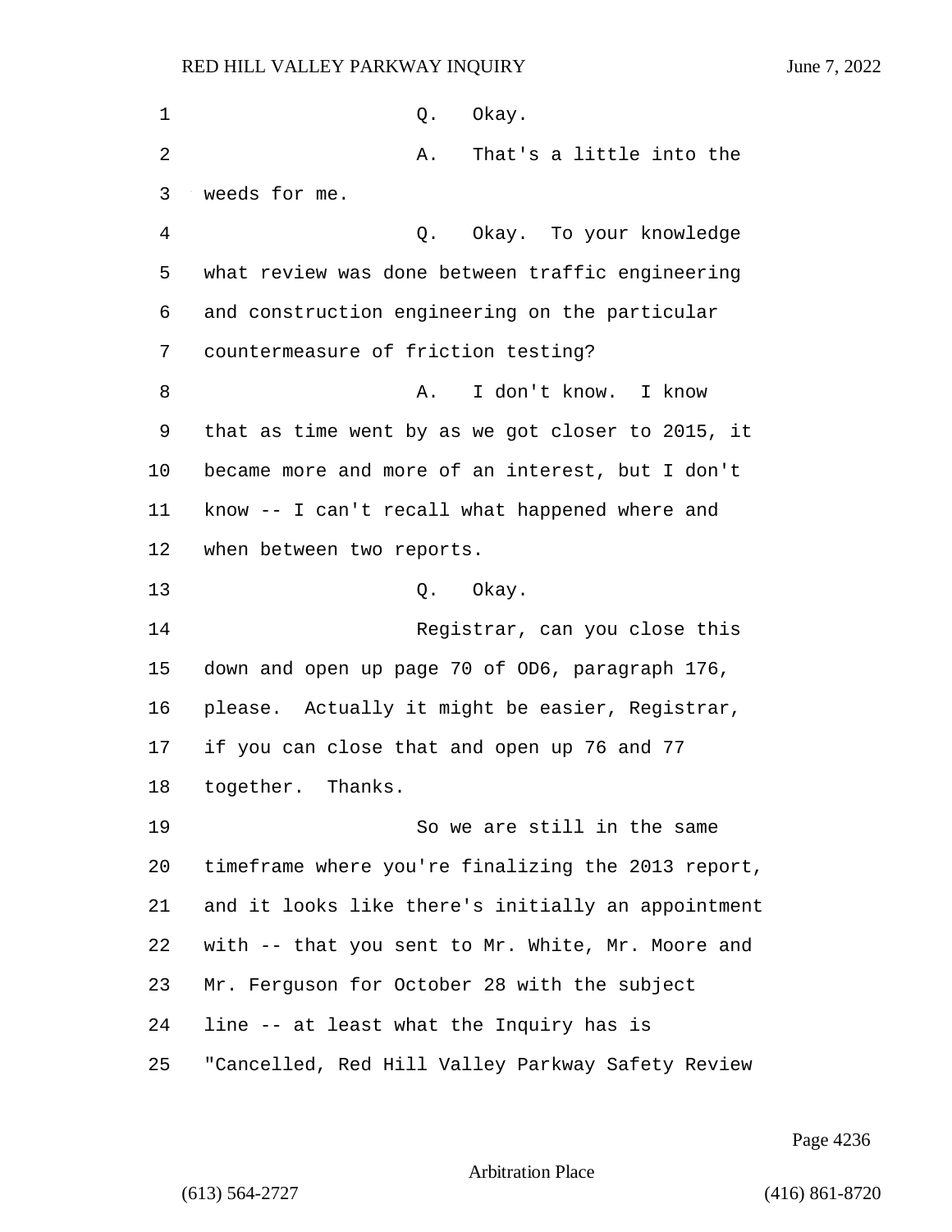Q. Okay.

A. That's a little into the weeds for me.

Q. Okay. To your knowledge what review was done between traffic engineering and construction engineering on the particular countermeasure of friction testing?

A. I don't know. I know that as time went by as we got closer to 2015, it became more and more of an interest, but I don't know -- I can't recall what happened where and when between two reports.

Q. Okay.

Registrar, can you close this down and open up page 70 of OD6, paragraph 176, please. Actually it might be easier, Registrar, if you can close that and open up 76 and 77 together. Thanks.

So we are still in the same timeframe where you're finalizing the 2013 report, and it looks like there's initially an appointment with -- that you sent to Mr. White, Mr. Moore and Mr. Ferguson for October 28 with the subject line -- at least what the Inquiry has is "Cancelled, Red Hill Valley Parkway Safety Review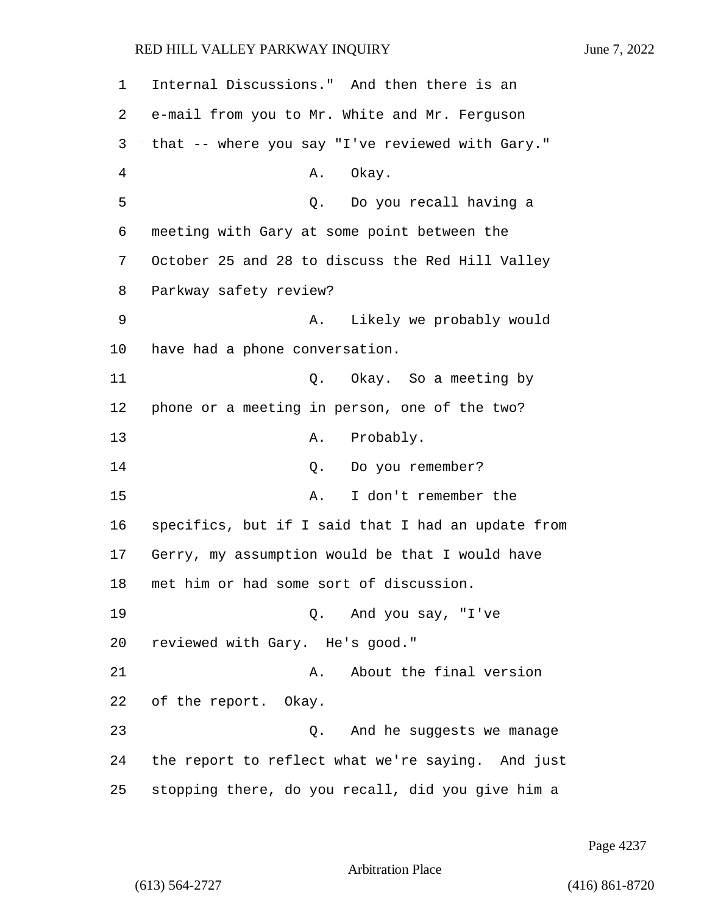Internal Discussions." And then there is an e-mail from you to Mr. White and Mr. Ferguson that -- where you say "I've reviewed with Gary."

A. Okay.

Q. Do you recall having a meeting with Gary at some point between the October 25 and 28 to discuss the Red Hill Valley Parkway safety review?

A. Likely we probably would have had a phone conversation.

Q. Okay. So a meeting by phone or a meeting in person, one of the two?

A. Probably.

Q. Do you remember?

A. I don't remember the specifics, but if I said that I had an update from Gerry, my assumption would be that I would have met him or had some sort of discussion.

Q. And you say, "I've reviewed with Gary. He's good."

A. About the final version of the report. Okay.

Q. And he suggests we manage the report to reflect what we're saying. And just stopping there, do you recall, did you give him a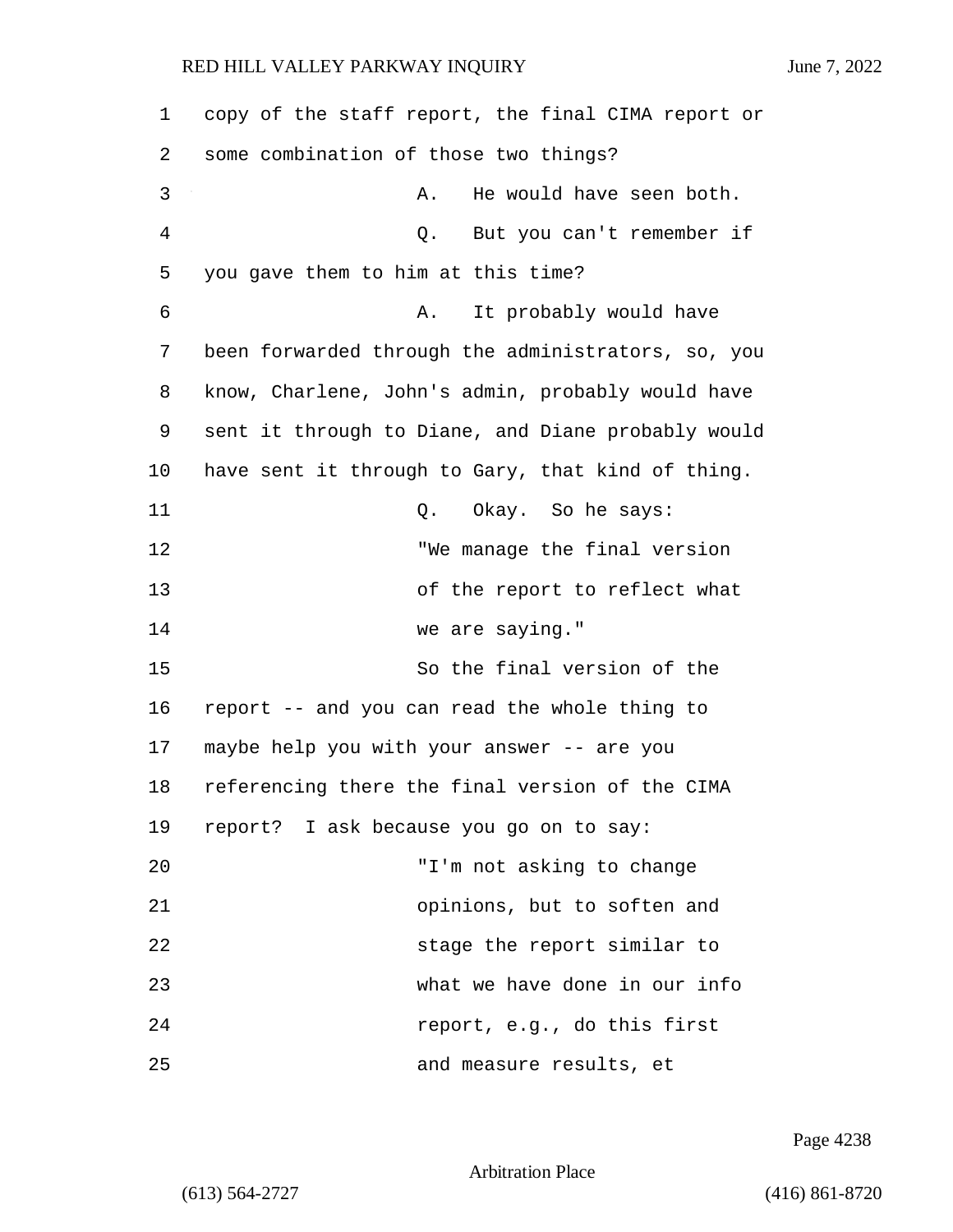copy of the staff report, the final CIMA report or some combination of those two things?

A. He would have seen both.

Q. But you can't remember if you gave them to him at this time?

A. It probably would have been forwarded through the administrators, so, you know, Charlene, John's admin, probably would have sent it through to Diane, and Diane probably would have sent it through to Gary, that kind of thing.

Q. Okay. So he says:

"We manage the final version of the report to reflect what we are saying."

So the final version of the report -- and you can read the whole thing to maybe help you with your answer -- are you referencing there the final version of the CIMA report? I ask because you go on to say:

"I'm not asking to change opinions, but to soften and stage the report similar to what we have done in our info report, e.g., do this first and measure results, et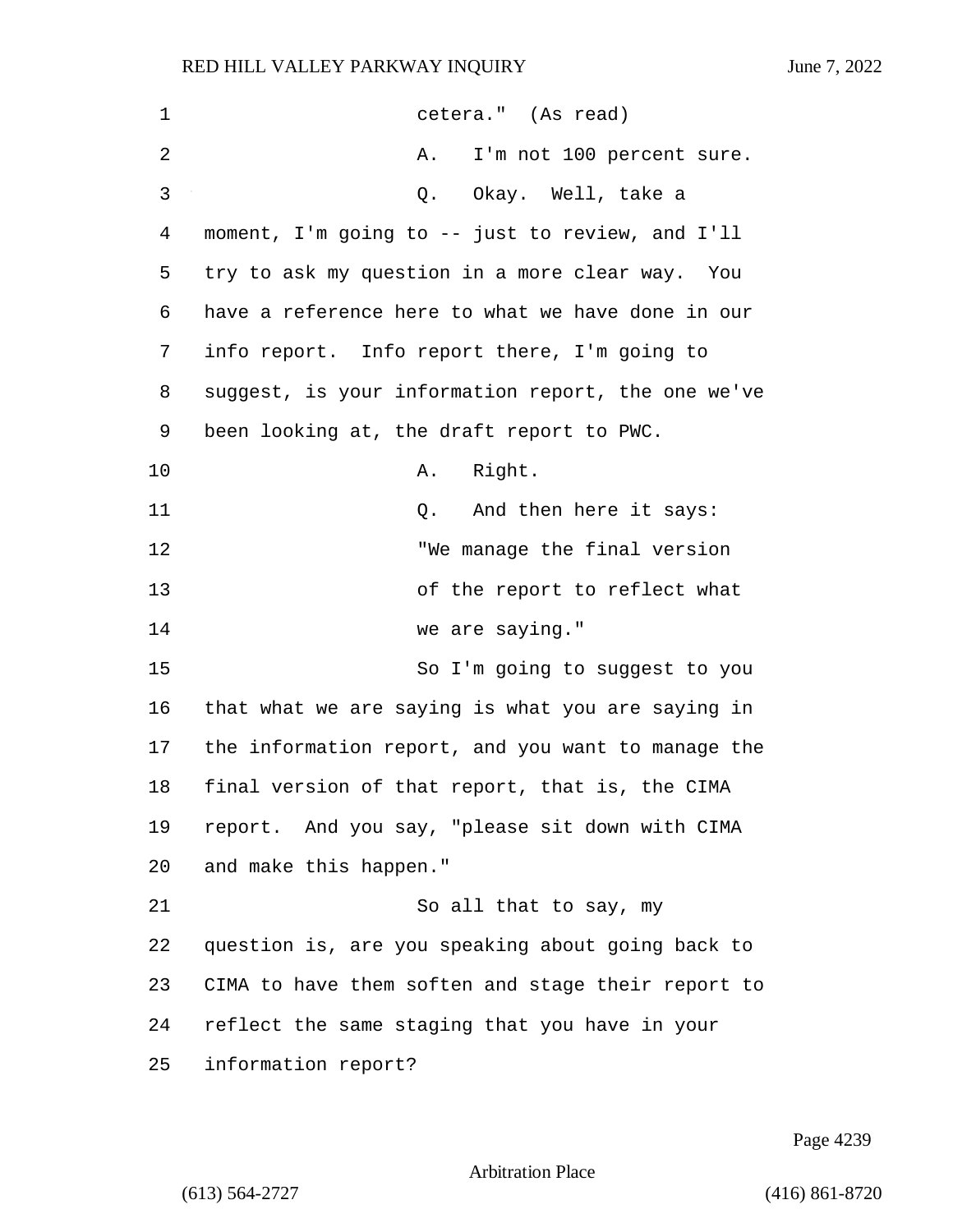cetera."  (As read)

A.   I'm not 100 percent sure.

Q.   Okay.  Well, take a moment, I'm going to -- just to review, and I'll try to ask my question in a more clear way.  You have a reference here to what we have done in our info report.  Info report there, I'm going to suggest, is your information report, the one we've been looking at, the draft report to PWC.

A.   Right.

Q.   And then here it says:

"We manage the final version of the report to reflect what we are saying."

So I'm going to suggest to you that what we are saying is what you are saying in the information report, and you want to manage the final version of that report, that is, the CIMA report.  And you say, "please sit down with CIMA and make this happen."

So all that to say, my question is, are you speaking about going back to CIMA to have them soften and stage their report to reflect the same staging that you have in your information report?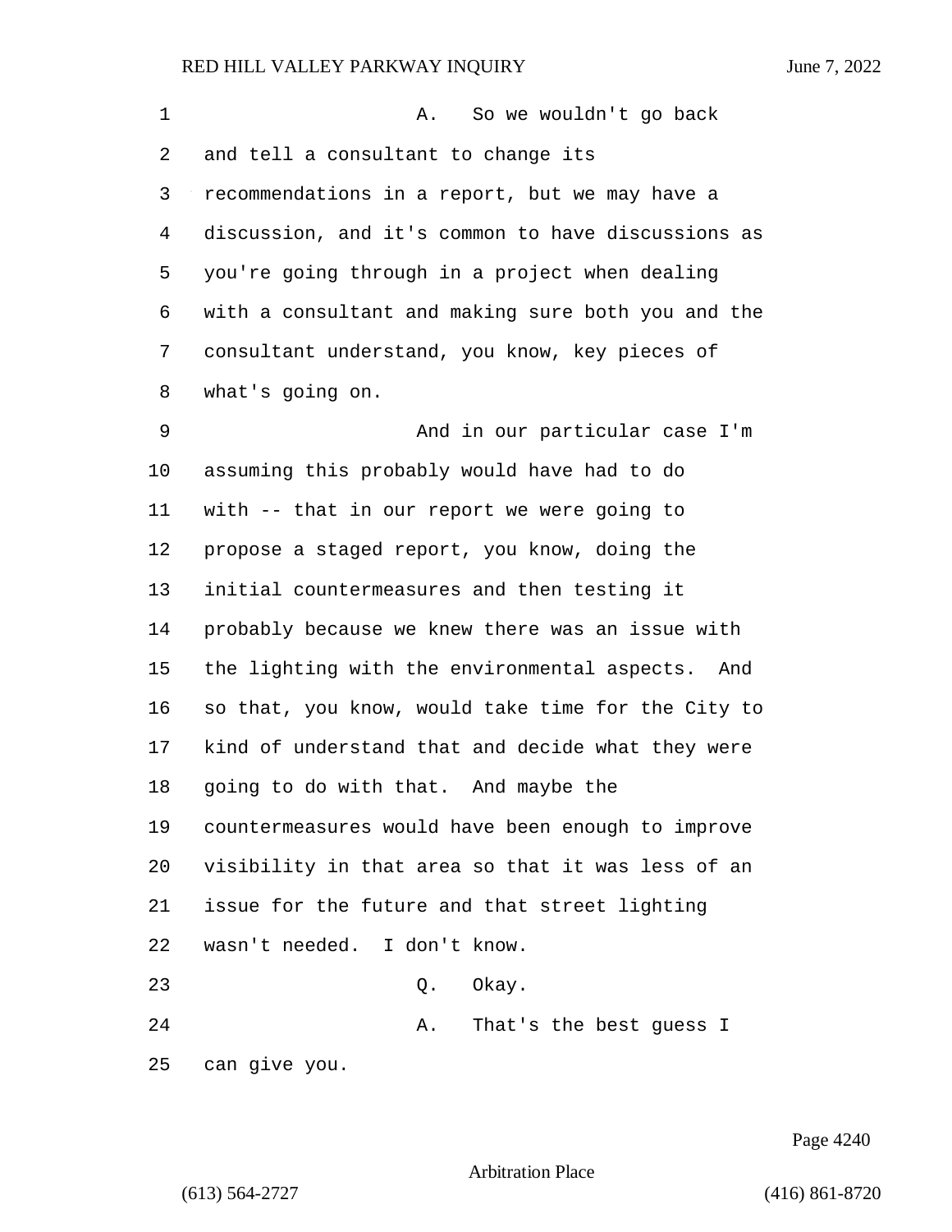A. So we wouldn't go back and tell a consultant to change its recommendations in a report, but we may have a discussion, and it's common to have discussions as you're going through in a project when dealing with a consultant and making sure both you and the consultant understand, you know, key pieces of what's going on.

And in our particular case I'm assuming this probably would have had to do with -- that in our report we were going to propose a staged report, you know, doing the initial countermeasures and then testing it probably because we knew there was an issue with the lighting with the environmental aspects. And so that, you know, would take time for the City to kind of understand that and decide what they were going to do with that. And maybe the countermeasures would have been enough to improve visibility in that area so that it was less of an issue for the future and that street lighting wasn't needed. I don't know.

Q. Okay.

A. That's the best guess I can give you.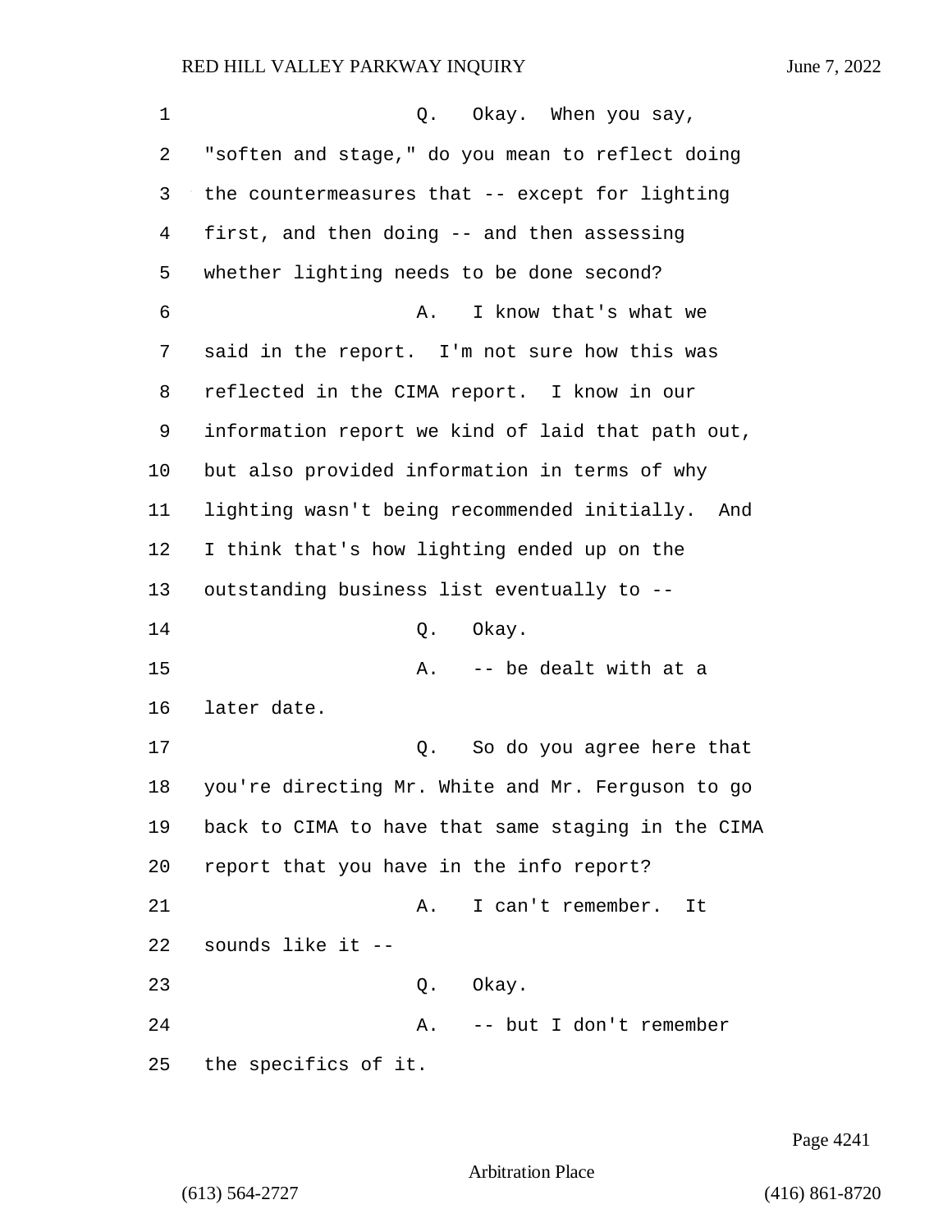Q. Okay. When you say, "soften and stage," do you mean to reflect doing the countermeasures that -- except for lighting first, and then doing -- and then assessing whether lighting needs to be done second?

A. I know that's what we said in the report. I'm not sure how this was reflected in the CIMA report. I know in our information report we kind of laid that path out, but also provided information in terms of why lighting wasn't being recommended initially. And I think that's how lighting ended up on the outstanding business list eventually to --

Q. Okay.

A. -- be dealt with at a later date.

Q. So do you agree here that you're directing Mr. White and Mr. Ferguson to go back to CIMA to have that same staging in the CIMA report that you have in the info report?

A. I can't remember. It sounds like it --

Q. Okay.

A. -- but I don't remember the specifics of it.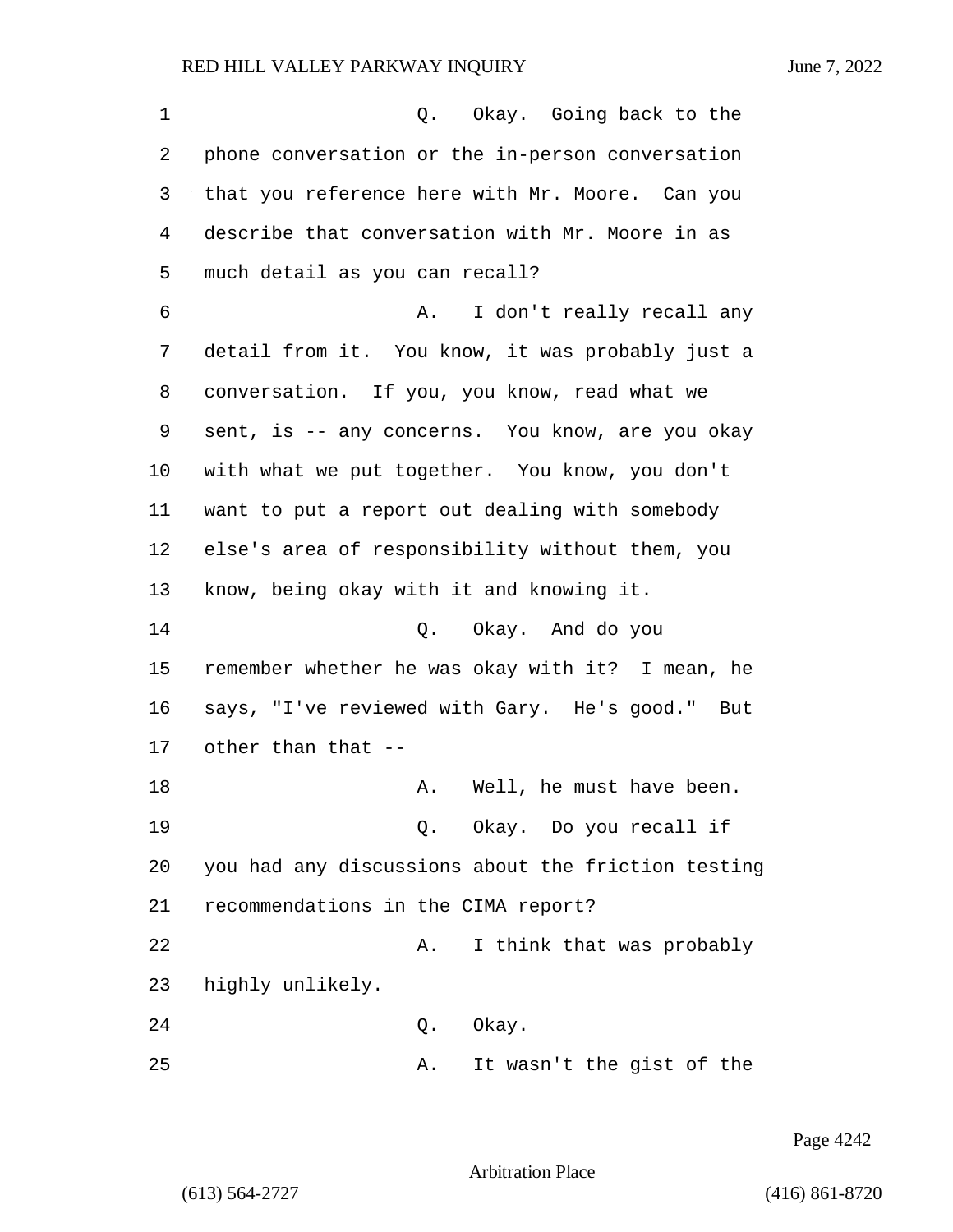Q. Okay. Going back to the phone conversation or the in-person conversation that you reference here with Mr. Moore. Can you describe that conversation with Mr. Moore in as much detail as you can recall?

A. I don't really recall any detail from it. You know, it was probably just a conversation. If you, you know, read what we sent, is -- any concerns. You know, are you okay with what we put together. You know, you don't want to put a report out dealing with somebody else's area of responsibility without them, you know, being okay with it and knowing it.

Q. Okay. And do you remember whether he was okay with it? I mean, he says, "I've reviewed with Gary. He's good." But other than that --

A. Well, he must have been.

Q. Okay. Do you recall if you had any discussions about the friction testing recommendations in the CIMA report?

A. I think that was probably highly unlikely.

Q. Okay.

A. It wasn't the gist of the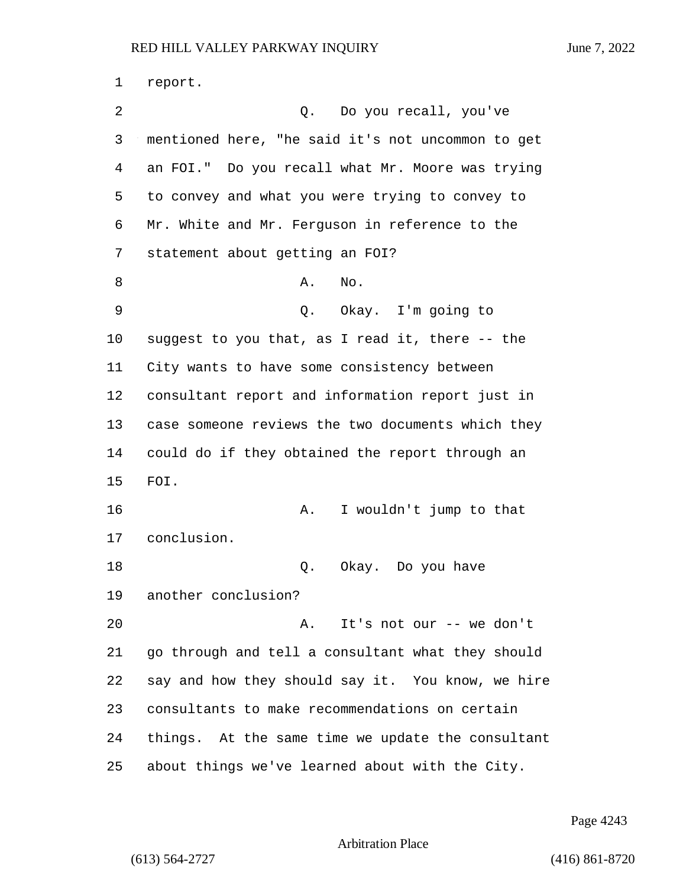report.

Q. Do you recall, you've mentioned here, "he said it's not uncommon to get an FOI." Do you recall what Mr. Moore was trying to convey and what you were trying to convey to Mr. White and Mr. Ferguson in reference to the statement about getting an FOI?

A. No.

Q. Okay. I'm going to suggest to you that, as I read it, there -- the City wants to have some consistency between consultant report and information report just in case someone reviews the two documents which they could do if they obtained the report through an FOI.

A. I wouldn't jump to that conclusion.

Q. Okay. Do you have another conclusion?

A. It's not our -- we don't go through and tell a consultant what they should say and how they should say it. You know, we hire consultants to make recommendations on certain things. At the same time we update the consultant about things we've learned about with the City.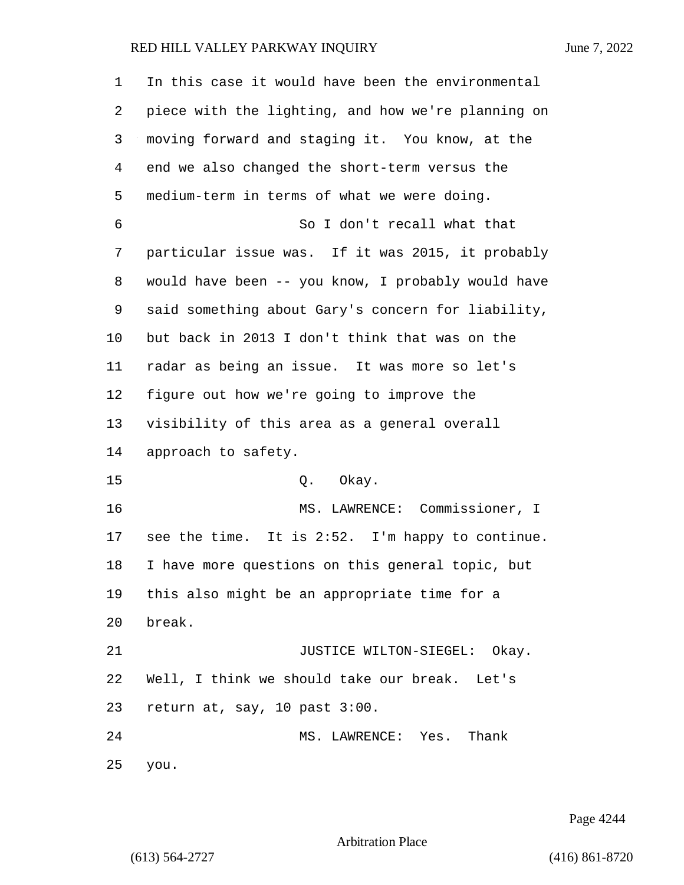In this case it would have been the environmental piece with the lighting, and how we're planning on moving forward and staging it. You know, at the end we also changed the short-term versus the medium-term in terms of what we were doing.

So I don't recall what that particular issue was. If it was 2015, it probably would have been -- you know, I probably would have said something about Gary's concern for liability, but back in 2013 I don't think that was on the radar as being an issue. It was more so let's figure out how we're going to improve the visibility of this area as a general overall approach to safety.

Q. Okay.

MS. LAWRENCE: Commissioner, I see the time. It is 2:52. I'm happy to continue. I have more questions on this general topic, but this also might be an appropriate time for a break.

JUSTICE WILTON-SIEGEL: Okay. Well, I think we should take our break. Let's return at, say, 10 past 3:00.

MS. LAWRENCE: Yes. Thank you.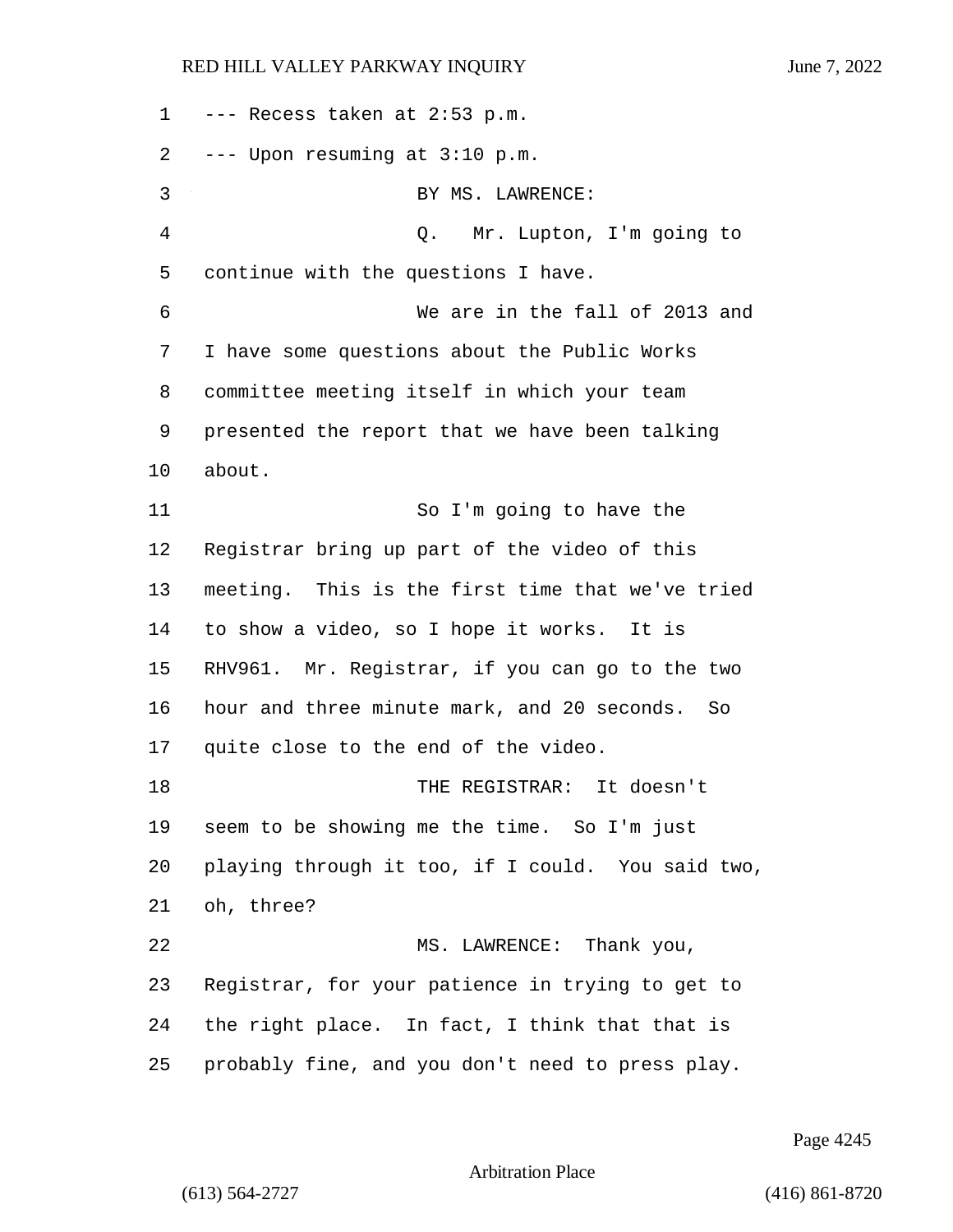--- Recess taken at 2:53 p.m.

--- Upon resuming at 3:10 p.m.

BY MS. LAWRENCE:

Q. Mr. Lupton, I'm going to continue with the questions I have.

We are in the fall of 2013 and I have some questions about the Public Works committee meeting itself in which your team presented the report that we have been talking about.

So I'm going to have the Registrar bring up part of the video of this meeting. This is the first time that we've tried to show a video, so I hope it works. It is RHV961. Mr. Registrar, if you can go to the two hour and three minute mark, and 20 seconds. So quite close to the end of the video.

THE REGISTRAR: It doesn't seem to be showing me the time. So I'm just playing through it too, if I could. You said two, oh, three?

MS. LAWRENCE: Thank you, Registrar, for your patience in trying to get to the right place. In fact, I think that that is probably fine, and you don't need to press play.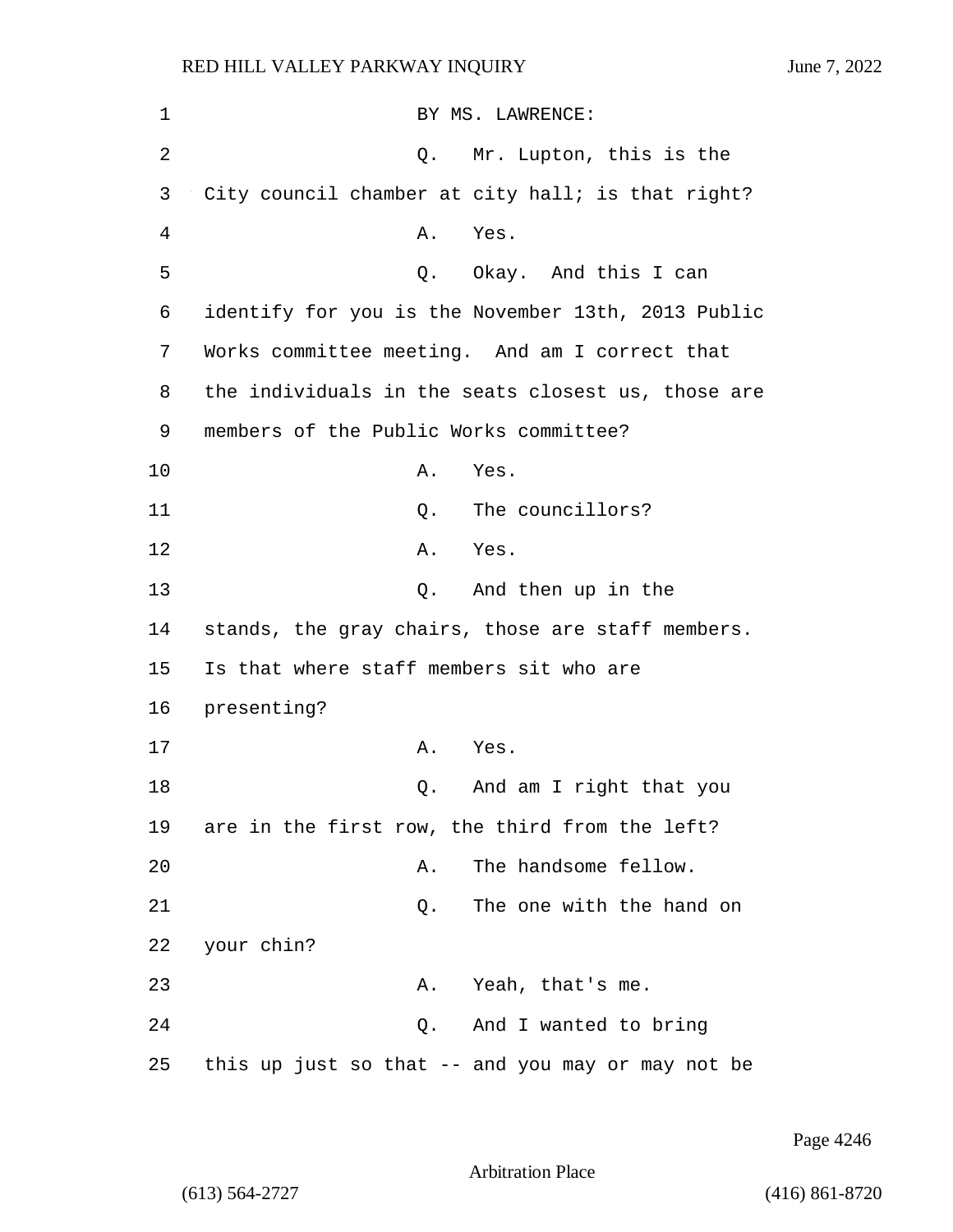BY MS. LAWRENCE:

Q. Mr. Lupton, this is the City council chamber at city hall; is that right?

A. Yes.

Q. Okay. And this I can identify for you is the November 13th, 2013 Public Works committee meeting. And am I correct that the individuals in the seats closest us, those are members of the Public Works committee?

A. Yes.

Q. The councillors?

A. Yes.

Q. And then up in the stands, the gray chairs, those are staff members. Is that where staff members sit who are presenting?

A. Yes.

Q. And am I right that you are in the first row, the third from the left?

A. The handsome fellow.

Q. The one with the hand on your chin?

A. Yeah, that's me.

Q. And I wanted to bring this up just so that -- and you may or may not be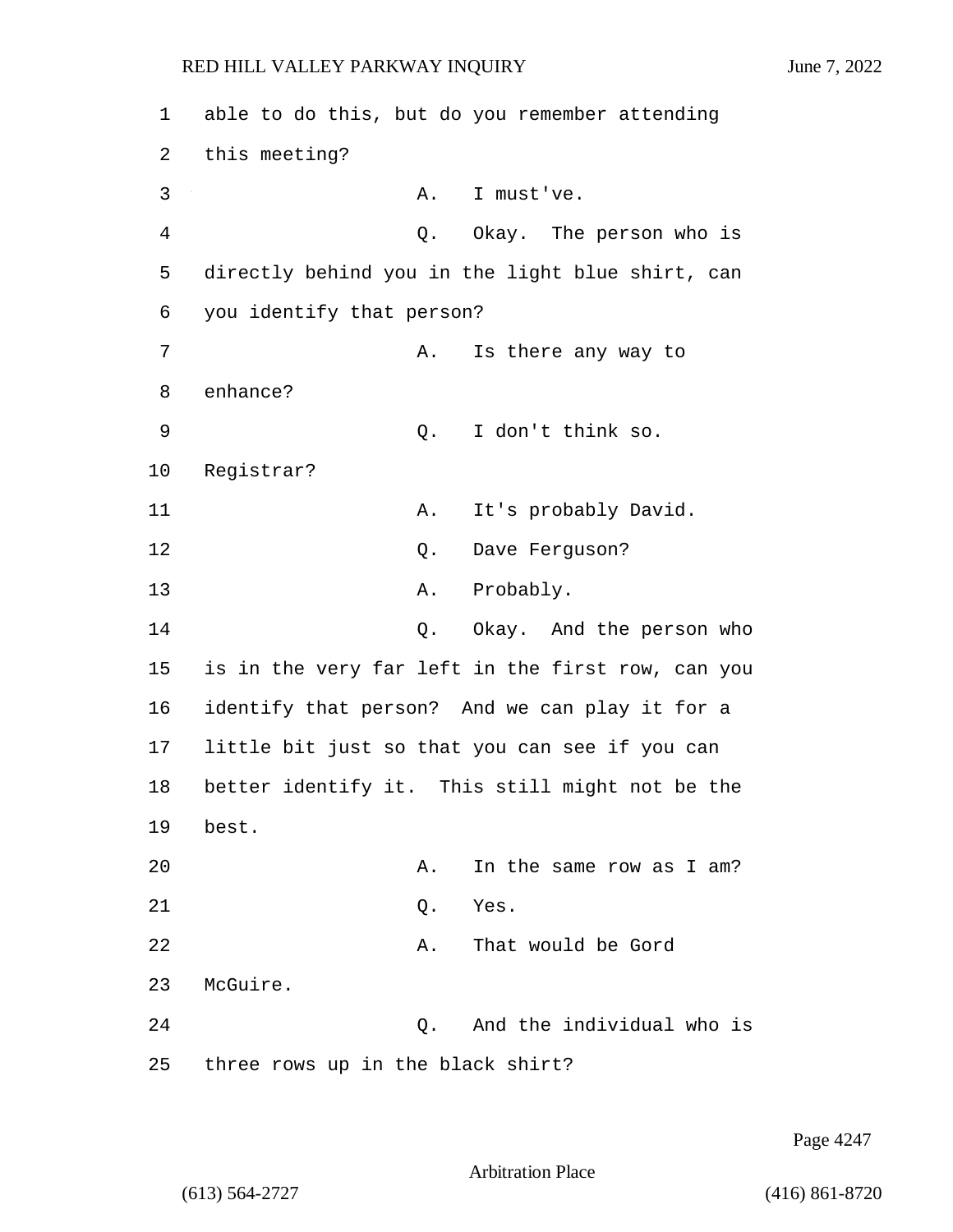able to do this, but do you remember attending this meeting?

A. I must've.

Q. Okay. The person who is directly behind you in the light blue shirt, can you identify that person?

A. Is there any way to enhance?

Q. I don't think so. Registrar?

A. It's probably David.

Q. Dave Ferguson?

A. Probably.

Q. Okay. And the person who is in the very far left in the first row, can you identify that person? And we can play it for a little bit just so that you can see if you can better identify it. This still might not be the best.

A. In the same row as I am?

Q. Yes.

A. That would be Gord McGuire.

Q. And the individual who is three rows up in the black shirt?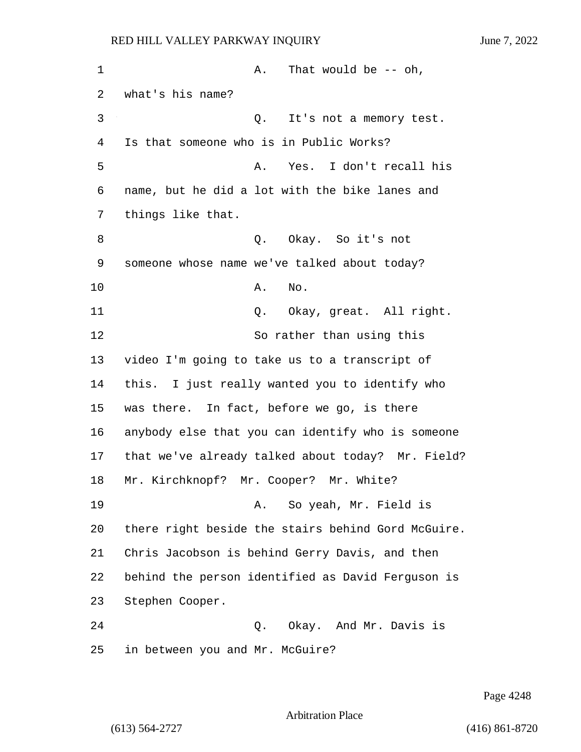A. That would be -- oh, what's his name?

Q. It's not a memory test. Is that someone who is in Public Works?

A. Yes. I don't recall his name, but he did a lot with the bike lanes and things like that.

Q. Okay. So it's not someone whose name we've talked about today?

A. No.

Q. Okay, great. All right.

So rather than using this video I'm going to take us to a transcript of this. I just really wanted you to identify who was there. In fact, before we go, is there anybody else that you can identify who is someone that we've already talked about today? Mr. Field? Mr. Kirchknopf? Mr. Cooper? Mr. White?

A. So yeah, Mr. Field is there right beside the stairs behind Gord McGuire. Chris Jacobson is behind Gerry Davis, and then behind the person identified as David Ferguson is Stephen Cooper.

Q. Okay. And Mr. Davis is in between you and Mr. McGuire?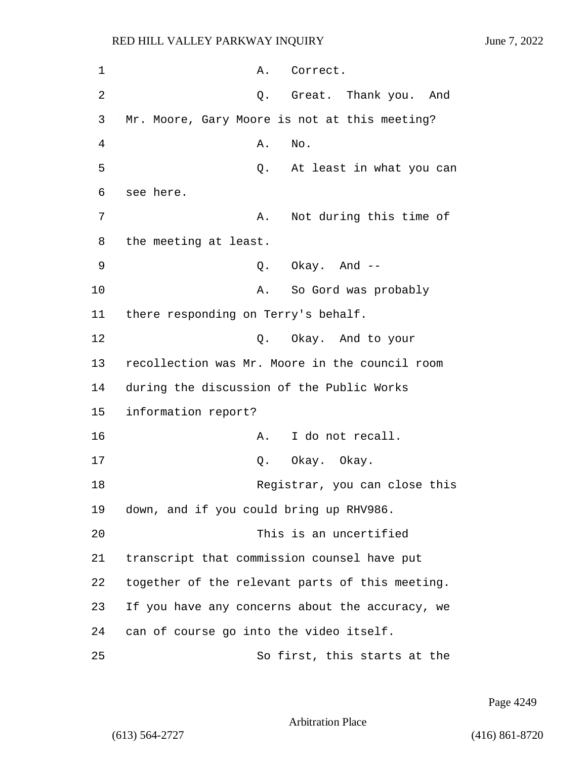A. Correct.

Q. Great. Thank you. And Mr. Moore, Gary Moore is not at this meeting?

A. No.

Q. At least in what you can see here.

A. Not during this time of the meeting at least.

Q. Okay. And --

A. So Gord was probably there responding on Terry's behalf.

Q. Okay. And to your recollection was Mr. Moore in the council room during the discussion of the Public Works information report?

A. I do not recall.

Q. Okay. Okay.

Registrar, you can close this down, and if you could bring up RHV986.

This is an uncertified transcript that commission counsel have put together of the relevant parts of this meeting. If you have any concerns about the accuracy, we can of course go into the video itself.

So first, this starts at the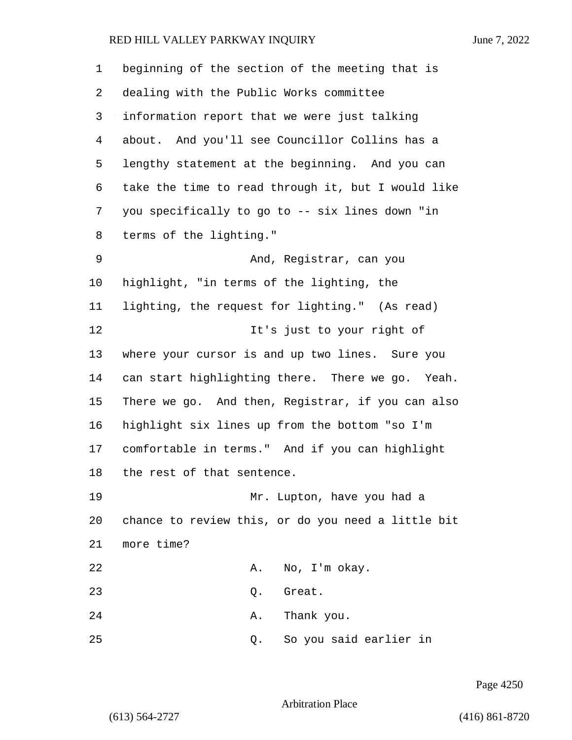beginning of the section of the meeting that is dealing with the Public Works committee information report that we were just talking about. And you'll see Councillor Collins has a lengthy statement at the beginning. And you can take the time to read through it, but I would like you specifically to go to -- six lines down "in terms of the lighting."

And, Registrar, can you highlight, "in terms of the lighting, the lighting, the request for lighting." (As read)

It's just to your right of where your cursor is and up two lines. Sure you can start highlighting there. There we go. Yeah. There we go. And then, Registrar, if you can also highlight six lines up from the bottom "so I'm comfortable in terms." And if you can highlight the rest of that sentence.

Mr. Lupton, have you had a chance to review this, or do you need a little bit more time?

A. No, I'm okay.

Q. Great.

A. Thank you.

Q. So you said earlier in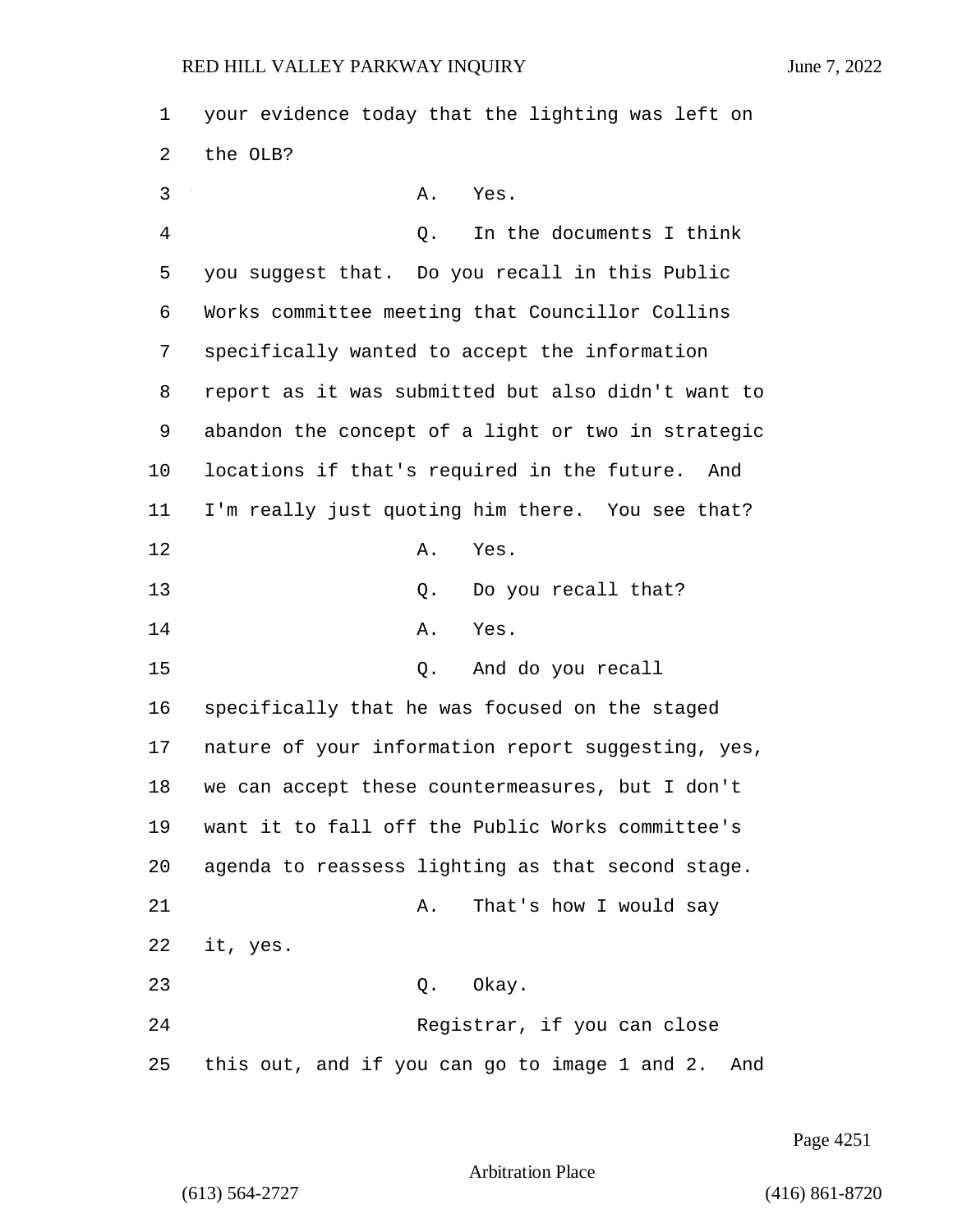your evidence today that the lighting was left on the OLB?

A. Yes.

Q. In the documents I think you suggest that. Do you recall in this Public Works committee meeting that Councillor Collins specifically wanted to accept the information report as it was submitted but also didn't want to abandon the concept of a light or two in strategic locations if that's required in the future. And I'm really just quoting him there. You see that?

A. Yes.

Q. Do you recall that?

A. Yes.

Q. And do you recall specifically that he was focused on the staged nature of your information report suggesting, yes, we can accept these countermeasures, but I don't want it to fall off the Public Works committee's agenda to reassess lighting as that second stage.

A. That's how I would say it, yes.

Q. Okay.

Registrar, if you can close this out, and if you can go to image 1 and 2. And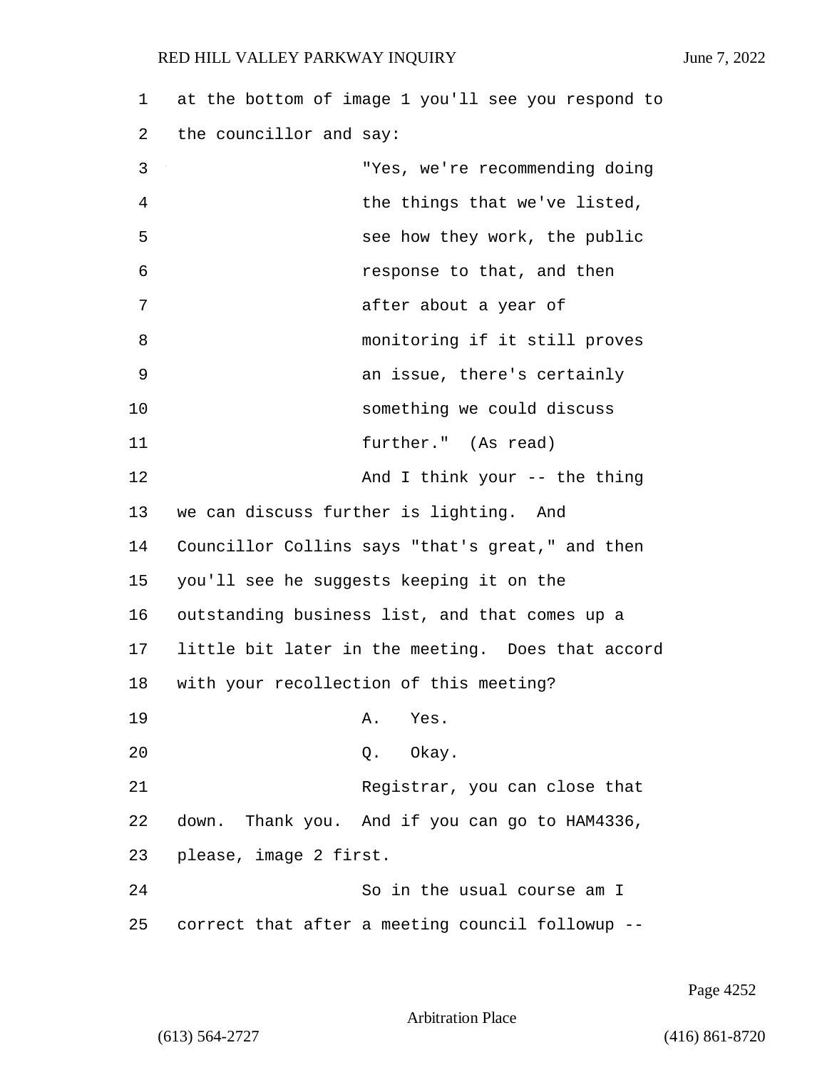at the bottom of image 1 you'll see you respond to the councillor and say:

"Yes, we're recommending doing the things that we've listed, see how they work, the public response to that, and then after about a year of monitoring if it still proves an issue, there's certainly something we could discuss further." (As read)

And I think your -- the thing we can discuss further is lighting. And Councillor Collins says "that's great," and then you'll see he suggests keeping it on the outstanding business list, and that comes up a little bit later in the meeting. Does that accord with your recollection of this meeting?

A. Yes.

Q. Okay.

Registrar, you can close that down. Thank you. And if you can go to HAM4336, please, image 2 first.

So in the usual course am I correct that after a meeting council followup --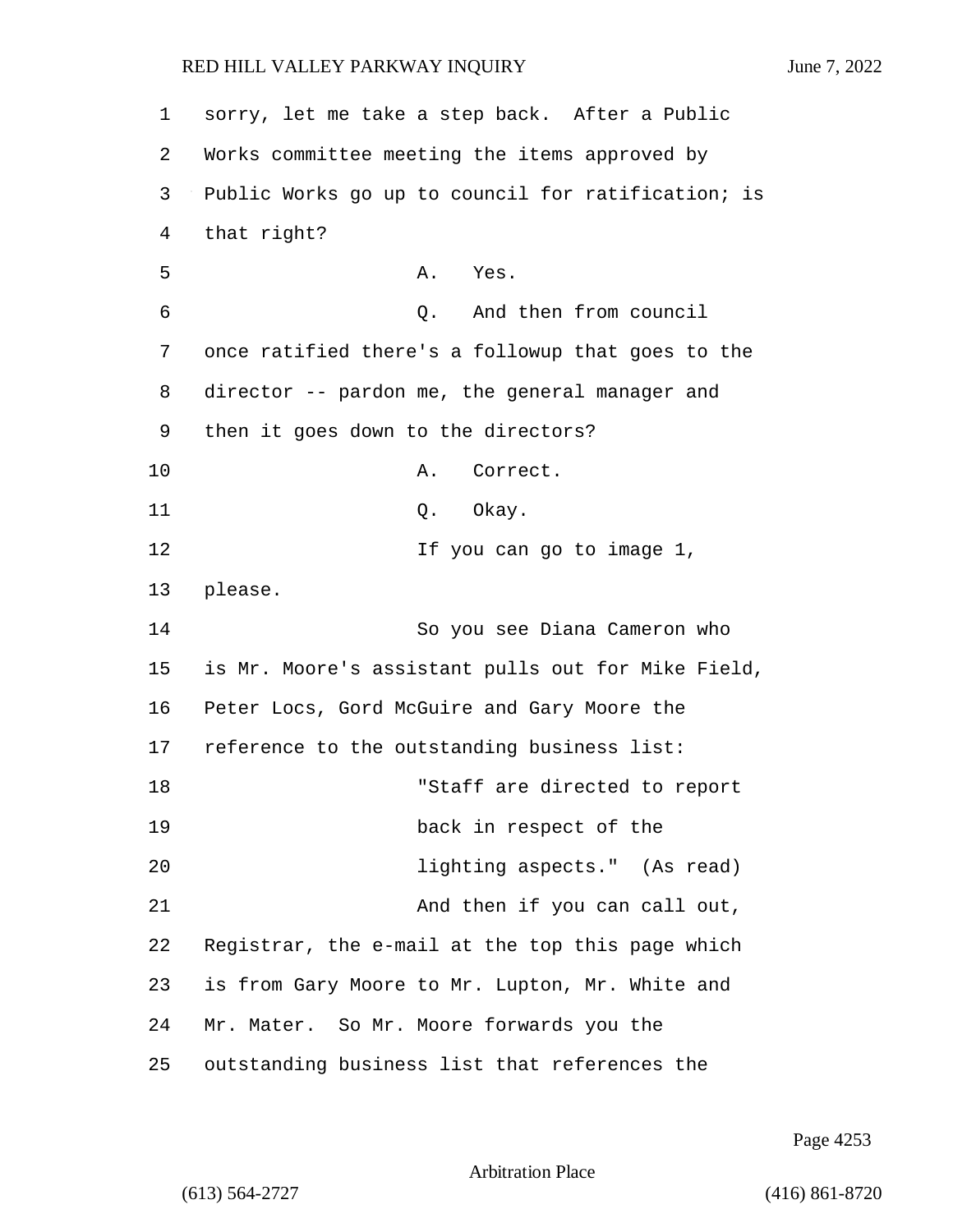sorry, let me take a step back. After a Public Works committee meeting the items approved by Public Works go up to council for ratification; is that right?

A. Yes.

Q. And then from council once ratified there's a followup that goes to the director -- pardon me, the general manager and then it goes down to the directors?

A. Correct.

Q. Okay.

If you can go to image 1, please.

So you see Diana Cameron who is Mr. Moore's assistant pulls out for Mike Field, Peter Locs, Gord McGuire and Gary Moore the reference to the outstanding business list:

"Staff are directed to report back in respect of the lighting aspects." (As read)

And then if you can call out, Registrar, the e-mail at the top this page which is from Gary Moore to Mr. Lupton, Mr. White and Mr. Mater. So Mr. Moore forwards you the outstanding business list that references the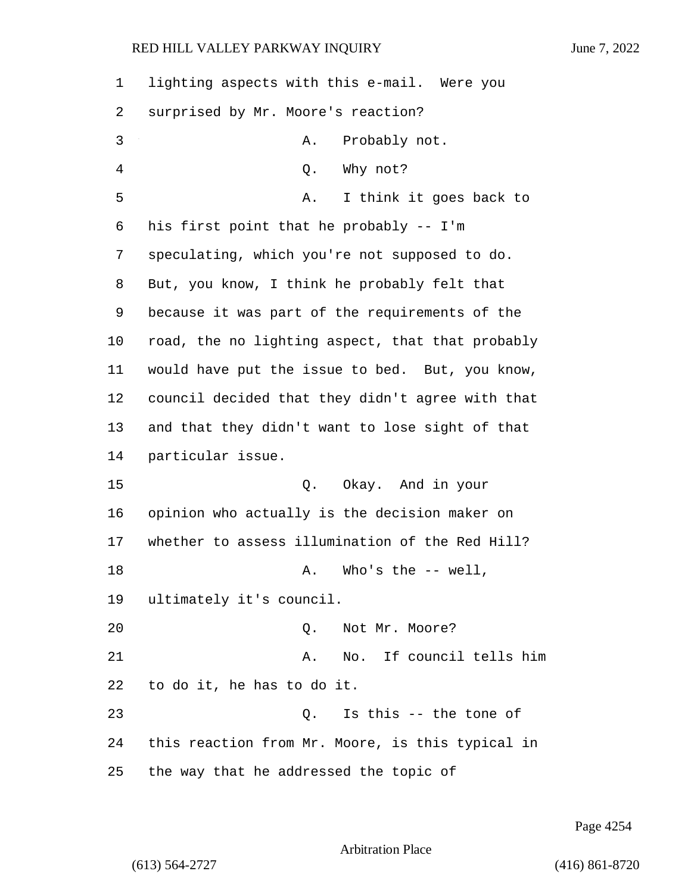lighting aspects with this e-mail. Were you surprised by Mr. Moore's reaction?

A. Probably not.

Q. Why not?

A. I think it goes back to his first point that he probably -- I'm speculating, which you're not supposed to do. But, you know, I think he probably felt that because it was part of the requirements of the road, the no lighting aspect, that that probably would have put the issue to bed. But, you know, council decided that they didn't agree with that and that they didn't want to lose sight of that particular issue.

Q. Okay. And in your opinion who actually is the decision maker on whether to assess illumination of the Red Hill?

A. Who's the -- well, ultimately it's council.

Q. Not Mr. Moore?

A. No. If council tells him to do it, he has to do it.

Q. Is this -- the tone of this reaction from Mr. Moore, is this typical in the way that he addressed the topic of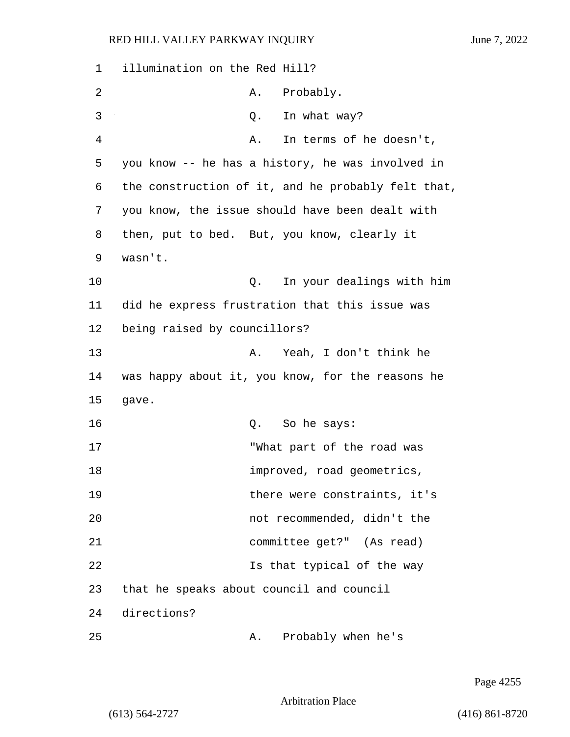illumination on the Red Hill?

A. Probably.

Q. In what way?

A. In terms of he doesn't, you know -- he has a history, he was involved in the construction of it, and he probably felt that, you know, the issue should have been dealt with then, put to bed. But, you know, clearly it wasn't.

Q. In your dealings with him did he express frustration that this issue was being raised by councillors?

A. Yeah, I don't think he was happy about it, you know, for the reasons he gave.

Q. So he says:

"What part of the road was improved, road geometrics, there were constraints, it's not recommended, didn't the committee get?" (As read)

Is that typical of the way that he speaks about council and council directions?

A. Probably when he's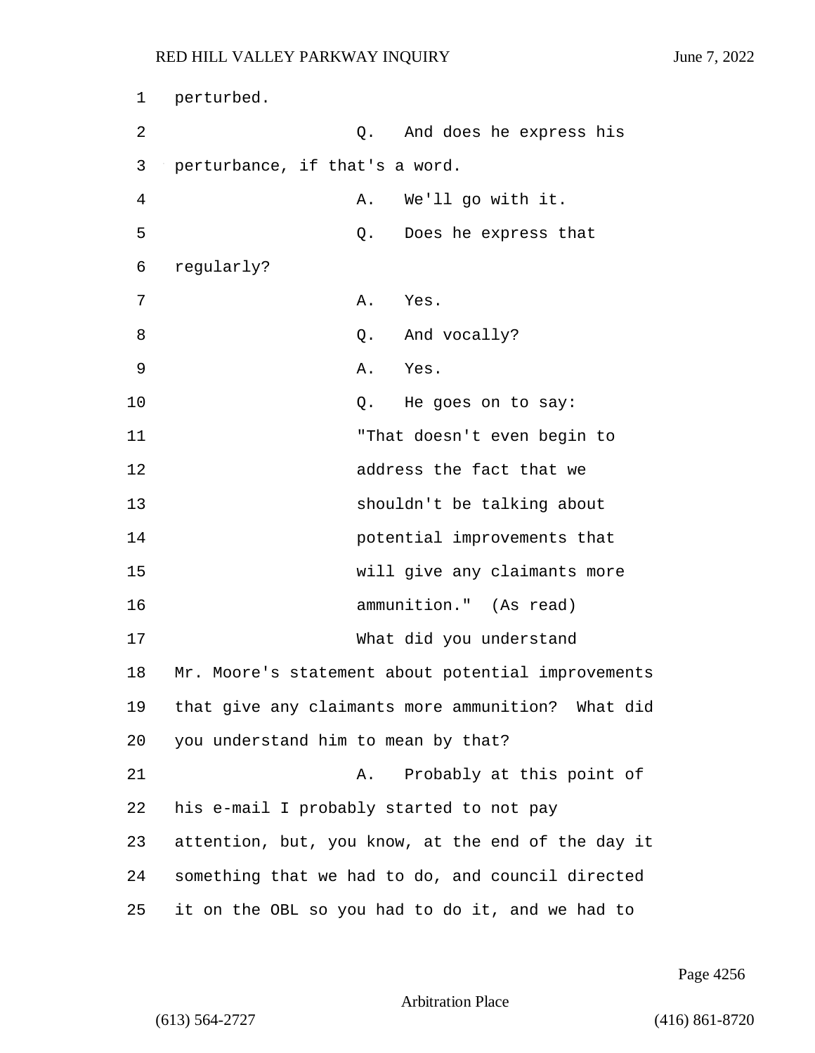perturbed.

Q. And does he express his perturbance, if that's a word.

A. We'll go with it.

Q. Does he express that regularly?

A. Yes.

Q. And vocally?

A. Yes.

Q. He goes on to say:

> "That doesn't even begin to address the fact that we shouldn't be talking about potential improvements that will give any claimants more ammunition." (As read)

What did you understand Mr. Moore's statement about potential improvements that give any claimants more ammunition? What did you understand him to mean by that?

A. Probably at this point of his e-mail I probably started to not pay attention, but, you know, at the end of the day it something that we had to do, and council directed it on the OBL so you had to do it, and we had to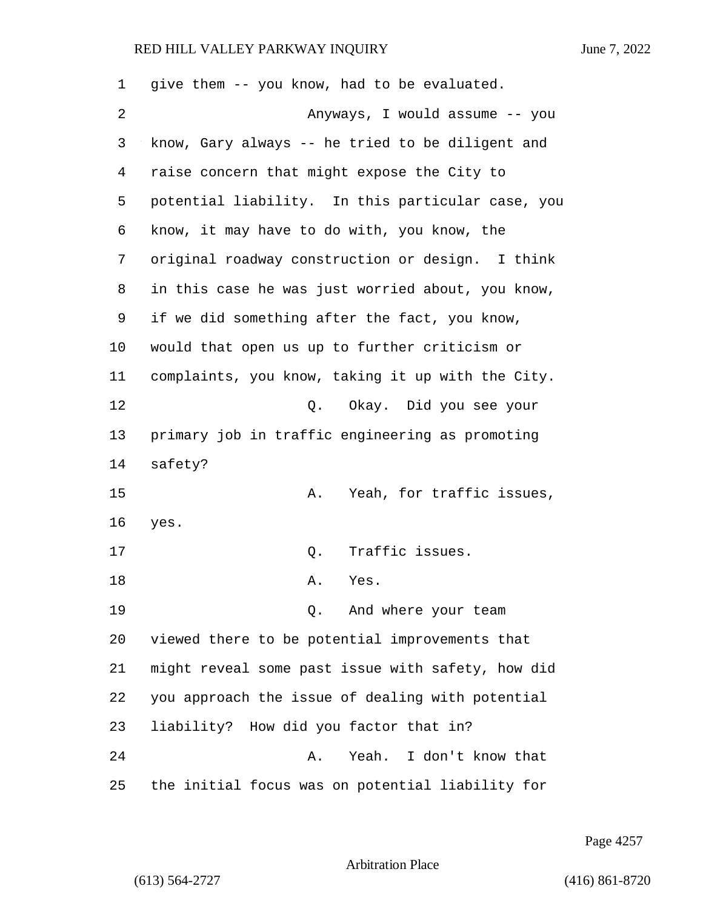give them -- you know, had to be evaluated.

Anyways, I would assume -- you know, Gary always -- he tried to be diligent and raise concern that might expose the City to potential liability. In this particular case, you know, it may have to do with, you know, the original roadway construction or design. I think in this case he was just worried about, you know, if we did something after the fact, you know, would that open us up to further criticism or complaints, you know, taking it up with the City.

Q. Okay. Did you see your primary job in traffic engineering as promoting safety?

A. Yeah, for traffic issues, yes.

Q. Traffic issues.

A. Yes.

Q. And where your team viewed there to be potential improvements that might reveal some past issue with safety, how did you approach the issue of dealing with potential liability? How did you factor that in?

A. Yeah. I don't know that the initial focus was on potential liability for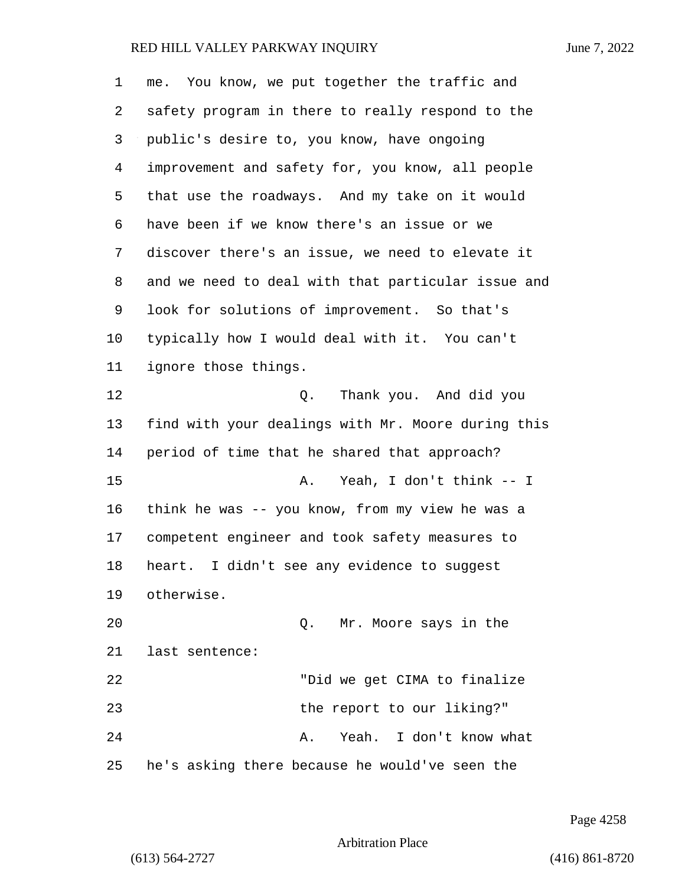me. You know, we put together the traffic and safety program in there to really respond to the public's desire to, you know, have ongoing improvement and safety for, you know, all people that use the roadways. And my take on it would have been if we know there's an issue or we discover there's an issue, we need to elevate it and we need to deal with that particular issue and look for solutions of improvement. So that's typically how I would deal with it. You can't ignore those things.

Q. Thank you. And did you find with your dealings with Mr. Moore during this period of time that he shared that approach?

A. Yeah, I don't think -- I think he was -- you know, from my view he was a competent engineer and took safety measures to heart. I didn't see any evidence to suggest otherwise.

Q. Mr. Moore says in the last sentence:

"Did we get CIMA to finalize the report to our liking?"

A. Yeah. I don't know what he's asking there because he would've seen the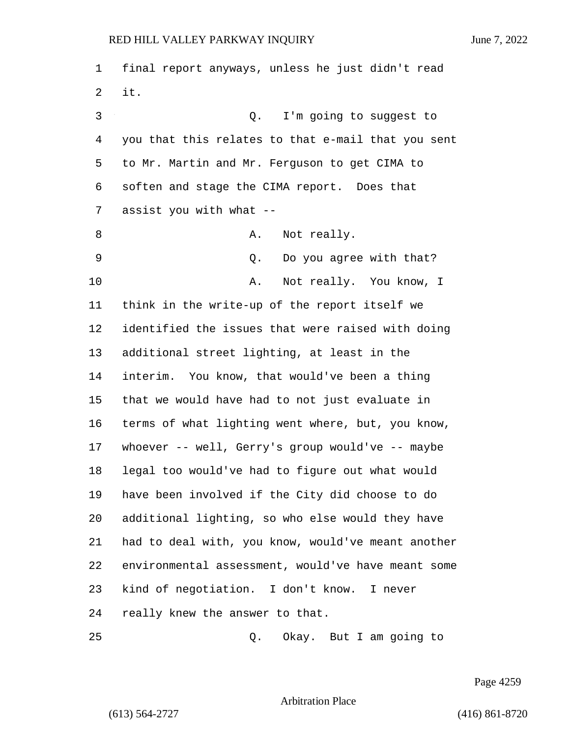final report anyways, unless he just didn't read it.

Q. I'm going to suggest to you that this relates to that e-mail that you sent to Mr. Martin and Mr. Ferguson to get CIMA to soften and stage the CIMA report. Does that assist you with what --

A. Not really.

Q. Do you agree with that?

A. Not really. You know, I think in the write-up of the report itself we identified the issues that were raised with doing additional street lighting, at least in the interim. You know, that would've been a thing that we would have had to not just evaluate in terms of what lighting went where, but, you know, whoever -- well, Gerry's group would've -- maybe legal too would've had to figure out what would have been involved if the City did choose to do additional lighting, so who else would they have had to deal with, you know, would've meant another environmental assessment, would've have meant some kind of negotiation. I don't know. I never really knew the answer to that.

Q. Okay. But I am going to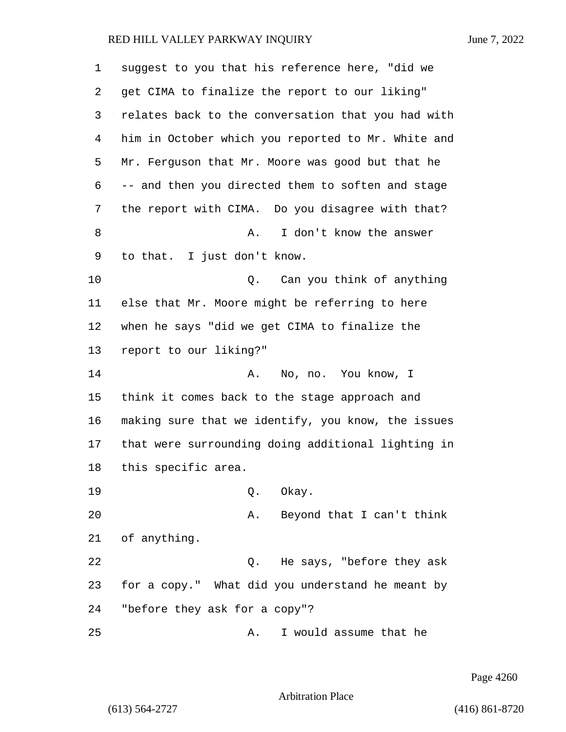suggest to you that his reference here, "did we get CIMA to finalize the report to our liking" relates back to the conversation that you had with him in October which you reported to Mr. White and Mr. Ferguson that Mr. Moore was good but that he -- and then you directed them to soften and stage the report with CIMA. Do you disagree with that?

A. I don't know the answer to that. I just don't know.

Q. Can you think of anything else that Mr. Moore might be referring to here when he says "did we get CIMA to finalize the report to our liking?"

A. No, no. You know, I think it comes back to the stage approach and making sure that we identify, you know, the issues that were surrounding doing additional lighting in this specific area.

Q. Okay.

A. Beyond that I can't think of anything.

Q. He says, "before they ask for a copy." What did you understand he meant by "before they ask for a copy"?

A. I would assume that he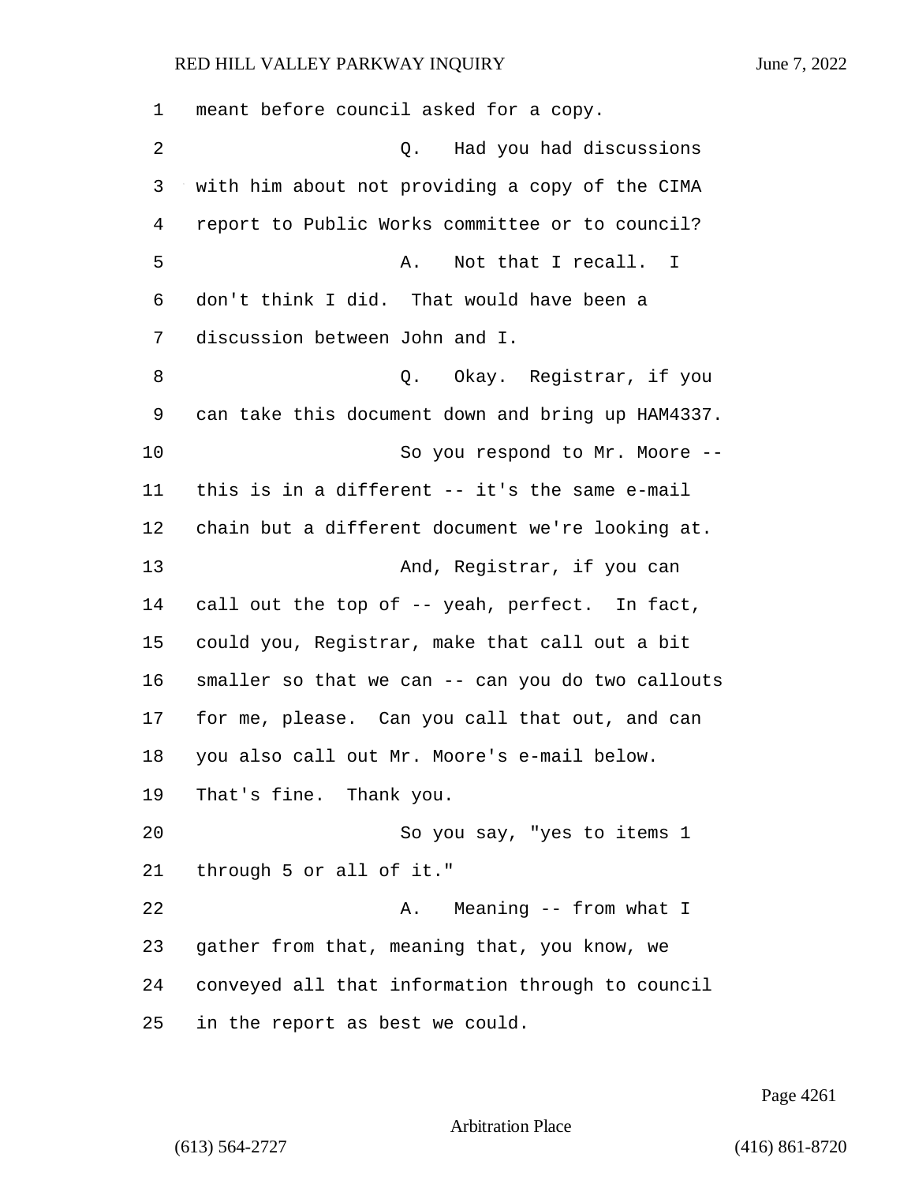meant before council asked for a copy.

Q. Had you had discussions with him about not providing a copy of the CIMA report to Public Works committee or to council?

A. Not that I recall. I don't think I did. That would have been a discussion between John and I.

Q. Okay. Registrar, if you can take this document down and bring up HAM4337.

So you respond to Mr. Moore -- this is in a different -- it's the same e-mail chain but a different document we're looking at.

And, Registrar, if you can call out the top of -- yeah, perfect. In fact, could you, Registrar, make that call out a bit smaller so that we can -- can you do two callouts for me, please. Can you call that out, and can you also call out Mr. Moore's e-mail below. That's fine. Thank you.

So you say, "yes to items 1 through 5 or all of it."

A. Meaning -- from what I gather from that, meaning that, you know, we conveyed all that information through to council in the report as best we could.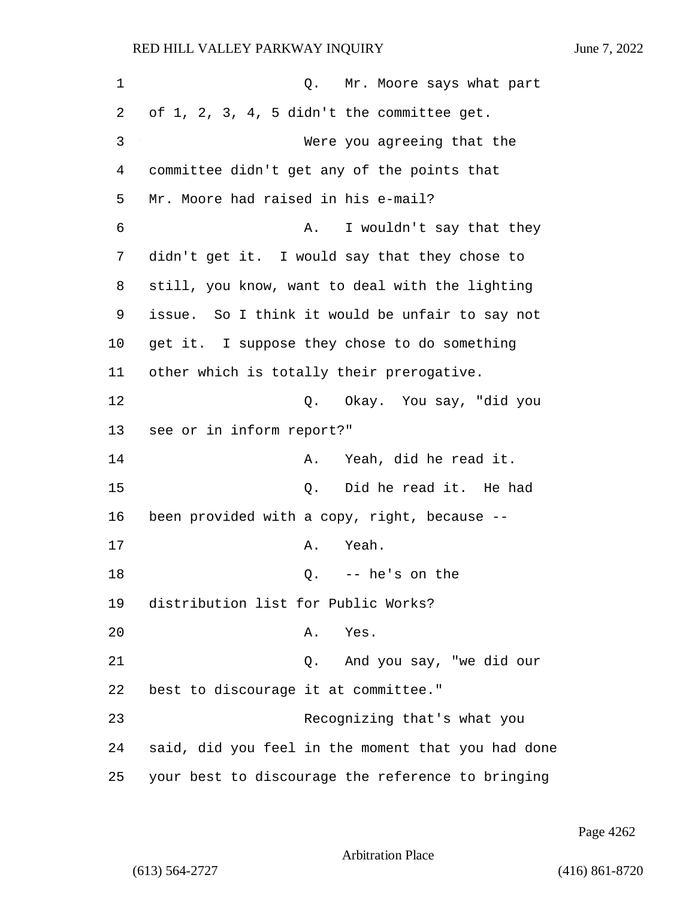Q. Mr. Moore says what part of 1, 2, 3, 4, 5 didn't the committee get.

Were you agreeing that the committee didn't get any of the points that Mr. Moore had raised in his e-mail?

A. I wouldn't say that they didn't get it. I would say that they chose to still, you know, want to deal with the lighting issue. So I think it would be unfair to say not get it. I suppose they chose to do something other which is totally their prerogative.

Q. Okay. You say, "did you see or in inform report?"

A. Yeah, did he read it.

Q. Did he read it. He had been provided with a copy, right, because --

A. Yeah.

Q. -- he's on the distribution list for Public Works?

A. Yes.

Q. And you say, "we did our best to discourage it at committee."

Recognizing that's what you said, did you feel in the moment that you had done your best to discourage the reference to bringing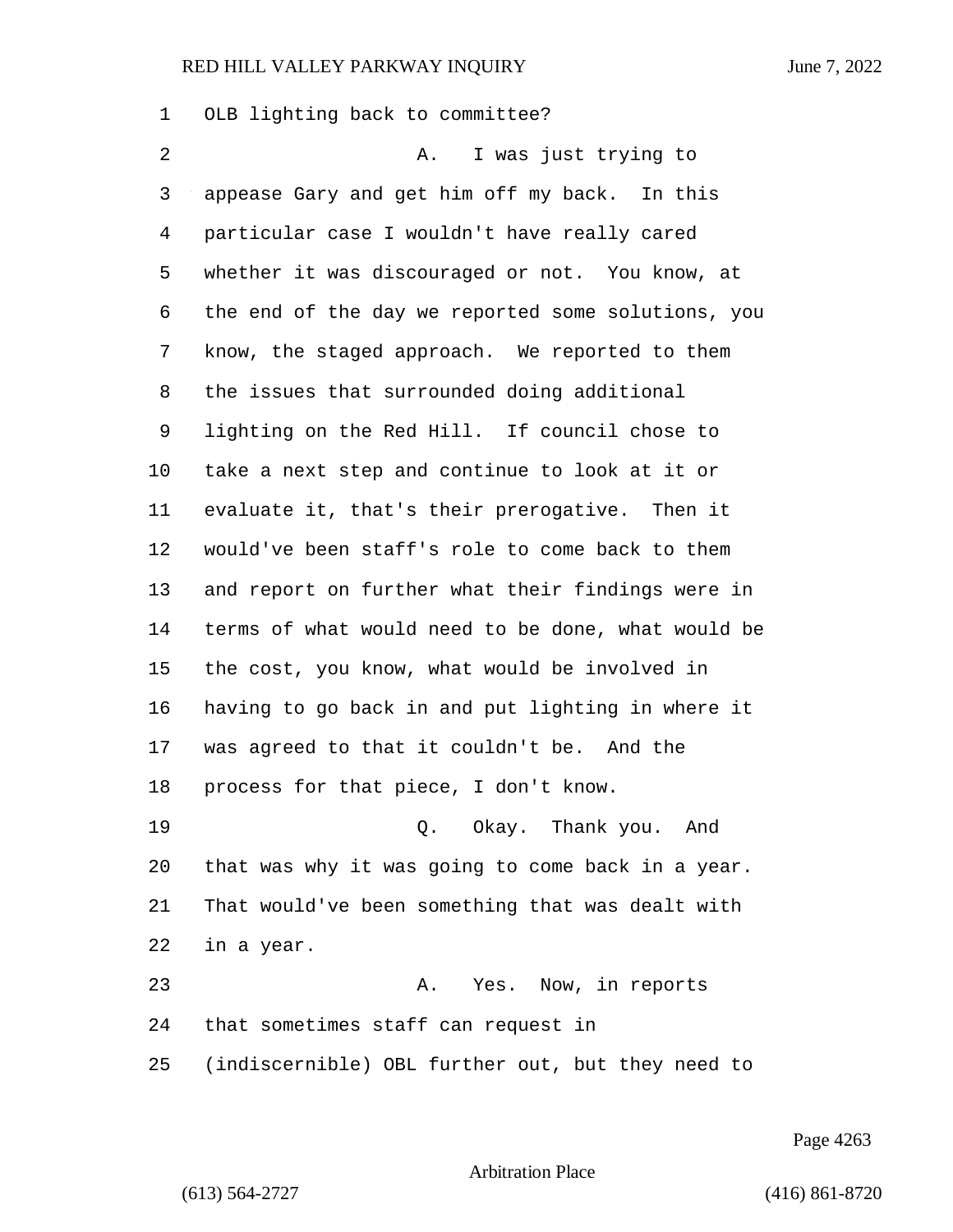OLB lighting back to committee?

A. I was just trying to appease Gary and get him off my back. In this particular case I wouldn't have really cared whether it was discouraged or not. You know, at the end of the day we reported some solutions, you know, the staged approach. We reported to them the issues that surrounded doing additional lighting on the Red Hill. If council chose to take a next step and continue to look at it or evaluate it, that's their prerogative. Then it would've been staff's role to come back to them and report on further what their findings were in terms of what would need to be done, what would be the cost, you know, what would be involved in having to go back in and put lighting in where it was agreed to that it couldn't be. And the process for that piece, I don't know.

Q. Okay. Thank you. And that was why it was going to come back in a year. That would've been something that was dealt with in a year.

A. Yes. Now, in reports that sometimes staff can request in (indiscernible) OBL further out, but they need to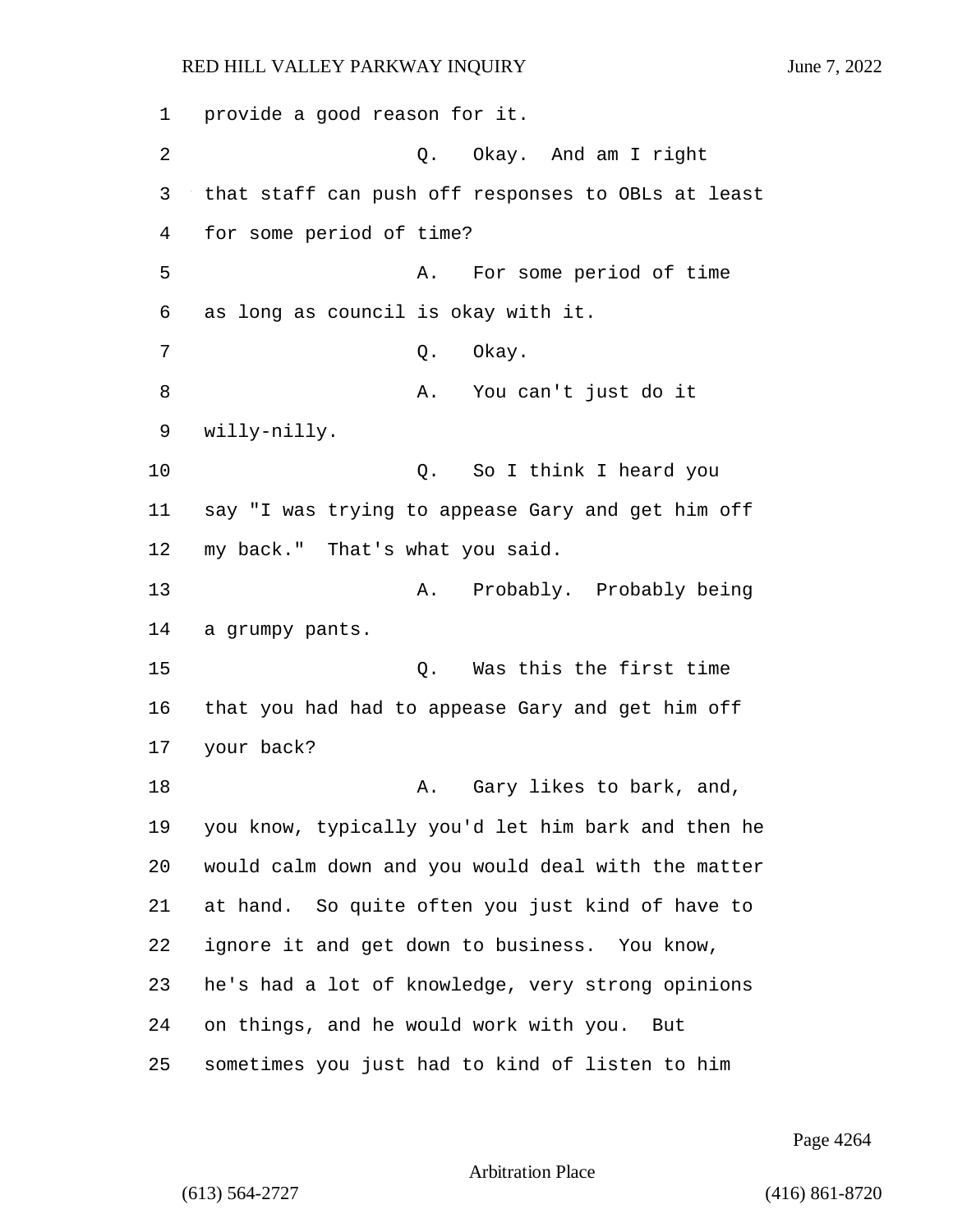provide a good reason for it.

Q. Okay. And am I right that staff can push off responses to OBLs at least for some period of time?

A. For some period of time as long as council is okay with it.

Q. Okay.

A. You can't just do it willy-nilly.

Q. So I think I heard you say "I was trying to appease Gary and get him off my back." That's what you said.

A. Probably. Probably being a grumpy pants.

Q. Was this the first time that you had had to appease Gary and get him off your back?

A. Gary likes to bark, and, you know, typically you'd let him bark and then he would calm down and you would deal with the matter at hand. So quite often you just kind of have to ignore it and get down to business. You know, he's had a lot of knowledge, very strong opinions on things, and he would work with you. But sometimes you just had to kind of listen to him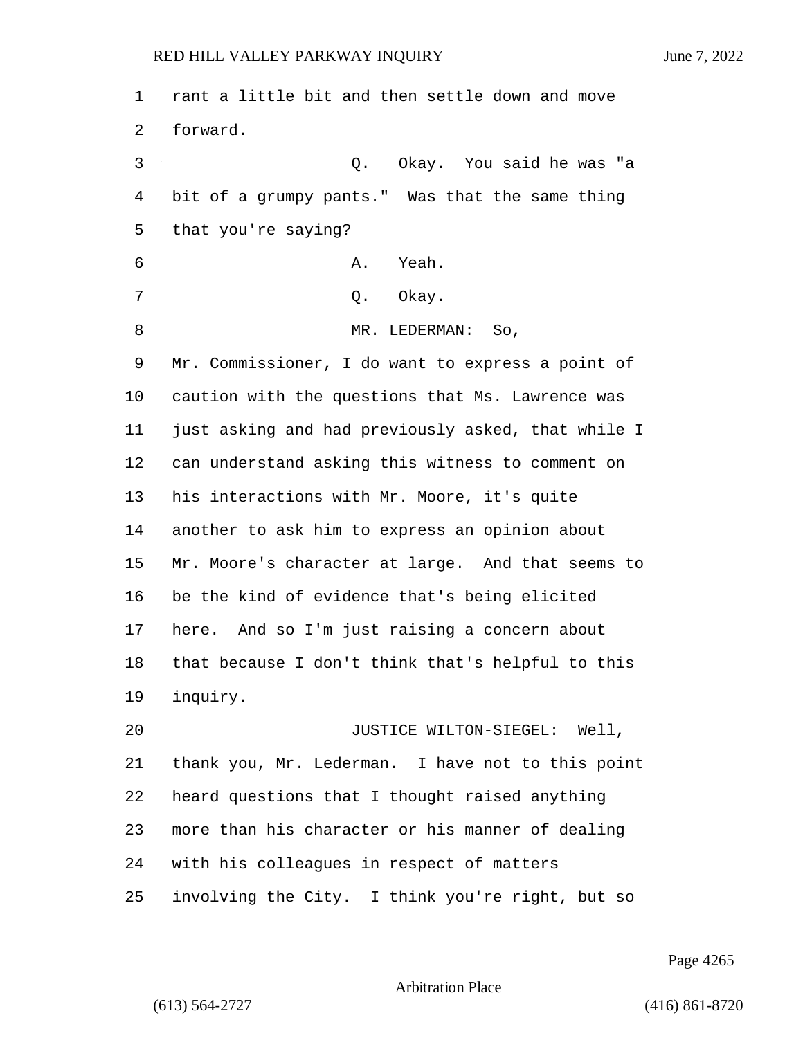rant a little bit and then settle down and move forward.

Q. Okay. You said he was "a bit of a grumpy pants." Was that the same thing that you're saying?

A. Yeah.

Q. Okay.

MR. LEDERMAN: So, Mr. Commissioner, I do want to express a point of caution with the questions that Ms. Lawrence was just asking and had previously asked, that while I can understand asking this witness to comment on his interactions with Mr. Moore, it's quite another to ask him to express an opinion about Mr. Moore's character at large. And that seems to be the kind of evidence that's being elicited here. And so I'm just raising a concern about that because I don't think that's helpful to this inquiry.

JUSTICE WILTON-SIEGEL: Well, thank you, Mr. Lederman. I have not to this point heard questions that I thought raised anything more than his character or his manner of dealing with his colleagues in respect of matters involving the City. I think you're right, but so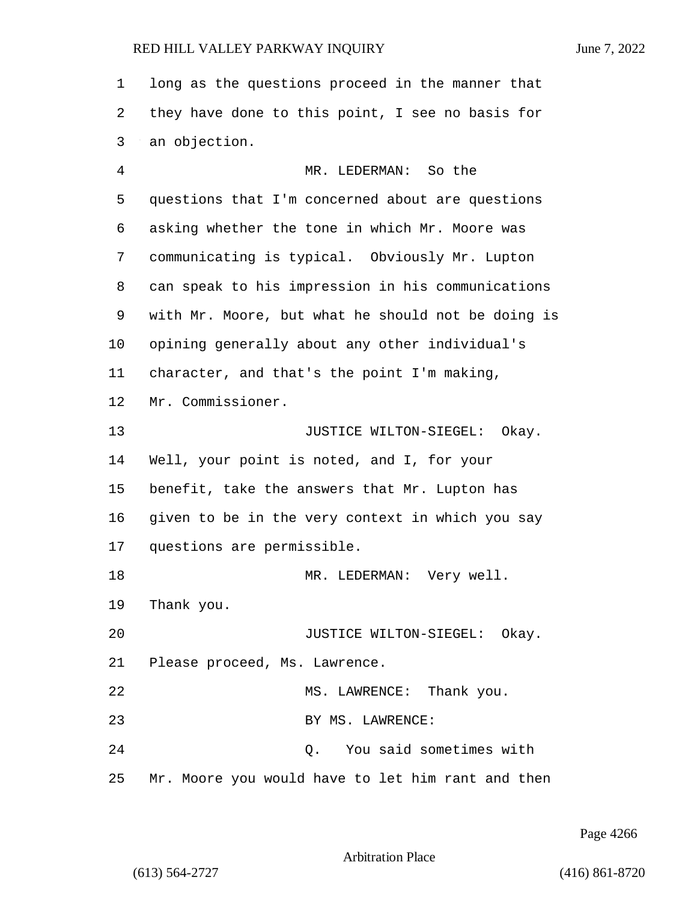long as the questions proceed in the manner that they have done to this point, I see no basis for an objection.

MR. LEDERMAN: So the questions that I'm concerned about are questions asking whether the tone in which Mr. Moore was communicating is typical. Obviously Mr. Lupton can speak to his impression in his communications with Mr. Moore, but what he should not be doing is opining generally about any other individual's character, and that's the point I'm making, Mr. Commissioner.

JUSTICE WILTON-SIEGEL: Okay. Well, your point is noted, and I, for your benefit, take the answers that Mr. Lupton has given to be in the very context in which you say questions are permissible.

MR. LEDERMAN: Very well. Thank you.

JUSTICE WILTON-SIEGEL: Okay. Please proceed, Ms. Lawrence.

MS. LAWRENCE: Thank you.

BY MS. LAWRENCE:

Q. You said sometimes with Mr. Moore you would have to let him rant and then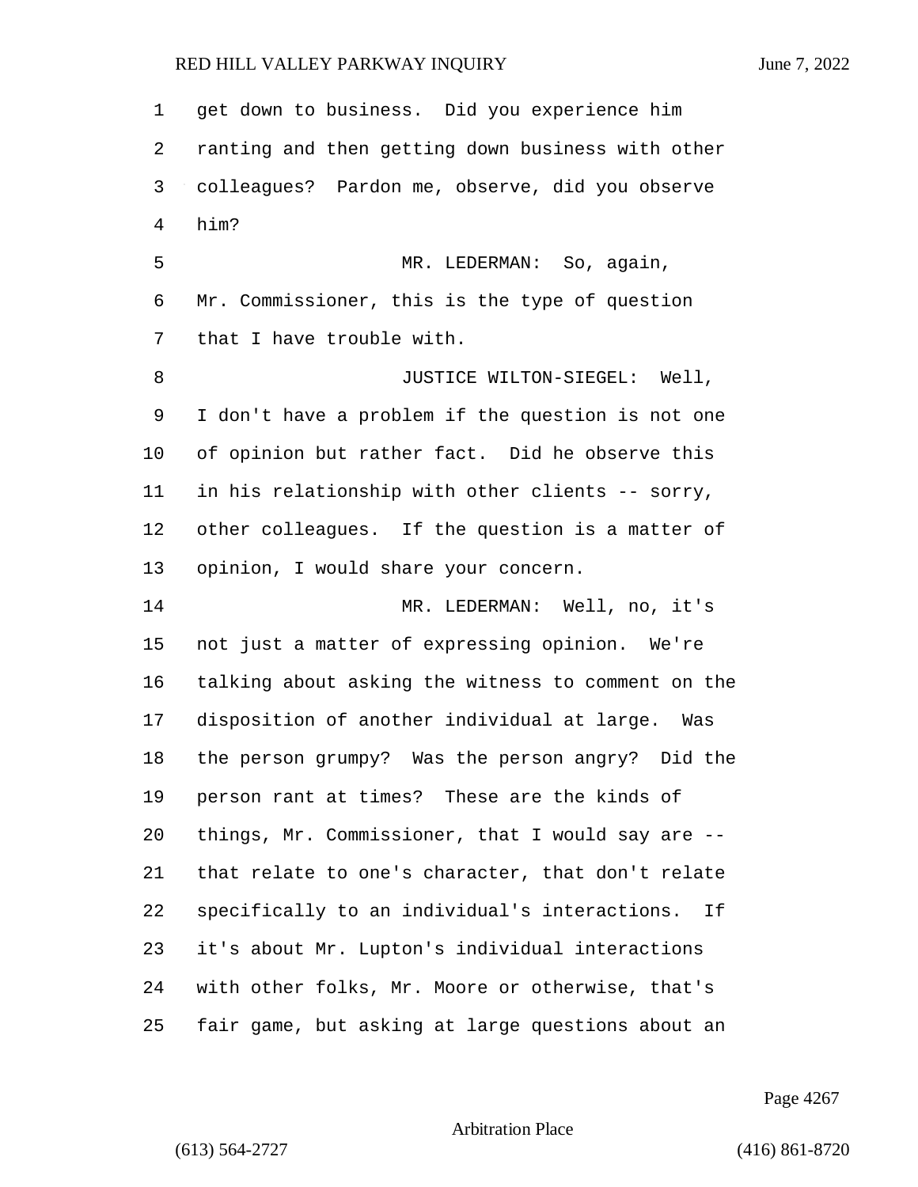get down to business. Did you experience him ranting and then getting down business with other colleagues? Pardon me, observe, did you observe him?

MR. LEDERMAN: So, again, Mr. Commissioner, this is the type of question that I have trouble with.

JUSTICE WILTON-SIEGEL: Well, I don't have a problem if the question is not one of opinion but rather fact. Did he observe this in his relationship with other clients -- sorry, other colleagues. If the question is a matter of opinion, I would share your concern.

MR. LEDERMAN: Well, no, it's not just a matter of expressing opinion. We're talking about asking the witness to comment on the disposition of another individual at large. Was the person grumpy? Was the person angry? Did the person rant at times? These are the kinds of things, Mr. Commissioner, that I would say are -- that relate to one's character, that don't relate specifically to an individual's interactions. If it's about Mr. Lupton's individual interactions with other folks, Mr. Moore or otherwise, that's fair game, but asking at large questions about an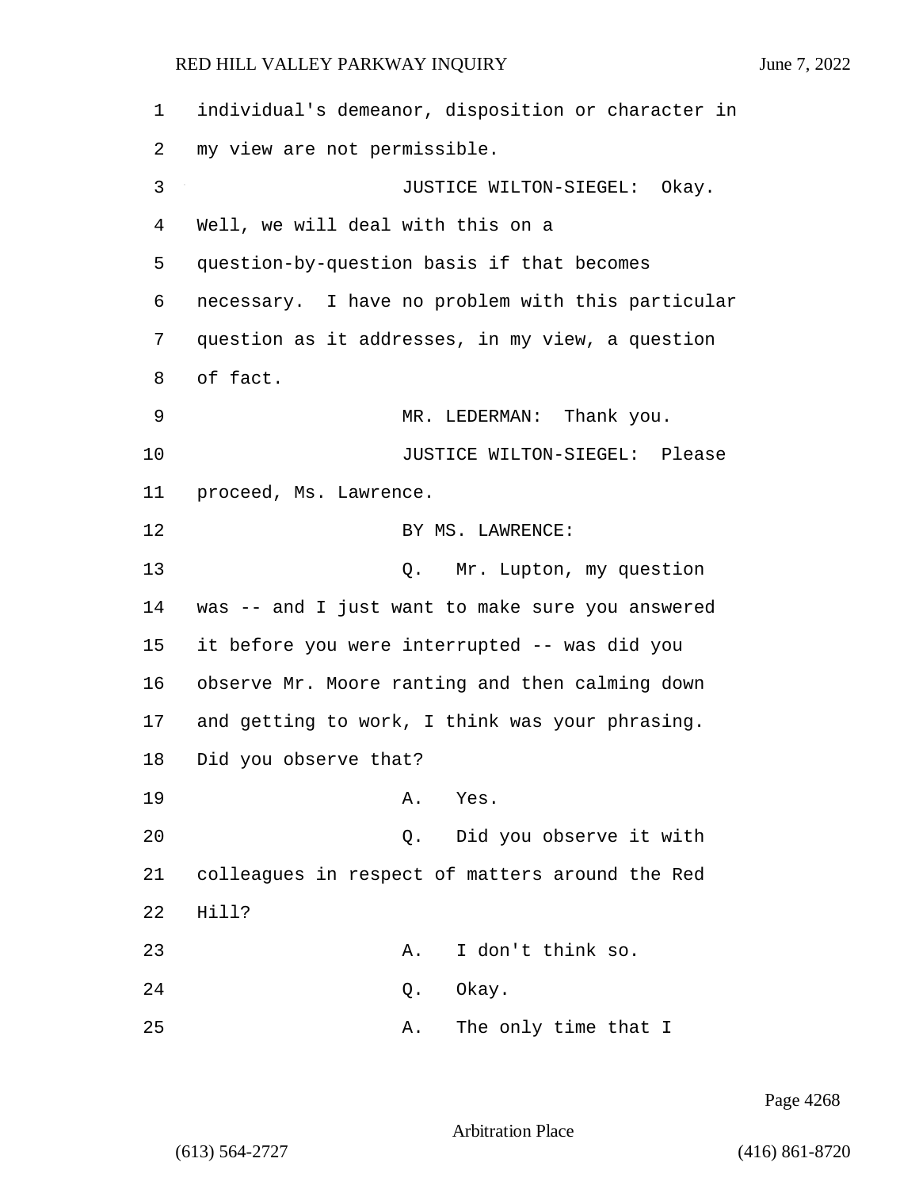individual's demeanor, disposition or character in my view are not permissible.

JUSTICE WILTON-SIEGEL: Okay. Well, we will deal with this on a question-by-question basis if that becomes necessary. I have no problem with this particular question as it addresses, in my view, a question of fact.

MR. LEDERMAN: Thank you.

JUSTICE WILTON-SIEGEL: Please proceed, Ms. Lawrence.

BY MS. LAWRENCE:

Q. Mr. Lupton, my question was -- and I just want to make sure you answered it before you were interrupted -- was did you observe Mr. Moore ranting and then calming down and getting to work, I think was your phrasing. Did you observe that?

A. Yes.

Q. Did you observe it with colleagues in respect of matters around the Red Hill?

A. I don't think so.

Q. Okay.

A. The only time that I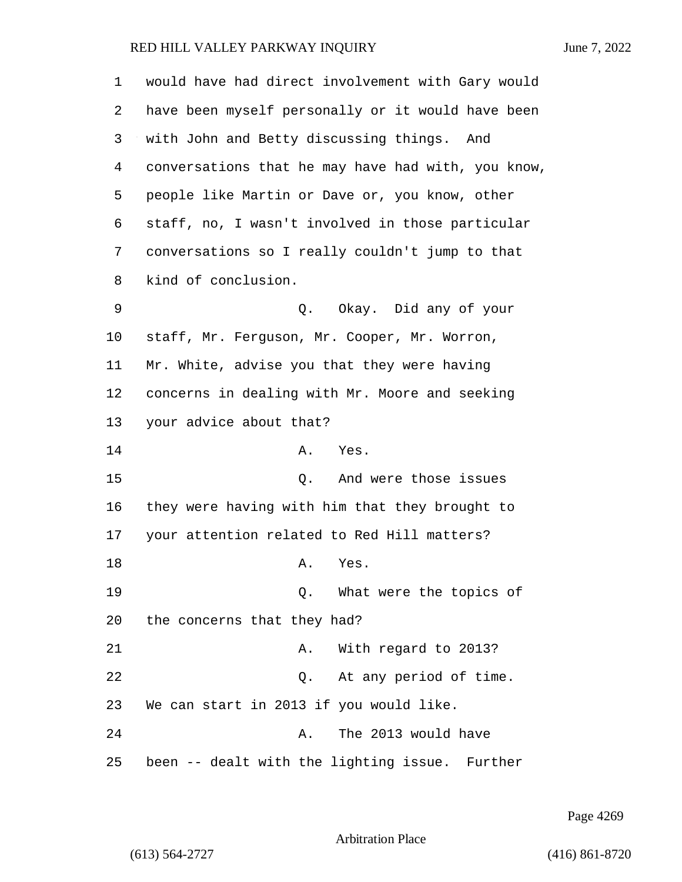would have had direct involvement with Gary would have been myself personally or it would have been with John and Betty discussing things. And conversations that he may have had with, you know, people like Martin or Dave or, you know, other staff, no, I wasn't involved in those particular conversations so I really couldn't jump to that kind of conclusion.

Q. Okay. Did any of your staff, Mr. Ferguson, Mr. Cooper, Mr. Worron, Mr. White, advise you that they were having concerns in dealing with Mr. Moore and seeking your advice about that?

A. Yes.

Q. And were those issues they were having with him that they brought to your attention related to Red Hill matters?

A. Yes.

Q. What were the topics of the concerns that they had?

A. With regard to 2013?

Q. At any period of time. We can start in 2013 if you would like.

A. The 2013 would have been -- dealt with the lighting issue. Further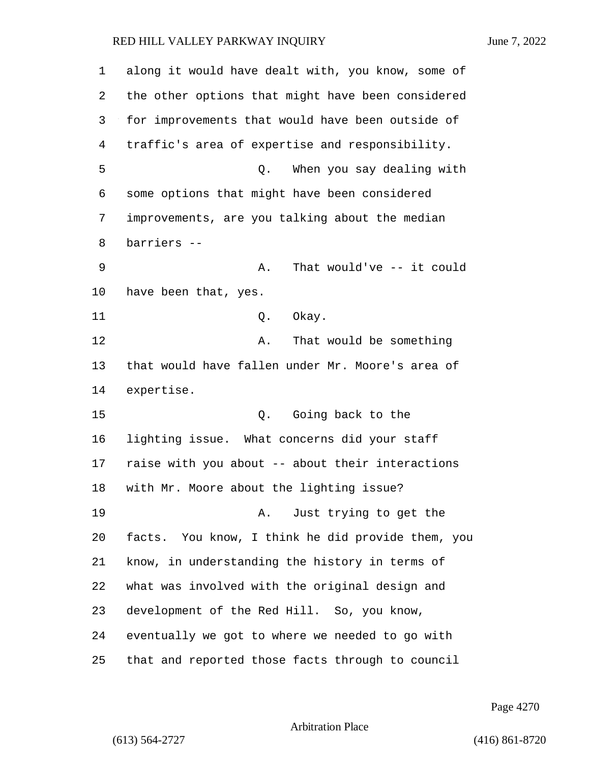along it would have dealt with, you know, some of the other options that might have been considered for improvements that would have been outside of traffic's area of expertise and responsibility.

Q. When you say dealing with some options that might have been considered improvements, are you talking about the median barriers --

A. That would've -- it could have been that, yes.

Q. Okay.

A. That would be something that would have fallen under Mr. Moore's area of expertise.

Q. Going back to the lighting issue. What concerns did your staff raise with you about -- about their interactions with Mr. Moore about the lighting issue?

A. Just trying to get the facts. You know, I think he did provide them, you know, in understanding the history in terms of what was involved with the original design and development of the Red Hill. So, you know, eventually we got to where we needed to go with that and reported those facts through to council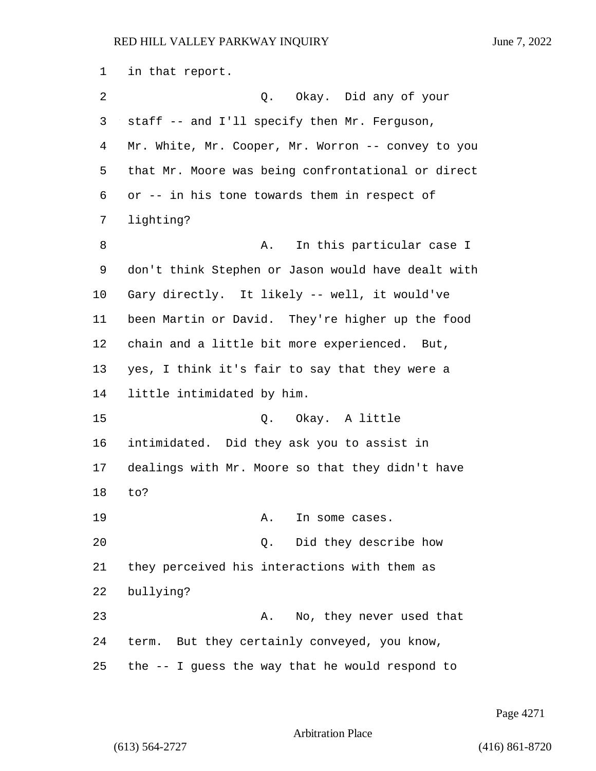in that report.

Q. Okay. Did any of your staff -- and I'll specify then Mr. Ferguson, Mr. White, Mr. Cooper, Mr. Worron -- convey to you that Mr. Moore was being confrontational or direct or -- in his tone towards them in respect of lighting?

A. In this particular case I don't think Stephen or Jason would have dealt with Gary directly. It likely -- well, it would've been Martin or David. They're higher up the food chain and a little bit more experienced. But, yes, I think it's fair to say that they were a little intimidated by him.

Q. Okay. A little intimidated. Did they ask you to assist in dealings with Mr. Moore so that they didn't have to?

A. In some cases.

Q. Did they describe how they perceived his interactions with them as bullying?

A. No, they never used that term. But they certainly conveyed, you know, the -- I guess the way that he would respond to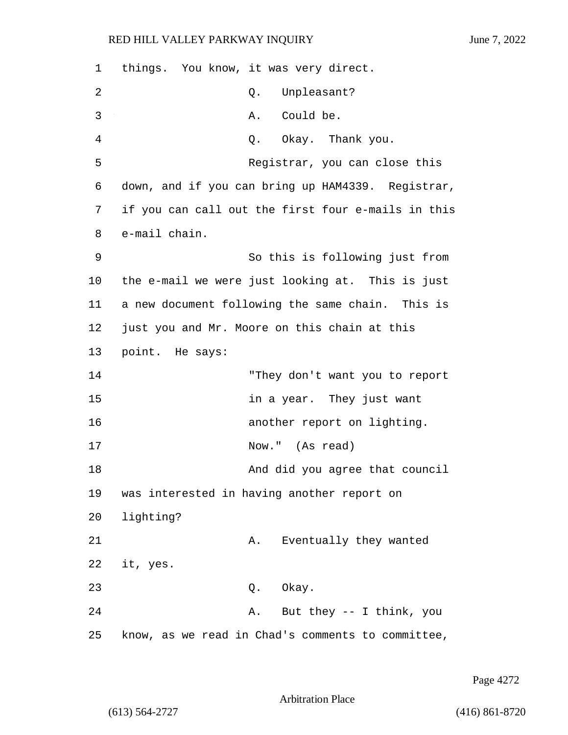things. You know, it was very direct.

Q. Unpleasant?

A. Could be.

Q. Okay. Thank you.

Registrar, you can close this down, and if you can bring up HAM4339. Registrar, if you can call out the first four e-mails in this e-mail chain.

So this is following just from the e-mail we were just looking at. This is just a new document following the same chain. This is just you and Mr. Moore on this chain at this point. He says:

"They don't want you to report in a year. They just want another report on lighting. Now." (As read)

And did you agree that council was interested in having another report on lighting?

A. Eventually they wanted it, yes.

Q. Okay.

A. But they -- I think, you know, as we read in Chad's comments to committee,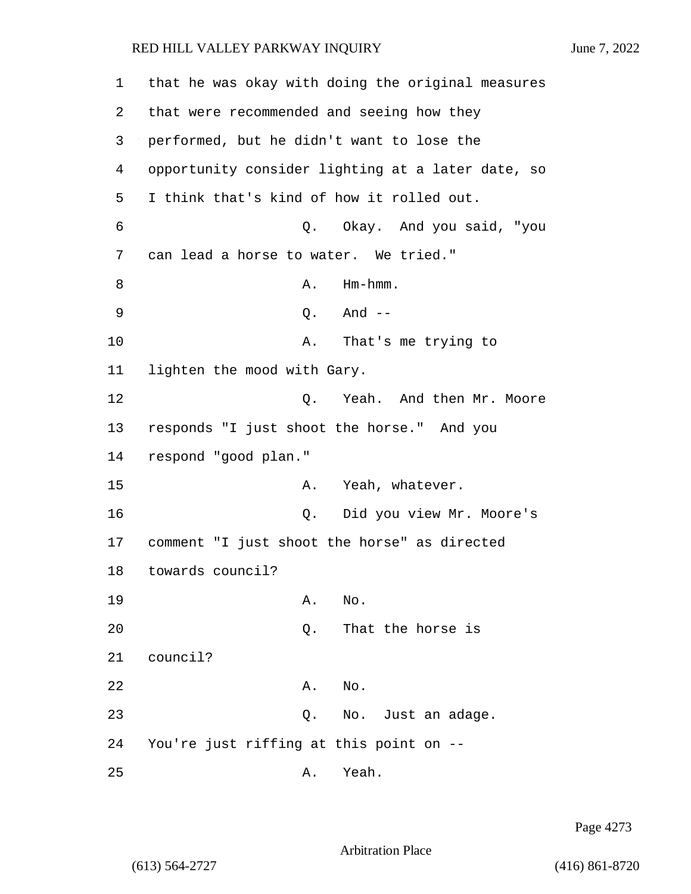that he was okay with doing the original measures that were recommended and seeing how they performed, but he didn't want to lose the opportunity consider lighting at a later date, so I think that's kind of how it rolled out.

Q. Okay. And you said, "you can lead a horse to water. We tried."

A. Hm-hmm.

Q. And --

A. That's me trying to lighten the mood with Gary.

Q. Yeah. And then Mr. Moore responds "I just shoot the horse." And you respond "good plan."

A. Yeah, whatever.

Q. Did you view Mr. Moore's comment "I just shoot the horse" as directed towards council?

A. No.

Q. That the horse is council?

A. No.

Q. No. Just an adage. You're just riffing at this point on --

A. Yeah.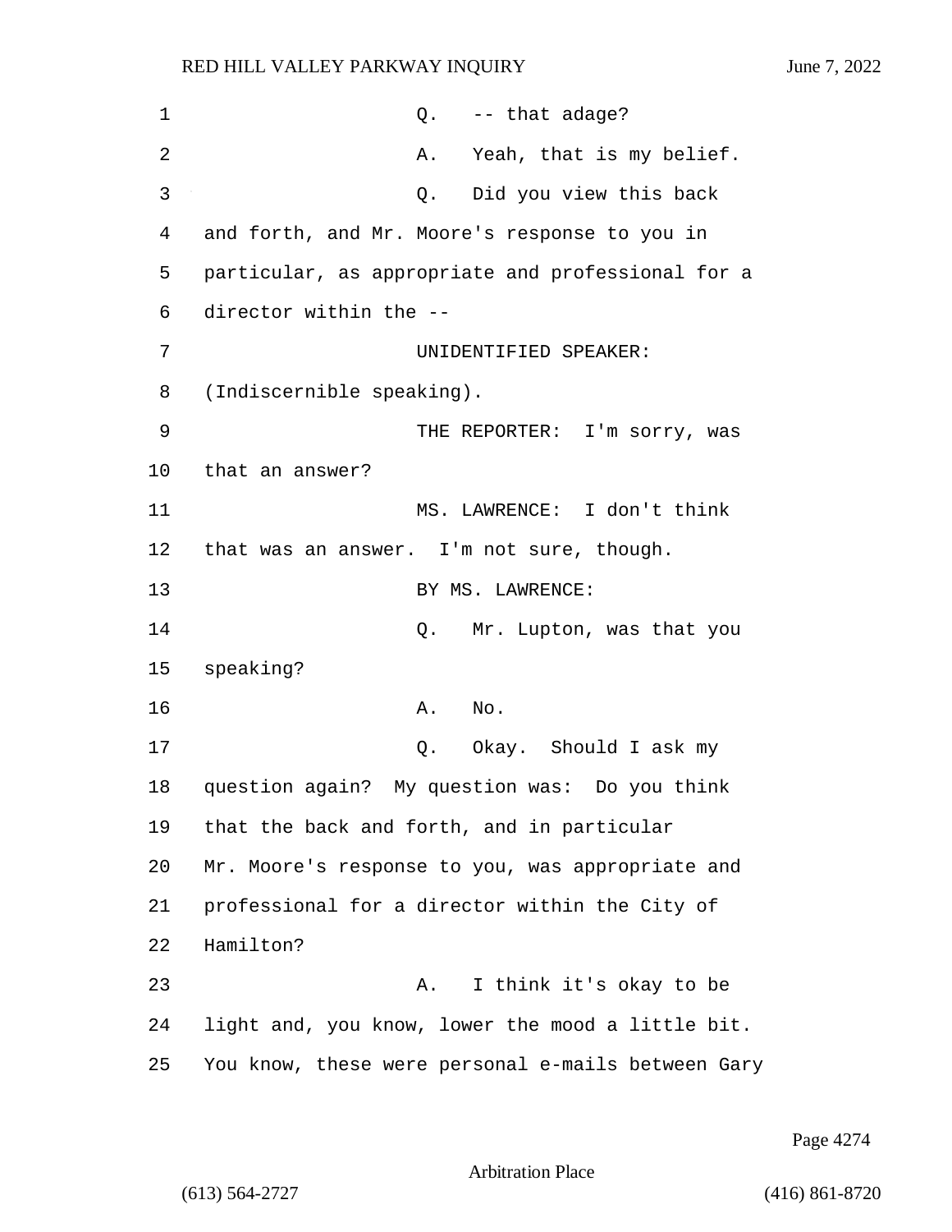Q. -- that adage?

A. Yeah, that is my belief.

Q. Did you view this back and forth, and Mr. Moore's response to you in particular, as appropriate and professional for a director within the --

UNIDENTIFIED SPEAKER: (Indiscernible speaking).

THE REPORTER: I'm sorry, was that an answer?

MS. LAWRENCE: I don't think that was an answer. I'm not sure, though.

BY MS. LAWRENCE:

Q. Mr. Lupton, was that you speaking?

A. No.

Q. Okay. Should I ask my question again? My question was: Do you think that the back and forth, and in particular Mr. Moore's response to you, was appropriate and professional for a director within the City of Hamilton?

A. I think it's okay to be light and, you know, lower the mood a little bit. You know, these were personal e-mails between Gary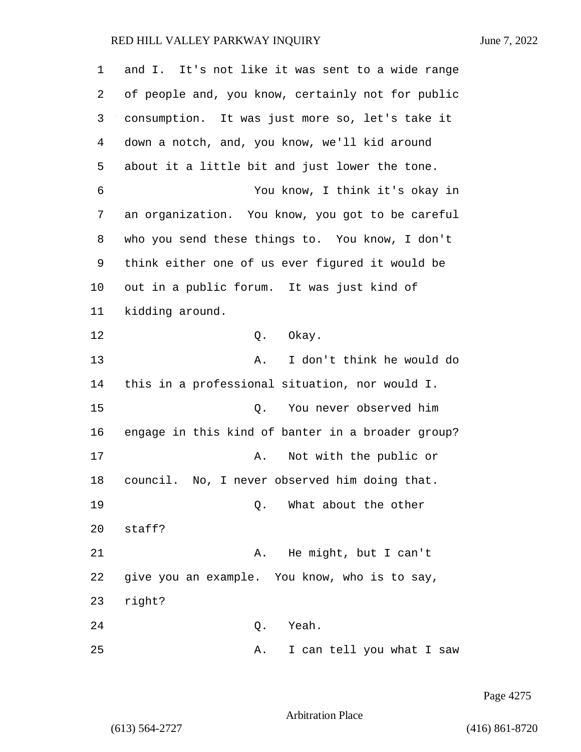and I. It's not like it was sent to a wide range of people and, you know, certainly not for public consumption. It was just more so, let's take it down a notch, and, you know, we'll kid around about it a little bit and just lower the tone.

You know, I think it's okay in an organization. You know, you got to be careful who you send these things to. You know, I don't think either one of us ever figured it would be out in a public forum. It was just kind of kidding around.

Q. Okay.

A. I don't think he would do this in a professional situation, nor would I.

Q. You never observed him engage in this kind of banter in a broader group?

A. Not with the public or council. No, I never observed him doing that.

Q. What about the other staff?

A. He might, but I can't give you an example. You know, who is to say, right?

Q. Yeah.

A. I can tell you what I saw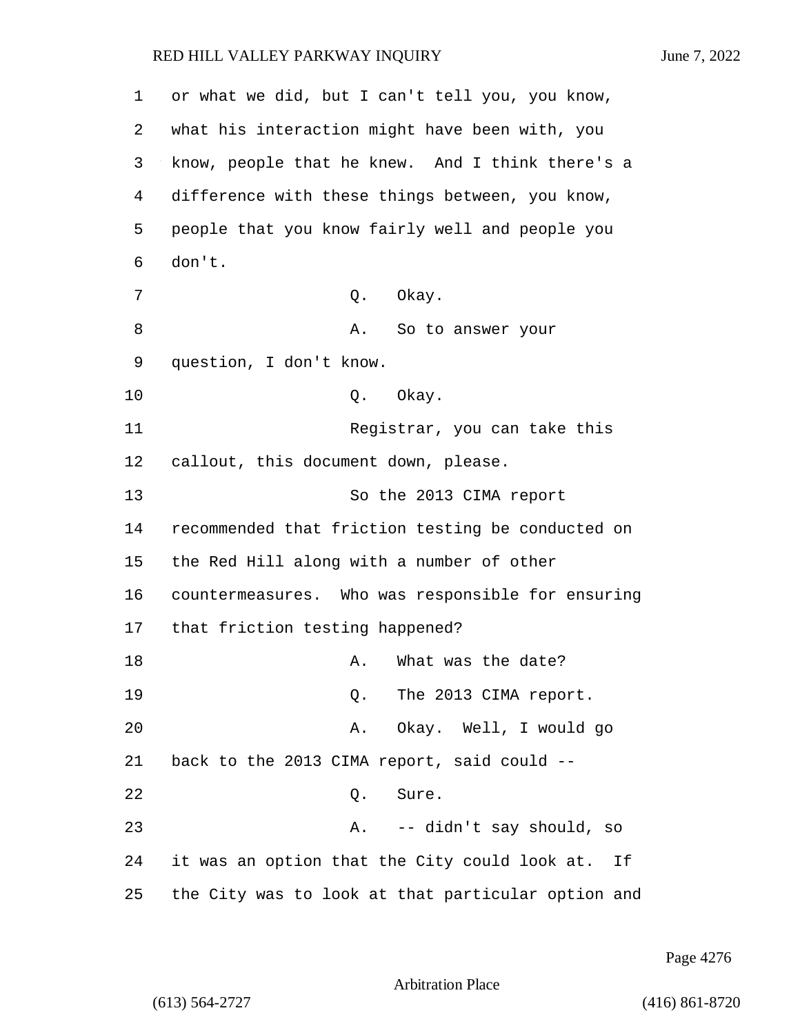1 or what we did, but I can't tell you, you know,
2 what his interaction might have been with, you
3 know, people that he knew. And I think there's a
4 difference with these things between, you know,
5 people that you know fairly well and people you
6 don't.

7 Q. Okay.

8 A. So to answer your
9 question, I don't know.

10 Q. Okay.

11 Registrar, you can take this
12 callout, this document down, please.

13 So the 2013 CIMA report
14 recommended that friction testing be conducted on
15 the Red Hill along with a number of other
16 countermeasures. Who was responsible for ensuring
17 that friction testing happened?

18 A. What was the date?

19 Q. The 2013 CIMA report.

20 A. Okay. Well, I would go
21 back to the 2013 CIMA report, said could --

22 Q. Sure.

23 A. -- didn't say should, so
24 it was an option that the City could look at. If
25 the City was to look at that particular option and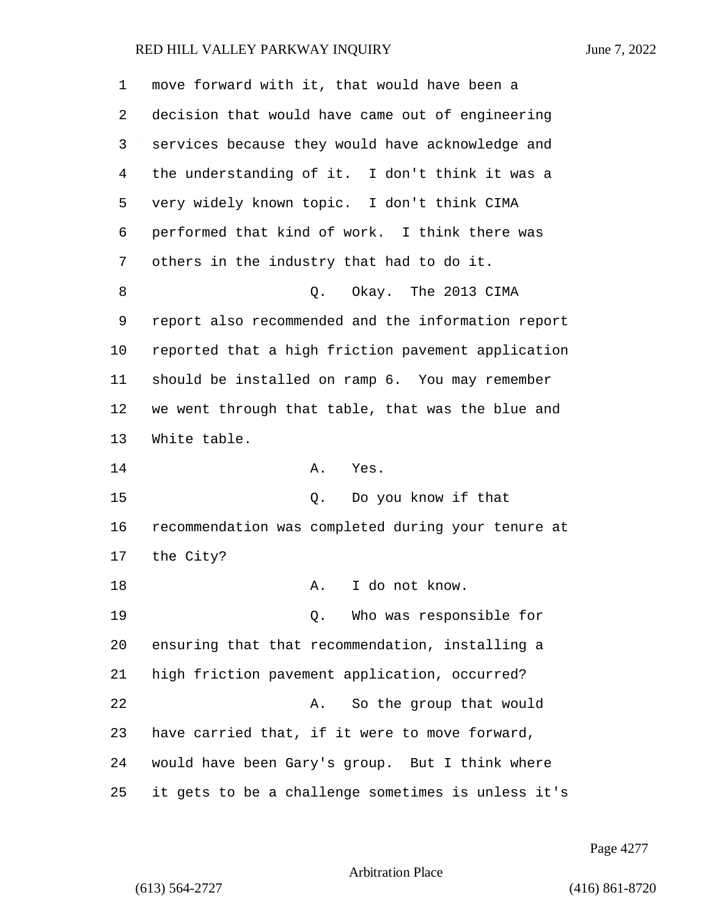1 move forward with it, that would have been a
2 decision that would have came out of engineering
3 services because they would have acknowledge and
4 the understanding of it. I don't think it was a
5 very widely known topic. I don't think CIMA
6 performed that kind of work. I think there was
7 others in the industry that had to do it.
8 Q. Okay. The 2013 CIMA
9 report also recommended and the information report
10 reported that a high friction pavement application
11 should be installed on ramp 6. You may remember
12 we went through that table, that was the blue and
13 White table.
14 A. Yes.
15 Q. Do you know if that
16 recommendation was completed during your tenure at
17 the City?
18 A. I do not know.
19 Q. Who was responsible for
20 ensuring that that recommendation, installing a
21 high friction pavement application, occurred?
22 A. So the group that would
23 have carried that, if it were to move forward,
24 would have been Gary's group. But I think where
25 it gets to be a challenge sometimes is unless it's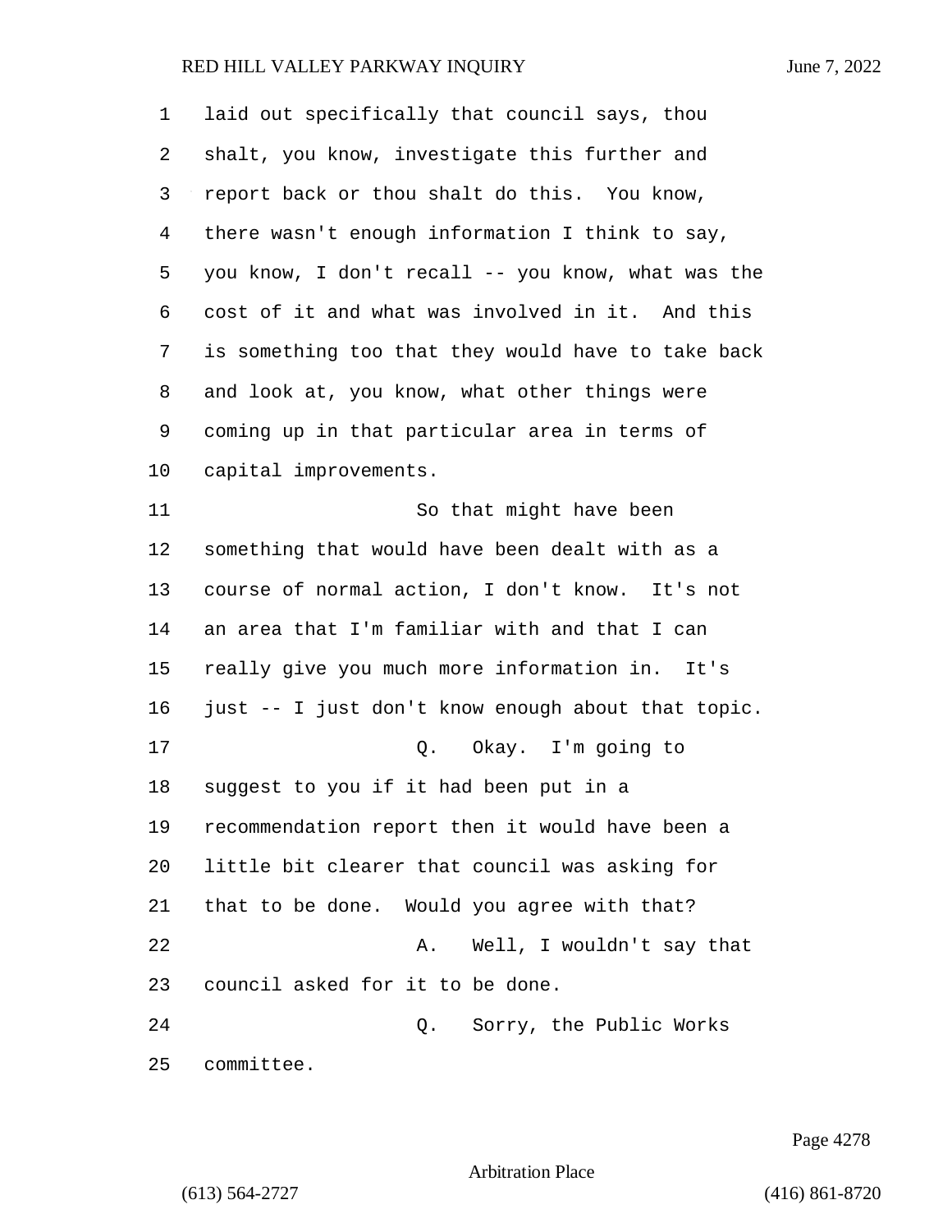laid out specifically that council says, thou shalt, you know, investigate this further and report back or thou shalt do this. You know, there wasn't enough information I think to say, you know, I don't recall -- you know, what was the cost of it and what was involved in it. And this is something too that they would have to take back and look at, you know, what other things were coming up in that particular area in terms of capital improvements.

So that might have been something that would have been dealt with as a course of normal action, I don't know. It's not an area that I'm familiar with and that I can really give you much more information in. It's just -- I just don't know enough about that topic.

Q. Okay. I'm going to suggest to you if it had been put in a recommendation report then it would have been a little bit clearer that council was asking for that to be done. Would you agree with that?

A. Well, I wouldn't say that council asked for it to be done.

Q. Sorry, the Public Works committee.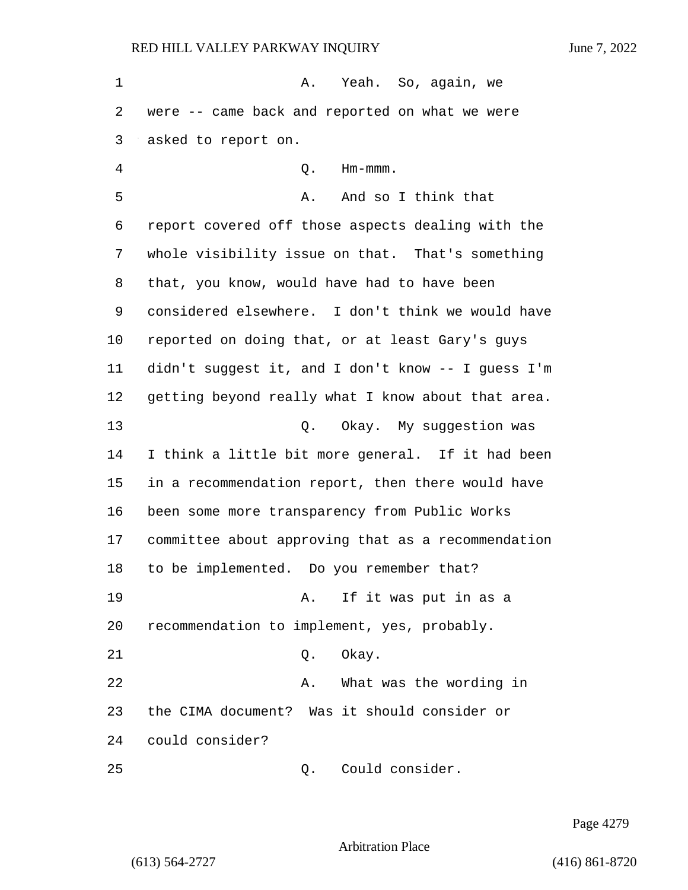A. Yeah. So, again, we were -- came back and reported on what we were asked to report on.

Q. Hm-mmm.

A. And so I think that report covered off those aspects dealing with the whole visibility issue on that. That's something that, you know, would have had to have been considered elsewhere. I don't think we would have reported on doing that, or at least Gary's guys didn't suggest it, and I don't know -- I guess I'm getting beyond really what I know about that area.

Q. Okay. My suggestion was I think a little bit more general. If it had been in a recommendation report, then there would have been some more transparency from Public Works committee about approving that as a recommendation to be implemented. Do you remember that?

A. If it was put in as a recommendation to implement, yes, probably.

Q. Okay.

A. What was the wording in the CIMA document? Was it should consider or could consider?

Q. Could consider.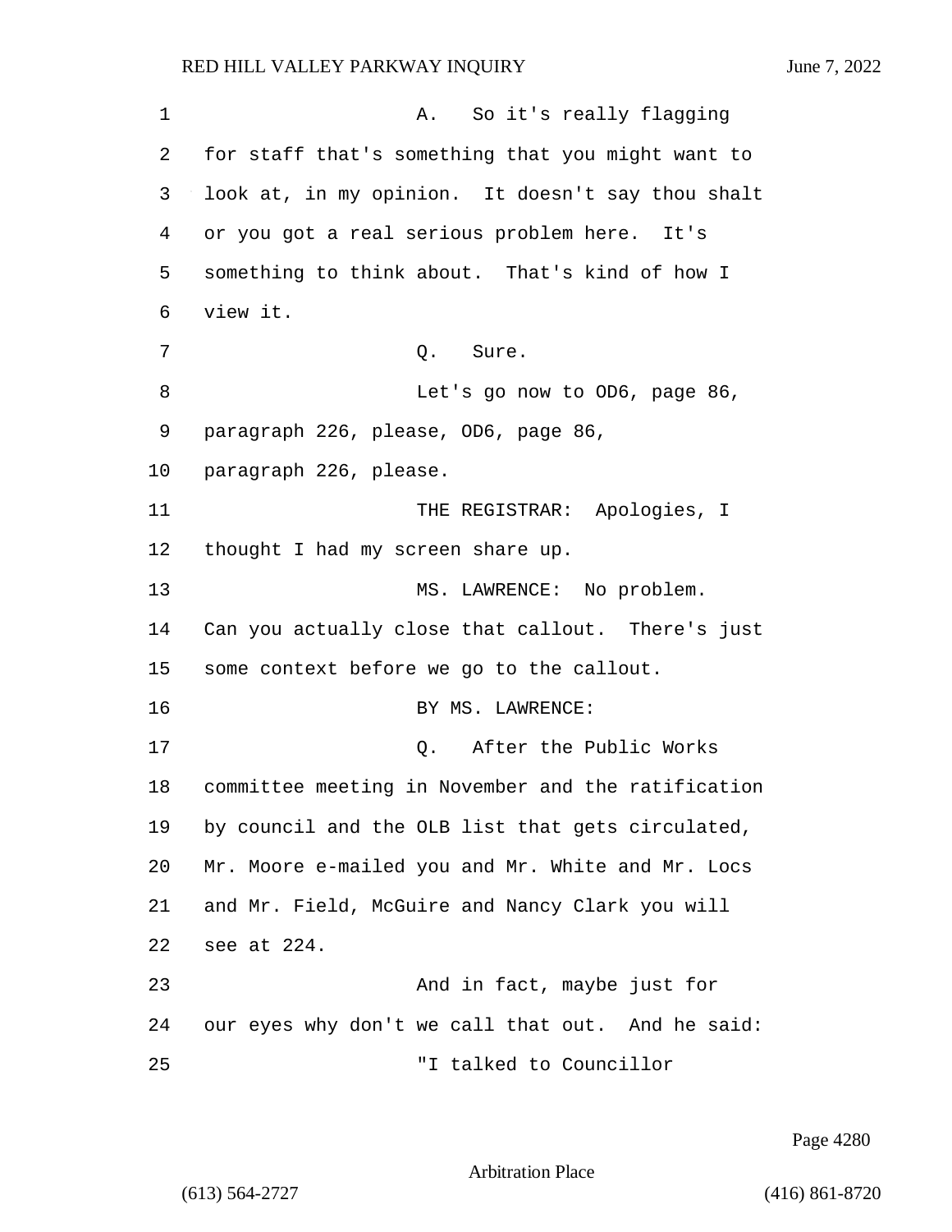A. So it's really flagging for staff that's something that you might want to look at, in my opinion. It doesn't say thou shalt or you got a real serious problem here. It's something to think about. That's kind of how I view it.

Q. Sure.

Let's go now to OD6, page 86, paragraph 226, please, OD6, page 86, paragraph 226, please.

THE REGISTRAR: Apologies, I thought I had my screen share up.

MS. LAWRENCE: No problem. Can you actually close that callout. There's just some context before we go to the callout.

BY MS. LAWRENCE:

Q. After the Public Works committee meeting in November and the ratification by council and the OLB list that gets circulated, Mr. Moore e-mailed you and Mr. White and Mr. Locs and Mr. Field, McGuire and Nancy Clark you will see at 224.

And in fact, maybe just for our eyes why don't we call that out. And he said:

"I talked to Councillor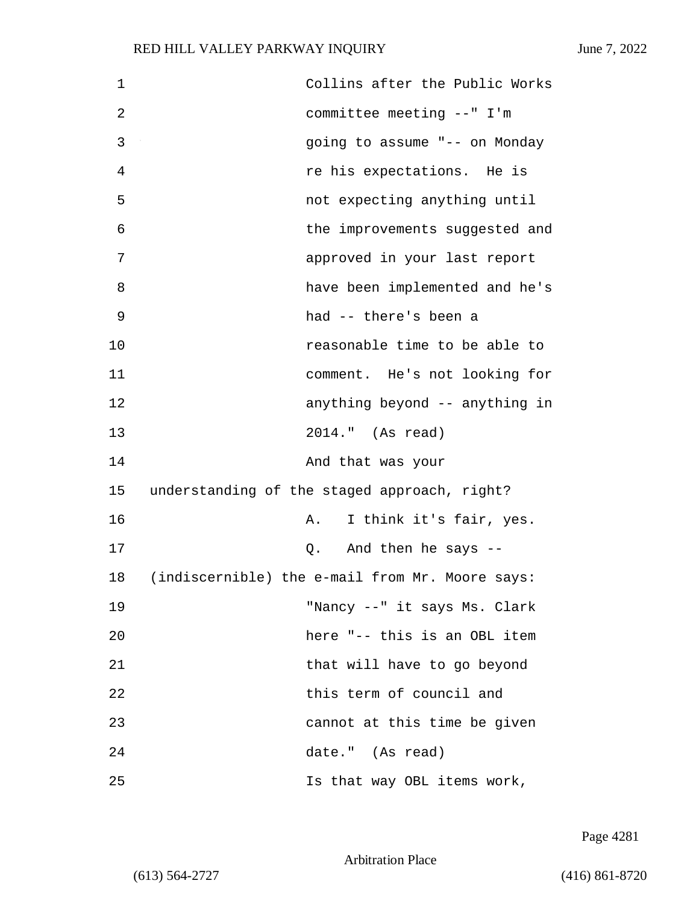Collins after the Public Works committee meeting --" I'm going to assume "-- on Monday re his expectations. He is not expecting anything until the improvements suggested and approved in your last report have been implemented and he's had -- there's been a reasonable time to be able to comment. He's not looking for anything beyond -- anything in 2014." (As read)

And that was your understanding of the staged approach, right?

A. I think it's fair, yes.

Q. And then he says -- (indiscernible) the e-mail from Mr. Moore says:

"Nancy --" it says Ms. Clark here "-- this is an OBL item that will have to go beyond this term of council and cannot at this time be given date." (As read)

Is that way OBL items work,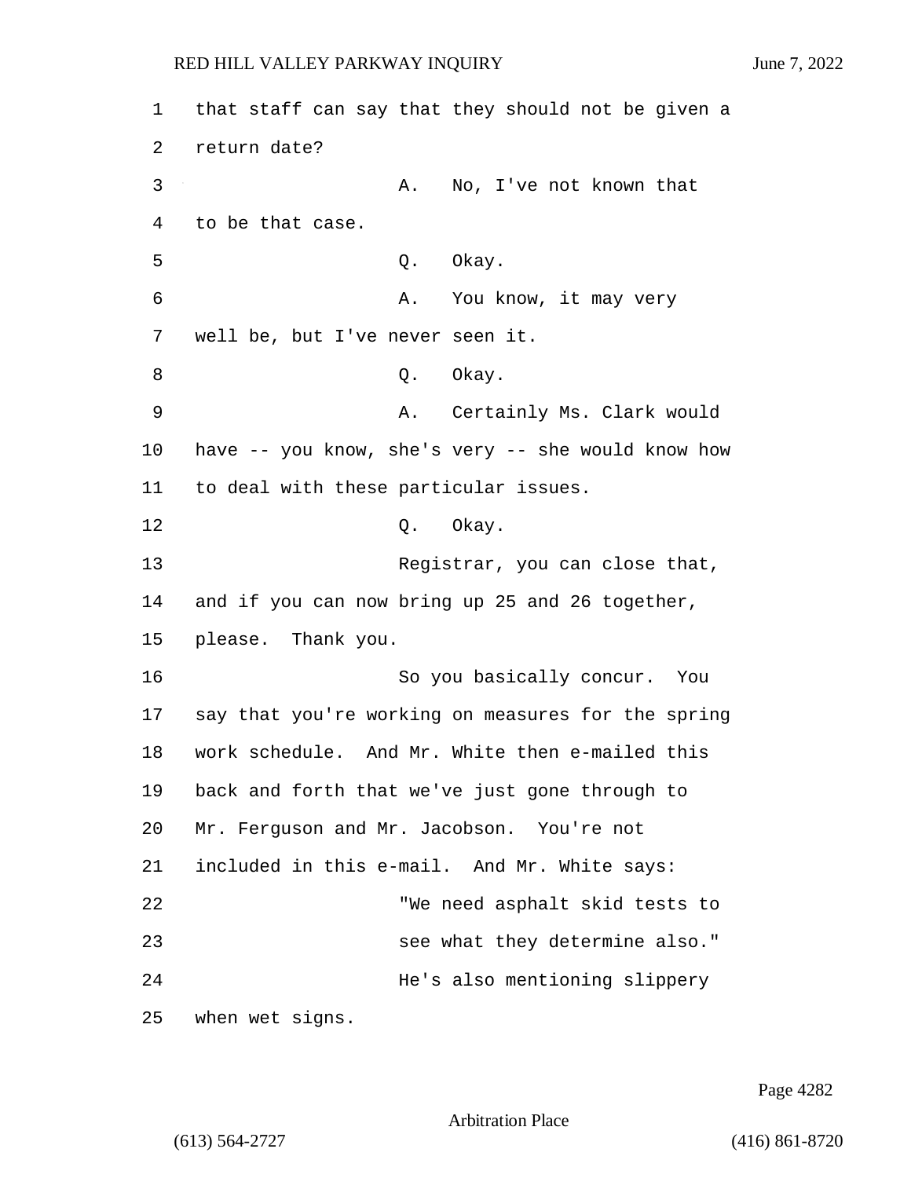that staff can say that they should not be given a return date?

A. No, I've not known that to be that case.

Q. Okay.

A. You know, it may very well be, but I've never seen it.

Q. Okay.

A. Certainly Ms. Clark would have -- you know, she's very -- she would know how to deal with these particular issues.

Q. Okay.

Registrar, you can close that, and if you can now bring up 25 and 26 together, please. Thank you.

So you basically concur. You say that you're working on measures for the spring work schedule. And Mr. White then e-mailed this back and forth that we've just gone through to Mr. Ferguson and Mr. Jacobson. You're not included in this e-mail. And Mr. White says:

"We need asphalt skid tests to see what they determine also."

He's also mentioning slippery when wet signs.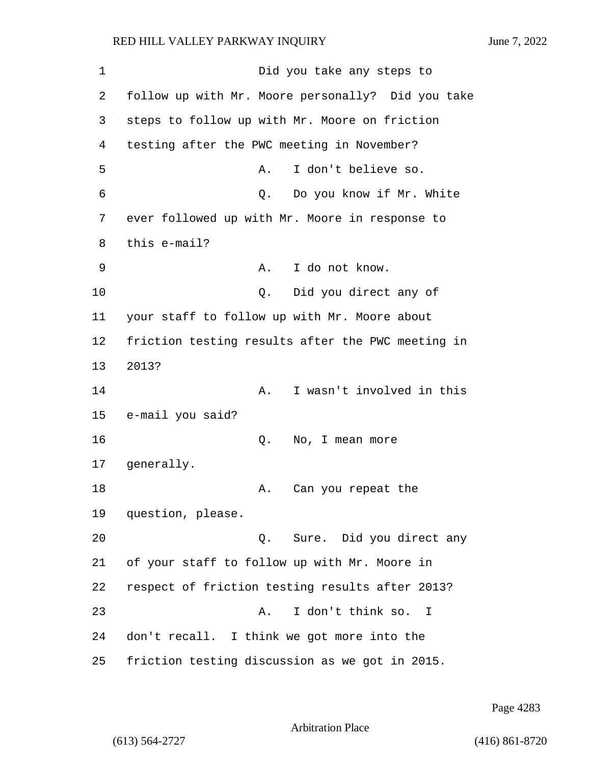Did you take any steps to follow up with Mr. Moore personally? Did you take steps to follow up with Mr. Moore on friction testing after the PWC meeting in November?

A. I don't believe so.

Q. Do you know if Mr. White ever followed up with Mr. Moore in response to this e-mail?

A. I do not know.

Q. Did you direct any of your staff to follow up with Mr. Moore about friction testing results after the PWC meeting in 2013?

A. I wasn't involved in this e-mail you said?

Q. No, I mean more generally.

A. Can you repeat the question, please.

Q. Sure. Did you direct any of your staff to follow up with Mr. Moore in respect of friction testing results after 2013?

A. I don't think so. I don't recall. I think we got more into the friction testing discussion as we got in 2015.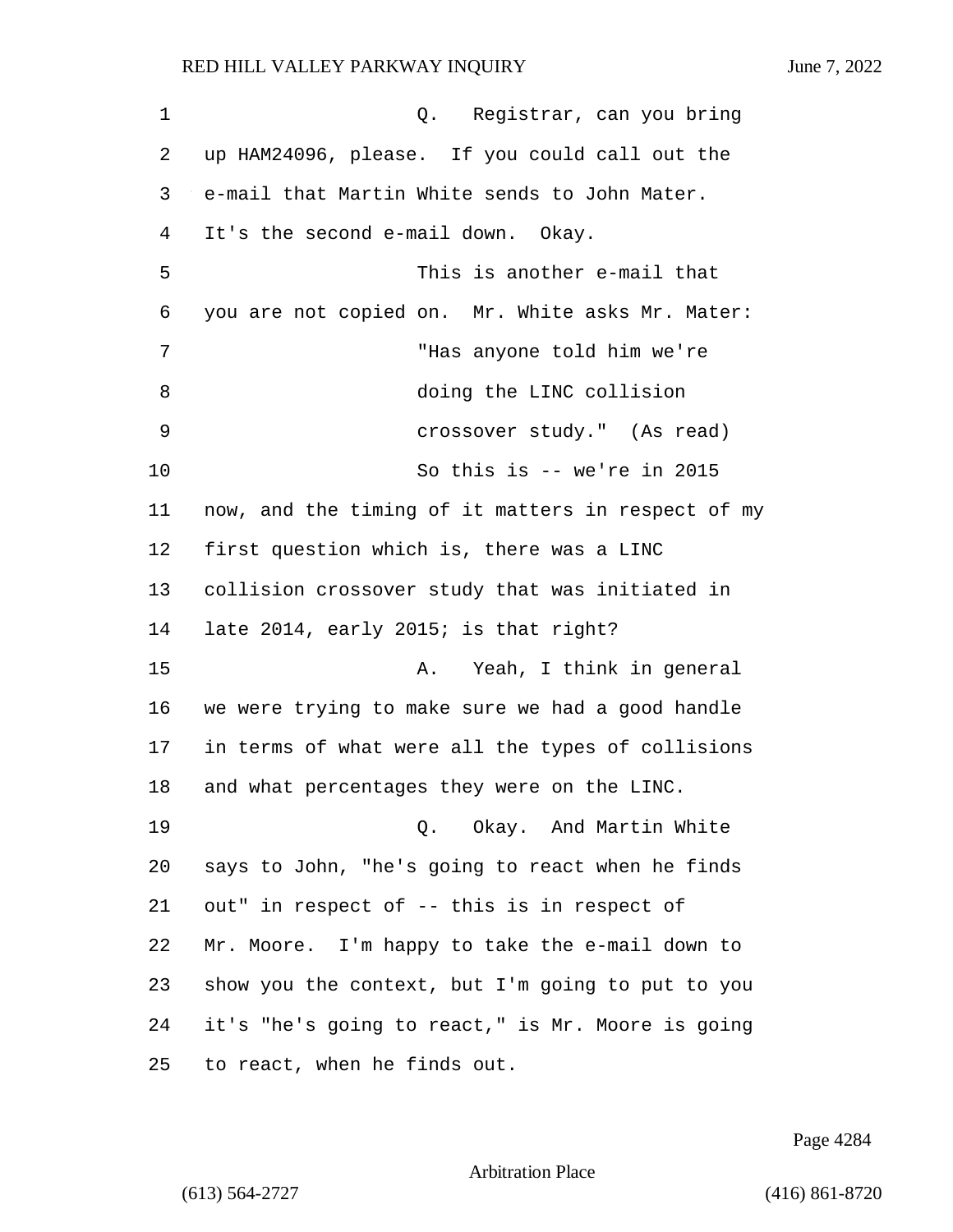Q. Registrar, can you bring up HAM24096, please. If you could call out the e-mail that Martin White sends to John Mater. It's the second e-mail down. Okay.

This is another e-mail that you are not copied on. Mr. White asks Mr. Mater:

"Has anyone told him we're doing the LINC collision crossover study." (As read)

So this is -- we're in 2015 now, and the timing of it matters in respect of my first question which is, there was a LINC collision crossover study that was initiated in late 2014, early 2015; is that right?

A. Yeah, I think in general we were trying to make sure we had a good handle in terms of what were all the types of collisions and what percentages they were on the LINC.

Q. Okay. And Martin White says to John, "he's going to react when he finds out" in respect of -- this is in respect of Mr. Moore. I'm happy to take the e-mail down to show you the context, but I'm going to put to you it's "he's going to react," is Mr. Moore is going to react, when he finds out.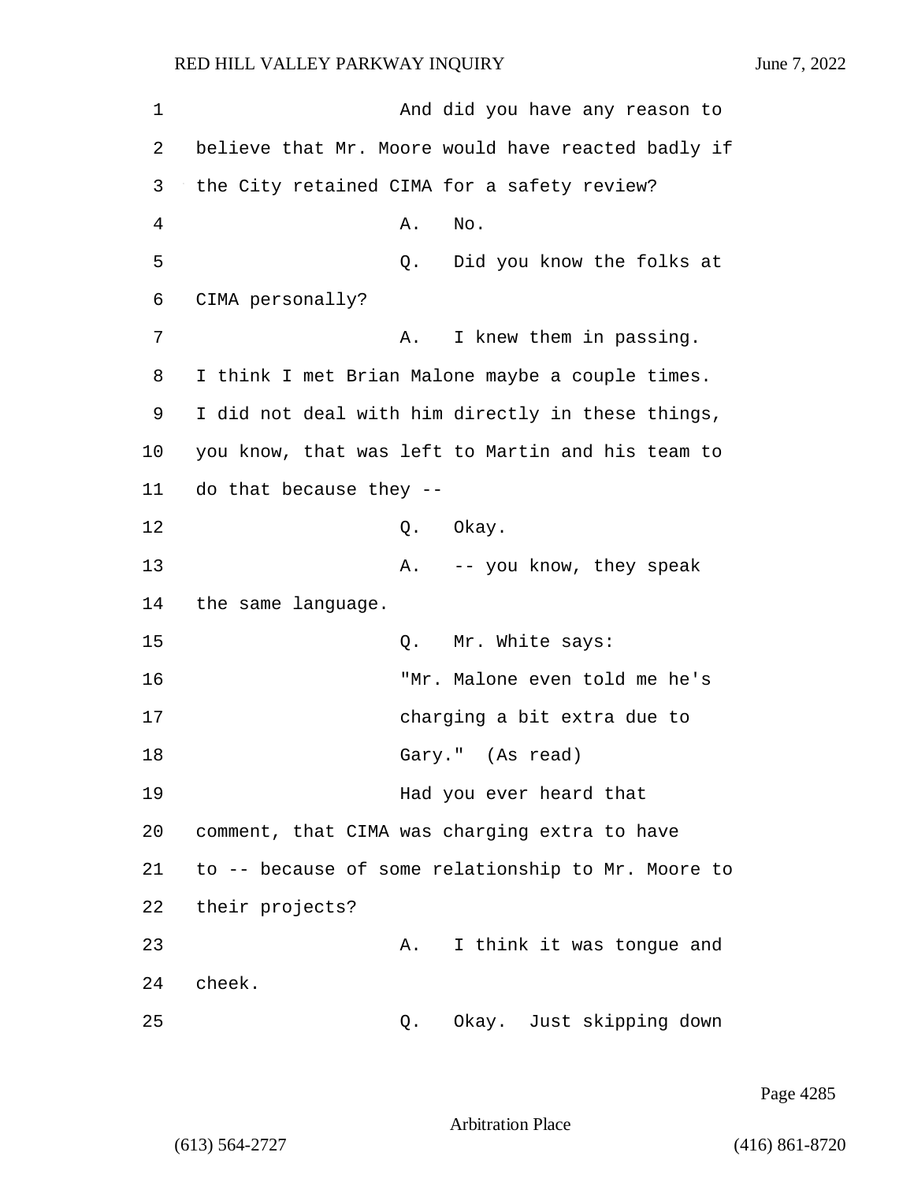And did you have any reason to believe that Mr. Moore would have reacted badly if the City retained CIMA for a safety review?

A. No.

Q. Did you know the folks at CIMA personally?

A. I knew them in passing. I think I met Brian Malone maybe a couple times. I did not deal with him directly in these things, you know, that was left to Martin and his team to do that because they --

Q. Okay.

A. -- you know, they speak the same language.

Q. Mr. White says:

"Mr. Malone even told me he's charging a bit extra due to Gary." (As read)

Had you ever heard that comment, that CIMA was charging extra to have to -- because of some relationship to Mr. Moore to their projects?

A. I think it was tongue and cheek.

Q. Okay. Just skipping down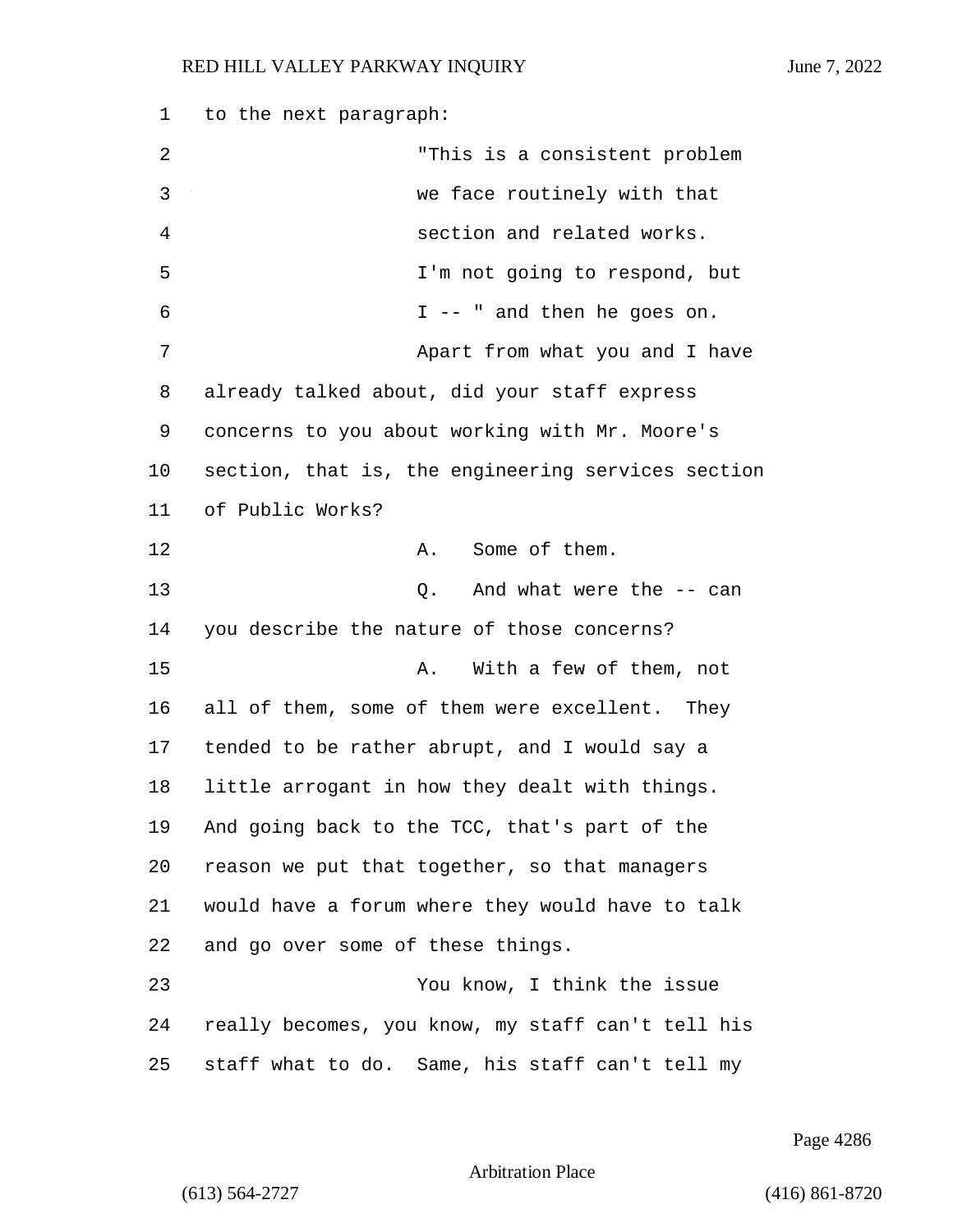to the next paragraph:

"This is a consistent problem we face routinely with that section and related works. I'm not going to respond, but I -- " and then he goes on.

Apart from what you and I have already talked about, did your staff express concerns to you about working with Mr. Moore's section, that is, the engineering services section of Public Works?

A. Some of them.

Q. And what were the -- can you describe the nature of those concerns?

A. With a few of them, not all of them, some of them were excellent. They tended to be rather abrupt, and I would say a little arrogant in how they dealt with things. And going back to the TCC, that's part of the reason we put that together, so that managers would have a forum where they would have to talk and go over some of these things.

You know, I think the issue really becomes, you know, my staff can't tell his staff what to do. Same, his staff can't tell my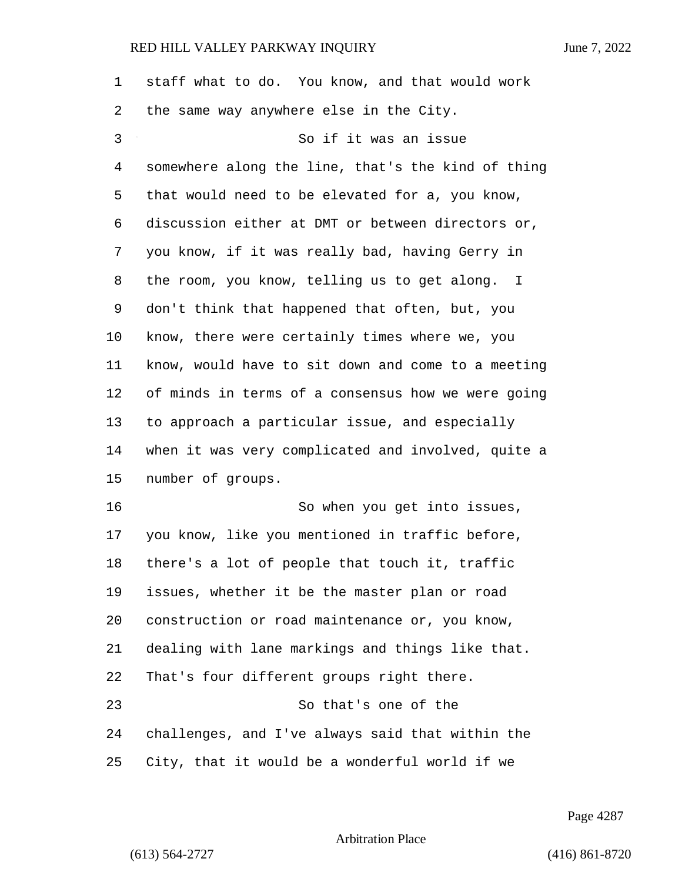staff what to do. You know, and that would work the same way anywhere else in the City.

So if it was an issue somewhere along the line, that's the kind of thing that would need to be elevated for a, you know, discussion either at DMT or between directors or, you know, if it was really bad, having Gerry in the room, you know, telling us to get along. I don't think that happened that often, but, you know, there were certainly times where we, you know, would have to sit down and come to a meeting of minds in terms of a consensus how we were going to approach a particular issue, and especially when it was very complicated and involved, quite a number of groups.

So when you get into issues, you know, like you mentioned in traffic before, there's a lot of people that touch it, traffic issues, whether it be the master plan or road construction or road maintenance or, you know, dealing with lane markings and things like that. That's four different groups right there.

So that's one of the challenges, and I've always said that within the City, that it would be a wonderful world if we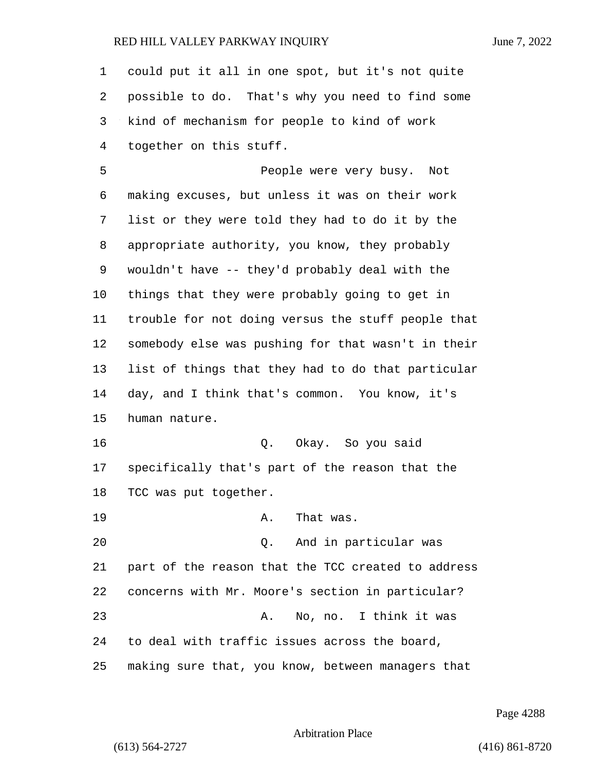could put it all in one spot, but it's not quite possible to do. That's why you need to find some kind of mechanism for people to kind of work together on this stuff.

People were very busy. Not making excuses, but unless it was on their work list or they were told they had to do it by the appropriate authority, you know, they probably wouldn't have -- they'd probably deal with the things that they were probably going to get in trouble for not doing versus the stuff people that somebody else was pushing for that wasn't in their list of things that they had to do that particular day, and I think that's common. You know, it's human nature.

Q. Okay. So you said specifically that's part of the reason that the TCC was put together.

A. That was.

Q. And in particular was part of the reason that the TCC created to address concerns with Mr. Moore's section in particular?

A. No, no. I think it was to deal with traffic issues across the board, making sure that, you know, between managers that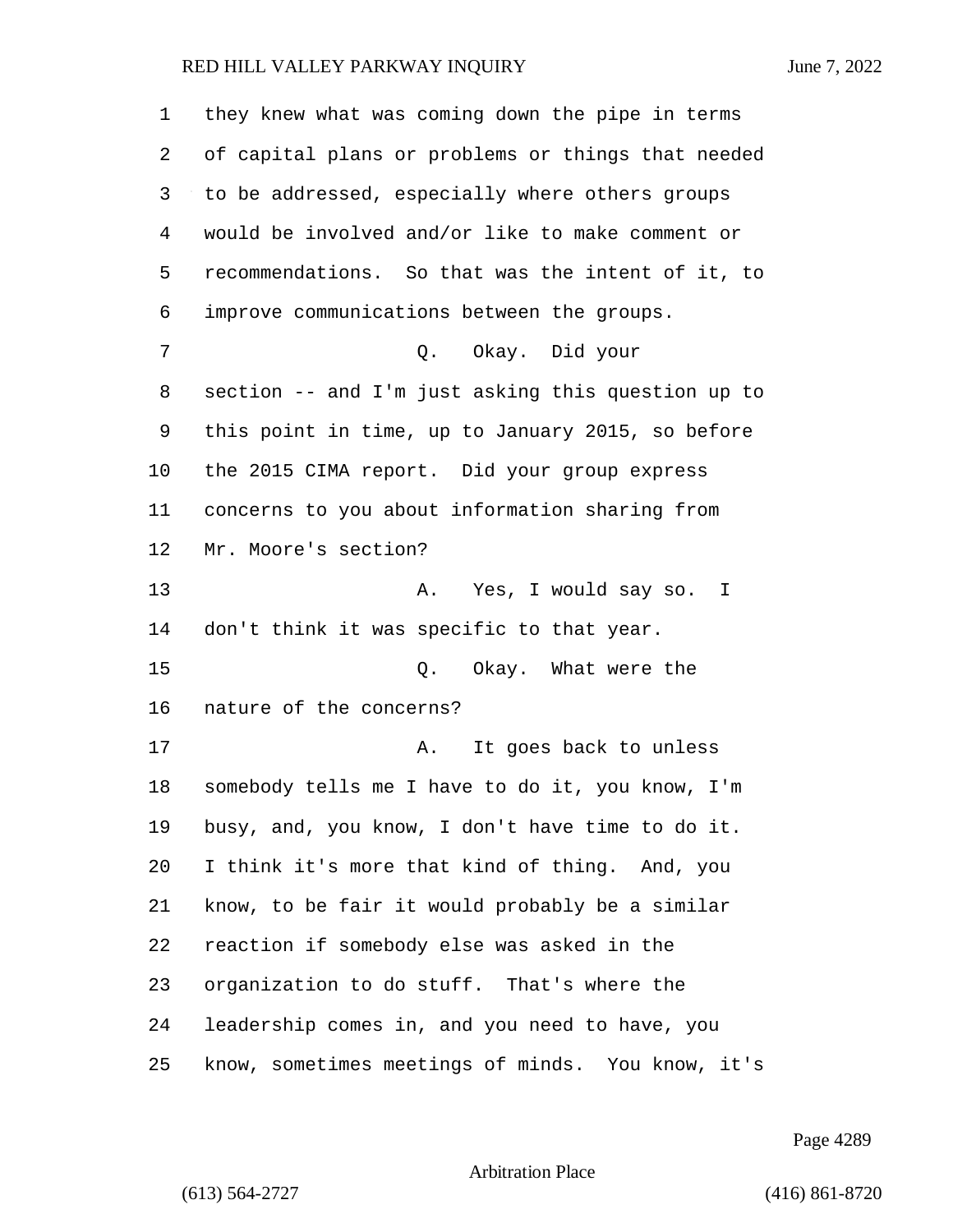they knew what was coming down the pipe in terms of capital plans or problems or things that needed to be addressed, especially where others groups would be involved and/or like to make comment or recommendations. So that was the intent of it, to improve communications between the groups.

Q. Okay. Did your section -- and I'm just asking this question up to this point in time, up to January 2015, so before the 2015 CIMA report. Did your group express concerns to you about information sharing from Mr. Moore's section?

A. Yes, I would say so. I don't think it was specific to that year.

Q. Okay. What were the nature of the concerns?

A. It goes back to unless somebody tells me I have to do it, you know, I'm busy, and, you know, I don't have time to do it. I think it's more that kind of thing. And, you know, to be fair it would probably be a similar reaction if somebody else was asked in the organization to do stuff. That's where the leadership comes in, and you need to have, you know, sometimes meetings of minds. You know, it's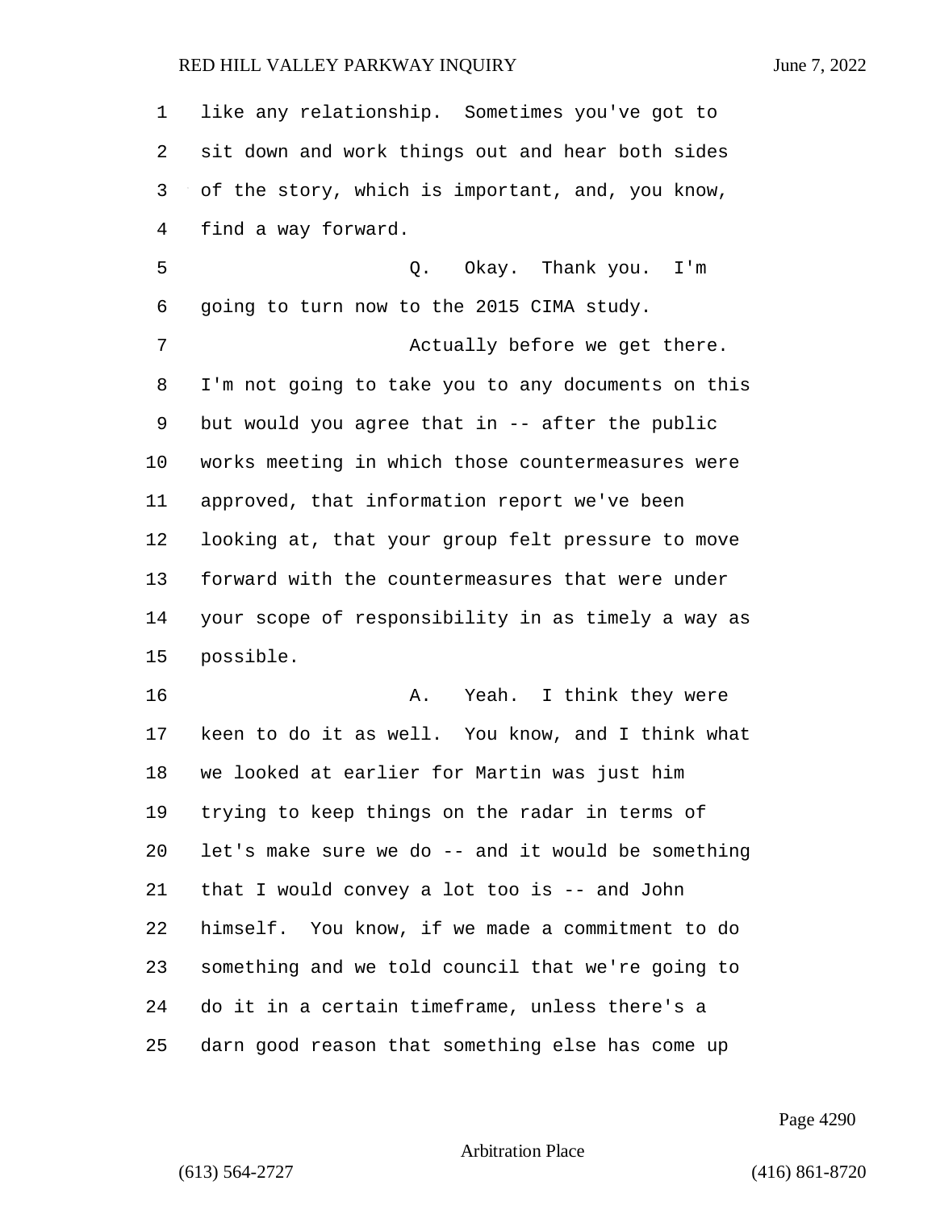like any relationship. Sometimes you've got to sit down and work things out and hear both sides of the story, which is important, and, you know, find a way forward.

Q. Okay. Thank you. I'm going to turn now to the 2015 CIMA study.

Actually before we get there. I'm not going to take you to any documents on this but would you agree that in -- after the public works meeting in which those countermeasures were approved, that information report we've been looking at, that your group felt pressure to move forward with the countermeasures that were under your scope of responsibility in as timely a way as possible.

A. Yeah. I think they were keen to do it as well. You know, and I think what we looked at earlier for Martin was just him trying to keep things on the radar in terms of let's make sure we do -- and it would be something that I would convey a lot too is -- and John himself. You know, if we made a commitment to do something and we told council that we're going to do it in a certain timeframe, unless there's a darn good reason that something else has come up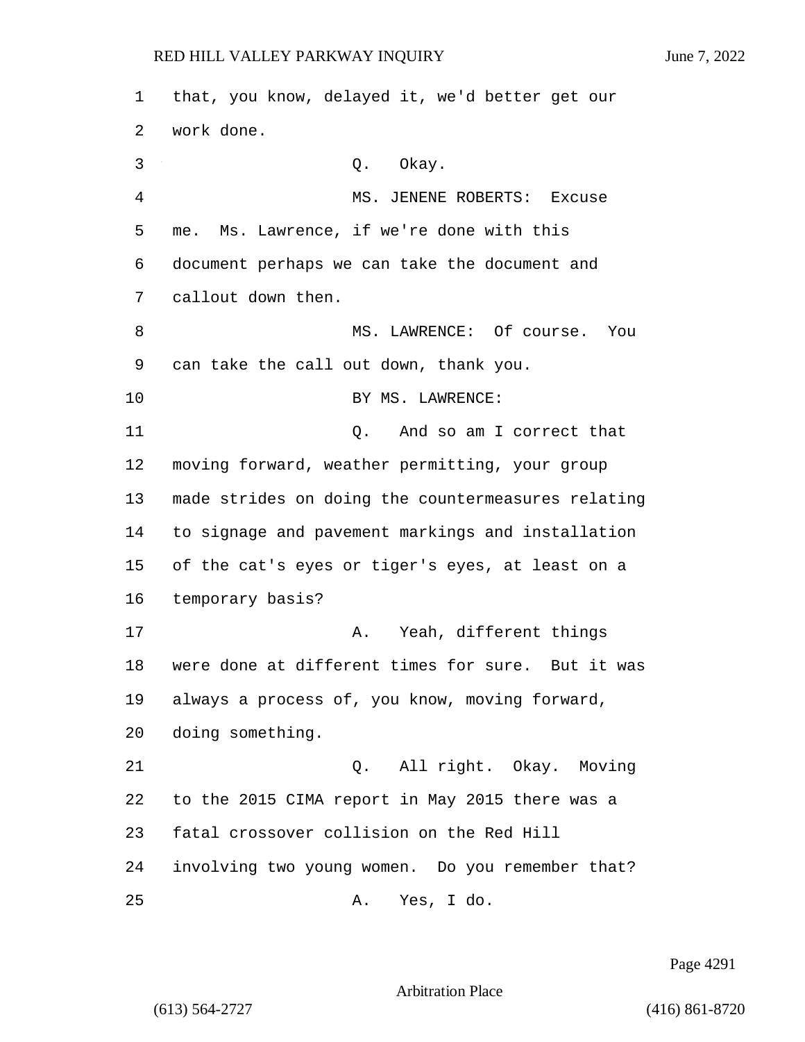that, you know, delayed it, we'd better get our work done.

Q. Okay.

MS. JENENE ROBERTS: Excuse me. Ms. Lawrence, if we're done with this document perhaps we can take the document and callout down then.

MS. LAWRENCE: Of course. You can take the call out down, thank you.

BY MS. LAWRENCE:

Q. And so am I correct that moving forward, weather permitting, your group made strides on doing the countermeasures relating to signage and pavement markings and installation of the cat's eyes or tiger's eyes, at least on a temporary basis?

A. Yeah, different things were done at different times for sure. But it was always a process of, you know, moving forward, doing something.

Q. All right. Okay. Moving to the 2015 CIMA report in May 2015 there was a fatal crossover collision on the Red Hill involving two young women. Do you remember that?

A. Yes, I do.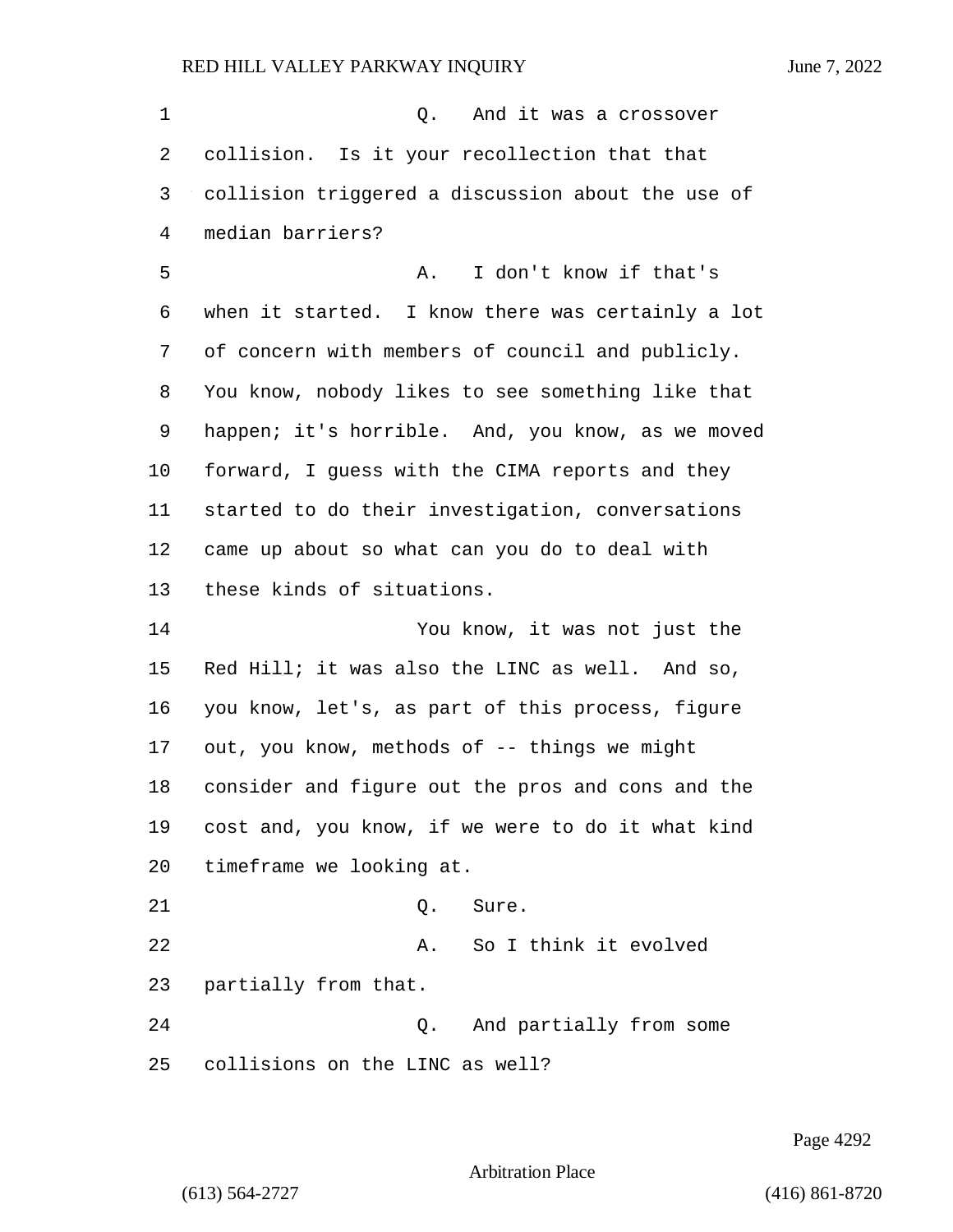Q. And it was a crossover collision. Is it your recollection that that collision triggered a discussion about the use of median barriers?

A. I don't know if that's when it started. I know there was certainly a lot of concern with members of council and publicly. You know, nobody likes to see something like that happen; it's horrible. And, you know, as we moved forward, I guess with the CIMA reports and they started to do their investigation, conversations came up about so what can you do to deal with these kinds of situations.

You know, it was not just the Red Hill; it was also the LINC as well. And so, you know, let's, as part of this process, figure out, you know, methods of -- things we might consider and figure out the pros and cons and the cost and, you know, if we were to do it what kind timeframe we looking at.

Q. Sure.

A. So I think it evolved partially from that.

Q. And partially from some collisions on the LINC as well?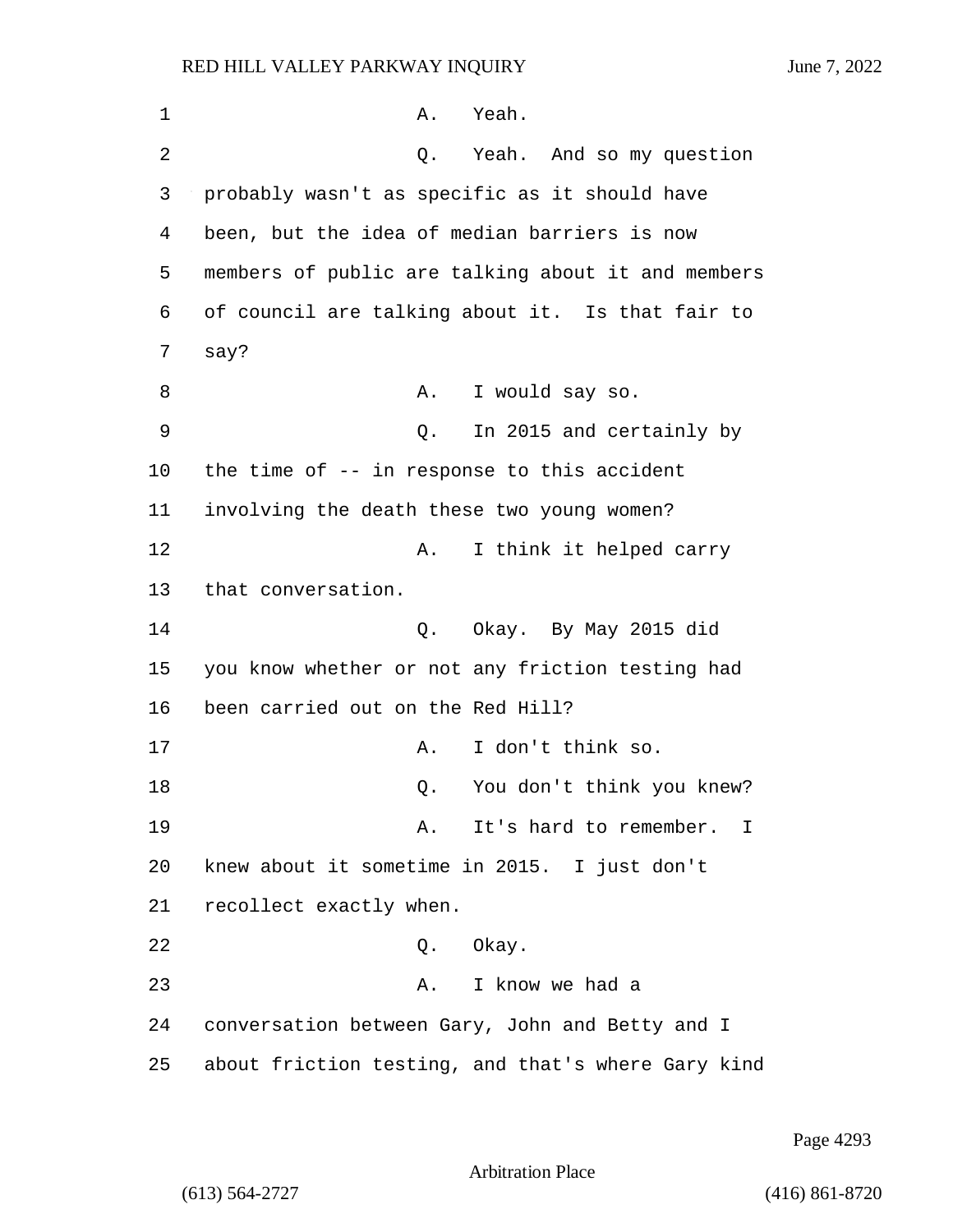A. Yeah.

Q. Yeah. And so my question probably wasn't as specific as it should have been, but the idea of median barriers is now members of public are talking about it and members of council are talking about it. Is that fair to say?

A. I would say so.

Q. In 2015 and certainly by the time of -- in response to this accident involving the death these two young women?

A. I think it helped carry that conversation.

Q. Okay. By May 2015 did you know whether or not any friction testing had been carried out on the Red Hill?

A. I don't think so.

Q. You don't think you knew?

A. It's hard to remember. I knew about it sometime in 2015. I just don't recollect exactly when.

Q. Okay.

A. I know we had a conversation between Gary, John and Betty and I about friction testing, and that's where Gary kind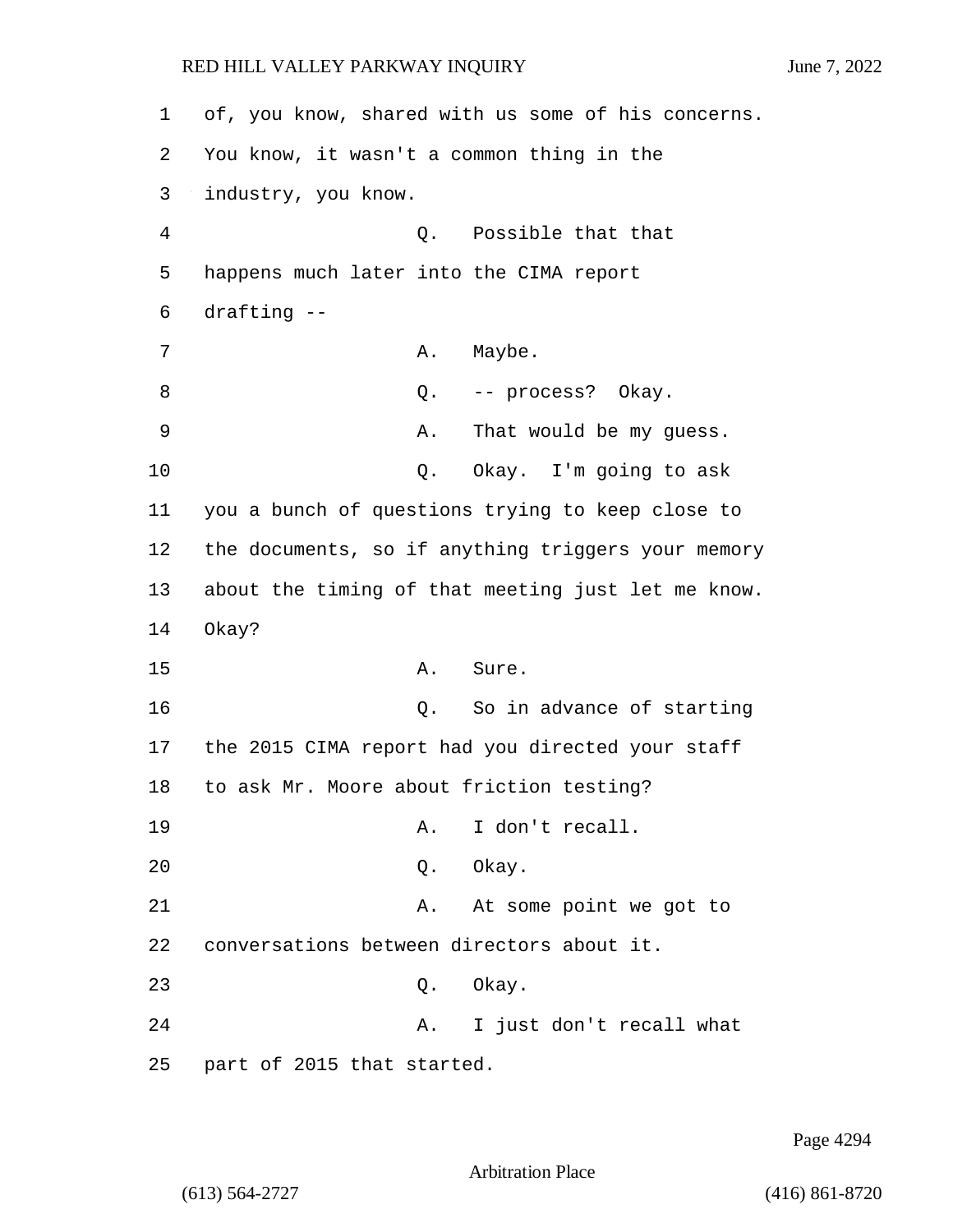1 of, you know, shared with us some of his concerns.
2 You know, it wasn't a common thing in the
3 industry, you know.
4 Q. Possible that that
5 happens much later into the CIMA report
6 drafting --
7 A. Maybe.
8 Q. -- process? Okay.
9 A. That would be my guess.
10 Q. Okay. I'm going to ask
11 you a bunch of questions trying to keep close to
12 the documents, so if anything triggers your memory
13 about the timing of that meeting just let me know.
14 Okay?
15 A. Sure.
16 Q. So in advance of starting
17 the 2015 CIMA report had you directed your staff
18 to ask Mr. Moore about friction testing?
19 A. I don't recall.
20 Q. Okay.
21 A. At some point we got to
22 conversations between directors about it.
23 Q. Okay.
24 A. I just don't recall what
25 part of 2015 that started.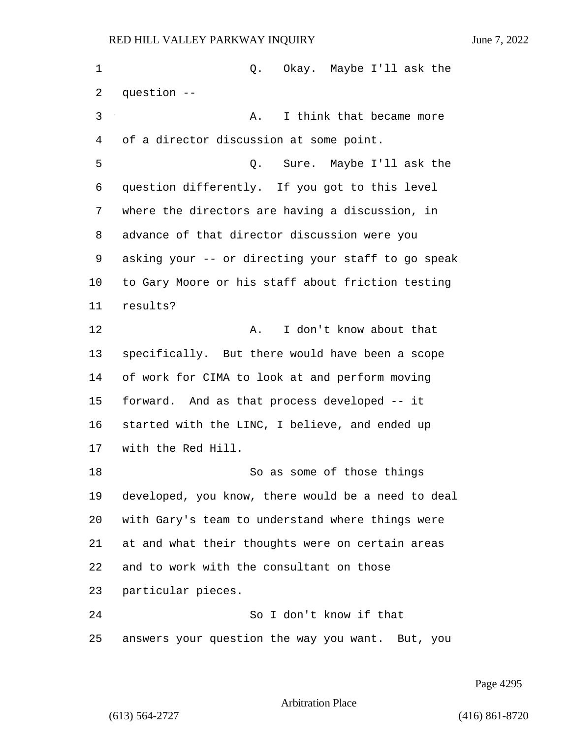Q. Okay. Maybe I'll ask the question --

A. I think that became more of a director discussion at some point.

Q. Sure. Maybe I'll ask the question differently. If you got to this level where the directors are having a discussion, in advance of that director discussion were you asking your -- or directing your staff to go speak to Gary Moore or his staff about friction testing results?

A. I don't know about that specifically. But there would have been a scope of work for CIMA to look at and perform moving forward. And as that process developed -- it started with the LINC, I believe, and ended up with the Red Hill.

So as some of those things developed, you know, there would be a need to deal with Gary's team to understand where things were at and what their thoughts were on certain areas and to work with the consultant on those particular pieces.

So I don't know if that answers your question the way you want. But, you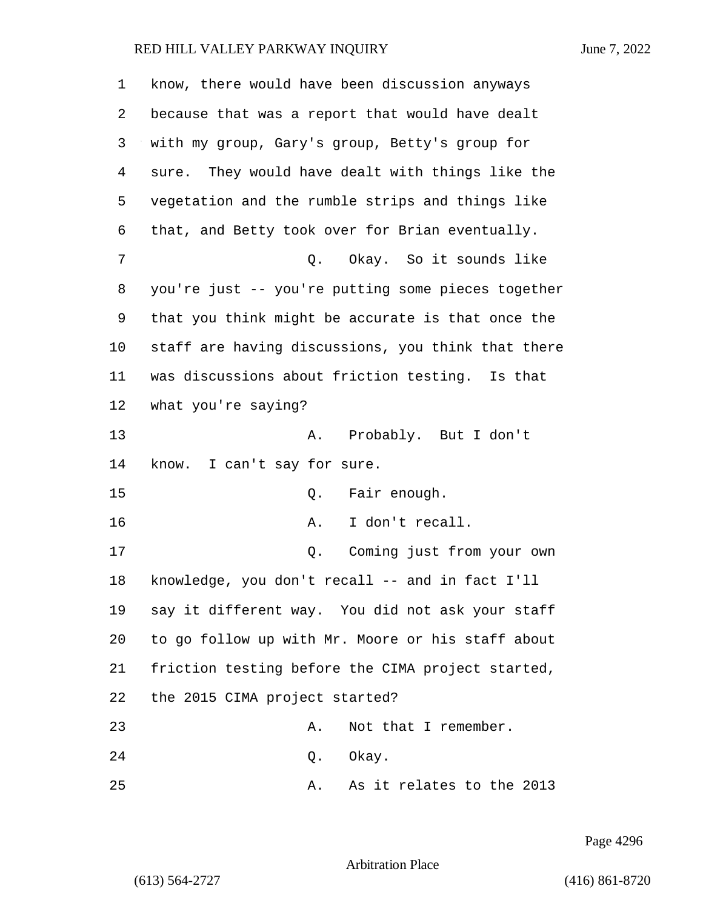know, there would have been discussion anyways because that was a report that would have dealt with my group, Gary's group, Betty's group for sure. They would have dealt with things like the vegetation and the rumble strips and things like that, and Betty took over for Brian eventually.

Q. Okay. So it sounds like you're just -- you're putting some pieces together that you think might be accurate is that once the staff are having discussions, you think that there was discussions about friction testing. Is that what you're saying?

A. Probably. But I don't know. I can't say for sure.

Q. Fair enough.

A. I don't recall.

Q. Coming just from your own knowledge, you don't recall -- and in fact I'll say it different way. You did not ask your staff to go follow up with Mr. Moore or his staff about friction testing before the CIMA project started, the 2015 CIMA project started?

A. Not that I remember.

Q. Okay.

A. As it relates to the 2013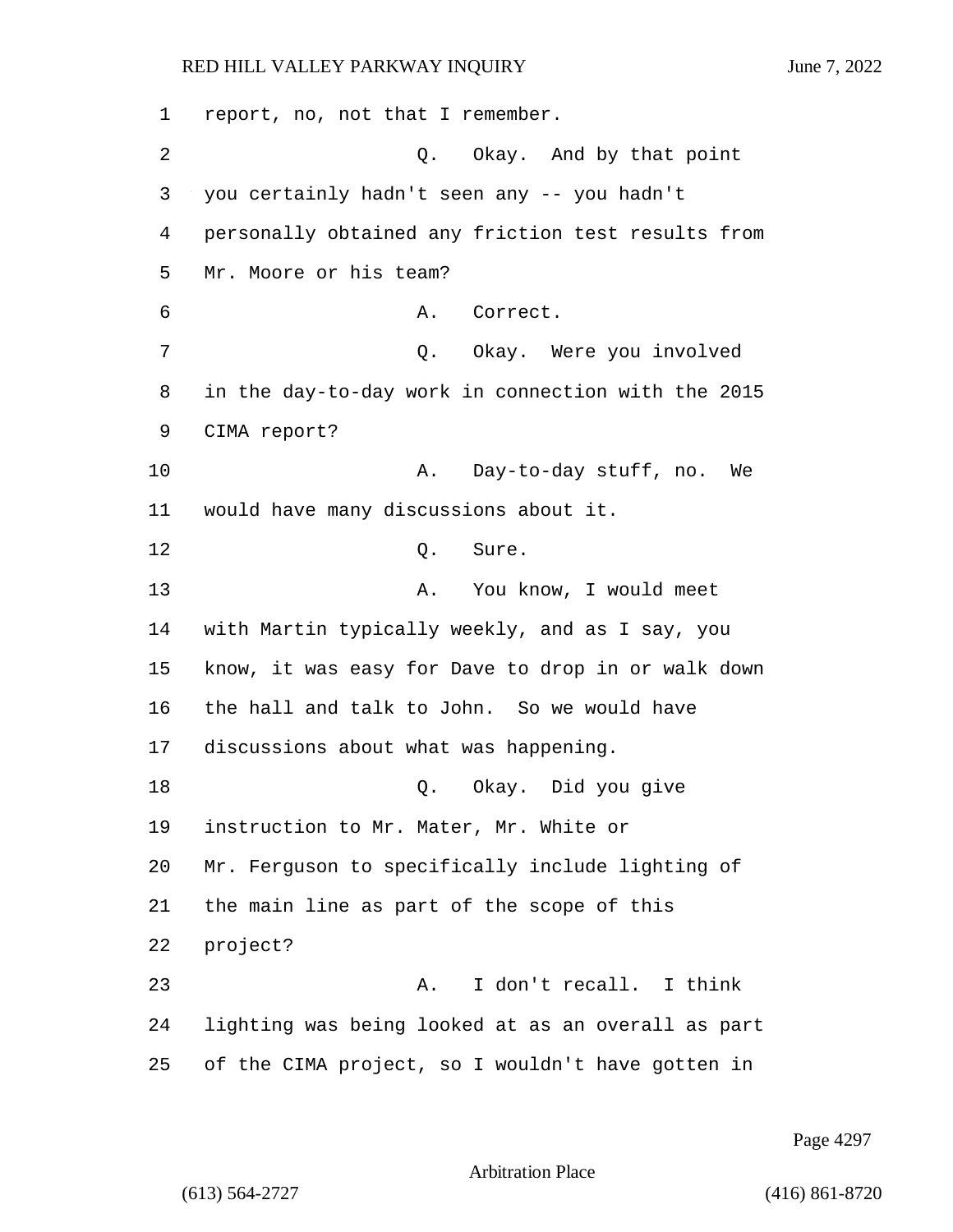report, no, not that I remember.

Q. Okay. And by that point you certainly hadn't seen any -- you hadn't personally obtained any friction test results from Mr. Moore or his team?

A. Correct.

Q. Okay. Were you involved in the day-to-day work in connection with the 2015 CIMA report?

A. Day-to-day stuff, no. We would have many discussions about it.

Q. Sure.

A. You know, I would meet with Martin typically weekly, and as I say, you know, it was easy for Dave to drop in or walk down the hall and talk to John. So we would have discussions about what was happening.

Q. Okay. Did you give instruction to Mr. Mater, Mr. White or Mr. Ferguson to specifically include lighting of the main line as part of the scope of this project?

A. I don't recall. I think lighting was being looked at as an overall as part of the CIMA project, so I wouldn't have gotten in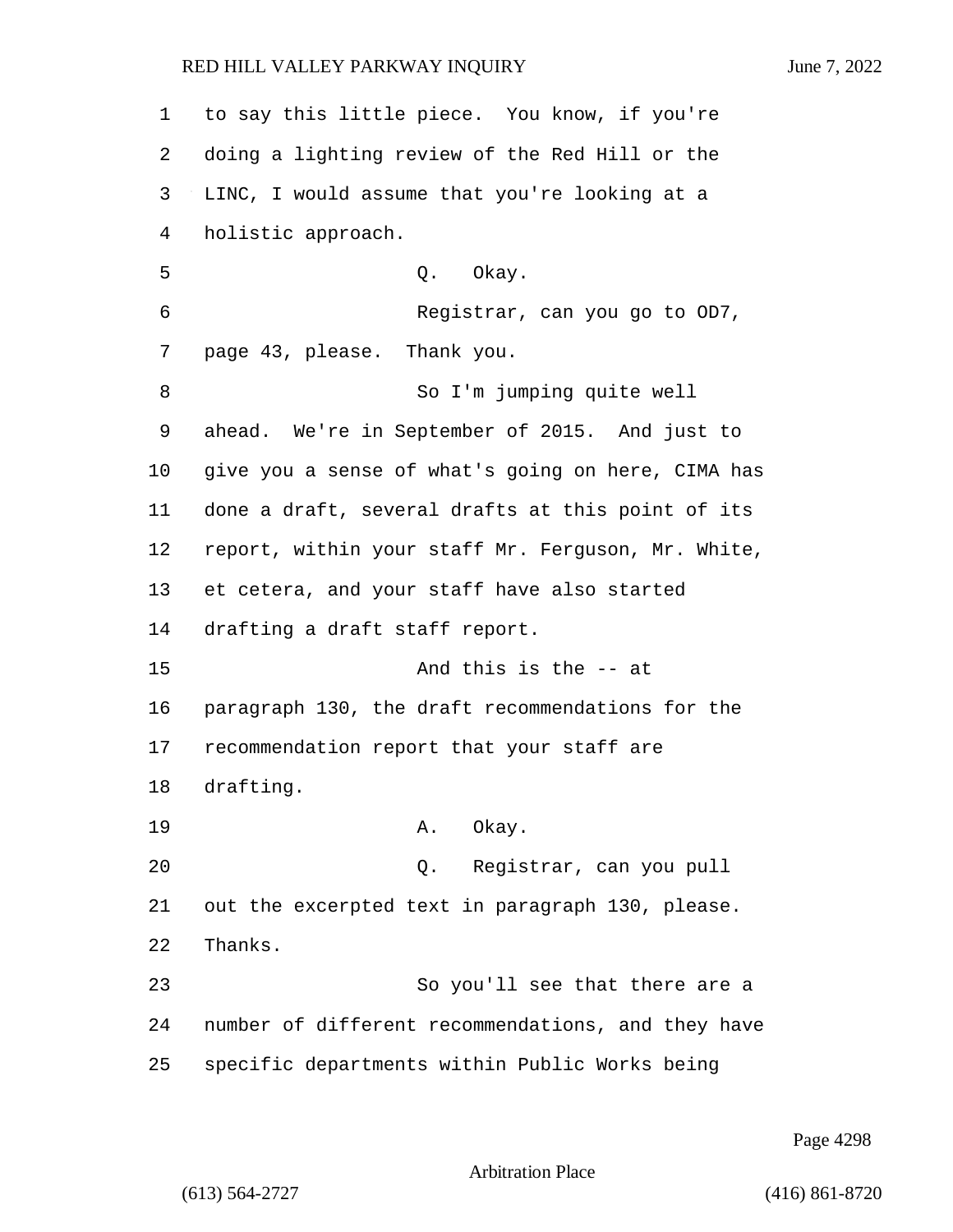to say this little piece. You know, if you're doing a lighting review of the Red Hill or the LINC, I would assume that you're looking at a holistic approach.

Q. Okay.

Registrar, can you go to OD7, page 43, please. Thank you.

So I'm jumping quite well ahead. We're in September of 2015. And just to give you a sense of what's going on here, CIMA has done a draft, several drafts at this point of its report, within your staff Mr. Ferguson, Mr. White, et cetera, and your staff have also started drafting a draft staff report.

And this is the -- at paragraph 130, the draft recommendations for the recommendation report that your staff are drafting.

A. Okay.

Q. Registrar, can you pull out the excerpted text in paragraph 130, please. Thanks.

So you'll see that there are a number of different recommendations, and they have specific departments within Public Works being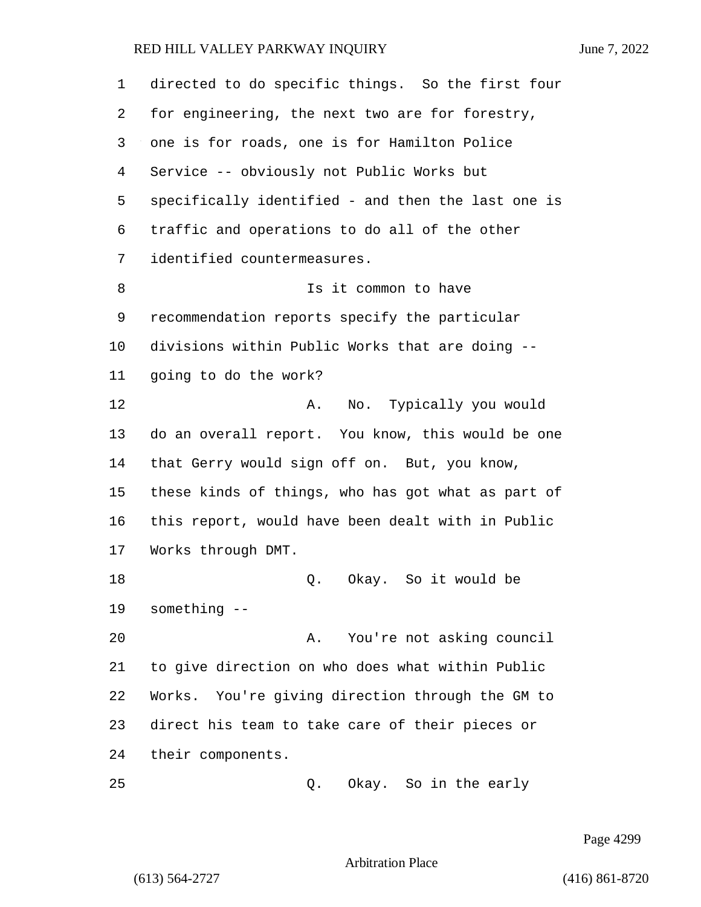directed to do specific things. So the first four for engineering, the next two are for forestry, one is for roads, one is for Hamilton Police Service -- obviously not Public Works but specifically identified - and then the last one is traffic and operations to do all of the other identified countermeasures.

Is it common to have recommendation reports specify the particular divisions within Public Works that are doing -- going to do the work?

A. No. Typically you would do an overall report. You know, this would be one that Gerry would sign off on. But, you know, these kinds of things, who has got what as part of this report, would have been dealt with in Public Works through DMT.

Q. Okay. So it would be something --

A. You're not asking council to give direction on who does what within Public Works. You're giving direction through the GM to direct his team to take care of their pieces or their components.

Q. Okay. So in the early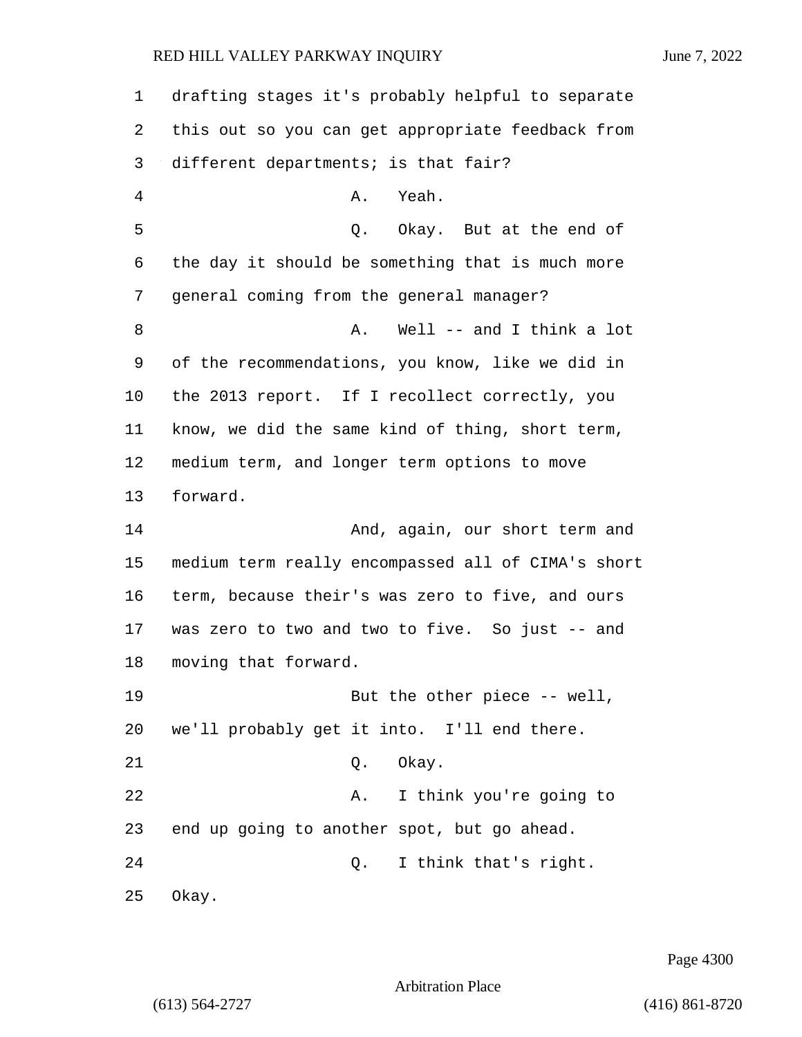drafting stages it's probably helpful to separate this out so you can get appropriate feedback from different departments; is that fair?

A. Yeah.

Q. Okay. But at the end of the day it should be something that is much more general coming from the general manager?

A. Well -- and I think a lot of the recommendations, you know, like we did in the 2013 report. If I recollect correctly, you know, we did the same kind of thing, short term, medium term, and longer term options to move forward.

And, again, our short term and medium term really encompassed all of CIMA's short term, because their's was zero to five, and ours was zero to two and two to five. So just -- and moving that forward.

But the other piece -- well, we'll probably get it into. I'll end there.

Q. Okay.

A. I think you're going to end up going to another spot, but go ahead.

Q. I think that's right. Okay.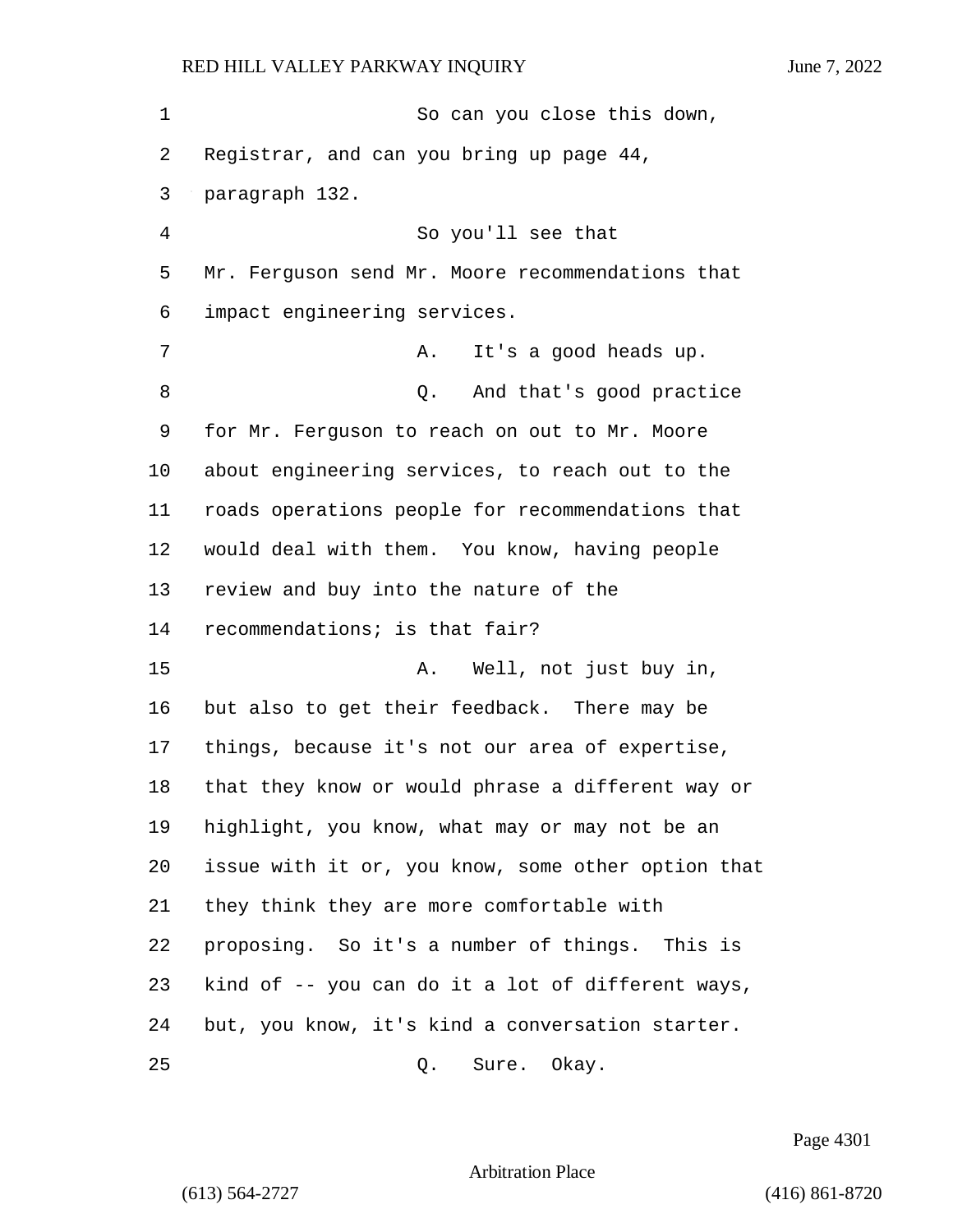So can you close this down, Registrar, and can you bring up page 44, paragraph 132.

So you'll see that Mr. Ferguson send Mr. Moore recommendations that impact engineering services.

A. It's a good heads up.

Q. And that's good practice for Mr. Ferguson to reach on out to Mr. Moore about engineering services, to reach out to the roads operations people for recommendations that would deal with them. You know, having people review and buy into the nature of the recommendations; is that fair?

A. Well, not just buy in, but also to get their feedback. There may be things, because it's not our area of expertise, that they know or would phrase a different way or highlight, you know, what may or may not be an issue with it or, you know, some other option that they think they are more comfortable with proposing. So it's a number of things. This is kind of -- you can do it a lot of different ways, but, you know, it's kind a conversation starter.

Q. Sure. Okay.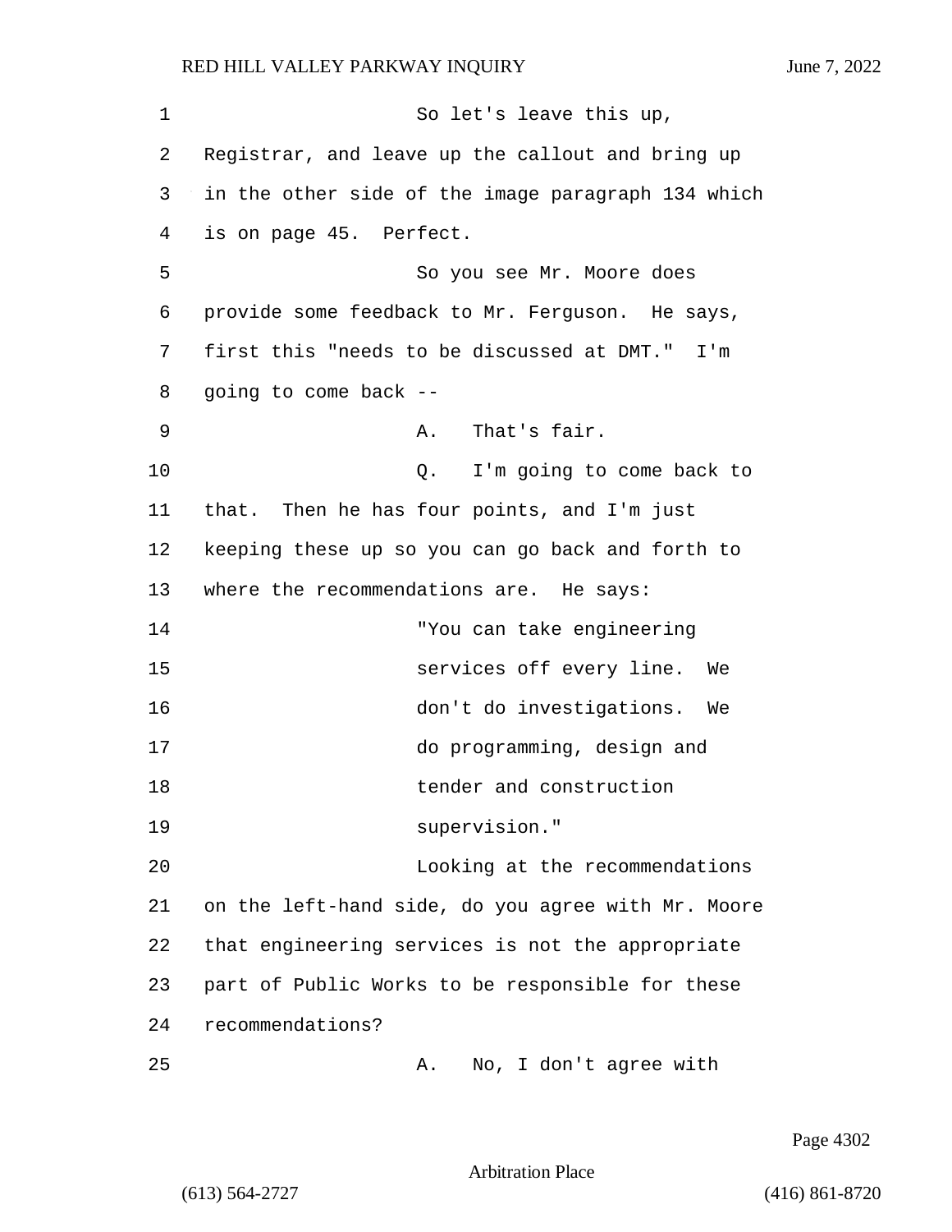So let's leave this up, Registrar, and leave up the callout and bring up in the other side of the image paragraph 134 which is on page 45. Perfect.

So you see Mr. Moore does provide some feedback to Mr. Ferguson. He says, first this "needs to be discussed at DMT." I'm going to come back --

A. That's fair.

Q. I'm going to come back to that. Then he has four points, and I'm just keeping these up so you can go back and forth to where the recommendations are. He says:

> "You can take engineering services off every line. We don't do investigations. We do programming, design and tender and construction supervision."

Looking at the recommendations on the left-hand side, do you agree with Mr. Moore that engineering services is not the appropriate part of Public Works to be responsible for these recommendations?

A. No, I don't agree with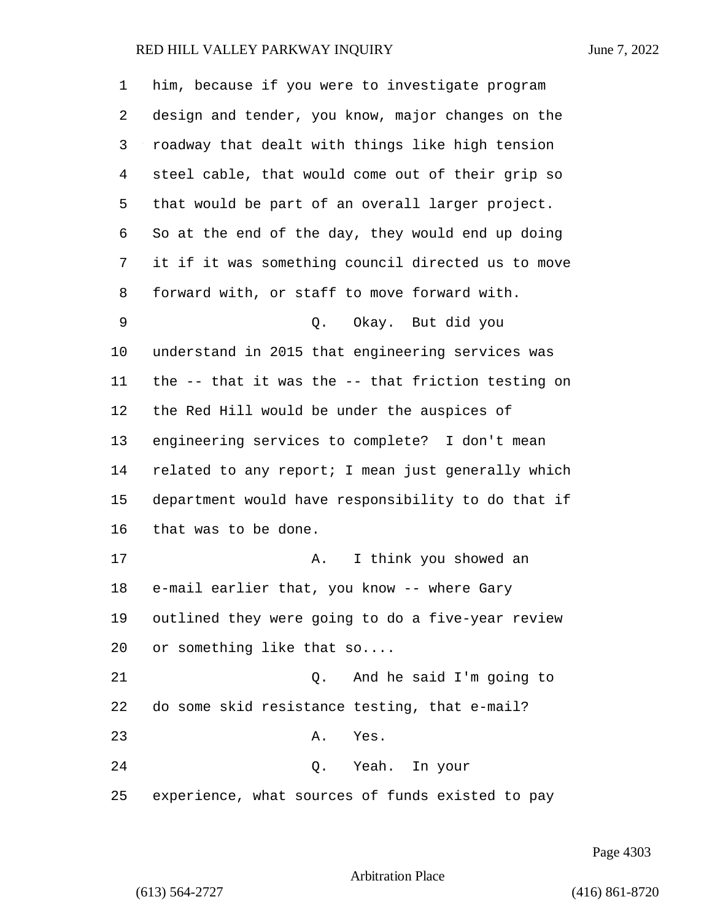him, because if you were to investigate program design and tender, you know, major changes on the roadway that dealt with things like high tension steel cable, that would come out of their grip so that would be part of an overall larger project. So at the end of the day, they would end up doing it if it was something council directed us to move forward with, or staff to move forward with.

Q. Okay. But did you understand in 2015 that engineering services was the -- that it was the -- that friction testing on the Red Hill would be under the auspices of engineering services to complete? I don't mean related to any report; I mean just generally which department would have responsibility to do that if that was to be done.

A. I think you showed an e-mail earlier that, you know -- where Gary outlined they were going to do a five-year review or something like that so....

Q. And he said I'm going to do some skid resistance testing, that e-mail?

A. Yes.

Q. Yeah. In your experience, what sources of funds existed to pay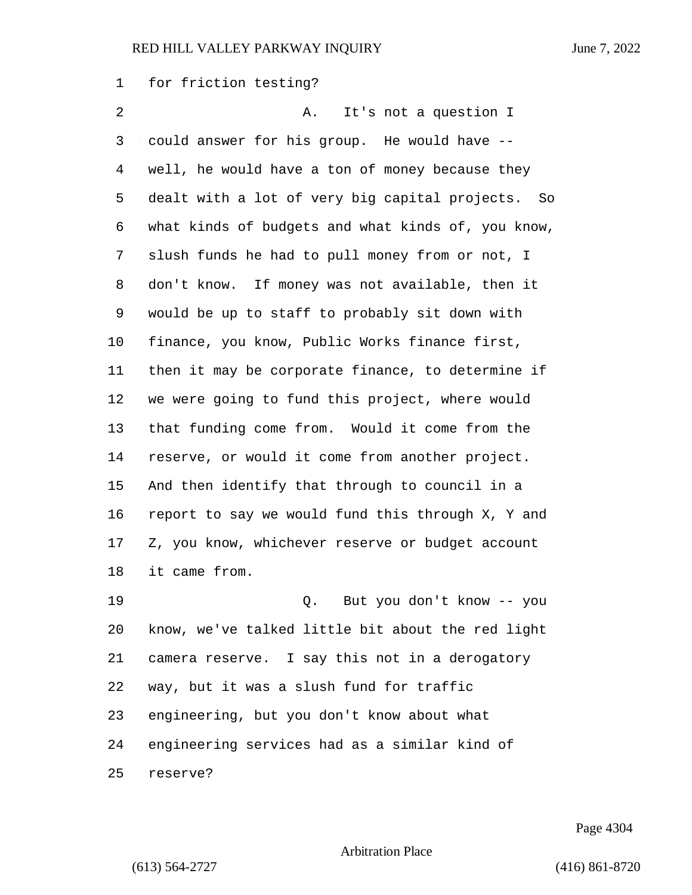for friction testing?

A. It's not a question I could answer for his group. He would have -- well, he would have a ton of money because they dealt with a lot of very big capital projects. So what kinds of budgets and what kinds of, you know, slush funds he had to pull money from or not, I don't know. If money was not available, then it would be up to staff to probably sit down with finance, you know, Public Works finance first, then it may be corporate finance, to determine if we were going to fund this project, where would that funding come from. Would it come from the reserve, or would it come from another project. And then identify that through to council in a report to say we would fund this through X, Y and Z, you know, whichever reserve or budget account it came from.

Q. But you don't know -- you know, we've talked little bit about the red light camera reserve. I say this not in a derogatory way, but it was a slush fund for traffic engineering, but you don't know about what engineering services had as a similar kind of reserve?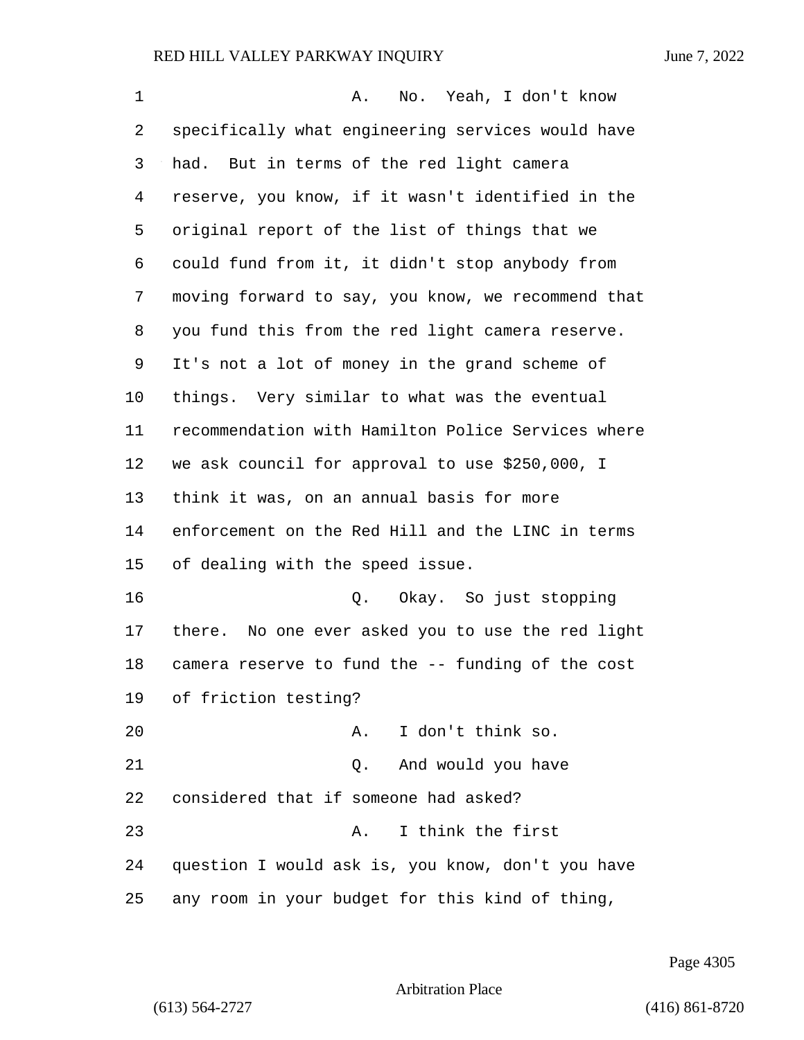A. No. Yeah, I don't know specifically what engineering services would have had. But in terms of the red light camera reserve, you know, if it wasn't identified in the original report of the list of things that we could fund from it, it didn't stop anybody from moving forward to say, you know, we recommend that you fund this from the red light camera reserve. It's not a lot of money in the grand scheme of things. Very similar to what was the eventual recommendation with Hamilton Police Services where we ask council for approval to use $250,000, I think it was, on an annual basis for more enforcement on the Red Hill and the LINC in terms of dealing with the speed issue.

Q. Okay. So just stopping there. No one ever asked you to use the red light camera reserve to fund the -- funding of the cost of friction testing?

A. I don't think so.

Q. And would you have considered that if someone had asked?

A. I think the first question I would ask is, you know, don't you have any room in your budget for this kind of thing,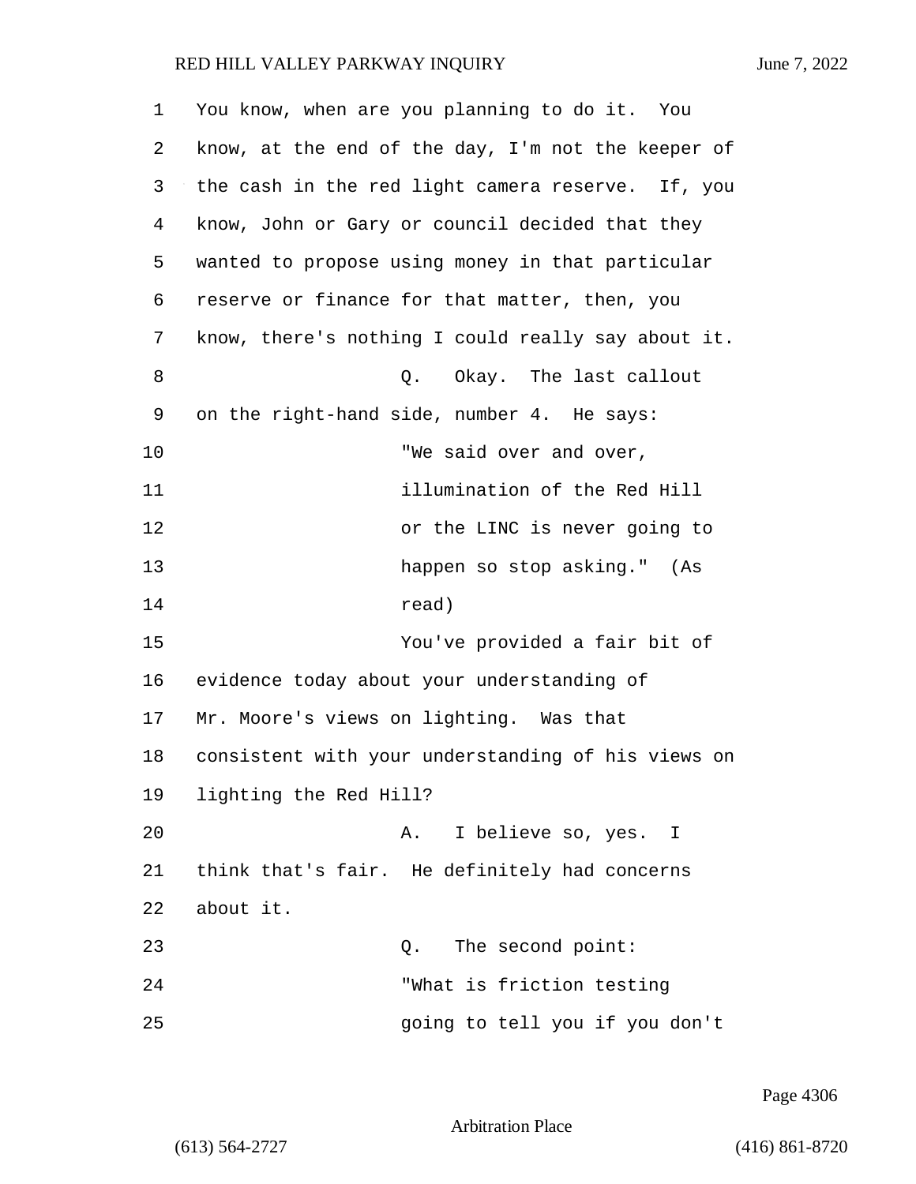You know, when are you planning to do it. You know, at the end of the day, I'm not the keeper of the cash in the red light camera reserve. If, you know, John or Gary or council decided that they wanted to propose using money in that particular reserve or finance for that matter, then, you know, there's nothing I could really say about it.

Q. Okay. The last callout on the right-hand side, number 4. He says:

> "We said over and over, illumination of the Red Hill or the LINC is never going to happen so stop asking." (As read)

You've provided a fair bit of evidence today about your understanding of Mr. Moore's views on lighting. Was that consistent with your understanding of his views on lighting the Red Hill?

A. I believe so, yes. I think that's fair. He definitely had concerns about it.

Q. The second point:

> "What is friction testing going to tell you if you don't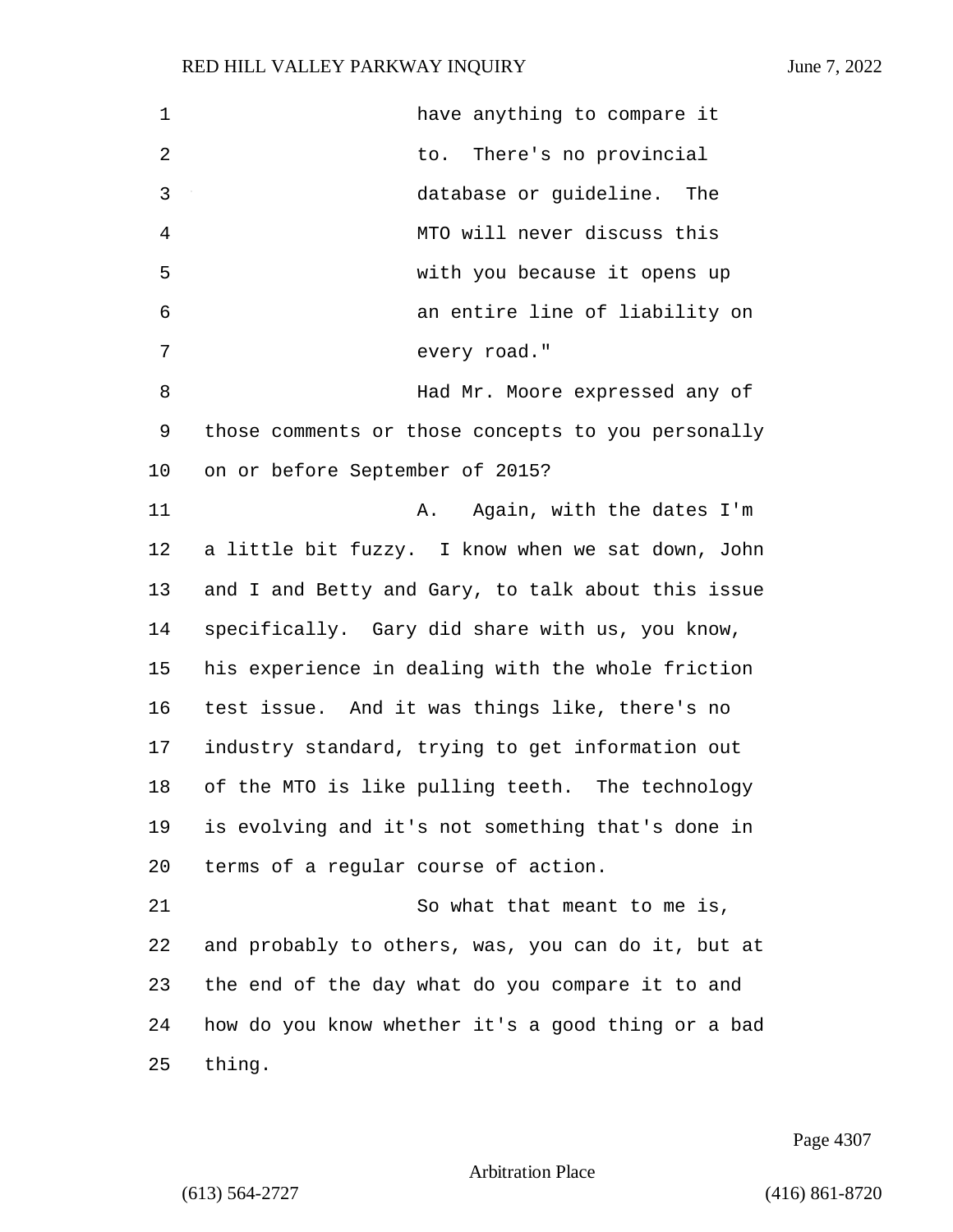have anything to compare it to. There's no provincial database or guideline. The MTO will never discuss this with you because it opens up an entire line of liability on every road."

Had Mr. Moore expressed any of those comments or those concepts to you personally on or before September of 2015?

A. Again, with the dates I'm a little bit fuzzy. I know when we sat down, John and I and Betty and Gary, to talk about this issue specifically. Gary did share with us, you know, his experience in dealing with the whole friction test issue. And it was things like, there's no industry standard, trying to get information out of the MTO is like pulling teeth. The technology is evolving and it's not something that's done in terms of a regular course of action.

So what that meant to me is, and probably to others, was, you can do it, but at the end of the day what do you compare it to and how do you know whether it's a good thing or a bad thing.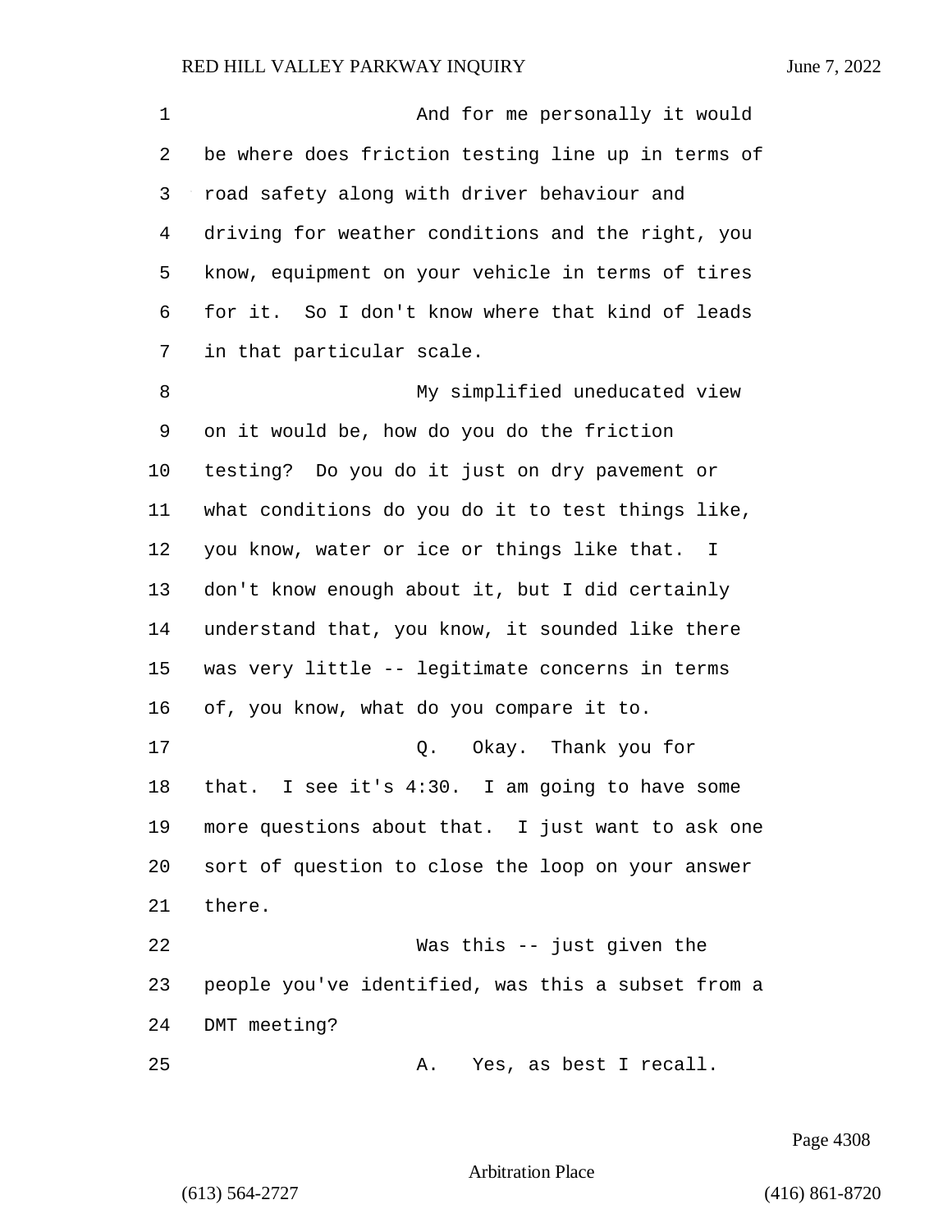And for me personally it would be where does friction testing line up in terms of road safety along with driver behaviour and driving for weather conditions and the right, you know, equipment on your vehicle in terms of tires for it. So I don't know where that kind of leads in that particular scale.

My simplified uneducated view on it would be, how do you do the friction testing? Do you do it just on dry pavement or what conditions do you do it to test things like, you know, water or ice or things like that. I don't know enough about it, but I did certainly understand that, you know, it sounded like there was very little -- legitimate concerns in terms of, you know, what do you compare it to.

Q. Okay. Thank you for that. I see it's 4:30. I am going to have some more questions about that. I just want to ask one sort of question to close the loop on your answer there.

Was this -- just given the people you've identified, was this a subset from a DMT meeting?

A. Yes, as best I recall.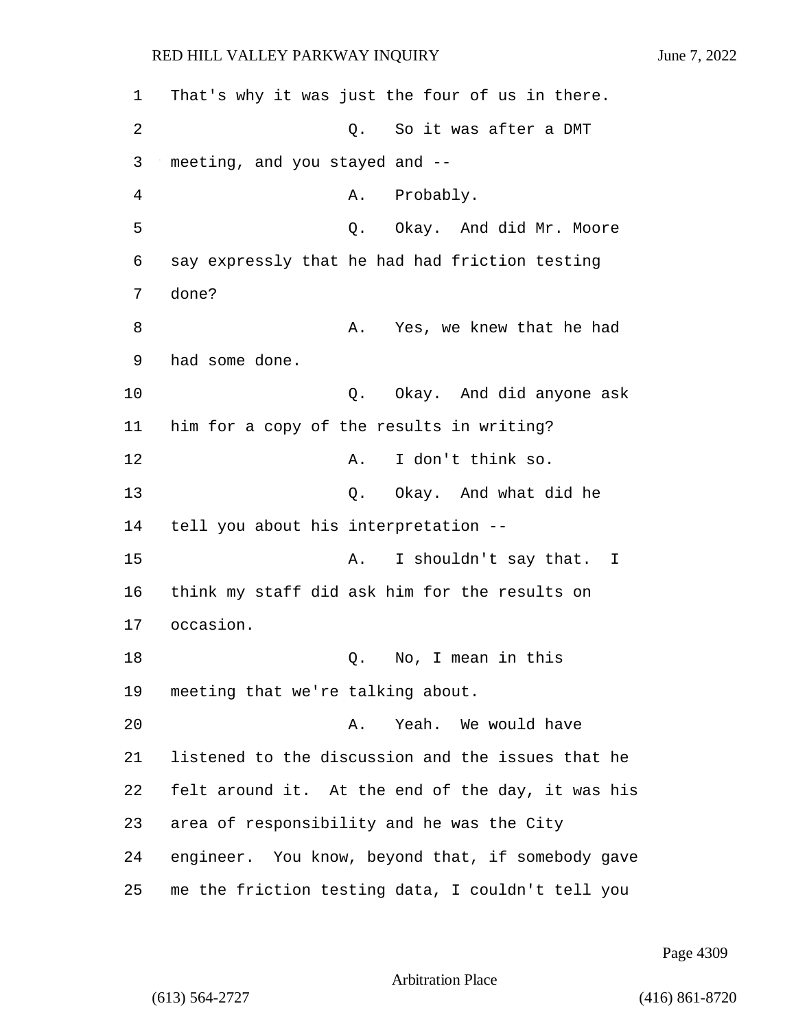That's why it was just the four of us in there.

Q. So it was after a DMT meeting, and you stayed and --

A. Probably.

Q. Okay. And did Mr. Moore say expressly that he had had friction testing done?

A. Yes, we knew that he had had some done.

Q. Okay. And did anyone ask him for a copy of the results in writing?

A. I don't think so.

Q. Okay. And what did he tell you about his interpretation --

A. I shouldn't say that. I think my staff did ask him for the results on occasion.

Q. No, I mean in this meeting that we're talking about.

A. Yeah. We would have listened to the discussion and the issues that he felt around it. At the end of the day, it was his area of responsibility and he was the City engineer. You know, beyond that, if somebody gave me the friction testing data, I couldn't tell you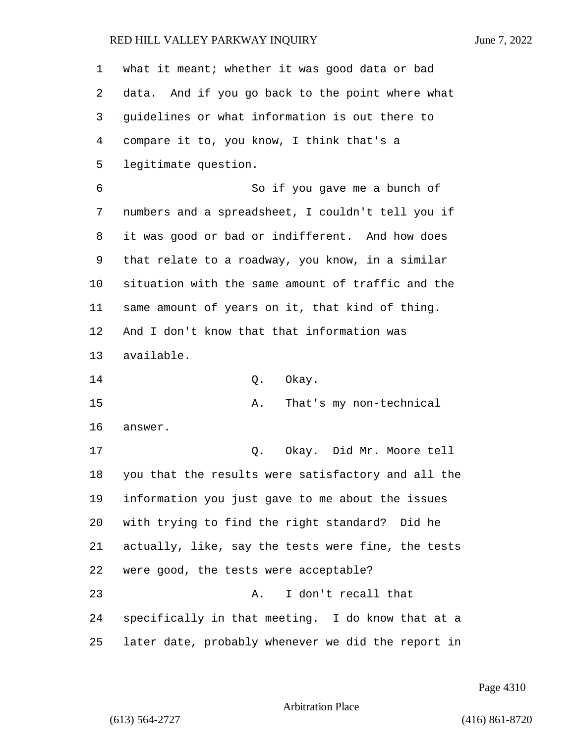what it meant; whether it was good data or bad data. And if you go back to the point where what guidelines or what information is out there to compare it to, you know, I think that's a legitimate question.

So if you gave me a bunch of numbers and a spreadsheet, I couldn't tell you if it was good or bad or indifferent. And how does that relate to a roadway, you know, in a similar situation with the same amount of traffic and the same amount of years on it, that kind of thing. And I don't know that that information was available.

Q. Okay.

A. That's my non-technical answer.

Q. Okay. Did Mr. Moore tell you that the results were satisfactory and all the information you just gave to me about the issues with trying to find the right standard? Did he actually, like, say the tests were fine, the tests were good, the tests were acceptable?

A. I don't recall that specifically in that meeting. I do know that at a later date, probably whenever we did the report in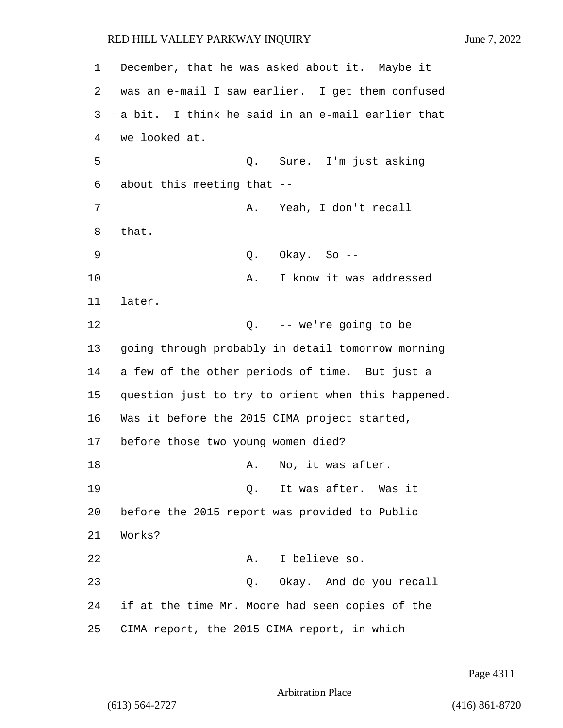December, that he was asked about it. Maybe it was an e-mail I saw earlier. I get them confused a bit. I think he said in an e-mail earlier that we looked at.

Q. Sure. I'm just asking about this meeting that --

A. Yeah, I don't recall that.

Q. Okay. So --

A. I know it was addressed later.

Q. -- we're going to be going through probably in detail tomorrow morning a few of the other periods of time. But just a question just to try to orient when this happened. Was it before the 2015 CIMA project started, before those two young women died?

A. No, it was after.

Q. It was after. Was it before the 2015 report was provided to Public Works?

A. I believe so.

Q. Okay. And do you recall if at the time Mr. Moore had seen copies of the CIMA report, the 2015 CIMA report, in which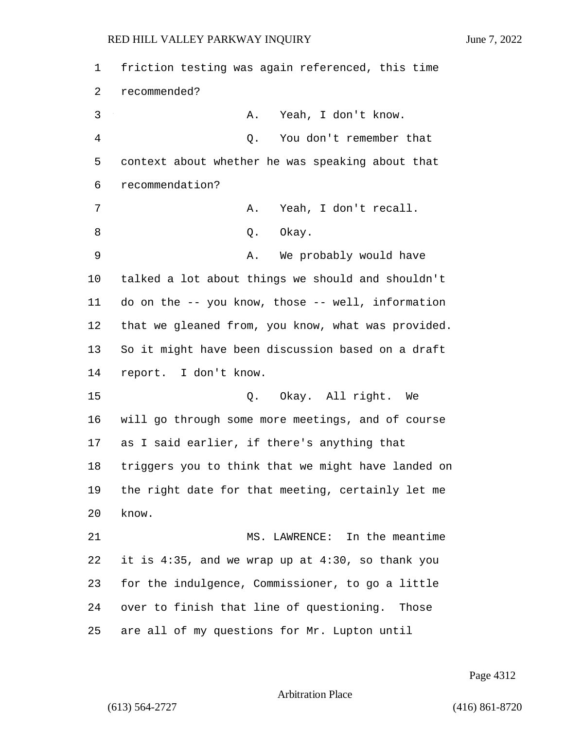friction testing was again referenced, this time recommended?

A. Yeah, I don't know.

Q. You don't remember that context about whether he was speaking about that recommendation?

A. Yeah, I don't recall.

Q. Okay.

A. We probably would have talked a lot about things we should and shouldn't do on the -- you know, those -- well, information that we gleaned from, you know, what was provided. So it might have been discussion based on a draft report. I don't know.

Q. Okay. All right. We will go through some more meetings, and of course as I said earlier, if there's anything that triggers you to think that we might have landed on the right date for that meeting, certainly let me know.

MS. LAWRENCE: In the meantime it is 4:35, and we wrap up at 4:30, so thank you for the indulgence, Commissioner, to go a little over to finish that line of questioning. Those are all of my questions for Mr. Lupton until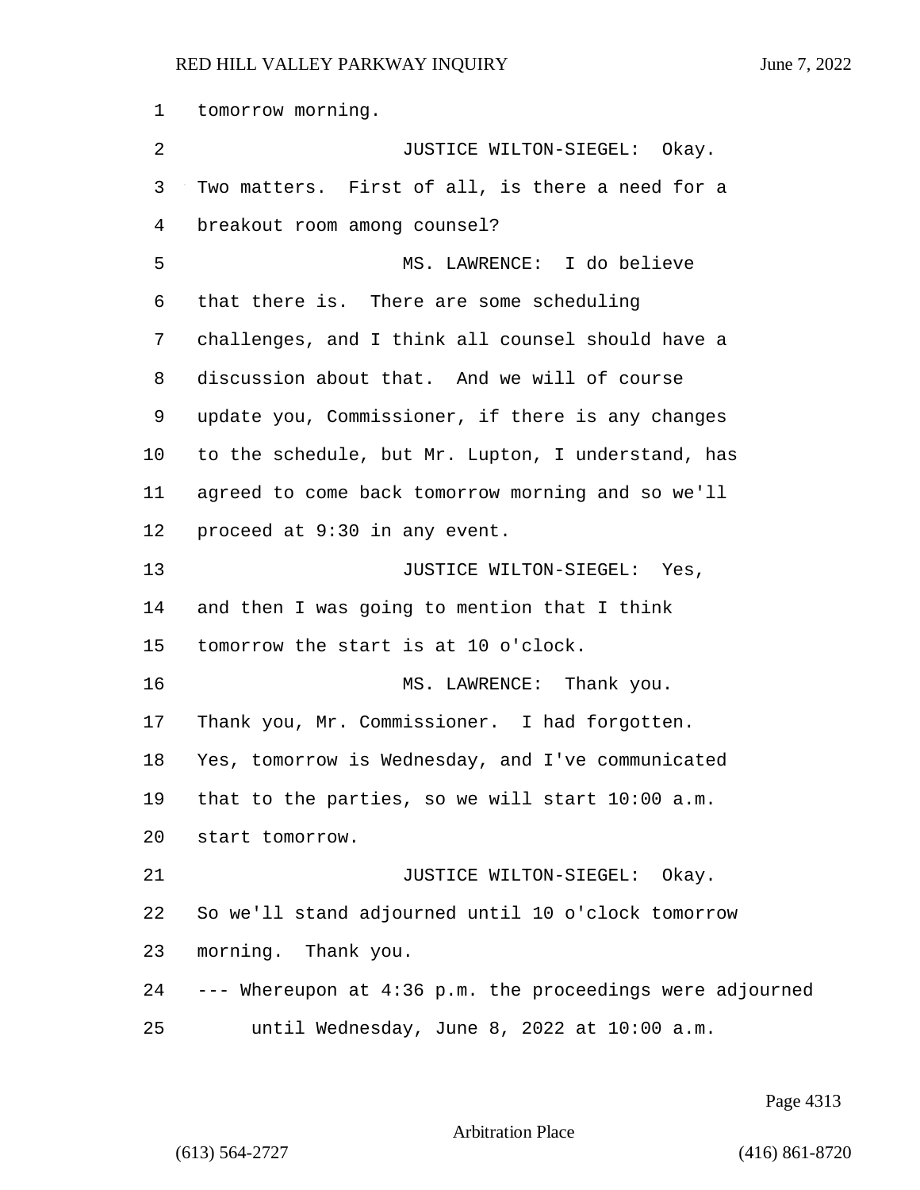tomorrow morning.

JUSTICE WILTON-SIEGEL: Okay. Two matters. First of all, is there a need for a breakout room among counsel?

MS. LAWRENCE: I do believe that there is. There are some scheduling challenges, and I think all counsel should have a discussion about that. And we will of course update you, Commissioner, if there is any changes to the schedule, but Mr. Lupton, I understand, has agreed to come back tomorrow morning and so we'll proceed at 9:30 in any event.

JUSTICE WILTON-SIEGEL: Yes, and then I was going to mention that I think tomorrow the start is at 10 o'clock.

MS. LAWRENCE: Thank you. Thank you, Mr. Commissioner. I had forgotten. Yes, tomorrow is Wednesday, and I've communicated that to the parties, so we will start 10:00 a.m. start tomorrow.

JUSTICE WILTON-SIEGEL: Okay. So we'll stand adjourned until 10 o'clock tomorrow morning. Thank you.

--- Whereupon at 4:36 p.m. the proceedings were adjourned until Wednesday, June 8, 2022 at 10:00 a.m.